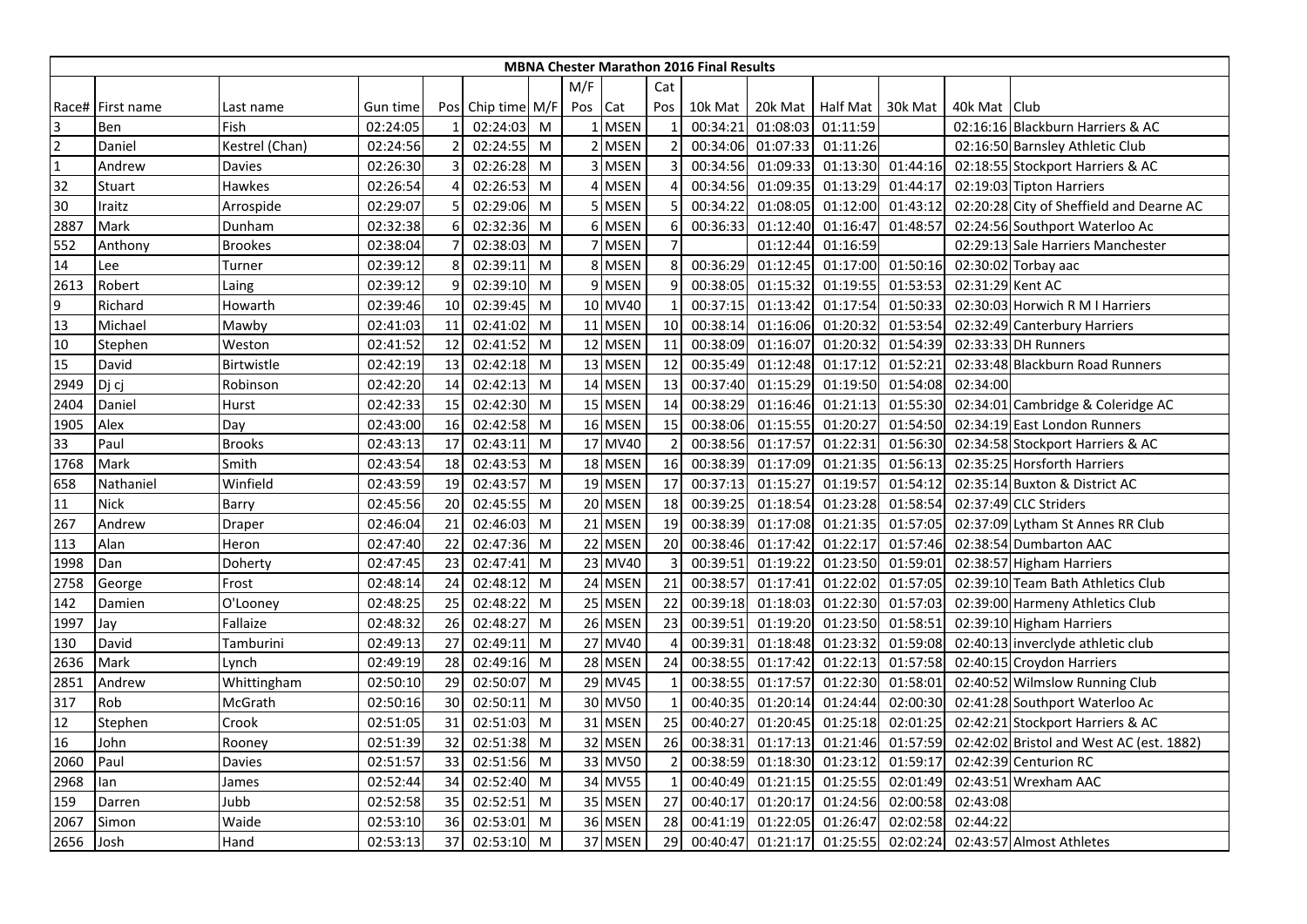# MBNA Chester Marathon 2016 Final Results

| Race# | First name | Last name | Gun time | Pos | Chip time | M/F | M/F Pos | Cat | Cat Pos | 10k Mat | 20k Mat | Half Mat | 30k Mat | 40k Mat | Club |
|---|---|---|---|---|---|---|---|---|---|---|---|---|---|---|---|
| 3 | Ben | Fish | 02:24:05 | 1 | 02:24:03 | M | 1 | MSEN | 1 | 00:34:21 | 01:08:03 | 01:11:59 | | 02:16:16 | Blackburn Harriers & AC |
| 2 | Daniel | Kestrel (Chan) | 02:24:56 | 2 | 02:24:55 | M | 2 | MSEN | 2 | 00:34:06 | 01:07:33 | 01:11:26 | | 02:16:50 | Barnsley Athletic Club |
| 1 | Andrew | Davies | 02:26:30 | 3 | 02:26:28 | M | 3 | MSEN | 3 | 00:34:56 | 01:09:33 | 01:13:30 | 01:44:16 | 02:18:55 | Stockport Harriers & AC |
| 32 | Stuart | Hawkes | 02:26:54 | 4 | 02:26:53 | M | 4 | MSEN | 4 | 00:34:56 | 01:09:35 | 01:13:29 | 01:44:17 | 02:19:03 | Tipton Harriers |
| 30 | Iraitz | Arrospide | 02:29:07 | 5 | 02:29:06 | M | 5 | MSEN | 5 | 00:34:22 | 01:08:05 | 01:12:00 | 01:43:12 | 02:20:28 | City of Sheffield and Dearne AC |
| 2887 | Mark | Dunham | 02:32:38 | 6 | 02:32:36 | M | 6 | MSEN | 6 | 00:36:33 | 01:12:40 | 01:16:47 | 01:48:57 | 02:24:56 | Southport Waterloo Ac |
| 552 | Anthony | Brookes | 02:38:04 | 7 | 02:38:03 | M | 7 | MSEN | 7 | | 01:12:44 | 01:16:59 | | 02:29:13 | Sale Harriers Manchester |
| 14 | Lee | Turner | 02:39:12 | 8 | 02:39:11 | M | 8 | MSEN | 8 | 00:36:29 | 01:12:45 | 01:17:00 | 01:50:16 | 02:30:02 | Torbay aac |
| 2613 | Robert | Laing | 02:39:12 | 9 | 02:39:10 | M | 9 | MSEN | 9 | 00:38:05 | 01:15:32 | 01:19:55 | 01:53:53 | 02:31:29 | Kent AC |
| 9 | Richard | Howarth | 02:39:46 | 10 | 02:39:45 | M | 10 | MV40 | 1 | 00:37:15 | 01:13:42 | 01:17:54 | 01:50:33 | 02:30:03 | Horwich R M I Harriers |
| 13 | Michael | Mawby | 02:41:03 | 11 | 02:41:02 | M | 11 | MSEN | 10 | 00:38:14 | 01:16:06 | 01:20:32 | 01:53:54 | 02:32:49 | Canterbury Harriers |
| 10 | Stephen | Weston | 02:41:52 | 12 | 02:41:52 | M | 12 | MSEN | 11 | 00:38:09 | 01:16:07 | 01:20:32 | 01:54:39 | 02:33:33 | DH Runners |
| 15 | David | Birtwistle | 02:42:19 | 13 | 02:42:18 | M | 13 | MSEN | 12 | 00:35:49 | 01:12:48 | 01:17:12 | 01:52:21 | 02:33:48 | Blackburn Road Runners |
| 2949 | Dj cj | Robinson | 02:42:20 | 14 | 02:42:13 | M | 14 | MSEN | 13 | 00:37:40 | 01:15:29 | 01:19:50 | 01:54:08 | 02:34:00 | |
| 2404 | Daniel | Hurst | 02:42:33 | 15 | 02:42:30 | M | 15 | MSEN | 14 | 00:38:29 | 01:16:46 | 01:21:13 | 01:55:30 | 02:34:01 | Cambridge & Coleridge AC |
| 1905 | Alex | Day | 02:43:00 | 16 | 02:42:58 | M | 16 | MSEN | 15 | 00:38:06 | 01:15:55 | 01:20:27 | 01:54:50 | 02:34:19 | East London Runners |
| 33 | Paul | Brooks | 02:43:13 | 17 | 02:43:11 | M | 17 | MV40 | 2 | 00:38:56 | 01:17:57 | 01:22:31 | 01:56:30 | 02:34:58 | Stockport Harriers & AC |
| 1768 | Mark | Smith | 02:43:54 | 18 | 02:43:53 | M | 18 | MSEN | 16 | 00:38:39 | 01:17:09 | 01:21:35 | 01:56:13 | 02:35:25 | Horsforth Harriers |
| 658 | Nathaniel | Winfield | 02:43:59 | 19 | 02:43:57 | M | 19 | MSEN | 17 | 00:37:13 | 01:15:27 | 01:19:57 | 01:54:12 | 02:35:14 | Buxton & District AC |
| 11 | Nick | Barry | 02:45:56 | 20 | 02:45:55 | M | 20 | MSEN | 18 | 00:39:25 | 01:18:54 | 01:23:28 | 01:58:54 | 02:37:49 | CLC Striders |
| 267 | Andrew | Draper | 02:46:04 | 21 | 02:46:03 | M | 21 | MSEN | 19 | 00:38:39 | 01:17:08 | 01:21:35 | 01:57:05 | 02:37:09 | Lytham St Annes RR Club |
| 113 | Alan | Heron | 02:47:40 | 22 | 02:47:36 | M | 22 | MSEN | 20 | 00:38:46 | 01:17:42 | 01:22:17 | 01:57:46 | 02:38:54 | Dumbarton AAC |
| 1998 | Dan | Doherty | 02:47:45 | 23 | 02:47:41 | M | 23 | MV40 | 3 | 00:39:51 | 01:19:22 | 01:23:50 | 01:59:01 | 02:38:57 | Higham Harriers |
| 2758 | George | Frost | 02:48:14 | 24 | 02:48:12 | M | 24 | MSEN | 21 | 00:38:57 | 01:17:41 | 01:22:02 | 01:57:05 | 02:39:10 | Team Bath Athletics Club |
| 142 | Damien | O'Looney | 02:48:25 | 25 | 02:48:22 | M | 25 | MSEN | 22 | 00:39:18 | 01:18:03 | 01:22:30 | 01:57:03 | 02:39:00 | Harmeny Athletics Club |
| 1997 | Jay | Fallaize | 02:48:32 | 26 | 02:48:27 | M | 26 | MSEN | 23 | 00:39:51 | 01:19:20 | 01:23:50 | 01:58:51 | 02:39:10 | Higham Harriers |
| 130 | David | Tamburini | 02:49:13 | 27 | 02:49:11 | M | 27 | MV40 | 4 | 00:39:31 | 01:18:48 | 01:23:32 | 01:59:08 | 02:40:13 | inverclyde athletic club |
| 2636 | Mark | Lynch | 02:49:19 | 28 | 02:49:16 | M | 28 | MSEN | 24 | 00:38:55 | 01:17:42 | 01:22:13 | 01:57:58 | 02:40:15 | Croydon Harriers |
| 2851 | Andrew | Whittingham | 02:50:10 | 29 | 02:50:07 | M | 29 | MV45 | 1 | 00:38:55 | 01:17:57 | 01:22:30 | 01:58:01 | 02:40:52 | Wilmslow Running Club |
| 317 | Rob | McGrath | 02:50:16 | 30 | 02:50:11 | M | 30 | MV50 | 1 | 00:40:35 | 01:20:14 | 01:24:44 | 02:00:30 | 02:41:28 | Southport Waterloo Ac |
| 12 | Stephen | Crook | 02:51:05 | 31 | 02:51:03 | M | 31 | MSEN | 25 | 00:40:27 | 01:20:45 | 01:25:18 | 02:01:25 | 02:42:21 | Stockport Harriers & AC |
| 16 | John | Rooney | 02:51:39 | 32 | 02:51:38 | M | 32 | MSEN | 26 | 00:38:31 | 01:17:13 | 01:21:46 | 01:57:59 | 02:42:02 | Bristol and West AC (est. 1882) |
| 2060 | Paul | Davies | 02:51:57 | 33 | 02:51:56 | M | 33 | MV50 | 2 | 00:38:59 | 01:18:30 | 01:23:12 | 01:59:17 | 02:42:39 | Centurion RC |
| 2968 | Ian | James | 02:52:44 | 34 | 02:52:40 | M | 34 | MV55 | 1 | 00:40:49 | 01:21:15 | 01:25:55 | 02:01:49 | 02:43:51 | Wrexham AAC |
| 159 | Darren | Jubb | 02:52:58 | 35 | 02:52:51 | M | 35 | MSEN | 27 | 00:40:17 | 01:20:17 | 01:24:56 | 02:00:58 | 02:43:08 | |
| 2067 | Simon | Waide | 02:53:10 | 36 | 02:53:01 | M | 36 | MSEN | 28 | 00:41:19 | 01:22:05 | 01:26:47 | 02:02:58 | 02:44:22 | |
| 2656 | Josh | Hand | 02:53:13 | 37 | 02:53:10 | M | 37 | MSEN | 29 | 00:40:47 | 01:21:17 | 01:25:55 | 02:02:24 | 02:43:57 | Almost Athletes |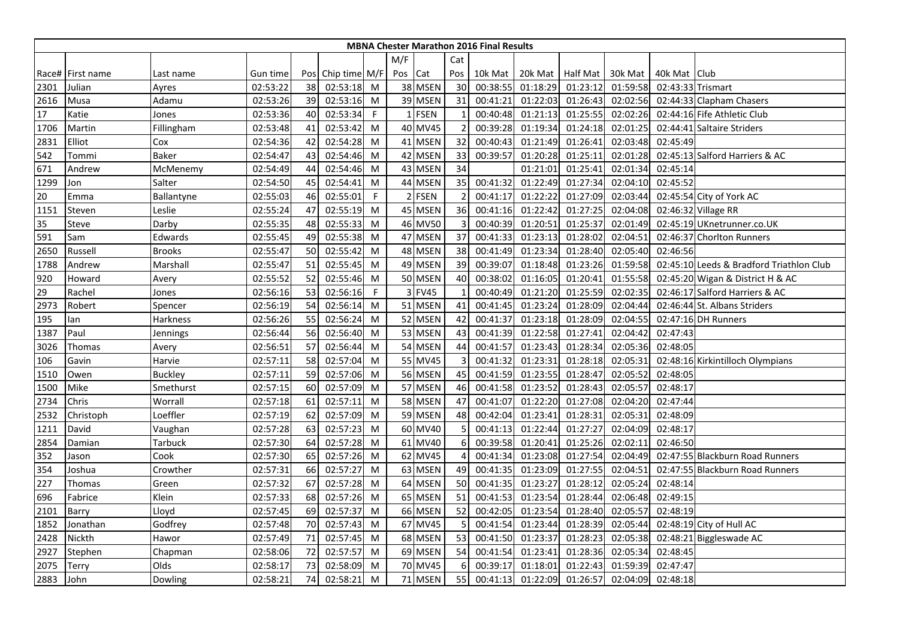| MBNA Chester Marathon 2016 Final Results | | | | | | | | | | | | | | | | |
|---|---|---|---|---|---|---|---|---|---|---|---|---|---|---|---|---|
| | | | | | | | M/F | | Cat | | | | | | | |
| Race# | First name | Last name | Gun time | Pos | Chip time | M/F | Pos | Cat | Pos | 10k Mat | 20k Mat | Half Mat | 30k Mat | 40k Mat | Club |
| 2301 | Julian | Ayres | 02:53:22 | 38 | 02:53:18 | M | 38 | MSEN | 30 | 00:38:55 | 01:18:29 | 01:23:12 | 01:59:58 | 02:43:33 | Trismart |
| 2616 | Musa | Adamu | 02:53:26 | 39 | 02:53:16 | M | 39 | MSEN | 31 | 00:41:21 | 01:22:03 | 01:26:43 | 02:02:56 | 02:44:33 | Clapham Chasers |
| 17 | Katie | Jones | 02:53:36 | 40 | 02:53:34 | F | 1 | FSEN | 1 | 00:40:48 | 01:21:13 | 01:25:55 | 02:02:26 | 02:44:16 | Fife Athletic Club |
| 1706 | Martin | Fillingham | 02:53:48 | 41 | 02:53:42 | M | 40 | MV45 | 2 | 00:39:28 | 01:19:34 | 01:24:18 | 02:01:25 | 02:44:41 | Saltaire Striders |
| 2831 | Elliot | Cox | 02:54:36 | 42 | 02:54:28 | M | 41 | MSEN | 32 | 00:40:43 | 01:21:49 | 01:26:41 | 02:03:48 | 02:45:49 | |
| 542 | Tommi | Baker | 02:54:47 | 43 | 02:54:46 | M | 42 | MSEN | 33 | 00:39:57 | 01:20:28 | 01:25:11 | 02:01:28 | 02:45:13 | Salford Harriers & AC |
| 671 | Andrew | McMenemy | 02:54:49 | 44 | 02:54:46 | M | 43 | MSEN | 34 | | 01:21:01 | 01:25:41 | 02:01:34 | 02:45:14 | |
| 1299 | Jon | Salter | 02:54:50 | 45 | 02:54:41 | M | 44 | MSEN | 35 | 00:41:32 | 01:22:49 | 01:27:34 | 02:04:10 | 02:45:52 | |
| 20 | Emma | Ballantyne | 02:55:03 | 46 | 02:55:01 | F | 2 | FSEN | 2 | 00:41:17 | 01:22:22 | 01:27:09 | 02:03:44 | 02:45:54 | City of York AC |
| 1151 | Steven | Leslie | 02:55:24 | 47 | 02:55:19 | M | 45 | MSEN | 36 | 00:41:16 | 01:22:42 | 01:27:25 | 02:04:08 | 02:46:32 | Village RR |
| 35 | Steve | Darby | 02:55:35 | 48 | 02:55:33 | M | 46 | MV50 | 3 | 00:40:39 | 01:20:51 | 01:25:37 | 02:01:49 | 02:45:19 | UKnetrunner.co.UK |
| 591 | Sam | Edwards | 02:55:45 | 49 | 02:55:38 | M | 47 | MSEN | 37 | 00:41:33 | 01:23:13 | 01:28:02 | 02:04:51 | 02:46:37 | Chorlton Runners |
| 2650 | Russell | Brooks | 02:55:47 | 50 | 02:55:42 | M | 48 | MSEN | 38 | 00:41:49 | 01:23:34 | 01:28:40 | 02:05:40 | 02:46:56 | |
| 1788 | Andrew | Marshall | 02:55:47 | 51 | 02:55:45 | M | 49 | MSEN | 39 | 00:39:07 | 01:18:48 | 01:23:26 | 01:59:58 | 02:45:10 | Leeds & Bradford Triathlon Club |
| 920 | Howard | Avery | 02:55:52 | 52 | 02:55:46 | M | 50 | MSEN | 40 | 00:38:02 | 01:16:05 | 01:20:41 | 01:55:58 | 02:45:20 | Wigan & District H & AC |
| 29 | Rachel | Jones | 02:56:16 | 53 | 02:56:16 | F | 3 | FV45 | 1 | 00:40:49 | 01:21:20 | 01:25:59 | 02:02:35 | 02:46:17 | Salford Harriers & AC |
| 2973 | Robert | Spencer | 02:56:19 | 54 | 02:56:14 | M | 51 | MSEN | 41 | 00:41:45 | 01:23:24 | 01:28:09 | 02:04:44 | 02:46:44 | St. Albans Striders |
| 195 | Ian | Harkness | 02:56:26 | 55 | 02:56:24 | M | 52 | MSEN | 42 | 00:41:37 | 01:23:18 | 01:28:09 | 02:04:55 | 02:47:16 | DH Runners |
| 1387 | Paul | Jennings | 02:56:44 | 56 | 02:56:40 | M | 53 | MSEN | 43 | 00:41:39 | 01:22:58 | 01:27:41 | 02:04:42 | 02:47:43 | |
| 3026 | Thomas | Avery | 02:56:51 | 57 | 02:56:44 | M | 54 | MSEN | 44 | 00:41:57 | 01:23:43 | 01:28:34 | 02:05:36 | 02:48:05 | |
| 106 | Gavin | Harvie | 02:57:11 | 58 | 02:57:04 | M | 55 | MV45 | 3 | 00:41:32 | 01:23:31 | 01:28:18 | 02:05:31 | 02:48:16 | Kirkintilloch Olympians |
| 1510 | Owen | Buckley | 02:57:11 | 59 | 02:57:06 | M | 56 | MSEN | 45 | 00:41:59 | 01:23:55 | 01:28:47 | 02:05:52 | 02:48:05 | |
| 1500 | Mike | Smethurst | 02:57:15 | 60 | 02:57:09 | M | 57 | MSEN | 46 | 00:41:58 | 01:23:52 | 01:28:43 | 02:05:57 | 02:48:17 | |
| 2734 | Chris | Worrall | 02:57:18 | 61 | 02:57:11 | M | 58 | MSEN | 47 | 00:41:07 | 01:22:20 | 01:27:08 | 02:04:20 | 02:47:44 | |
| 2532 | Christoph | Loeffler | 02:57:19 | 62 | 02:57:09 | M | 59 | MSEN | 48 | 00:42:04 | 01:23:41 | 01:28:31 | 02:05:31 | 02:48:09 | |
| 1211 | David | Vaughan | 02:57:28 | 63 | 02:57:23 | M | 60 | MV40 | 5 | 00:41:13 | 01:22:44 | 01:27:27 | 02:04:09 | 02:48:17 | |
| 2854 | Damian | Tarbuck | 02:57:30 | 64 | 02:57:28 | M | 61 | MV40 | 6 | 00:39:58 | 01:20:41 | 01:25:26 | 02:02:11 | 02:46:50 | |
| 352 | Jason | Cook | 02:57:30 | 65 | 02:57:26 | M | 62 | MV45 | 4 | 00:41:34 | 01:23:08 | 01:27:54 | 02:04:49 | 02:47:55 | Blackburn Road Runners |
| 354 | Joshua | Crowther | 02:57:31 | 66 | 02:57:27 | M | 63 | MSEN | 49 | 00:41:35 | 01:23:09 | 01:27:55 | 02:04:51 | 02:47:55 | Blackburn Road Runners |
| 227 | Thomas | Green | 02:57:32 | 67 | 02:57:28 | M | 64 | MSEN | 50 | 00:41:35 | 01:23:27 | 01:28:12 | 02:05:24 | 02:48:14 | |
| 696 | Fabrice | Klein | 02:57:33 | 68 | 02:57:26 | M | 65 | MSEN | 51 | 00:41:53 | 01:23:54 | 01:28:44 | 02:06:48 | 02:49:15 | |
| 2101 | Barry | Lloyd | 02:57:45 | 69 | 02:57:37 | M | 66 | MSEN | 52 | 00:42:05 | 01:23:54 | 01:28:40 | 02:05:57 | 02:48:19 | |
| 1852 | Jonathan | Godfrey | 02:57:48 | 70 | 02:57:43 | M | 67 | MV45 | 5 | 00:41:54 | 01:23:44 | 01:28:39 | 02:05:44 | 02:48:19 | City of Hull AC |
| 2428 | Nickth | Hawor | 02:57:49 | 71 | 02:57:45 | M | 68 | MSEN | 53 | 00:41:50 | 01:23:37 | 01:28:23 | 02:05:38 | 02:48:21 | Biggleswade AC |
| 2927 | Stephen | Chapman | 02:58:06 | 72 | 02:57:57 | M | 69 | MSEN | 54 | 00:41:54 | 01:23:41 | 01:28:36 | 02:05:34 | 02:48:45 | |
| 2075 | Terry | Olds | 02:58:17 | 73 | 02:58:09 | M | 70 | MV45 | 6 | 00:39:17 | 01:18:01 | 01:22:43 | 01:59:39 | 02:47:47 | |
| 2883 | John | Dowling | 02:58:21 | 74 | 02:58:21 | M | 71 | MSEN | 55 | 00:41:13 | 01:22:09 | 01:26:57 | 02:04:09 | 02:48:18 | |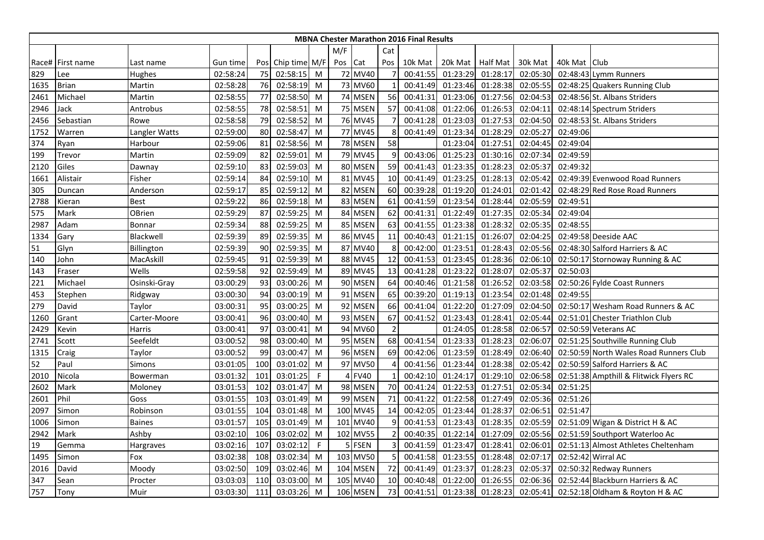| MBNA Chester Marathon 2016 Final Results | | | | | | | | | | | | | | | | |
|---|---|---|---|---|---|---|---|---|---|---|---|---|---|---|---|---|
| | | | | | | | M/F | | Cat | | | | | | | |
| Race# | First name | Last name | Gun time | Pos | Chip time | M/F | Pos | Cat | Pos | 10k Mat | 20k Mat | Half Mat | 30k Mat | 40k Mat | Club |
| 829 | Lee | Hughes | 02:58:24 | 75 | 02:58:15 | M | 72 | MV40 | 7 | 00:41:55 | 01:23:29 | 01:28:17 | 02:05:30 | 02:48:43 | Lymm Runners |
| 1635 | Brian | Martin | 02:58:28 | 76 | 02:58:19 | M | 73 | MV60 | 1 | 00:41:49 | 01:23:46 | 01:28:38 | 02:05:55 | 02:48:25 | Quakers Running Club |
| 2461 | Michael | Martin | 02:58:55 | 77 | 02:58:50 | M | 74 | MSEN | 56 | 00:41:31 | 01:23:06 | 01:27:56 | 02:04:53 | 02:48:56 | St. Albans Striders |
| 2946 | Jack | Antrobus | 02:58:55 | 78 | 02:58:51 | M | 75 | MSEN | 57 | 00:41:08 | 01:22:06 | 01:26:53 | 02:04:11 | 02:48:14 | Spectrum Striders |
| 2456 | Sebastian | Rowe | 02:58:58 | 79 | 02:58:52 | M | 76 | MV45 | 7 | 00:41:28 | 01:23:03 | 01:27:53 | 02:04:50 | 02:48:53 | St. Albans Striders |
| 1752 | Warren | Langler Watts | 02:59:00 | 80 | 02:58:47 | M | 77 | MV45 | 8 | 00:41:49 | 01:23:34 | 01:28:29 | 02:05:27 | 02:49:06 | |
| 374 | Ryan | Harbour | 02:59:06 | 81 | 02:58:56 | M | 78 | MSEN | 58 | | 01:23:04 | 01:27:51 | 02:04:45 | 02:49:04 | |
| 199 | Trevor | Martin | 02:59:09 | 82 | 02:59:01 | M | 79 | MV45 | 9 | 00:43:06 | 01:25:23 | 01:30:16 | 02:07:34 | 02:49:59 | |
| 2120 | Giles | Dawnay | 02:59:10 | 83 | 02:59:03 | M | 80 | MSEN | 59 | 00:41:43 | 01:23:35 | 01:28:23 | 02:05:37 | 02:49:32 | |
| 1661 | Alistair | Fisher | 02:59:14 | 84 | 02:59:10 | M | 81 | MV45 | 10 | 00:41:49 | 01:23:25 | 01:28:13 | 02:05:42 | 02:49:39 | Evenwood Road Runners |
| 305 | Duncan | Anderson | 02:59:17 | 85 | 02:59:12 | M | 82 | MSEN | 60 | 00:39:28 | 01:19:20 | 01:24:01 | 02:01:42 | 02:48:29 | Red Rose Road Runners |
| 2788 | Kieran | Best | 02:59:22 | 86 | 02:59:18 | M | 83 | MSEN | 61 | 00:41:59 | 01:23:54 | 01:28:44 | 02:05:59 | 02:49:51 | |
| 575 | Mark | OBrien | 02:59:29 | 87 | 02:59:25 | M | 84 | MSEN | 62 | 00:41:31 | 01:22:49 | 01:27:35 | 02:05:34 | 02:49:04 | |
| 2987 | Adam | Bonnar | 02:59:34 | 88 | 02:59:25 | M | 85 | MSEN | 63 | 00:41:55 | 01:23:38 | 01:28:32 | 02:05:35 | 02:48:55 | |
| 1334 | Gary | Blackwell | 02:59:39 | 89 | 02:59:35 | M | 86 | MV45 | 11 | 00:40:43 | 01:21:15 | 01:26:07 | 02:04:25 | 02:49:58 | Deeside AAC |
| 51 | Glyn | Billington | 02:59:39 | 90 | 02:59:35 | M | 87 | MV40 | 8 | 00:42:00 | 01:23:51 | 01:28:43 | 02:05:56 | 02:48:30 | Salford Harriers & AC |
| 140 | John | MacAskill | 02:59:45 | 91 | 02:59:39 | M | 88 | MV45 | 12 | 00:41:53 | 01:23:45 | 01:28:36 | 02:06:10 | 02:50:17 | Stornoway Running & AC |
| 143 | Fraser | Wells | 02:59:58 | 92 | 02:59:49 | M | 89 | MV45 | 13 | 00:41:28 | 01:23:22 | 01:28:07 | 02:05:37 | 02:50:03 | |
| 221 | Michael | Osinski-Gray | 03:00:29 | 93 | 03:00:26 | M | 90 | MSEN | 64 | 00:40:46 | 01:21:58 | 01:26:52 | 02:03:58 | 02:50:26 | Fylde Coast Runners |
| 453 | Stephen | Ridgway | 03:00:30 | 94 | 03:00:19 | M | 91 | MSEN | 65 | 00:39:20 | 01:19:13 | 01:23:54 | 02:01:48 | 02:49:55 | |
| 279 | David | Taylor | 03:00:31 | 95 | 03:00:25 | M | 92 | MSEN | 66 | 00:41:04 | 01:22:20 | 01:27:09 | 02:04:50 | 02:50:17 | Wesham Road Runners & AC |
| 1260 | Grant | Carter-Moore | 03:00:41 | 96 | 03:00:40 | M | 93 | MSEN | 67 | 00:41:52 | 01:23:43 | 01:28:41 | 02:05:44 | 02:51:01 | Chester Triathlon Club |
| 2429 | Kevin | Harris | 03:00:41 | 97 | 03:00:41 | M | 94 | MV60 | 2 | | 01:24:05 | 01:28:58 | 02:06:57 | 02:50:59 | Veterans AC |
| 2741 | Scott | Seefeldt | 03:00:52 | 98 | 03:00:40 | M | 95 | MSEN | 68 | 00:41:54 | 01:23:33 | 01:28:23 | 02:06:07 | 02:51:25 | Southville Running Club |
| 1315 | Craig | Taylor | 03:00:52 | 99 | 03:00:47 | M | 96 | MSEN | 69 | 00:42:06 | 01:23:59 | 01:28:49 | 02:06:40 | 02:50:59 | North Wales Road Runners Club |
| 52 | Paul | Simons | 03:01:05 | 100 | 03:01:02 | M | 97 | MV50 | 4 | 00:41:56 | 01:23:44 | 01:28:38 | 02:05:42 | 02:50:59 | Salford Harriers & AC |
| 2010 | Nicola | Bowerman | 03:01:32 | 101 | 03:01:25 | F | 4 | FV40 | 1 | 00:42:10 | 01:24:17 | 01:29:10 | 02:06:58 | 02:51:38 | Ampthill & Flitwick Flyers RC |
| 2602 | Mark | Moloney | 03:01:53 | 102 | 03:01:47 | M | 98 | MSEN | 70 | 00:41:24 | 01:22:53 | 01:27:51 | 02:05:34 | 02:51:25 | |
| 2601 | Phil | Goss | 03:01:55 | 103 | 03:01:49 | M | 99 | MSEN | 71 | 00:41:22 | 01:22:58 | 01:27:49 | 02:05:36 | 02:51:26 | |
| 2097 | Simon | Robinson | 03:01:55 | 104 | 03:01:48 | M | 100 | MV45 | 14 | 00:42:05 | 01:23:44 | 01:28:37 | 02:06:51 | 02:51:47 | |
| 1006 | Simon | Baines | 03:01:57 | 105 | 03:01:49 | M | 101 | MV40 | 9 | 00:41:53 | 01:23:43 | 01:28:35 | 02:05:59 | 02:51:09 | Wigan & District H & AC |
| 2942 | Mark | Ashby | 03:02:10 | 106 | 03:02:02 | M | 102 | MV55 | 2 | 00:40:35 | 01:22:14 | 01:27:09 | 02:05:56 | 02:51:59 | Southport Waterloo Ac |
| 19 | Gemma | Hargraves | 03:02:16 | 107 | 03:02:12 | F | 5 | FSEN | 3 | 00:41:59 | 01:23:47 | 01:28:41 | 02:06:01 | 02:51:13 | Almost Athletes Cheltenham |
| 1495 | Simon | Fox | 03:02:38 | 108 | 03:02:34 | M | 103 | MV50 | 5 | 00:41:58 | 01:23:55 | 01:28:48 | 02:07:17 | 02:52:42 | Wirral AC |
| 2016 | David | Moody | 03:02:50 | 109 | 03:02:46 | M | 104 | MSEN | 72 | 00:41:49 | 01:23:37 | 01:28:23 | 02:05:37 | 02:50:32 | Redway Runners |
| 347 | Sean | Procter | 03:03:03 | 110 | 03:03:00 | M | 105 | MV40 | 10 | 00:40:48 | 01:22:00 | 01:26:55 | 02:06:36 | 02:52:44 | Blackburn Harriers & AC |
| 757 | Tony | Muir | 03:03:30 | 111 | 03:03:26 | M | 106 | MSEN | 73 | 00:41:51 | 01:23:38 | 01:28:23 | 02:05:41 | 02:52:18 | Oldham & Royton H & AC |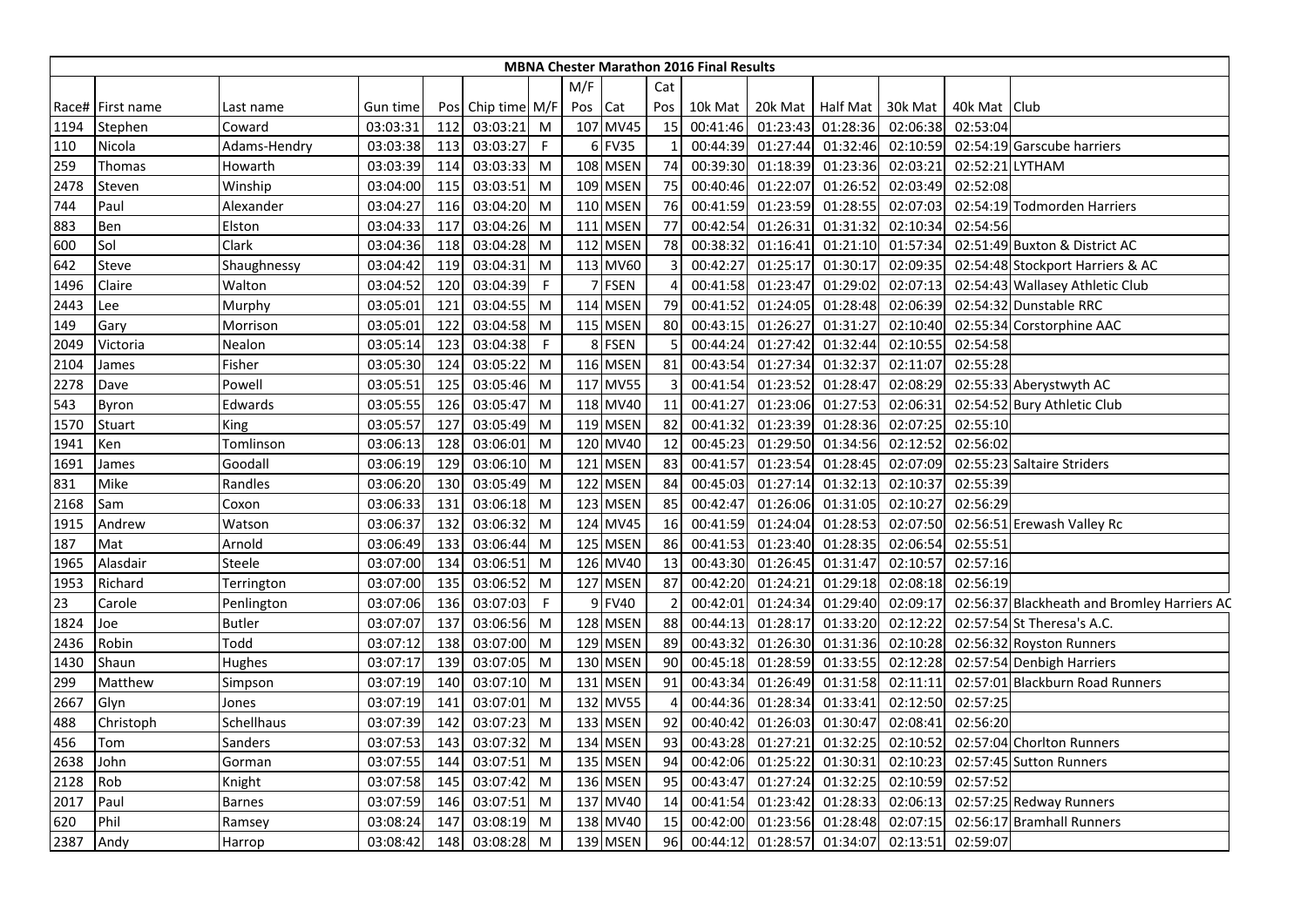| MBNA Chester Marathon 2016 Final Results | | | | | | | | | | | | | | | | | |
|---|---|---|---|---|---|---|---|---|---|---|---|---|---|---|---|---|---|
| | | | | | | | M/F | | Cat | | | | | | | |
| Race# | First name | Last name | Gun time | Pos | Chip time | M/F | Pos | Cat | Pos | 10k Mat | 20k Mat | Half Mat | 30k Mat | 40k Mat | Club |
| 1194 | Stephen | Coward | 03:03:31 | 112 | 03:03:21 | M | 107 | MV45 | 15 | 00:41:46 | 01:23:43 | 01:28:36 | 02:06:38 | 02:53:04 | |
| 110 | Nicola | Adams-Hendry | 03:03:38 | 113 | 03:03:27 | F | 6 | FV35 | 1 | 00:44:39 | 01:27:44 | 01:32:46 | 02:10:59 | 02:54:19 | Garscube harriers |
| 259 | Thomas | Howarth | 03:03:39 | 114 | 03:03:33 | M | 108 | MSEN | 74 | 00:39:30 | 01:18:39 | 01:23:36 | 02:03:21 | 02:52:21 | LYTHAM |
| 2478 | Steven | Winship | 03:04:00 | 115 | 03:03:51 | M | 109 | MSEN | 75 | 00:40:46 | 01:22:07 | 01:26:52 | 02:03:49 | 02:52:08 | |
| 744 | Paul | Alexander | 03:04:27 | 116 | 03:04:20 | M | 110 | MSEN | 76 | 00:41:59 | 01:23:59 | 01:28:55 | 02:07:03 | 02:54:19 | Todmorden Harriers |
| 883 | Ben | Elston | 03:04:33 | 117 | 03:04:26 | M | 111 | MSEN | 77 | 00:42:54 | 01:26:31 | 01:31:32 | 02:10:34 | 02:54:56 | |
| 600 | Sol | Clark | 03:04:36 | 118 | 03:04:28 | M | 112 | MSEN | 78 | 00:38:32 | 01:16:41 | 01:21:10 | 01:57:34 | 02:51:49 | Buxton & District AC |
| 642 | Steve | Shaughnessy | 03:04:42 | 119 | 03:04:31 | M | 113 | MV60 | 3 | 00:42:27 | 01:25:17 | 01:30:17 | 02:09:35 | 02:54:48 | Stockport Harriers & AC |
| 1496 | Claire | Walton | 03:04:52 | 120 | 03:04:39 | F | 7 | FSEN | 4 | 00:41:58 | 01:23:47 | 01:29:02 | 02:07:13 | 02:54:43 | Wallasey Athletic Club |
| 2443 | Lee | Murphy | 03:05:01 | 121 | 03:04:55 | M | 114 | MSEN | 79 | 00:41:52 | 01:24:05 | 01:28:48 | 02:06:39 | 02:54:32 | Dunstable RRC |
| 149 | Gary | Morrison | 03:05:01 | 122 | 03:04:58 | M | 115 | MSEN | 80 | 00:43:15 | 01:26:27 | 01:31:27 | 02:10:40 | 02:55:34 | Corstorphine AAC |
| 2049 | Victoria | Nealon | 03:05:14 | 123 | 03:04:38 | F | 8 | FSEN | 5 | 00:44:24 | 01:27:42 | 01:32:44 | 02:10:55 | 02:54:58 | |
| 2104 | James | Fisher | 03:05:30 | 124 | 03:05:22 | M | 116 | MSEN | 81 | 00:43:54 | 01:27:34 | 01:32:37 | 02:11:07 | 02:55:28 | |
| 2278 | Dave | Powell | 03:05:51 | 125 | 03:05:46 | M | 117 | MV55 | 3 | 00:41:54 | 01:23:52 | 01:28:47 | 02:08:29 | 02:55:33 | Aberystwyth AC |
| 543 | Byron | Edwards | 03:05:55 | 126 | 03:05:47 | M | 118 | MV40 | 11 | 00:41:27 | 01:23:06 | 01:27:53 | 02:06:31 | 02:54:52 | Bury Athletic Club |
| 1570 | Stuart | King | 03:05:57 | 127 | 03:05:49 | M | 119 | MSEN | 82 | 00:41:32 | 01:23:39 | 01:28:36 | 02:07:25 | 02:55:10 | |
| 1941 | Ken | Tomlinson | 03:06:13 | 128 | 03:06:01 | M | 120 | MV40 | 12 | 00:45:23 | 01:29:50 | 01:34:56 | 02:12:52 | 02:56:02 | |
| 1691 | James | Goodall | 03:06:19 | 129 | 03:06:10 | M | 121 | MSEN | 83 | 00:41:57 | 01:23:54 | 01:28:45 | 02:07:09 | 02:55:23 | Saltaire Striders |
| 831 | Mike | Randles | 03:06:20 | 130 | 03:05:49 | M | 122 | MSEN | 84 | 00:45:03 | 01:27:14 | 01:32:13 | 02:10:37 | 02:55:39 | |
| 2168 | Sam | Coxon | 03:06:33 | 131 | 03:06:18 | M | 123 | MSEN | 85 | 00:42:47 | 01:26:06 | 01:31:05 | 02:10:27 | 02:56:29 | |
| 1915 | Andrew | Watson | 03:06:37 | 132 | 03:06:32 | M | 124 | MV45 | 16 | 00:41:59 | 01:24:04 | 01:28:53 | 02:07:50 | 02:56:51 | Erewash Valley Rc |
| 187 | Mat | Arnold | 03:06:49 | 133 | 03:06:44 | M | 125 | MSEN | 86 | 00:41:53 | 01:23:40 | 01:28:35 | 02:06:54 | 02:55:51 | |
| 1965 | Alasdair | Steele | 03:07:00 | 134 | 03:06:51 | M | 126 | MV40 | 13 | 00:43:30 | 01:26:45 | 01:31:47 | 02:10:57 | 02:57:16 | |
| 1953 | Richard | Terrington | 03:07:00 | 135 | 03:06:52 | M | 127 | MSEN | 87 | 00:42:20 | 01:24:21 | 01:29:18 | 02:08:18 | 02:56:19 | |
| 23 | Carole | Penlington | 03:07:06 | 136 | 03:07:03 | F | 9 | FV40 | 2 | 00:42:01 | 01:24:34 | 01:29:40 | 02:09:17 | 02:56:37 | Blackheath and Bromley Harriers AC |
| 1824 | Joe | Butler | 03:07:07 | 137 | 03:06:56 | M | 128 | MSEN | 88 | 00:44:13 | 01:28:17 | 01:33:20 | 02:12:22 | 02:57:54 | St Theresa's A.C. |
| 2436 | Robin | Todd | 03:07:12 | 138 | 03:07:00 | M | 129 | MSEN | 89 | 00:43:32 | 01:26:30 | 01:31:36 | 02:10:28 | 02:56:32 | Royston Runners |
| 1430 | Shaun | Hughes | 03:07:17 | 139 | 03:07:05 | M | 130 | MSEN | 90 | 00:45:18 | 01:28:59 | 01:33:55 | 02:12:28 | 02:57:54 | Denbigh Harriers |
| 299 | Matthew | Simpson | 03:07:19 | 140 | 03:07:10 | M | 131 | MSEN | 91 | 00:43:34 | 01:26:49 | 01:31:58 | 02:11:11 | 02:57:01 | Blackburn Road Runners |
| 2667 | Glyn | Jones | 03:07:19 | 141 | 03:07:01 | M | 132 | MV55 | 4 | 00:44:36 | 01:28:34 | 01:33:41 | 02:12:50 | 02:57:25 | |
| 488 | Christoph | Schellhaus | 03:07:39 | 142 | 03:07:23 | M | 133 | MSEN | 92 | 00:40:42 | 01:26:03 | 01:30:47 | 02:08:41 | 02:56:20 | |
| 456 | Tom | Sanders | 03:07:53 | 143 | 03:07:32 | M | 134 | MSEN | 93 | 00:43:28 | 01:27:21 | 01:32:25 | 02:10:52 | 02:57:04 | Chorlton Runners |
| 2638 | John | Gorman | 03:07:55 | 144 | 03:07:51 | M | 135 | MSEN | 94 | 00:42:06 | 01:25:22 | 01:30:31 | 02:10:23 | 02:57:45 | Sutton Runners |
| 2128 | Rob | Knight | 03:07:58 | 145 | 03:07:42 | M | 136 | MSEN | 95 | 00:43:47 | 01:27:24 | 01:32:25 | 02:10:59 | 02:57:52 | |
| 2017 | Paul | Barnes | 03:07:59 | 146 | 03:07:51 | M | 137 | MV40 | 14 | 00:41:54 | 01:23:42 | 01:28:33 | 02:06:13 | 02:57:25 | Redway Runners |
| 620 | Phil | Ramsey | 03:08:24 | 147 | 03:08:19 | M | 138 | MV40 | 15 | 00:42:00 | 01:23:56 | 01:28:48 | 02:07:15 | 02:56:17 | Bramhall Runners |
| 2387 | Andy | Harrop | 03:08:42 | 148 | 03:08:28 | M | 139 | MSEN | 96 | 00:44:12 | 01:28:57 | 01:34:07 | 02:13:51 | 02:59:07 | |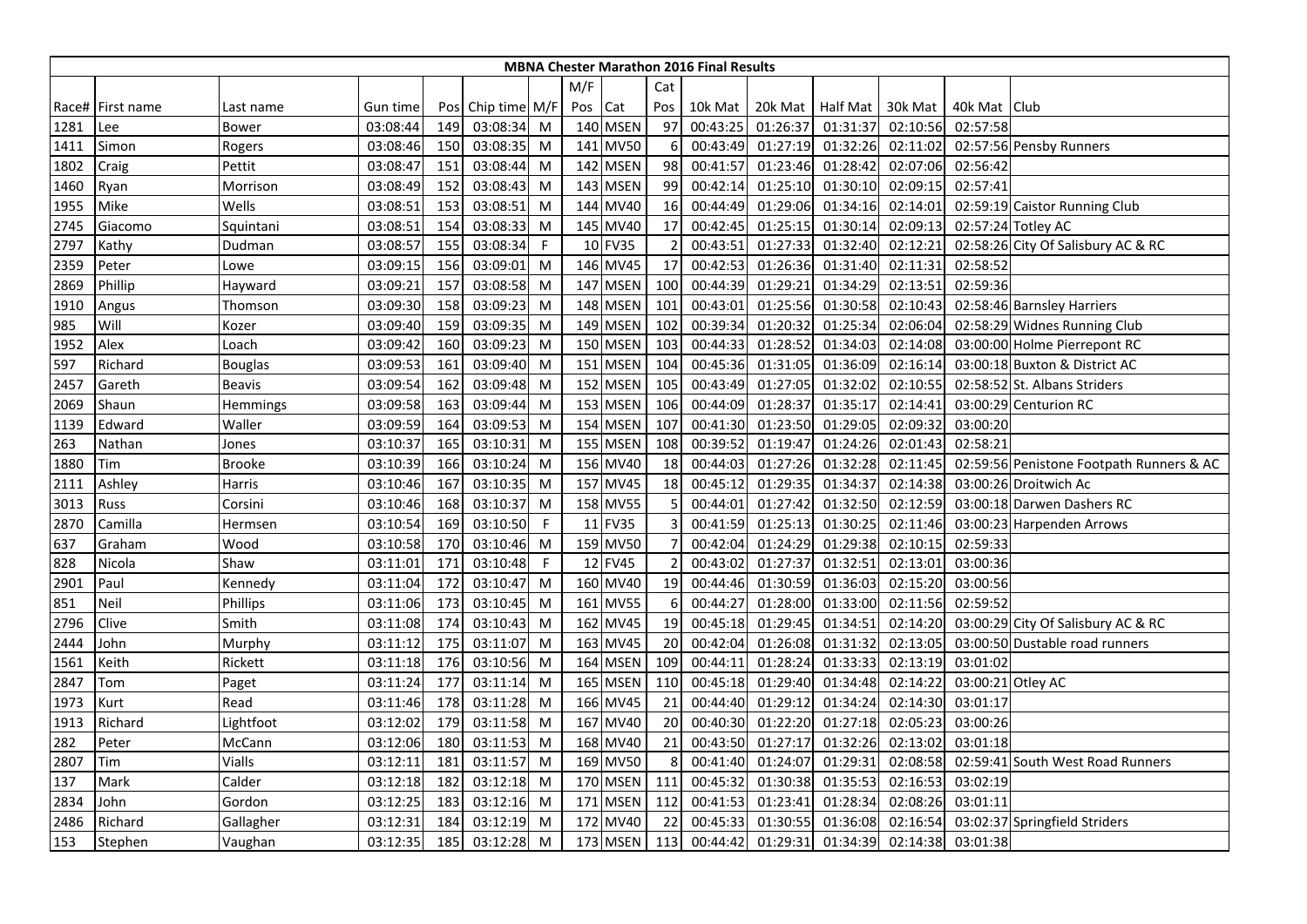| MBNA Chester Marathon 2016 Final Results | | | | | | | | | | | | | | | | |
|---|---|---|---|---|---|---|---|---|---|---|---|---|---|---|---|---|
| | | | | | | | M/F | | Cat | | | | | | | |
| Race# | First name | Last name | Gun time | Pos | Chip time | M/F | Pos | Cat | Pos | 10k Mat | 20k Mat | Half Mat | 30k Mat | 40k Mat | Club |
| 1281 | Lee | Bower | 03:08:44 | 149 | 03:08:34 | M | 140 | MSEN | 97 | 00:43:25 | 01:26:37 | 01:31:37 | 02:10:56 | 02:57:58 | |
| 1411 | Simon | Rogers | 03:08:46 | 150 | 03:08:35 | M | 141 | MV50 | 6 | 00:43:49 | 01:27:19 | 01:32:26 | 02:11:02 | 02:57:56 | Pensby Runners |
| 1802 | Craig | Pettit | 03:08:47 | 151 | 03:08:44 | M | 142 | MSEN | 98 | 00:41:57 | 01:23:46 | 01:28:42 | 02:07:06 | 02:56:42 | |
| 1460 | Ryan | Morrison | 03:08:49 | 152 | 03:08:43 | M | 143 | MSEN | 99 | 00:42:14 | 01:25:10 | 01:30:10 | 02:09:15 | 02:57:41 | |
| 1955 | Mike | Wells | 03:08:51 | 153 | 03:08:51 | M | 144 | MV40 | 16 | 00:44:49 | 01:29:06 | 01:34:16 | 02:14:01 | 02:59:19 | Caistor Running Club |
| 2745 | Giacomo | Squintani | 03:08:51 | 154 | 03:08:33 | M | 145 | MV40 | 17 | 00:42:45 | 01:25:15 | 01:30:14 | 02:09:13 | 02:57:24 | Totley AC |
| 2797 | Kathy | Dudman | 03:08:57 | 155 | 03:08:34 | F | 10 | FV35 | 2 | 00:43:51 | 01:27:33 | 01:32:40 | 02:12:21 | 02:58:26 | City Of Salisbury AC & RC |
| 2359 | Peter | Lowe | 03:09:15 | 156 | 03:09:01 | M | 146 | MV45 | 17 | 00:42:53 | 01:26:36 | 01:31:40 | 02:11:31 | 02:58:52 | |
| 2869 | Phillip | Hayward | 03:09:21 | 157 | 03:08:58 | M | 147 | MSEN | 100 | 00:44:39 | 01:29:21 | 01:34:29 | 02:13:51 | 02:59:36 | |
| 1910 | Angus | Thomson | 03:09:30 | 158 | 03:09:23 | M | 148 | MSEN | 101 | 00:43:01 | 01:25:56 | 01:30:58 | 02:10:43 | 02:58:46 | Barnsley Harriers |
| 985 | Will | Kozer | 03:09:40 | 159 | 03:09:35 | M | 149 | MSEN | 102 | 00:39:34 | 01:20:32 | 01:25:34 | 02:06:04 | 02:58:29 | Widnes Running Club |
| 1952 | Alex | Loach | 03:09:42 | 160 | 03:09:23 | M | 150 | MSEN | 103 | 00:44:33 | 01:28:52 | 01:34:03 | 02:14:08 | 03:00:00 | Holme Pierrepont RC |
| 597 | Richard | Bouglas | 03:09:53 | 161 | 03:09:40 | M | 151 | MSEN | 104 | 00:45:36 | 01:31:05 | 01:36:09 | 02:16:14 | 03:00:18 | Buxton & District AC |
| 2457 | Gareth | Beavis | 03:09:54 | 162 | 03:09:48 | M | 152 | MSEN | 105 | 00:43:49 | 01:27:05 | 01:32:02 | 02:10:55 | 02:58:52 | St. Albans Striders |
| 2069 | Shaun | Hemmings | 03:09:58 | 163 | 03:09:44 | M | 153 | MSEN | 106 | 00:44:09 | 01:28:37 | 01:35:17 | 02:14:41 | 03:00:29 | Centurion RC |
| 1139 | Edward | Waller | 03:09:59 | 164 | 03:09:53 | M | 154 | MSEN | 107 | 00:41:30 | 01:23:50 | 01:29:05 | 02:09:32 | 03:00:20 | |
| 263 | Nathan | Jones | 03:10:37 | 165 | 03:10:31 | M | 155 | MSEN | 108 | 00:39:52 | 01:19:47 | 01:24:26 | 02:01:43 | 02:58:21 | |
| 1880 | Tim | Brooke | 03:10:39 | 166 | 03:10:24 | M | 156 | MV40 | 18 | 00:44:03 | 01:27:26 | 01:32:28 | 02:11:45 | 02:59:56 | Penistone Footpath Runners & AC |
| 2111 | Ashley | Harris | 03:10:46 | 167 | 03:10:35 | M | 157 | MV45 | 18 | 00:45:12 | 01:29:35 | 01:34:37 | 02:14:38 | 03:00:26 | Droitwich Ac |
| 3013 | Russ | Corsini | 03:10:46 | 168 | 03:10:37 | M | 158 | MV55 | 5 | 00:44:01 | 01:27:42 | 01:32:50 | 02:12:59 | 03:00:18 | Darwen Dashers RC |
| 2870 | Camilla | Hermsen | 03:10:54 | 169 | 03:10:50 | F | 11 | FV35 | 3 | 00:41:59 | 01:25:13 | 01:30:25 | 02:11:46 | 03:00:23 | Harpenden Arrows |
| 637 | Graham | Wood | 03:10:58 | 170 | 03:10:46 | M | 159 | MV50 | 7 | 00:42:04 | 01:24:29 | 01:29:38 | 02:10:15 | 02:59:33 | |
| 828 | Nicola | Shaw | 03:11:01 | 171 | 03:10:48 | F | 12 | FV45 | 2 | 00:43:02 | 01:27:37 | 01:32:51 | 02:13:01 | 03:00:36 | |
| 2901 | Paul | Kennedy | 03:11:04 | 172 | 03:10:47 | M | 160 | MV40 | 19 | 00:44:46 | 01:30:59 | 01:36:03 | 02:15:20 | 03:00:56 | |
| 851 | Neil | Phillips | 03:11:06 | 173 | 03:10:45 | M | 161 | MV55 | 6 | 00:44:27 | 01:28:00 | 01:33:00 | 02:11:56 | 02:59:52 | |
| 2796 | Clive | Smith | 03:11:08 | 174 | 03:10:43 | M | 162 | MV45 | 19 | 00:45:18 | 01:29:45 | 01:34:51 | 02:14:20 | 03:00:29 | City Of Salisbury AC & RC |
| 2444 | John | Murphy | 03:11:12 | 175 | 03:11:07 | M | 163 | MV45 | 20 | 00:42:04 | 01:26:08 | 01:31:32 | 02:13:05 | 03:00:50 | Dustable road runners |
| 1561 | Keith | Rickett | 03:11:18 | 176 | 03:10:56 | M | 164 | MSEN | 109 | 00:44:11 | 01:28:24 | 01:33:33 | 02:13:19 | 03:01:02 | |
| 2847 | Tom | Paget | 03:11:24 | 177 | 03:11:14 | M | 165 | MSEN | 110 | 00:45:18 | 01:29:40 | 01:34:48 | 02:14:22 | 03:00:21 | Otley AC |
| 1973 | Kurt | Read | 03:11:46 | 178 | 03:11:28 | M | 166 | MV45 | 21 | 00:44:40 | 01:29:12 | 01:34:24 | 02:14:30 | 03:01:17 | |
| 1913 | Richard | Lightfoot | 03:12:02 | 179 | 03:11:58 | M | 167 | MV40 | 20 | 00:40:30 | 01:22:20 | 01:27:18 | 02:05:23 | 03:00:26 | |
| 282 | Peter | McCann | 03:12:06 | 180 | 03:11:53 | M | 168 | MV40 | 21 | 00:43:50 | 01:27:17 | 01:32:26 | 02:13:02 | 03:01:18 | |
| 2807 | Tim | Vialls | 03:12:11 | 181 | 03:11:57 | M | 169 | MV50 | 8 | 00:41:40 | 01:24:07 | 01:29:31 | 02:08:58 | 02:59:41 | South West Road Runners |
| 137 | Mark | Calder | 03:12:18 | 182 | 03:12:18 | M | 170 | MSEN | 111 | 00:45:32 | 01:30:38 | 01:35:53 | 02:16:53 | 03:02:19 | |
| 2834 | John | Gordon | 03:12:25 | 183 | 03:12:16 | M | 171 | MSEN | 112 | 00:41:53 | 01:23:41 | 01:28:34 | 02:08:26 | 03:01:11 | |
| 2486 | Richard | Gallagher | 03:12:31 | 184 | 03:12:19 | M | 172 | MV40 | 22 | 00:45:33 | 01:30:55 | 01:36:08 | 02:16:54 | 03:02:37 | Springfield Striders |
| 153 | Stephen | Vaughan | 03:12:35 | 185 | 03:12:28 | M | 173 | MSEN | 113 | 00:44:42 | 01:29:31 | 01:34:39 | 02:14:38 | 03:01:38 | |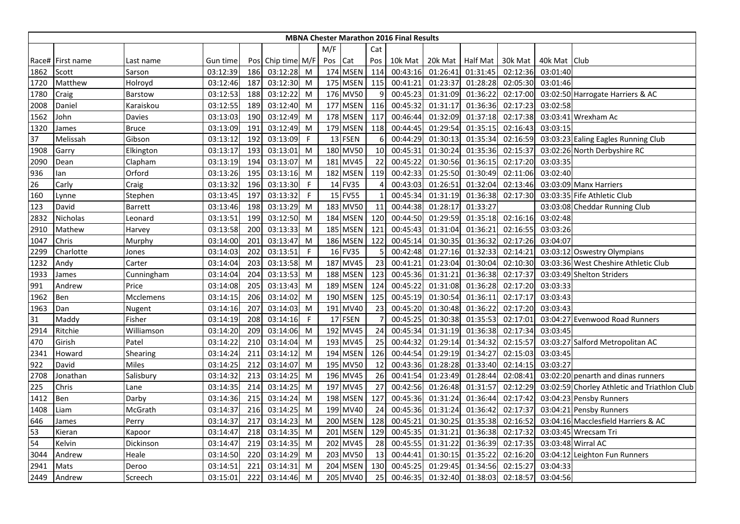**MBNA Chester Marathon 2016 Final Results**

| Race# | First name | Last name | Gun time | Pos | Chip time | M/F | M/F Pos | Cat | Cat Pos | 10k Mat | 20k Mat | Half Mat | 30k Mat | 40k Mat | Club |
|---|---|---|---|---|---|---|---|---|---|---|---|---|---|---|---|
| 1862 | Scott | Sarson | 03:12:39 | 186 | 03:12:28 | M | 174 | MSEN | 114 | 00:43:16 | 01:26:41 | 01:31:45 | 02:12:36 | 03:01:40 | |
| 1720 | Matthew | Holroyd | 03:12:46 | 187 | 03:12:30 | M | 175 | MSEN | 115 | 00:41:21 | 01:23:37 | 01:28:28 | 02:05:30 | 03:01:46 | |
| 1780 | Craig | Barstow | 03:12:53 | 188 | 03:12:22 | M | 176 | MV50 | 9 | 00:45:23 | 01:31:09 | 01:36:22 | 02:17:00 | 03:02:50 | Harrogate Harriers & AC |
| 2008 | Daniel | Karaiskou | 03:12:55 | 189 | 03:12:40 | M | 177 | MSEN | 116 | 00:45:32 | 01:31:17 | 01:36:36 | 02:17:23 | 03:02:58 | |
| 1562 | John | Davies | 03:13:03 | 190 | 03:12:49 | M | 178 | MSEN | 117 | 00:46:44 | 01:32:09 | 01:37:18 | 02:17:38 | 03:03:41 | Wrexham Ac |
| 1320 | James | Bruce | 03:13:09 | 191 | 03:12:49 | M | 179 | MSEN | 118 | 00:44:45 | 01:29:54 | 01:35:15 | 02:16:43 | 03:03:15 | |
| 37 | Melissah | Gibson | 03:13:12 | 192 | 03:13:09 | F | 13 | FSEN | 6 | 00:44:29 | 01:30:13 | 01:35:34 | 02:16:59 | 03:03:23 | Ealing Eagles Running Club |
| 1908 | Garry | Elkington | 03:13:17 | 193 | 03:13:01 | M | 180 | MV50 | 10 | 00:45:31 | 01:30:24 | 01:35:36 | 02:15:37 | 03:02:26 | North Derbyshire RC |
| 2090 | Dean | Clapham | 03:13:19 | 194 | 03:13:07 | M | 181 | MV45 | 22 | 00:45:22 | 01:30:56 | 01:36:15 | 02:17:20 | 03:03:35 | |
| 936 | Ian | Orford | 03:13:26 | 195 | 03:13:16 | M | 182 | MSEN | 119 | 00:42:33 | 01:25:50 | 01:30:49 | 02:11:06 | 03:02:40 | |
| 26 | Carly | Craig | 03:13:32 | 196 | 03:13:30 | F | 14 | FV35 | 4 | 00:43:03 | 01:26:51 | 01:32:04 | 02:13:46 | 03:03:09 | Manx Harriers |
| 160 | Lynne | Stephen | 03:13:45 | 197 | 03:13:32 | F | 15 | FV55 | 1 | 00:45:34 | 01:31:19 | 01:36:38 | 02:17:30 | 03:03:35 | Fife Athletic Club |
| 123 | David | Barrett | 03:13:46 | 198 | 03:13:29 | M | 183 | MV50 | 11 | 00:44:38 | 01:28:17 | 01:33:27 | | 03:03:08 | Cheddar Running Club |
| 2832 | Nicholas | Leonard | 03:13:51 | 199 | 03:12:50 | M | 184 | MSEN | 120 | 00:44:50 | 01:29:59 | 01:35:18 | 02:16:16 | 03:02:48 | |
| 2910 | Mathew | Harvey | 03:13:58 | 200 | 03:13:33 | M | 185 | MSEN | 121 | 00:45:43 | 01:31:04 | 01:36:21 | 02:16:55 | 03:03:26 | |
| 1047 | Chris | Murphy | 03:14:00 | 201 | 03:13:47 | M | 186 | MSEN | 122 | 00:45:14 | 01:30:35 | 01:36:32 | 02:17:26 | 03:04:07 | |
| 2299 | Charlotte | Jones | 03:14:03 | 202 | 03:13:51 | F | 16 | FV35 | 5 | 00:42:48 | 01:27:16 | 01:32:33 | 02:14:21 | 03:03:12 | Oswestry Olympians |
| 1232 | Andy | Carter | 03:14:04 | 203 | 03:13:58 | M | 187 | MV45 | 23 | 00:41:21 | 01:23:04 | 01:30:04 | 02:10:30 | 03:03:36 | West Cheshire Athletic Club |
| 1933 | James | Cunningham | 03:14:04 | 204 | 03:13:53 | M | 188 | MSEN | 123 | 00:45:36 | 01:31:21 | 01:36:38 | 02:17:37 | 03:03:49 | Shelton Striders |
| 991 | Andrew | Price | 03:14:08 | 205 | 03:13:43 | M | 189 | MSEN | 124 | 00:45:22 | 01:31:08 | 01:36:28 | 02:17:20 | 03:03:33 | |
| 1962 | Ben | Mcclemens | 03:14:15 | 206 | 03:14:02 | M | 190 | MSEN | 125 | 00:45:19 | 01:30:54 | 01:36:11 | 02:17:17 | 03:03:43 | |
| 1963 | Dan | Nugent | 03:14:16 | 207 | 03:14:03 | M | 191 | MV40 | 23 | 00:45:20 | 01:30:48 | 01:36:22 | 02:17:20 | 03:03:43 | |
| 31 | Maddy | Fisher | 03:14:19 | 208 | 03:14:16 | F | 17 | FSEN | 7 | 00:45:25 | 01:30:38 | 01:35:53 | 02:17:01 | 03:04:27 | Evenwood Road Runners |
| 2914 | Ritchie | Williamson | 03:14:20 | 209 | 03:14:06 | M | 192 | MV45 | 24 | 00:45:34 | 01:31:19 | 01:36:38 | 02:17:34 | 03:03:45 | |
| 470 | Girish | Patel | 03:14:22 | 210 | 03:14:04 | M | 193 | MV45 | 25 | 00:44:32 | 01:29:14 | 01:34:32 | 02:15:57 | 03:03:27 | Salford Metropolitan AC |
| 2341 | Howard | Shearing | 03:14:24 | 211 | 03:14:12 | M | 194 | MSEN | 126 | 00:44:54 | 01:29:19 | 01:34:27 | 02:15:03 | 03:03:45 | |
| 922 | David | Miles | 03:14:25 | 212 | 03:14:07 | M | 195 | MV50 | 12 | 00:43:36 | 01:28:28 | 01:33:40 | 02:14:15 | 03:03:27 | |
| 2708 | Jonathan | Salisbury | 03:14:32 | 213 | 03:14:25 | M | 196 | MV45 | 26 | 00:41:54 | 01:23:49 | 01:28:44 | 02:08:41 | 03:02:20 | penarth and dinas runners |
| 225 | Chris | Lane | 03:14:35 | 214 | 03:14:25 | M | 197 | MV45 | 27 | 00:42:56 | 01:26:48 | 01:31:57 | 02:12:29 | 03:02:59 | Chorley Athletic and Triathlon Club |
| 1412 | Ben | Darby | 03:14:36 | 215 | 03:14:24 | M | 198 | MSEN | 127 | 00:45:36 | 01:31:24 | 01:36:44 | 02:17:42 | 03:04:23 | Pensby Runners |
| 1408 | Liam | McGrath | 03:14:37 | 216 | 03:14:25 | M | 199 | MV40 | 24 | 00:45:36 | 01:31:24 | 01:36:42 | 02:17:37 | 03:04:21 | Pensby Runners |
| 646 | James | Perry | 03:14:37 | 217 | 03:14:23 | M | 200 | MSEN | 128 | 00:45:21 | 01:30:25 | 01:35:38 | 02:16:52 | 03:04:16 | Macclesfield Harriers & AC |
| 53 | Kieran | Kapoor | 03:14:47 | 218 | 03:14:35 | M | 201 | MSEN | 129 | 00:45:35 | 01:31:21 | 01:36:38 | 02:17:32 | 03:03:45 | Wrecsam Tri |
| 54 | Kelvin | Dickinson | 03:14:47 | 219 | 03:14:35 | M | 202 | MV45 | 28 | 00:45:55 | 01:31:22 | 01:36:39 | 02:17:35 | 03:03:48 | Wirral AC |
| 3044 | Andrew | Heale | 03:14:50 | 220 | 03:14:29 | M | 203 | MV50 | 13 | 00:44:41 | 01:30:15 | 01:35:22 | 02:16:20 | 03:04:12 | Leighton Fun Runners |
| 2941 | Mats | Deroo | 03:14:51 | 221 | 03:14:31 | M | 204 | MSEN | 130 | 00:45:25 | 01:29:45 | 01:34:56 | 02:15:27 | 03:04:33 | |
| 2449 | Andrew | Screech | 03:15:01 | 222 | 03:14:46 | M | 205 | MV40 | 25 | 00:46:35 | 01:32:40 | 01:38:03 | 02:18:57 | 03:04:56 | |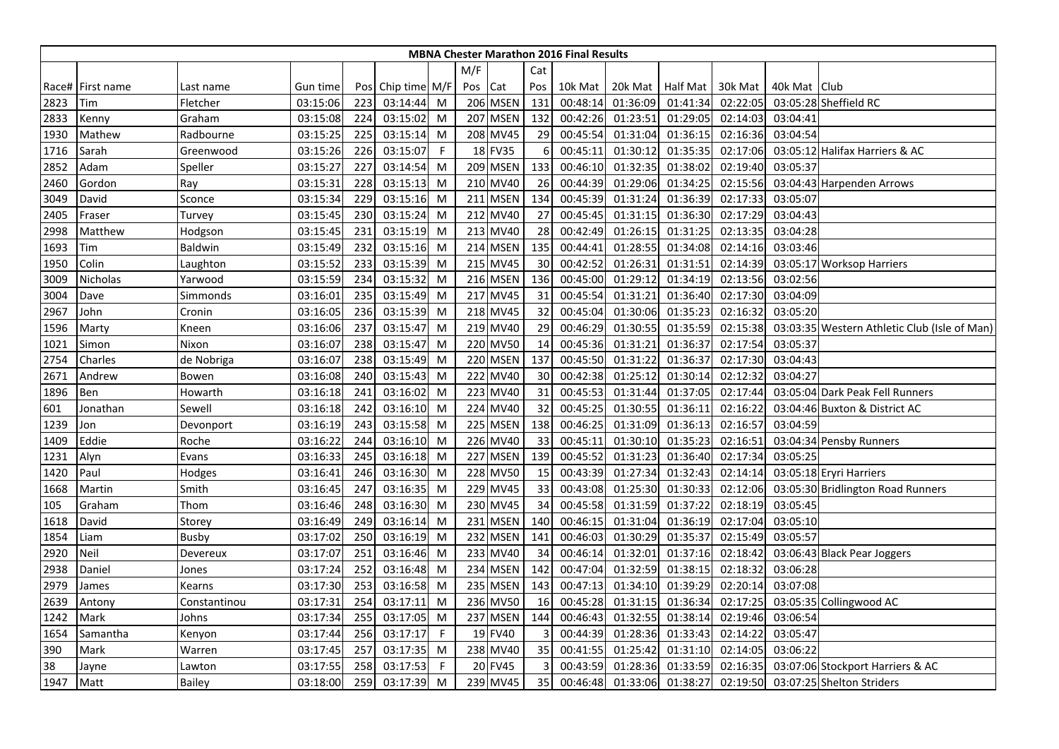**MBNA Chester Marathon 2016 Final Results**

| Race# | First name | Last name | Gun time | Pos | Chip time | M/F | M/F Pos | Cat | Cat Pos | 10k Mat | 20k Mat | Half Mat | 30k Mat | 40k Mat | Club |
|---|---|---|---|---|---|---|---|---|---|---|---|---|---|---|---|
| 2823 | Tim | Fletcher | 03:15:06 | 223 | 03:14:44 | M | 206 | MSEN | 131 | 00:48:14 | 01:36:09 | 01:41:34 | 02:22:05 | 03:05:28 | Sheffield RC |
| 2833 | Kenny | Graham | 03:15:08 | 224 | 03:15:02 | M | 207 | MSEN | 132 | 00:42:26 | 01:23:51 | 01:29:05 | 02:14:03 | 03:04:41 | |
| 1930 | Mathew | Radbourne | 03:15:25 | 225 | 03:15:14 | M | 208 | MV45 | 29 | 00:45:54 | 01:31:04 | 01:36:15 | 02:16:36 | 03:04:54 | |
| 1716 | Sarah | Greenwood | 03:15:26 | 226 | 03:15:07 | F | 18 | FV35 | 6 | 00:45:11 | 01:30:12 | 01:35:35 | 02:17:06 | 03:05:12 | Halifax Harriers & AC |
| 2852 | Adam | Speller | 03:15:27 | 227 | 03:14:54 | M | 209 | MSEN | 133 | 00:46:10 | 01:32:35 | 01:38:02 | 02:19:40 | 03:05:37 | |
| 2460 | Gordon | Ray | 03:15:31 | 228 | 03:15:13 | M | 210 | MV40 | 26 | 00:44:39 | 01:29:06 | 01:34:25 | 02:15:56 | 03:04:43 | Harpenden Arrows |
| 3049 | David | Sconce | 03:15:34 | 229 | 03:15:16 | M | 211 | MSEN | 134 | 00:45:39 | 01:31:24 | 01:36:39 | 02:17:33 | 03:05:07 | |
| 2405 | Fraser | Turvey | 03:15:45 | 230 | 03:15:24 | M | 212 | MV40 | 27 | 00:45:45 | 01:31:15 | 01:36:30 | 02:17:29 | 03:04:43 | |
| 2998 | Matthew | Hodgson | 03:15:45 | 231 | 03:15:19 | M | 213 | MV40 | 28 | 00:42:49 | 01:26:15 | 01:31:25 | 02:13:35 | 03:04:28 | |
| 1693 | Tim | Baldwin | 03:15:49 | 232 | 03:15:16 | M | 214 | MSEN | 135 | 00:44:41 | 01:28:55 | 01:34:08 | 02:14:16 | 03:03:46 | |
| 1950 | Colin | Laughton | 03:15:52 | 233 | 03:15:39 | M | 215 | MV45 | 30 | 00:42:52 | 01:26:31 | 01:31:51 | 02:14:39 | 03:05:17 | Worksop Harriers |
| 3009 | Nicholas | Yarwood | 03:15:59 | 234 | 03:15:32 | M | 216 | MSEN | 136 | 00:45:00 | 01:29:12 | 01:34:19 | 02:13:56 | 03:02:56 | |
| 3004 | Dave | Simmonds | 03:16:01 | 235 | 03:15:49 | M | 217 | MV45 | 31 | 00:45:54 | 01:31:21 | 01:36:40 | 02:17:30 | 03:04:09 | |
| 2967 | John | Cronin | 03:16:05 | 236 | 03:15:39 | M | 218 | MV45 | 32 | 00:45:04 | 01:30:06 | 01:35:23 | 02:16:32 | 03:05:20 | |
| 1596 | Marty | Kneen | 03:16:06 | 237 | 03:15:47 | M | 219 | MV40 | 29 | 00:46:29 | 01:30:55 | 01:35:59 | 02:15:38 | 03:03:35 | Western Athletic Club (Isle of Man) |
| 1021 | Simon | Nixon | 03:16:07 | 238 | 03:15:47 | M | 220 | MV50 | 14 | 00:45:36 | 01:31:21 | 01:36:37 | 02:17:54 | 03:05:37 | |
| 2754 | Charles | de Nobriga | 03:16:07 | 238 | 03:15:49 | M | 220 | MSEN | 137 | 00:45:50 | 01:31:22 | 01:36:37 | 02:17:30 | 03:04:43 | |
| 2671 | Andrew | Bowen | 03:16:08 | 240 | 03:15:43 | M | 222 | MV40 | 30 | 00:42:38 | 01:25:12 | 01:30:14 | 02:12:32 | 03:04:27 | |
| 1896 | Ben | Howarth | 03:16:18 | 241 | 03:16:02 | M | 223 | MV40 | 31 | 00:45:53 | 01:31:44 | 01:37:05 | 02:17:44 | 03:05:04 | Dark Peak Fell Runners |
| 601 | Jonathan | Sewell | 03:16:18 | 242 | 03:16:10 | M | 224 | MV40 | 32 | 00:45:25 | 01:30:55 | 01:36:11 | 02:16:22 | 03:04:46 | Buxton & District AC |
| 1239 | Jon | Devonport | 03:16:19 | 243 | 03:15:58 | M | 225 | MSEN | 138 | 00:46:25 | 01:31:09 | 01:36:13 | 02:16:57 | 03:04:59 | |
| 1409 | Eddie | Roche | 03:16:22 | 244 | 03:16:10 | M | 226 | MV40 | 33 | 00:45:11 | 01:30:10 | 01:35:23 | 02:16:51 | 03:04:34 | Pensby Runners |
| 1231 | Alyn | Evans | 03:16:33 | 245 | 03:16:18 | M | 227 | MSEN | 139 | 00:45:52 | 01:31:23 | 01:36:40 | 02:17:34 | 03:05:25 | |
| 1420 | Paul | Hodges | 03:16:41 | 246 | 03:16:30 | M | 228 | MV50 | 15 | 00:43:39 | 01:27:34 | 01:32:43 | 02:14:14 | 03:05:18 | Eryri Harriers |
| 1668 | Martin | Smith | 03:16:45 | 247 | 03:16:35 | M | 229 | MV45 | 33 | 00:43:08 | 01:25:30 | 01:30:33 | 02:12:06 | 03:05:30 | Bridlington Road Runners |
| 105 | Graham | Thom | 03:16:46 | 248 | 03:16:30 | M | 230 | MV45 | 34 | 00:45:58 | 01:31:59 | 01:37:22 | 02:18:19 | 03:05:45 | |
| 1618 | David | Storey | 03:16:49 | 249 | 03:16:14 | M | 231 | MSEN | 140 | 00:46:15 | 01:31:04 | 01:36:19 | 02:17:04 | 03:05:10 | |
| 1854 | Liam | Busby | 03:17:02 | 250 | 03:16:19 | M | 232 | MSEN | 141 | 00:46:03 | 01:30:29 | 01:35:37 | 02:15:49 | 03:05:57 | |
| 2920 | Neil | Devereux | 03:17:07 | 251 | 03:16:46 | M | 233 | MV40 | 34 | 00:46:14 | 01:32:01 | 01:37:16 | 02:18:42 | 03:06:43 | Black Pear Joggers |
| 2938 | Daniel | Jones | 03:17:24 | 252 | 03:16:48 | M | 234 | MSEN | 142 | 00:47:04 | 01:32:59 | 01:38:15 | 02:18:32 | 03:06:28 | |
| 2979 | James | Kearns | 03:17:30 | 253 | 03:16:58 | M | 235 | MSEN | 143 | 00:47:13 | 01:34:10 | 01:39:29 | 02:20:14 | 03:07:08 | |
| 2639 | Antony | Constantinou | 03:17:31 | 254 | 03:17:11 | M | 236 | MV50 | 16 | 00:45:28 | 01:31:15 | 01:36:34 | 02:17:25 | 03:05:35 | Collingwood AC |
| 1242 | Mark | Johns | 03:17:34 | 255 | 03:17:05 | M | 237 | MSEN | 144 | 00:46:43 | 01:32:55 | 01:38:14 | 02:19:46 | 03:06:54 | |
| 1654 | Samantha | Kenyon | 03:17:44 | 256 | 03:17:17 | F | 19 | FV40 | 3 | 00:44:39 | 01:28:36 | 01:33:43 | 02:14:22 | 03:05:47 | |
| 390 | Mark | Warren | 03:17:45 | 257 | 03:17:35 | M | 238 | MV40 | 35 | 00:41:55 | 01:25:42 | 01:31:10 | 02:14:05 | 03:06:22 | |
| 38 | Jayne | Lawton | 03:17:55 | 258 | 03:17:53 | F | 20 | FV45 | 3 | 00:43:59 | 01:28:36 | 01:33:59 | 02:16:35 | 03:07:06 | Stockport Harriers & AC |
| 1947 | Matt | Bailey | 03:18:00 | 259 | 03:17:39 | M | 239 | MV45 | 35 | 00:46:48 | 01:33:06 | 01:38:27 | 02:19:50 | 03:07:25 | Shelton Striders |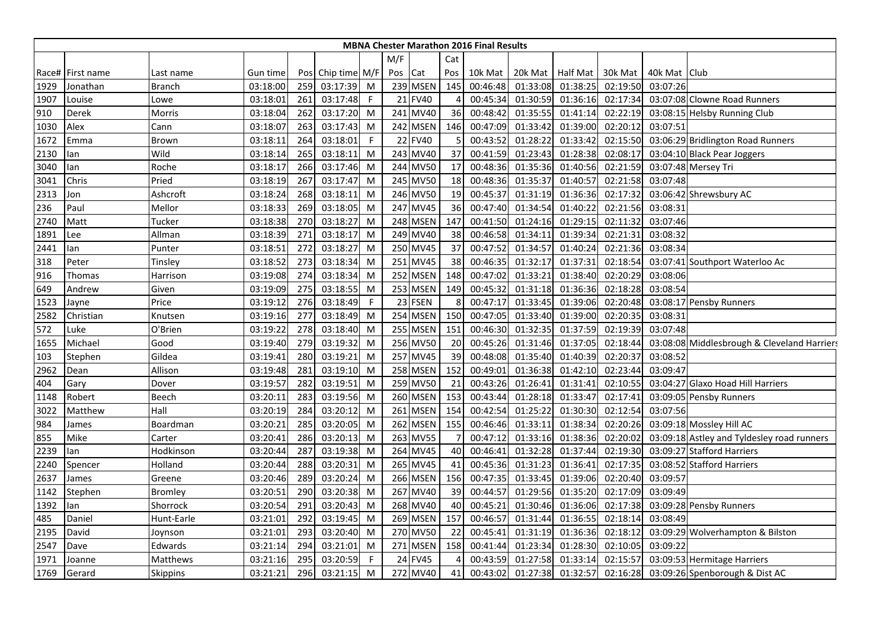| MBNA Chester Marathon 2016 Final Results | | | | | | | | | | | | | | | | | |
|---|---|---|---|---|---|---|---|---|---|---|---|---|---|---|---|---|---|
| | | | | | | | M/F | | Cat | | | | | | | |
| Race# | First name | Last name | Gun time | Pos | Chip time | M/F | Pos | Cat | Pos | 10k Mat | 20k Mat | Half Mat | 30k Mat | 40k Mat | Club |
| 1929 | Jonathan | Branch | 03:18:00 | 259 | 03:17:39 | M | 239 | MSEN | 145 | 00:46:48 | 01:33:08 | 01:38:25 | 02:19:50 | 03:07:26 | |
| 1907 | Louise | Lowe | 03:18:01 | 261 | 03:17:48 | F | 21 | FV40 | 4 | 00:45:34 | 01:30:59 | 01:36:16 | 02:17:34 | 03:07:08 | Clowne Road Runners |
| 910 | Derek | Morris | 03:18:04 | 262 | 03:17:20 | M | 241 | MV40 | 36 | 00:48:42 | 01:35:55 | 01:41:14 | 02:22:19 | 03:08:15 | Helsby Running Club |
| 1030 | Alex | Cann | 03:18:07 | 263 | 03:17:43 | M | 242 | MSEN | 146 | 00:47:09 | 01:33:42 | 01:39:00 | 02:20:12 | 03:07:51 | |
| 1672 | Emma | Brown | 03:18:11 | 264 | 03:18:01 | F | 22 | FV40 | 5 | 00:43:52 | 01:28:22 | 01:33:42 | 02:15:50 | 03:06:29 | Bridlington Road Runners |
| 2130 | Ian | Wild | 03:18:14 | 265 | 03:18:11 | M | 243 | MV40 | 37 | 00:41:59 | 01:23:43 | 01:28:38 | 02:08:17 | 03:04:10 | Black Pear Joggers |
| 3040 | Ian | Roche | 03:18:17 | 266 | 03:17:46 | M | 244 | MV50 | 17 | 00:48:36 | 01:35:36 | 01:40:56 | 02:21:59 | 03:07:48 | Mersey Tri |
| 3041 | Chris | Pried | 03:18:19 | 267 | 03:17:47 | M | 245 | MV50 | 18 | 00:48:36 | 01:35:37 | 01:40:57 | 02:21:58 | 03:07:48 | |
| 2313 | Jon | Ashcroft | 03:18:24 | 268 | 03:18:11 | M | 246 | MV50 | 19 | 00:45:37 | 01:31:19 | 01:36:36 | 02:17:32 | 03:06:42 | Shrewsbury AC |
| 236 | Paul | Mellor | 03:18:33 | 269 | 03:18:05 | M | 247 | MV45 | 36 | 00:47:40 | 01:34:54 | 01:40:22 | 02:21:56 | 03:08:31 | |
| 2740 | Matt | Tucker | 03:18:38 | 270 | 03:18:27 | M | 248 | MSEN | 147 | 00:41:50 | 01:24:16 | 01:29:15 | 02:11:32 | 03:07:46 | |
| 1891 | Lee | Allman | 03:18:39 | 271 | 03:18:17 | M | 249 | MV40 | 38 | 00:46:58 | 01:34:11 | 01:39:34 | 02:21:31 | 03:08:32 | |
| 2441 | Ian | Punter | 03:18:51 | 272 | 03:18:27 | M | 250 | MV45 | 37 | 00:47:52 | 01:34:57 | 01:40:24 | 02:21:36 | 03:08:34 | |
| 318 | Peter | Tinsley | 03:18:52 | 273 | 03:18:34 | M | 251 | MV45 | 38 | 00:46:35 | 01:32:17 | 01:37:31 | 02:18:54 | 03:07:41 | Southport Waterloo Ac |
| 916 | Thomas | Harrison | 03:19:08 | 274 | 03:18:34 | M | 252 | MSEN | 148 | 00:47:02 | 01:33:21 | 01:38:40 | 02:20:29 | 03:08:06 | |
| 649 | Andrew | Given | 03:19:09 | 275 | 03:18:55 | M | 253 | MSEN | 149 | 00:45:32 | 01:31:18 | 01:36:36 | 02:18:28 | 03:08:54 | |
| 1523 | Jayne | Price | 03:19:12 | 276 | 03:18:49 | F | 23 | FSEN | 8 | 00:47:17 | 01:33:45 | 01:39:06 | 02:20:48 | 03:08:17 | Pensby Runners |
| 2582 | Christian | Knutsen | 03:19:16 | 277 | 03:18:49 | M | 254 | MSEN | 150 | 00:47:05 | 01:33:40 | 01:39:00 | 02:20:35 | 03:08:31 | |
| 572 | Luke | O'Brien | 03:19:22 | 278 | 03:18:40 | M | 255 | MSEN | 151 | 00:46:30 | 01:32:35 | 01:37:59 | 02:19:39 | 03:07:48 | |
| 1655 | Michael | Good | 03:19:40 | 279 | 03:19:32 | M | 256 | MV50 | 20 | 00:45:26 | 01:31:46 | 01:37:05 | 02:18:44 | 03:08:08 | Middlesbrough & Cleveland Harriers |
| 103 | Stephen | Gildea | 03:19:41 | 280 | 03:19:21 | M | 257 | MV45 | 39 | 00:48:08 | 01:35:40 | 01:40:39 | 02:20:37 | 03:08:52 | |
| 2962 | Dean | Allison | 03:19:48 | 281 | 03:19:10 | M | 258 | MSEN | 152 | 00:49:01 | 01:36:38 | 01:42:10 | 02:23:44 | 03:09:47 | |
| 404 | Gary | Dover | 03:19:57 | 282 | 03:19:51 | M | 259 | MV50 | 21 | 00:43:26 | 01:26:41 | 01:31:41 | 02:10:55 | 03:04:27 | Glaxo Hoad Hill Harriers |
| 1148 | Robert | Beech | 03:20:11 | 283 | 03:19:56 | M | 260 | MSEN | 153 | 00:43:44 | 01:28:18 | 01:33:47 | 02:17:41 | 03:09:05 | Pensby Runners |
| 3022 | Matthew | Hall | 03:20:19 | 284 | 03:20:12 | M | 261 | MSEN | 154 | 00:42:54 | 01:25:22 | 01:30:30 | 02:12:54 | 03:07:56 | |
| 984 | James | Boardman | 03:20:21 | 285 | 03:20:05 | M | 262 | MSEN | 155 | 00:46:46 | 01:33:11 | 01:38:34 | 02:20:26 | 03:09:18 | Mossley Hill AC |
| 855 | Mike | Carter | 03:20:41 | 286 | 03:20:13 | M | 263 | MV55 | 7 | 00:47:12 | 01:33:16 | 01:38:36 | 02:20:02 | 03:09:18 | Astley and Tyldesley road runners |
| 2239 | Ian | Hodkinson | 03:20:44 | 287 | 03:19:38 | M | 264 | MV45 | 40 | 00:46:41 | 01:32:28 | 01:37:44 | 02:19:30 | 03:09:27 | Stafford Harriers |
| 2240 | Spencer | Holland | 03:20:44 | 288 | 03:20:31 | M | 265 | MV45 | 41 | 00:45:36 | 01:31:23 | 01:36:41 | 02:17:35 | 03:08:52 | Stafford Harriers |
| 2637 | James | Greene | 03:20:46 | 289 | 03:20:24 | M | 266 | MSEN | 156 | 00:47:35 | 01:33:45 | 01:39:06 | 02:20:40 | 03:09:57 | |
| 1142 | Stephen | Bromley | 03:20:51 | 290 | 03:20:38 | M | 267 | MV40 | 39 | 00:44:57 | 01:29:56 | 01:35:20 | 02:17:09 | 03:09:49 | |
| 1392 | Ian | Shorrock | 03:20:54 | 291 | 03:20:43 | M | 268 | MV40 | 40 | 00:45:21 | 01:30:46 | 01:36:06 | 02:17:38 | 03:09:28 | Pensby Runners |
| 485 | Daniel | Hunt-Earle | 03:21:01 | 292 | 03:19:45 | M | 269 | MSEN | 157 | 00:46:57 | 01:31:44 | 01:36:55 | 02:18:14 | 03:08:49 | |
| 2195 | David | Joynson | 03:21:01 | 293 | 03:20:40 | M | 270 | MV50 | 22 | 00:45:41 | 01:31:19 | 01:36:36 | 02:18:12 | 03:09:29 | Wolverhampton & Bilston |
| 2547 | Dave | Edwards | 03:21:14 | 294 | 03:21:01 | M | 271 | MSEN | 158 | 00:41:44 | 01:23:34 | 01:28:30 | 02:10:05 | 03:09:22 | |
| 1971 | Joanne | Matthews | 03:21:16 | 295 | 03:20:59 | F | 24 | FV45 | 4 | 00:43:59 | 01:27:58 | 01:33:14 | 02:15:57 | 03:09:53 | Hermitage Harriers |
| 1769 | Gerard | Skippins | 03:21:21 | 296 | 03:21:15 | M | 272 | MV40 | 41 | 00:43:02 | 01:27:38 | 01:32:57 | 02:16:28 | 03:09:26 | Spenborough & Dist AC |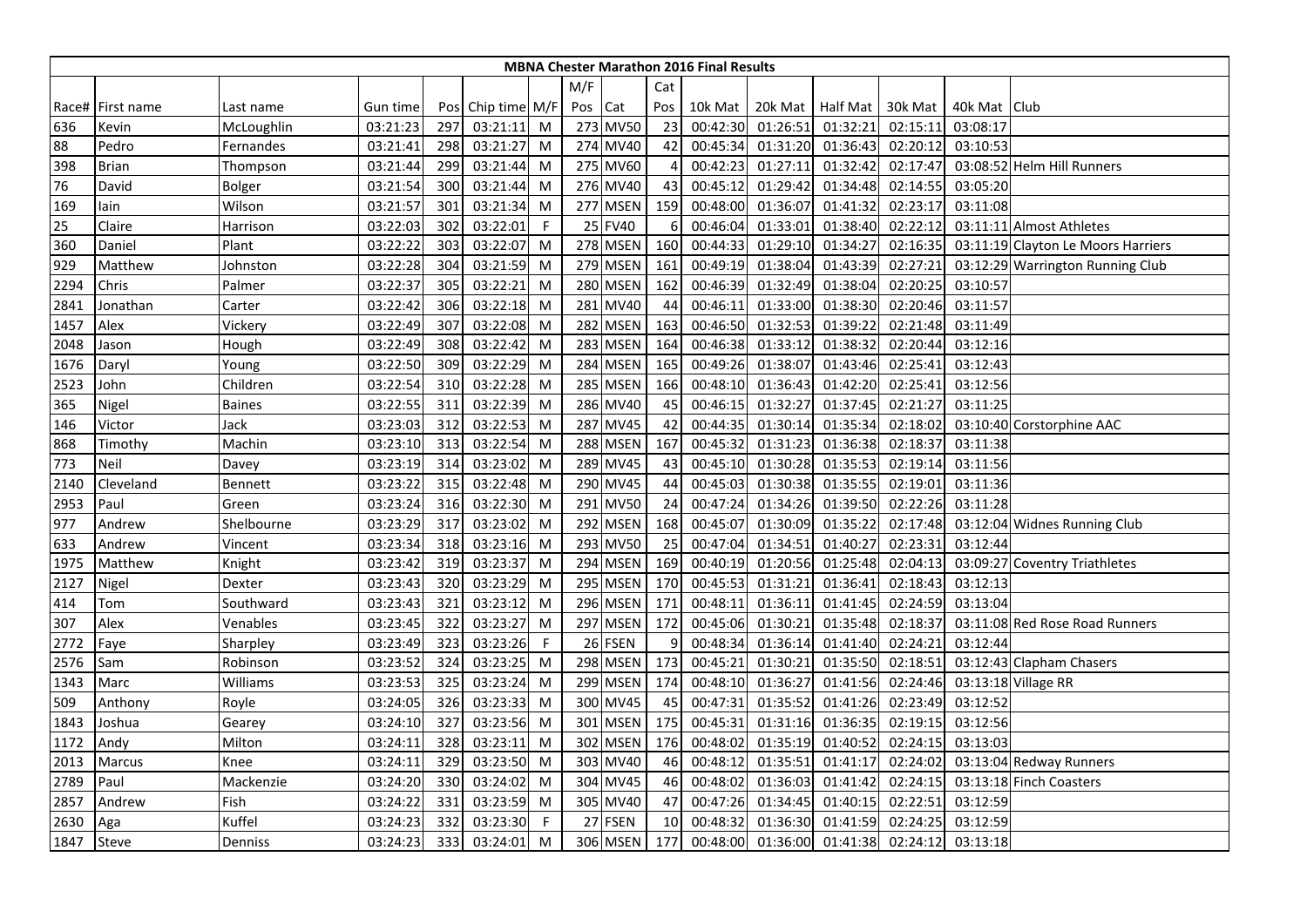# MBNA Chester Marathon 2016 Final Results

| Race# | First name | Last name | Gun time | Pos | Chip time | M/F | M/F Pos | Cat | Cat Pos | 10k Mat | 20k Mat | Half Mat | 30k Mat | 40k Mat | Club |
|---|---|---|---|---|---|---|---|---|---|---|---|---|---|---|---|
| 636 | Kevin | McLoughlin | 03:21:23 | 297 | 03:21:11 | M | 273 | MV50 | 23 | 00:42:30 | 01:26:51 | 01:32:21 | 02:15:11 | 03:08:17 | |
| 88 | Pedro | Fernandes | 03:21:41 | 298 | 03:21:27 | M | 274 | MV40 | 42 | 00:45:34 | 01:31:20 | 01:36:43 | 02:20:12 | 03:10:53 | |
| 398 | Brian | Thompson | 03:21:44 | 299 | 03:21:44 | M | 275 | MV60 | 4 | 00:42:23 | 01:27:11 | 01:32:42 | 02:17:47 | 03:08:52 | Helm Hill Runners |
| 76 | David | Bolger | 03:21:54 | 300 | 03:21:44 | M | 276 | MV40 | 43 | 00:45:12 | 01:29:42 | 01:34:48 | 02:14:55 | 03:05:20 | |
| 169 | Iain | Wilson | 03:21:57 | 301 | 03:21:34 | M | 277 | MSEN | 159 | 00:48:00 | 01:36:07 | 01:41:32 | 02:23:17 | 03:11:08 | |
| 25 | Claire | Harrison | 03:22:03 | 302 | 03:22:01 | F | 25 | FV40 | 6 | 00:46:04 | 01:33:01 | 01:38:40 | 02:22:12 | 03:11:11 | Almost Athletes |
| 360 | Daniel | Plant | 03:22:22 | 303 | 03:22:07 | M | 278 | MSEN | 160 | 00:44:33 | 01:29:10 | 01:34:27 | 02:16:35 | 03:11:19 | Clayton Le Moors Harriers |
| 929 | Matthew | Johnston | 03:22:28 | 304 | 03:21:59 | M | 279 | MSEN | 161 | 00:49:19 | 01:38:04 | 01:43:39 | 02:27:21 | 03:12:29 | Warrington Running Club |
| 2294 | Chris | Palmer | 03:22:37 | 305 | 03:22:21 | M | 280 | MSEN | 162 | 00:46:39 | 01:32:49 | 01:38:04 | 02:20:25 | 03:10:57 | |
| 2841 | Jonathan | Carter | 03:22:42 | 306 | 03:22:18 | M | 281 | MV40 | 44 | 00:46:11 | 01:33:00 | 01:38:30 | 02:20:46 | 03:11:57 | |
| 1457 | Alex | Vickery | 03:22:49 | 307 | 03:22:08 | M | 282 | MSEN | 163 | 00:46:50 | 01:32:53 | 01:39:22 | 02:21:48 | 03:11:49 | |
| 2048 | Jason | Hough | 03:22:49 | 308 | 03:22:42 | M | 283 | MSEN | 164 | 00:46:38 | 01:33:12 | 01:38:32 | 02:20:44 | 03:12:16 | |
| 1676 | Daryl | Young | 03:22:50 | 309 | 03:22:29 | M | 284 | MSEN | 165 | 00:49:26 | 01:38:07 | 01:43:46 | 02:25:41 | 03:12:43 | |
| 2523 | John | Children | 03:22:54 | 310 | 03:22:28 | M | 285 | MSEN | 166 | 00:48:10 | 01:36:43 | 01:42:20 | 02:25:41 | 03:12:56 | |
| 365 | Nigel | Baines | 03:22:55 | 311 | 03:22:39 | M | 286 | MV40 | 45 | 00:46:15 | 01:32:27 | 01:37:45 | 02:21:27 | 03:11:25 | |
| 146 | Victor | Jack | 03:23:03 | 312 | 03:22:53 | M | 287 | MV45 | 42 | 00:44:35 | 01:30:14 | 01:35:34 | 02:18:02 | 03:10:40 | Corstorphine AAC |
| 868 | Timothy | Machin | 03:23:10 | 313 | 03:22:54 | M | 288 | MSEN | 167 | 00:45:32 | 01:31:23 | 01:36:38 | 02:18:37 | 03:11:38 | |
| 773 | Neil | Davey | 03:23:19 | 314 | 03:23:02 | M | 289 | MV45 | 43 | 00:45:10 | 01:30:28 | 01:35:53 | 02:19:14 | 03:11:56 | |
| 2140 | Cleveland | Bennett | 03:23:22 | 315 | 03:22:48 | M | 290 | MV45 | 44 | 00:45:03 | 01:30:38 | 01:35:55 | 02:19:01 | 03:11:36 | |
| 2953 | Paul | Green | 03:23:24 | 316 | 03:22:30 | M | 291 | MV50 | 24 | 00:47:24 | 01:34:26 | 01:39:50 | 02:22:26 | 03:11:28 | |
| 977 | Andrew | Shelbourne | 03:23:29 | 317 | 03:23:02 | M | 292 | MSEN | 168 | 00:45:07 | 01:30:09 | 01:35:22 | 02:17:48 | 03:12:04 | Widnes Running Club |
| 633 | Andrew | Vincent | 03:23:34 | 318 | 03:23:16 | M | 293 | MV50 | 25 | 00:47:04 | 01:34:51 | 01:40:27 | 02:23:31 | 03:12:44 | |
| 1975 | Matthew | Knight | 03:23:42 | 319 | 03:23:37 | M | 294 | MSEN | 169 | 00:40:19 | 01:20:56 | 01:25:48 | 02:04:13 | 03:09:27 | Coventry Triathletes |
| 2127 | Nigel | Dexter | 03:23:43 | 320 | 03:23:29 | M | 295 | MSEN | 170 | 00:45:53 | 01:31:21 | 01:36:41 | 02:18:43 | 03:12:13 | |
| 414 | Tom | Southward | 03:23:43 | 321 | 03:23:12 | M | 296 | MSEN | 171 | 00:48:11 | 01:36:11 | 01:41:45 | 02:24:59 | 03:13:04 | |
| 307 | Alex | Venables | 03:23:45 | 322 | 03:23:27 | M | 297 | MSEN | 172 | 00:45:06 | 01:30:21 | 01:35:48 | 02:18:37 | 03:11:08 | Red Rose Road Runners |
| 2772 | Faye | Sharpley | 03:23:49 | 323 | 03:23:26 | F | 26 | FSEN | 9 | 00:48:34 | 01:36:14 | 01:41:40 | 02:24:21 | 03:12:44 | |
| 2576 | Sam | Robinson | 03:23:52 | 324 | 03:23:25 | M | 298 | MSEN | 173 | 00:45:21 | 01:30:21 | 01:35:50 | 02:18:51 | 03:12:43 | Clapham Chasers |
| 1343 | Marc | Williams | 03:23:53 | 325 | 03:23:24 | M | 299 | MSEN | 174 | 00:48:10 | 01:36:27 | 01:41:56 | 02:24:46 | 03:13:18 | Village RR |
| 509 | Anthony | Royle | 03:24:05 | 326 | 03:23:33 | M | 300 | MV45 | 45 | 00:47:31 | 01:35:52 | 01:41:26 | 02:23:49 | 03:12:52 | |
| 1843 | Joshua | Gearey | 03:24:10 | 327 | 03:23:56 | M | 301 | MSEN | 175 | 00:45:31 | 01:31:16 | 01:36:35 | 02:19:15 | 03:12:56 | |
| 1172 | Andy | Milton | 03:24:11 | 328 | 03:23:11 | M | 302 | MSEN | 176 | 00:48:02 | 01:35:19 | 01:40:52 | 02:24:15 | 03:13:03 | |
| 2013 | Marcus | Knee | 03:24:11 | 329 | 03:23:50 | M | 303 | MV40 | 46 | 00:48:12 | 01:35:51 | 01:41:17 | 02:24:02 | 03:13:04 | Redway Runners |
| 2789 | Paul | Mackenzie | 03:24:20 | 330 | 03:24:02 | M | 304 | MV45 | 46 | 00:48:02 | 01:36:03 | 01:41:42 | 02:24:15 | 03:13:18 | Finch Coasters |
| 2857 | Andrew | Fish | 03:24:22 | 331 | 03:23:59 | M | 305 | MV40 | 47 | 00:47:26 | 01:34:45 | 01:40:15 | 02:22:51 | 03:12:59 | |
| 2630 | Aga | Kuffel | 03:24:23 | 332 | 03:23:30 | F | 27 | FSEN | 10 | 00:48:32 | 01:36:30 | 01:41:59 | 02:24:25 | 03:12:59 | |
| 1847 | Steve | Denniss | 03:24:23 | 333 | 03:24:01 | M | 306 | MSEN | 177 | 00:48:00 | 01:36:00 | 01:41:38 | 02:24:12 | 03:13:18 | |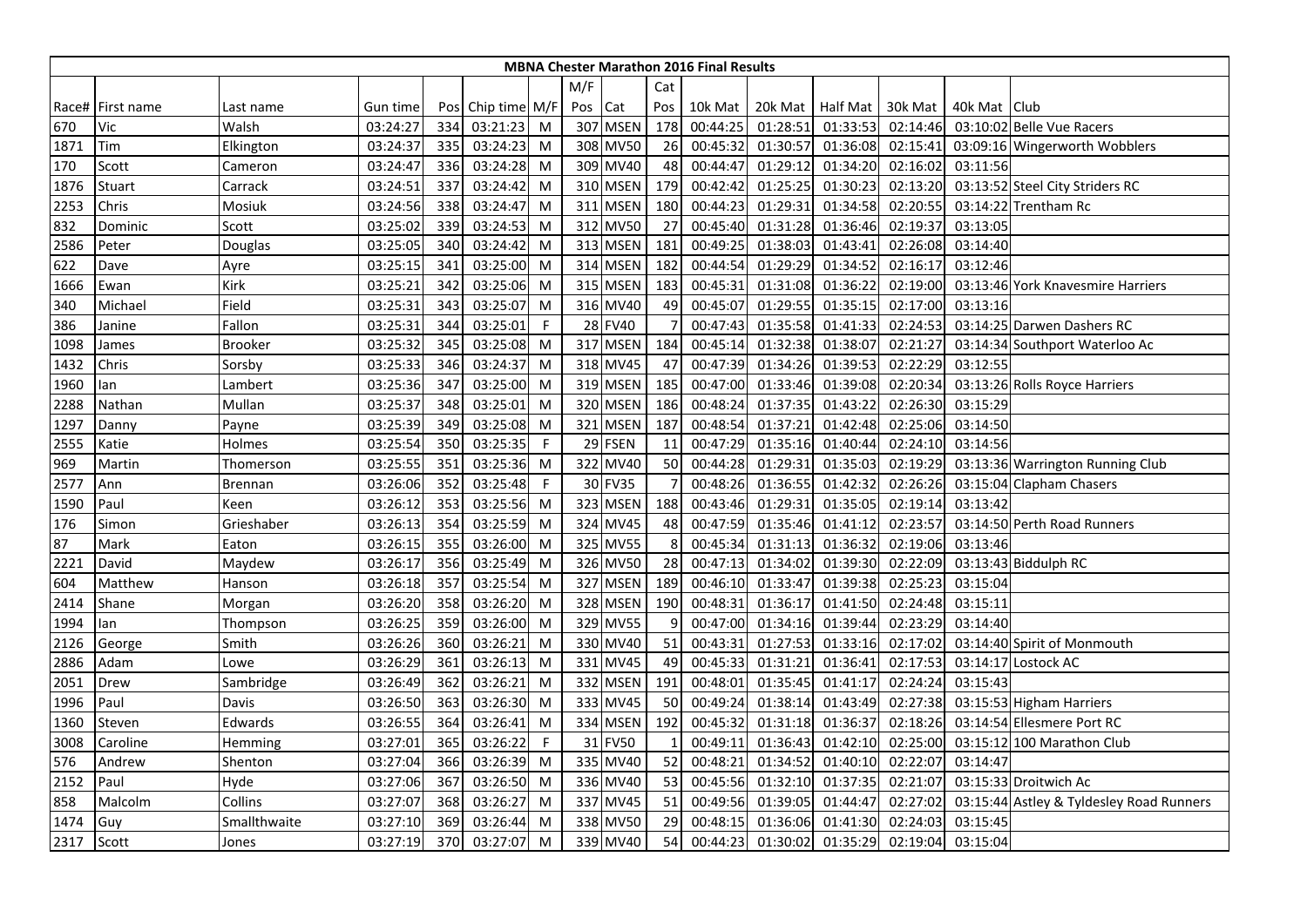| MBNA Chester Marathon 2016 Final Results | | | | | | | | | | | | | | | | |
|---|---|---|---|---|---|---|---|---|---|---|---|---|---|---|---|---|
| | | | | | | | M/F | | Cat | | | | | | | |
| Race# | First name | Last name | Gun time | Pos | Chip time | M/F | Pos | Cat | Pos | 10k Mat | 20k Mat | Half Mat | 30k Mat | 40k Mat | Club |
| 670 | Vic | Walsh | 03:24:27 | 334 | 03:21:23 | M | 307 | MSEN | 178 | 00:44:25 | 01:28:51 | 01:33:53 | 02:14:46 | 03:10:02 | Belle Vue Racers |
| 1871 | Tim | Elkington | 03:24:37 | 335 | 03:24:23 | M | 308 | MV50 | 26 | 00:45:32 | 01:30:57 | 01:36:08 | 02:15:41 | 03:09:16 | Wingerworth Wobblers |
| 170 | Scott | Cameron | 03:24:47 | 336 | 03:24:28 | M | 309 | MV40 | 48 | 00:44:47 | 01:29:12 | 01:34:20 | 02:16:02 | 03:11:56 | |
| 1876 | Stuart | Carrack | 03:24:51 | 337 | 03:24:42 | M | 310 | MSEN | 179 | 00:42:42 | 01:25:25 | 01:30:23 | 02:13:20 | 03:13:52 | Steel City Striders RC |
| 2253 | Chris | Mosiuk | 03:24:56 | 338 | 03:24:47 | M | 311 | MSEN | 180 | 00:44:23 | 01:29:31 | 01:34:58 | 02:20:55 | 03:14:22 | Trentham Rc |
| 832 | Dominic | Scott | 03:25:02 | 339 | 03:24:53 | M | 312 | MV50 | 27 | 00:45:40 | 01:31:28 | 01:36:46 | 02:19:37 | 03:13:05 | |
| 2586 | Peter | Douglas | 03:25:05 | 340 | 03:24:42 | M | 313 | MSEN | 181 | 00:49:25 | 01:38:03 | 01:43:41 | 02:26:08 | 03:14:40 | |
| 622 | Dave | Ayre | 03:25:15 | 341 | 03:25:00 | M | 314 | MSEN | 182 | 00:44:54 | 01:29:29 | 01:34:52 | 02:16:17 | 03:12:46 | |
| 1666 | Ewan | Kirk | 03:25:21 | 342 | 03:25:06 | M | 315 | MSEN | 183 | 00:45:31 | 01:31:08 | 01:36:22 | 02:19:00 | 03:13:46 | York Knavesmire Harriers |
| 340 | Michael | Field | 03:25:31 | 343 | 03:25:07 | M | 316 | MV40 | 49 | 00:45:07 | 01:29:55 | 01:35:15 | 02:17:00 | 03:13:16 | |
| 386 | Janine | Fallon | 03:25:31 | 344 | 03:25:01 | F | 28 | FV40 | 7 | 00:47:43 | 01:35:58 | 01:41:33 | 02:24:53 | 03:14:25 | Darwen Dashers RC |
| 1098 | James | Brooker | 03:25:32 | 345 | 03:25:08 | M | 317 | MSEN | 184 | 00:45:14 | 01:32:38 | 01:38:07 | 02:21:27 | 03:14:34 | Southport Waterloo Ac |
| 1432 | Chris | Sorsby | 03:25:33 | 346 | 03:24:37 | M | 318 | MV45 | 47 | 00:47:39 | 01:34:26 | 01:39:53 | 02:22:29 | 03:12:55 | |
| 1960 | Ian | Lambert | 03:25:36 | 347 | 03:25:00 | M | 319 | MSEN | 185 | 00:47:00 | 01:33:46 | 01:39:08 | 02:20:34 | 03:13:26 | Rolls Royce Harriers |
| 2288 | Nathan | Mullan | 03:25:37 | 348 | 03:25:01 | M | 320 | MSEN | 186 | 00:48:24 | 01:37:35 | 01:43:22 | 02:26:30 | 03:15:29 | |
| 1297 | Danny | Payne | 03:25:39 | 349 | 03:25:08 | M | 321 | MSEN | 187 | 00:48:54 | 01:37:21 | 01:42:48 | 02:25:06 | 03:14:50 | |
| 2555 | Katie | Holmes | 03:25:54 | 350 | 03:25:35 | F | 29 | FSEN | 11 | 00:47:29 | 01:35:16 | 01:40:44 | 02:24:10 | 03:14:56 | |
| 969 | Martin | Thomerson | 03:25:55 | 351 | 03:25:36 | M | 322 | MV40 | 50 | 00:44:28 | 01:29:31 | 01:35:03 | 02:19:29 | 03:13:36 | Warrington Running Club |
| 2577 | Ann | Brennan | 03:26:06 | 352 | 03:25:48 | F | 30 | FV35 | 7 | 00:48:26 | 01:36:55 | 01:42:32 | 02:26:26 | 03:15:04 | Clapham Chasers |
| 1590 | Paul | Keen | 03:26:12 | 353 | 03:25:56 | M | 323 | MSEN | 188 | 00:43:46 | 01:29:31 | 01:35:05 | 02:19:14 | 03:13:42 | |
| 176 | Simon | Grieshaber | 03:26:13 | 354 | 03:25:59 | M | 324 | MV45 | 48 | 00:47:59 | 01:35:46 | 01:41:12 | 02:23:57 | 03:14:50 | Perth Road Runners |
| 87 | Mark | Eaton | 03:26:15 | 355 | 03:26:00 | M | 325 | MV55 | 8 | 00:45:34 | 01:31:13 | 01:36:32 | 02:19:06 | 03:13:46 | |
| 2221 | David | Maydew | 03:26:17 | 356 | 03:25:49 | M | 326 | MV50 | 28 | 00:47:13 | 01:34:02 | 01:39:30 | 02:22:09 | 03:13:43 | Biddulph RC |
| 604 | Matthew | Hanson | 03:26:18 | 357 | 03:25:54 | M | 327 | MSEN | 189 | 00:46:10 | 01:33:47 | 01:39:38 | 02:25:23 | 03:15:04 | |
| 2414 | Shane | Morgan | 03:26:20 | 358 | 03:26:20 | M | 328 | MSEN | 190 | 00:48:31 | 01:36:17 | 01:41:50 | 02:24:48 | 03:15:11 | |
| 1994 | Ian | Thompson | 03:26:25 | 359 | 03:26:00 | M | 329 | MV55 | 9 | 00:47:00 | 01:34:16 | 01:39:44 | 02:23:29 | 03:14:40 | |
| 2126 | George | Smith | 03:26:26 | 360 | 03:26:21 | M | 330 | MV40 | 51 | 00:43:31 | 01:27:53 | 01:33:16 | 02:17:02 | 03:14:40 | Spirit of Monmouth |
| 2886 | Adam | Lowe | 03:26:29 | 361 | 03:26:13 | M | 331 | MV45 | 49 | 00:45:33 | 01:31:21 | 01:36:41 | 02:17:53 | 03:14:17 | Lostock AC |
| 2051 | Drew | Sambridge | 03:26:49 | 362 | 03:26:21 | M | 332 | MSEN | 191 | 00:48:01 | 01:35:45 | 01:41:17 | 02:24:24 | 03:15:43 | |
| 1996 | Paul | Davis | 03:26:50 | 363 | 03:26:30 | M | 333 | MV45 | 50 | 00:49:24 | 01:38:14 | 01:43:49 | 02:27:38 | 03:15:53 | Higham Harriers |
| 1360 | Steven | Edwards | 03:26:55 | 364 | 03:26:41 | M | 334 | MSEN | 192 | 00:45:32 | 01:31:18 | 01:36:37 | 02:18:26 | 03:14:54 | Ellesmere Port RC |
| 3008 | Caroline | Hemming | 03:27:01 | 365 | 03:26:22 | F | 31 | FV50 | 1 | 00:49:11 | 01:36:43 | 01:42:10 | 02:25:00 | 03:15:12 | 100 Marathon Club |
| 576 | Andrew | Shenton | 03:27:04 | 366 | 03:26:39 | M | 335 | MV40 | 52 | 00:48:21 | 01:34:52 | 01:40:10 | 02:22:07 | 03:14:47 | |
| 2152 | Paul | Hyde | 03:27:06 | 367 | 03:26:50 | M | 336 | MV40 | 53 | 00:45:56 | 01:32:10 | 01:37:35 | 02:21:07 | 03:15:33 | Droitwich Ac |
| 858 | Malcolm | Collins | 03:27:07 | 368 | 03:26:27 | M | 337 | MV45 | 51 | 00:49:56 | 01:39:05 | 01:44:47 | 02:27:02 | 03:15:44 | Astley & Tyldesley Road Runners |
| 1474 | Guy | Smallthwaite | 03:27:10 | 369 | 03:26:44 | M | 338 | MV50 | 29 | 00:48:15 | 01:36:06 | 01:41:30 | 02:24:03 | 03:15:45 | |
| 2317 | Scott | Jones | 03:27:19 | 370 | 03:27:07 | M | 339 | MV40 | 54 | 00:44:23 | 01:30:02 | 01:35:29 | 02:19:04 | 03:15:04 | |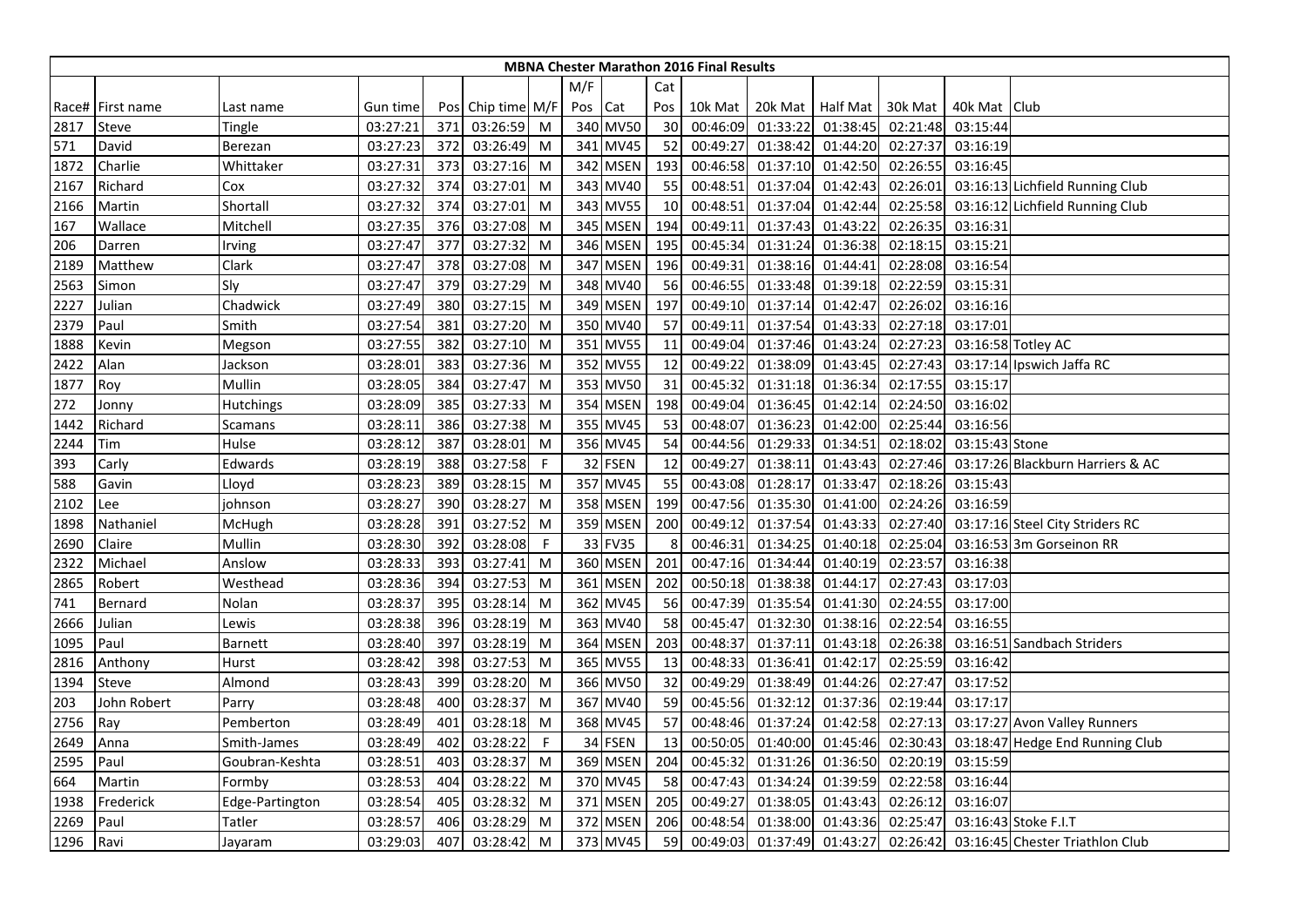| MBNA Chester Marathon 2016 Final Results | | | | | | | | | | | | | | | | | |
|---|---|---|---|---|---|---|---|---|---|---|---|---|---|---|---|---|---|
| | | | | | | | M/F | | Cat | | | | | | | |
| Race# | First name | Last name | Gun time | Pos | Chip time | M/F | Pos | Cat | Pos | 10k Mat | 20k Mat | Half Mat | 30k Mat | 40k Mat | Club |
| 2817 | Steve | Tingle | 03:27:21 | 371 | 03:26:59 | M | 340 | MV50 | 30 | 00:46:09 | 01:33:22 | 01:38:45 | 02:21:48 | 03:15:44 | |
| 571 | David | Berezan | 03:27:23 | 372 | 03:26:49 | M | 341 | MV45 | 52 | 00:49:27 | 01:38:42 | 01:44:20 | 02:27:37 | 03:16:19 | |
| 1872 | Charlie | Whittaker | 03:27:31 | 373 | 03:27:16 | M | 342 | MSEN | 193 | 00:46:58 | 01:37:10 | 01:42:50 | 02:26:55 | 03:16:45 | |
| 2167 | Richard | Cox | 03:27:32 | 374 | 03:27:01 | M | 343 | MV40 | 55 | 00:48:51 | 01:37:04 | 01:42:43 | 02:26:01 | 03:16:13 | Lichfield Running Club |
| 2166 | Martin | Shortall | 03:27:32 | 374 | 03:27:01 | M | 343 | MV55 | 10 | 00:48:51 | 01:37:04 | 01:42:44 | 02:25:58 | 03:16:12 | Lichfield Running Club |
| 167 | Wallace | Mitchell | 03:27:35 | 376 | 03:27:08 | M | 345 | MSEN | 194 | 00:49:11 | 01:37:43 | 01:43:22 | 02:26:35 | 03:16:31 | |
| 206 | Darren | Irving | 03:27:47 | 377 | 03:27:32 | M | 346 | MSEN | 195 | 00:45:34 | 01:31:24 | 01:36:38 | 02:18:15 | 03:15:21 | |
| 2189 | Matthew | Clark | 03:27:47 | 378 | 03:27:08 | M | 347 | MSEN | 196 | 00:49:31 | 01:38:16 | 01:44:41 | 02:28:08 | 03:16:54 | |
| 2563 | Simon | Sly | 03:27:47 | 379 | 03:27:29 | M | 348 | MV40 | 56 | 00:46:55 | 01:33:48 | 01:39:18 | 02:22:59 | 03:15:31 | |
| 2227 | Julian | Chadwick | 03:27:49 | 380 | 03:27:15 | M | 349 | MSEN | 197 | 00:49:10 | 01:37:14 | 01:42:47 | 02:26:02 | 03:16:16 | |
| 2379 | Paul | Smith | 03:27:54 | 381 | 03:27:20 | M | 350 | MV40 | 57 | 00:49:11 | 01:37:54 | 01:43:33 | 02:27:18 | 03:17:01 | |
| 1888 | Kevin | Megson | 03:27:55 | 382 | 03:27:10 | M | 351 | MV55 | 11 | 00:49:04 | 01:37:46 | 01:43:24 | 02:27:23 | 03:16:58 | Totley AC |
| 2422 | Alan | Jackson | 03:28:01 | 383 | 03:27:36 | M | 352 | MV55 | 12 | 00:49:22 | 01:38:09 | 01:43:45 | 02:27:43 | 03:17:14 | Ipswich Jaffa RC |
| 1877 | Roy | Mullin | 03:28:05 | 384 | 03:27:47 | M | 353 | MV50 | 31 | 00:45:32 | 01:31:18 | 01:36:34 | 02:17:55 | 03:15:17 | |
| 272 | Jonny | Hutchings | 03:28:09 | 385 | 03:27:33 | M | 354 | MSEN | 198 | 00:49:04 | 01:36:45 | 01:42:14 | 02:24:50 | 03:16:02 | |
| 1442 | Richard | Scamans | 03:28:11 | 386 | 03:27:38 | M | 355 | MV45 | 53 | 00:48:07 | 01:36:23 | 01:42:00 | 02:25:44 | 03:16:56 | |
| 2244 | Tim | Hulse | 03:28:12 | 387 | 03:28:01 | M | 356 | MV45 | 54 | 00:44:56 | 01:29:33 | 01:34:51 | 02:18:02 | 03:15:43 | Stone |
| 393 | Carly | Edwards | 03:28:19 | 388 | 03:27:58 | F | 32 | FSEN | 12 | 00:49:27 | 01:38:11 | 01:43:43 | 02:27:46 | 03:17:26 | Blackburn Harriers & AC |
| 588 | Gavin | Lloyd | 03:28:23 | 389 | 03:28:15 | M | 357 | MV45 | 55 | 00:43:08 | 01:28:17 | 01:33:47 | 02:18:26 | 03:15:43 | |
| 2102 | Lee | johnson | 03:28:27 | 390 | 03:28:27 | M | 358 | MSEN | 199 | 00:47:56 | 01:35:30 | 01:41:00 | 02:24:26 | 03:16:59 | |
| 1898 | Nathaniel | McHugh | 03:28:28 | 391 | 03:27:52 | M | 359 | MSEN | 200 | 00:49:12 | 01:37:54 | 01:43:33 | 02:27:40 | 03:17:16 | Steel City Striders RC |
| 2690 | Claire | Mullin | 03:28:30 | 392 | 03:28:08 | F | 33 | FV35 | 8 | 00:46:31 | 01:34:25 | 01:40:18 | 02:25:04 | 03:16:53 | 3m Gorseinon RR |
| 2322 | Michael | Anslow | 03:28:33 | 393 | 03:27:41 | M | 360 | MSEN | 201 | 00:47:16 | 01:34:44 | 01:40:19 | 02:23:57 | 03:16:38 | |
| 2865 | Robert | Westhead | 03:28:36 | 394 | 03:27:53 | M | 361 | MSEN | 202 | 00:50:18 | 01:38:38 | 01:44:17 | 02:27:43 | 03:17:03 | |
| 741 | Bernard | Nolan | 03:28:37 | 395 | 03:28:14 | M | 362 | MV45 | 56 | 00:47:39 | 01:35:54 | 01:41:30 | 02:24:55 | 03:17:00 | |
| 2666 | Julian | Lewis | 03:28:38 | 396 | 03:28:19 | M | 363 | MV40 | 58 | 00:45:47 | 01:32:30 | 01:38:16 | 02:22:54 | 03:16:55 | |
| 1095 | Paul | Barnett | 03:28:40 | 397 | 03:28:19 | M | 364 | MSEN | 203 | 00:48:37 | 01:37:11 | 01:43:18 | 02:26:38 | 03:16:51 | Sandbach Striders |
| 2816 | Anthony | Hurst | 03:28:42 | 398 | 03:27:53 | M | 365 | MV55 | 13 | 00:48:33 | 01:36:41 | 01:42:17 | 02:25:59 | 03:16:42 | |
| 1394 | Steve | Almond | 03:28:43 | 399 | 03:28:20 | M | 366 | MV50 | 32 | 00:49:29 | 01:38:49 | 01:44:26 | 02:27:47 | 03:17:52 | |
| 203 | John Robert | Parry | 03:28:48 | 400 | 03:28:37 | M | 367 | MV40 | 59 | 00:45:56 | 01:32:12 | 01:37:36 | 02:19:44 | 03:17:17 | |
| 2756 | Ray | Pemberton | 03:28:49 | 401 | 03:28:18 | M | 368 | MV45 | 57 | 00:48:46 | 01:37:24 | 01:42:58 | 02:27:13 | 03:17:27 | Avon Valley Runners |
| 2649 | Anna | Smith-James | 03:28:49 | 402 | 03:28:22 | F | 34 | FSEN | 13 | 00:50:05 | 01:40:00 | 01:45:46 | 02:30:43 | 03:18:47 | Hedge End Running Club |
| 2595 | Paul | Goubran-Keshta | 03:28:51 | 403 | 03:28:37 | M | 369 | MSEN | 204 | 00:45:32 | 01:31:26 | 01:36:50 | 02:20:19 | 03:15:59 | |
| 664 | Martin | Formby | 03:28:53 | 404 | 03:28:22 | M | 370 | MV45 | 58 | 00:47:43 | 01:34:24 | 01:39:59 | 02:22:58 | 03:16:44 | |
| 1938 | Frederick | Edge-Partington | 03:28:54 | 405 | 03:28:32 | M | 371 | MSEN | 205 | 00:49:27 | 01:38:05 | 01:43:43 | 02:26:12 | 03:16:07 | |
| 2269 | Paul | Tatler | 03:28:57 | 406 | 03:28:29 | M | 372 | MSEN | 206 | 00:48:54 | 01:38:00 | 01:43:36 | 02:25:47 | 03:16:43 | Stoke F.I.T |
| 1296 | Ravi | Jayaram | 03:29:03 | 407 | 03:28:42 | M | 373 | MV45 | 59 | 00:49:03 | 01:37:49 | 01:43:27 | 02:26:42 | 03:16:45 | Chester Triathlon Club |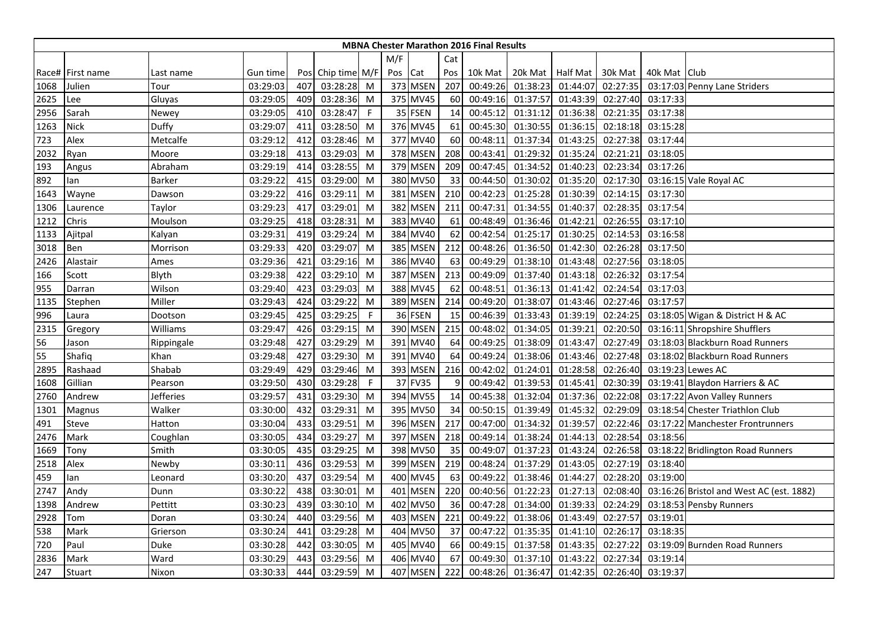**MBNA Chester Marathon 2016 Final Results**

| Race# | First name | Last name | Gun time | Pos | Chip time | M/F | M/F Pos | Cat | Cat Pos | 10k Mat | 20k Mat | Half Mat | 30k Mat | 40k Mat | Club |
|---|---|---|---|---|---|---|---|---|---|---|---|---|---|---|---|
| 1068 | Julien | Tour | 03:29:03 | 407 | 03:28:28 | M | 373 | MSEN | 207 | 00:49:26 | 01:38:23 | 01:44:07 | 02:27:35 | 03:17:03 | Penny Lane Striders |
| 2625 | Lee | Gluyas | 03:29:05 | 409 | 03:28:36 | M | 375 | MV45 | 60 | 00:49:16 | 01:37:57 | 01:43:39 | 02:27:40 | 03:17:33 | |
| 2956 | Sarah | Newey | 03:29:05 | 410 | 03:28:47 | F | 35 | FSEN | 14 | 00:45:12 | 01:31:12 | 01:36:38 | 02:21:35 | 03:17:38 | |
| 1263 | Nick | Duffy | 03:29:07 | 411 | 03:28:50 | M | 376 | MV45 | 61 | 00:45:30 | 01:30:55 | 01:36:15 | 02:18:18 | 03:15:28 | |
| 723 | Alex | Metcalfe | 03:29:12 | 412 | 03:28:46 | M | 377 | MV40 | 60 | 00:48:11 | 01:37:34 | 01:43:25 | 02:27:38 | 03:17:44 | |
| 2032 | Ryan | Moore | 03:29:18 | 413 | 03:29:03 | M | 378 | MSEN | 208 | 00:43:41 | 01:29:32 | 01:35:24 | 02:21:21 | 03:18:05 | |
| 193 | Angus | Abraham | 03:29:19 | 414 | 03:28:55 | M | 379 | MSEN | 209 | 00:47:45 | 01:34:52 | 01:40:23 | 02:23:34 | 03:17:26 | |
| 892 | Ian | Barker | 03:29:22 | 415 | 03:29:00 | M | 380 | MV50 | 33 | 00:44:50 | 01:30:02 | 01:35:20 | 02:17:30 | 03:16:15 | Vale Royal AC |
| 1643 | Wayne | Dawson | 03:29:22 | 416 | 03:29:11 | M | 381 | MSEN | 210 | 00:42:23 | 01:25:28 | 01:30:39 | 02:14:15 | 03:17:30 | |
| 1306 | Laurence | Taylor | 03:29:23 | 417 | 03:29:01 | M | 382 | MSEN | 211 | 00:47:31 | 01:34:55 | 01:40:37 | 02:28:35 | 03:17:54 | |
| 1212 | Chris | Moulson | 03:29:25 | 418 | 03:28:31 | M | 383 | MV40 | 61 | 00:48:49 | 01:36:46 | 01:42:21 | 02:26:55 | 03:17:10 | |
| 1133 | Ajitpal | Kalyan | 03:29:31 | 419 | 03:29:24 | M | 384 | MV40 | 62 | 00:42:54 | 01:25:17 | 01:30:25 | 02:14:53 | 03:16:58 | |
| 3018 | Ben | Morrison | 03:29:33 | 420 | 03:29:07 | M | 385 | MSEN | 212 | 00:48:26 | 01:36:50 | 01:42:30 | 02:26:28 | 03:17:50 | |
| 2426 | Alastair | Ames | 03:29:36 | 421 | 03:29:16 | M | 386 | MV40 | 63 | 00:49:29 | 01:38:10 | 01:43:48 | 02:27:56 | 03:18:05 | |
| 166 | Scott | Blyth | 03:29:38 | 422 | 03:29:10 | M | 387 | MSEN | 213 | 00:49:09 | 01:37:40 | 01:43:18 | 02:26:32 | 03:17:54 | |
| 955 | Darran | Wilson | 03:29:40 | 423 | 03:29:03 | M | 388 | MV45 | 62 | 00:48:51 | 01:36:13 | 01:41:42 | 02:24:54 | 03:17:03 | |
| 1135 | Stephen | Miller | 03:29:43 | 424 | 03:29:22 | M | 389 | MSEN | 214 | 00:49:20 | 01:38:07 | 01:43:46 | 02:27:46 | 03:17:57 | |
| 996 | Laura | Dootson | 03:29:45 | 425 | 03:29:25 | F | 36 | FSEN | 15 | 00:46:39 | 01:33:43 | 01:39:19 | 02:24:25 | 03:18:05 | Wigan & District H & AC |
| 2315 | Gregory | Williams | 03:29:47 | 426 | 03:29:15 | M | 390 | MSEN | 215 | 00:48:02 | 01:34:05 | 01:39:21 | 02:20:50 | 03:16:11 | Shropshire Shufflers |
| 56 | Jason | Rippingale | 03:29:48 | 427 | 03:29:29 | M | 391 | MV40 | 64 | 00:49:25 | 01:38:09 | 01:43:47 | 02:27:49 | 03:18:03 | Blackburn Road Runners |
| 55 | Shafiq | Khan | 03:29:48 | 427 | 03:29:30 | M | 391 | MV40 | 64 | 00:49:24 | 01:38:06 | 01:43:46 | 02:27:48 | 03:18:02 | Blackburn Road Runners |
| 2895 | Rashaad | Shabab | 03:29:49 | 429 | 03:29:46 | M | 393 | MSEN | 216 | 00:42:02 | 01:24:01 | 01:28:58 | 02:26:40 | 03:19:23 | Lewes AC |
| 1608 | Gillian | Pearson | 03:29:50 | 430 | 03:29:28 | F | 37 | FV35 | 9 | 00:49:42 | 01:39:53 | 01:45:41 | 02:30:39 | 03:19:41 | Blaydon Harriers & AC |
| 2760 | Andrew | Jefferies | 03:29:57 | 431 | 03:29:30 | M | 394 | MV55 | 14 | 00:45:38 | 01:32:04 | 01:37:36 | 02:22:08 | 03:17:22 | Avon Valley Runners |
| 1301 | Magnus | Walker | 03:30:00 | 432 | 03:29:31 | M | 395 | MV50 | 34 | 00:50:15 | 01:39:49 | 01:45:32 | 02:29:09 | 03:18:54 | Chester Triathlon Club |
| 491 | Steve | Hatton | 03:30:04 | 433 | 03:29:51 | M | 396 | MSEN | 217 | 00:47:00 | 01:34:32 | 01:39:57 | 02:22:46 | 03:17:22 | Manchester Frontrunners |
| 2476 | Mark | Coughlan | 03:30:05 | 434 | 03:29:27 | M | 397 | MSEN | 218 | 00:49:14 | 01:38:24 | 01:44:13 | 02:28:54 | 03:18:56 | |
| 1669 | Tony | Smith | 03:30:05 | 435 | 03:29:25 | M | 398 | MV50 | 35 | 00:49:07 | 01:37:23 | 01:43:24 | 02:26:58 | 03:18:22 | Bridlington Road Runners |
| 2518 | Alex | Newby | 03:30:11 | 436 | 03:29:53 | M | 399 | MSEN | 219 | 00:48:24 | 01:37:29 | 01:43:05 | 02:27:19 | 03:18:40 | |
| 459 | Ian | Leonard | 03:30:20 | 437 | 03:29:54 | M | 400 | MV45 | 63 | 00:49:22 | 01:38:46 | 01:44:27 | 02:28:20 | 03:19:00 | |
| 2747 | Andy | Dunn | 03:30:22 | 438 | 03:30:01 | M | 401 | MSEN | 220 | 00:40:56 | 01:22:23 | 01:27:13 | 02:08:40 | 03:16:26 | Bristol and West AC (est. 1882) |
| 1398 | Andrew | Pettitt | 03:30:23 | 439 | 03:30:10 | M | 402 | MV50 | 36 | 00:47:28 | 01:34:00 | 01:39:33 | 02:24:29 | 03:18:53 | Pensby Runners |
| 2928 | Tom | Doran | 03:30:24 | 440 | 03:29:56 | M | 403 | MSEN | 221 | 00:49:22 | 01:38:06 | 01:43:49 | 02:27:57 | 03:19:01 | |
| 538 | Mark | Grierson | 03:30:24 | 441 | 03:29:28 | M | 404 | MV50 | 37 | 00:47:22 | 01:35:35 | 01:41:10 | 02:26:17 | 03:18:35 | |
| 720 | Paul | Duke | 03:30:28 | 442 | 03:30:05 | M | 405 | MV40 | 66 | 00:49:15 | 01:37:58 | 01:43:35 | 02:27:22 | 03:19:09 | Burnden Road Runners |
| 2836 | Mark | Ward | 03:30:29 | 443 | 03:29:56 | M | 406 | MV40 | 67 | 00:49:30 | 01:37:10 | 01:43:22 | 02:27:34 | 03:19:14 | |
| 247 | Stuart | Nixon | 03:30:33 | 444 | 03:29:59 | M | 407 | MSEN | 222 | 00:48:26 | 01:36:47 | 01:42:35 | 02:26:40 | 03:19:37 | |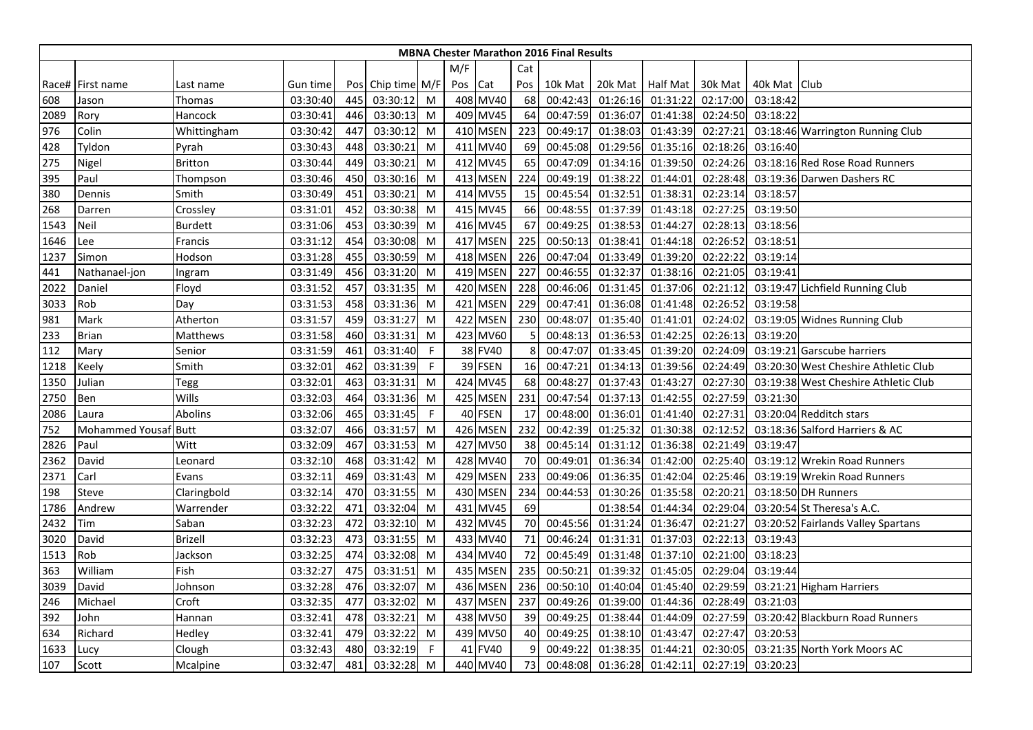| MBNA Chester Marathon 2016 Final Results | | | | | | | | | | | | | | | | |
|---|---|---|---|---|---|---|---|---|---|---|---|---|---|---|---|---|
| | | | | | | | M/F | | Cat | | | | | | | |
| Race# | First name | Last name | Gun time | Pos | Chip time | M/F | Pos | Cat | Pos | 10k Mat | 20k Mat | Half Mat | 30k Mat | 40k Mat | Club |
| 608 | Jason | Thomas | 03:30:40 | 445 | 03:30:12 | M | 408 | MV40 | 68 | 00:42:43 | 01:26:16 | 01:31:22 | 02:17:00 | 03:18:42 | |
| 2089 | Rory | Hancock | 03:30:41 | 446 | 03:30:13 | M | 409 | MV45 | 64 | 00:47:59 | 01:36:07 | 01:41:38 | 02:24:50 | 03:18:22 | |
| 976 | Colin | Whittingham | 03:30:42 | 447 | 03:30:12 | M | 410 | MSEN | 223 | 00:49:17 | 01:38:03 | 01:43:39 | 02:27:21 | 03:18:46 | Warrington Running Club |
| 428 | Tyldon | Pyrah | 03:30:43 | 448 | 03:30:21 | M | 411 | MV40 | 69 | 00:45:08 | 01:29:56 | 01:35:16 | 02:18:26 | 03:16:40 | |
| 275 | Nigel | Britton | 03:30:44 | 449 | 03:30:21 | M | 412 | MV45 | 65 | 00:47:09 | 01:34:16 | 01:39:50 | 02:24:26 | 03:18:16 | Red Rose Road Runners |
| 395 | Paul | Thompson | 03:30:46 | 450 | 03:30:16 | M | 413 | MSEN | 224 | 00:49:19 | 01:38:22 | 01:44:01 | 02:28:48 | 03:19:36 | Darwen Dashers RC |
| 380 | Dennis | Smith | 03:30:49 | 451 | 03:30:21 | M | 414 | MV55 | 15 | 00:45:54 | 01:32:51 | 01:38:31 | 02:23:14 | 03:18:57 | |
| 268 | Darren | Crossley | 03:31:01 | 452 | 03:30:38 | M | 415 | MV45 | 66 | 00:48:55 | 01:37:39 | 01:43:18 | 02:27:25 | 03:19:50 | |
| 1543 | Neil | Burdett | 03:31:06 | 453 | 03:30:39 | M | 416 | MV45 | 67 | 00:49:25 | 01:38:53 | 01:44:27 | 02:28:13 | 03:18:56 | |
| 1646 | Lee | Francis | 03:31:12 | 454 | 03:30:08 | M | 417 | MSEN | 225 | 00:50:13 | 01:38:41 | 01:44:18 | 02:26:52 | 03:18:51 | |
| 1237 | Simon | Hodson | 03:31:28 | 455 | 03:30:59 | M | 418 | MSEN | 226 | 00:47:04 | 01:33:49 | 01:39:20 | 02:22:22 | 03:19:14 | |
| 441 | Nathanael-jon | Ingram | 03:31:49 | 456 | 03:31:20 | M | 419 | MSEN | 227 | 00:46:55 | 01:32:37 | 01:38:16 | 02:21:05 | 03:19:41 | |
| 2022 | Daniel | Floyd | 03:31:52 | 457 | 03:31:35 | M | 420 | MSEN | 228 | 00:46:06 | 01:31:45 | 01:37:06 | 02:21:12 | 03:19:47 | Lichfield Running Club |
| 3033 | Rob | Day | 03:31:53 | 458 | 03:31:36 | M | 421 | MSEN | 229 | 00:47:41 | 01:36:08 | 01:41:48 | 02:26:52 | 03:19:58 | |
| 981 | Mark | Atherton | 03:31:57 | 459 | 03:31:27 | M | 422 | MSEN | 230 | 00:48:07 | 01:35:40 | 01:41:01 | 02:24:02 | 03:19:05 | Widnes Running Club |
| 233 | Brian | Matthews | 03:31:58 | 460 | 03:31:31 | M | 423 | MV60 | 5 | 00:48:13 | 01:36:53 | 01:42:25 | 02:26:13 | 03:19:20 | |
| 112 | Mary | Senior | 03:31:59 | 461 | 03:31:40 | F | 38 | FV40 | 8 | 00:47:07 | 01:33:45 | 01:39:20 | 02:24:09 | 03:19:21 | Garscube harriers |
| 1218 | Keely | Smith | 03:32:01 | 462 | 03:31:39 | F | 39 | FSEN | 16 | 00:47:21 | 01:34:13 | 01:39:56 | 02:24:49 | 03:20:30 | West Cheshire Athletic Club |
| 1350 | Julian | Tegg | 03:32:01 | 463 | 03:31:31 | M | 424 | MV45 | 68 | 00:48:27 | 01:37:43 | 01:43:27 | 02:27:30 | 03:19:38 | West Cheshire Athletic Club |
| 2750 | Ben | Wills | 03:32:03 | 464 | 03:31:36 | M | 425 | MSEN | 231 | 00:47:54 | 01:37:13 | 01:42:55 | 02:27:59 | 03:21:30 | |
| 2086 | Laura | Abolins | 03:32:06 | 465 | 03:31:45 | F | 40 | FSEN | 17 | 00:48:00 | 01:36:01 | 01:41:40 | 02:27:31 | 03:20:04 | Redditch stars |
| 752 | Mohammed Yousaf | Butt | 03:32:07 | 466 | 03:31:57 | M | 426 | MSEN | 232 | 00:42:39 | 01:25:32 | 01:30:38 | 02:12:52 | 03:18:36 | Salford Harriers & AC |
| 2826 | Paul | Witt | 03:32:09 | 467 | 03:31:53 | M | 427 | MV50 | 38 | 00:45:14 | 01:31:12 | 01:36:38 | 02:21:49 | 03:19:47 | |
| 2362 | David | Leonard | 03:32:10 | 468 | 03:31:42 | M | 428 | MV40 | 70 | 00:49:01 | 01:36:34 | 01:42:00 | 02:25:40 | 03:19:12 | Wrekin Road Runners |
| 2371 | Carl | Evans | 03:32:11 | 469 | 03:31:43 | M | 429 | MSEN | 233 | 00:49:06 | 01:36:35 | 01:42:04 | 02:25:46 | 03:19:19 | Wrekin Road Runners |
| 198 | Steve | Claringbold | 03:32:14 | 470 | 03:31:55 | M | 430 | MSEN | 234 | 00:44:53 | 01:30:26 | 01:35:58 | 02:20:21 | 03:18:50 | DH Runners |
| 1786 | Andrew | Warrender | 03:32:22 | 471 | 03:32:04 | M | 431 | MV45 | 69 | | 01:38:54 | 01:44:34 | 02:29:04 | 03:20:54 | St Theresa's A.C. |
| 2432 | Tim | Saban | 03:32:23 | 472 | 03:32:10 | M | 432 | MV45 | 70 | 00:45:56 | 01:31:24 | 01:36:47 | 02:21:27 | 03:20:52 | Fairlands Valley Spartans |
| 3020 | David | Brizell | 03:32:23 | 473 | 03:31:55 | M | 433 | MV40 | 71 | 00:46:24 | 01:31:31 | 01:37:03 | 02:22:13 | 03:19:43 | |
| 1513 | Rob | Jackson | 03:32:25 | 474 | 03:32:08 | M | 434 | MV40 | 72 | 00:45:49 | 01:31:48 | 01:37:10 | 02:21:00 | 03:18:23 | |
| 363 | William | Fish | 03:32:27 | 475 | 03:31:51 | M | 435 | MSEN | 235 | 00:50:21 | 01:39:32 | 01:45:05 | 02:29:04 | 03:19:44 | |
| 3039 | David | Johnson | 03:32:28 | 476 | 03:32:07 | M | 436 | MSEN | 236 | 00:50:10 | 01:40:04 | 01:45:40 | 02:29:59 | 03:21:21 | Higham Harriers |
| 246 | Michael | Croft | 03:32:35 | 477 | 03:32:02 | M | 437 | MSEN | 237 | 00:49:26 | 01:39:00 | 01:44:36 | 02:28:49 | 03:21:03 | |
| 392 | John | Hannan | 03:32:41 | 478 | 03:32:21 | M | 438 | MV50 | 39 | 00:49:25 | 01:38:44 | 01:44:09 | 02:27:59 | 03:20:42 | Blackburn Road Runners |
| 634 | Richard | Hedley | 03:32:41 | 479 | 03:32:22 | M | 439 | MV50 | 40 | 00:49:25 | 01:38:10 | 01:43:47 | 02:27:47 | 03:20:53 | |
| 1633 | Lucy | Clough | 03:32:43 | 480 | 03:32:19 | F | 41 | FV40 | 9 | 00:49:22 | 01:38:35 | 01:44:21 | 02:30:05 | 03:21:35 | North York Moors AC |
| 107 | Scott | Mcalpine | 03:32:47 | 481 | 03:32:28 | M | 440 | MV40 | 73 | 00:48:08 | 01:36:28 | 01:42:11 | 02:27:19 | 03:20:23 | |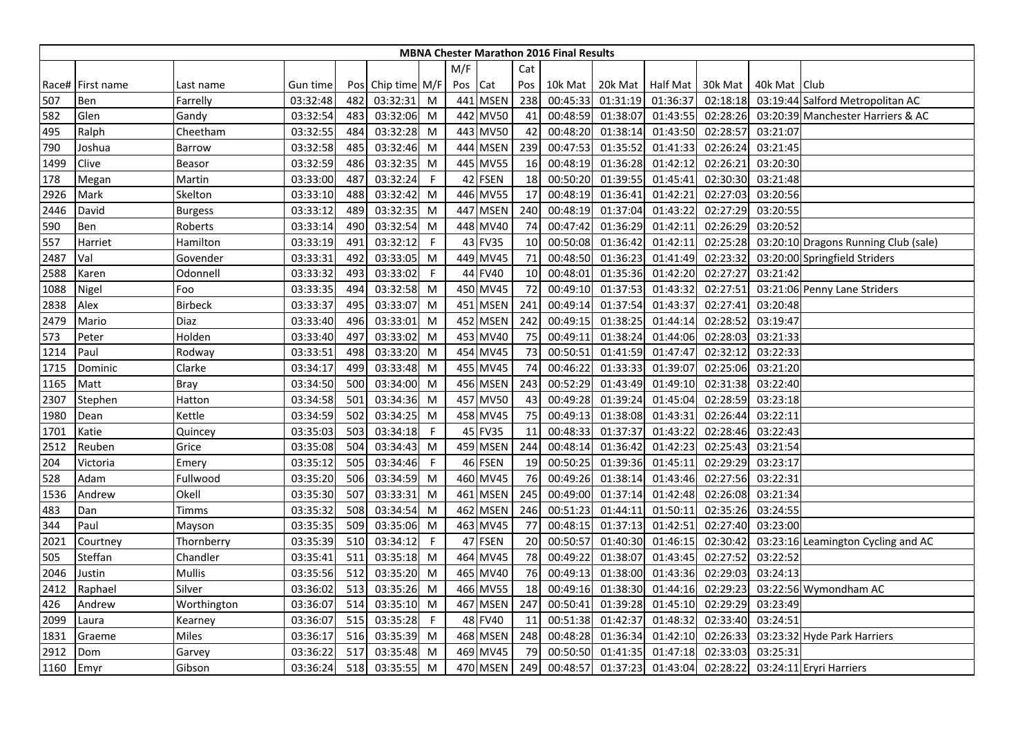| MBNA Chester Marathon 2016 Final Results | | | | | | | | | | | | | | | | | |
|---|---|---|---|---|---|---|---|---|---|---|---|---|---|---|---|---|---|
| | | | | | | | M/F | | Cat | | | | | | | |
| Race# | First name | Last name | Gun time | Pos | Chip time | M/F | Pos | Cat | Pos | 10k Mat | 20k Mat | Half Mat | 30k Mat | 40k Mat | Club |
| 507 | Ben | Farrelly | 03:32:48 | 482 | 03:32:31 | M | 441 | MSEN | 238 | 00:45:33 | 01:31:19 | 01:36:37 | 02:18:18 | 03:19:44 | Salford Metropolitan AC |
| 582 | Glen | Gandy | 03:32:54 | 483 | 03:32:06 | M | 442 | MV50 | 41 | 00:48:59 | 01:38:07 | 01:43:55 | 02:28:26 | 03:20:39 | Manchester Harriers & AC |
| 495 | Ralph | Cheetham | 03:32:55 | 484 | 03:32:28 | M | 443 | MV50 | 42 | 00:48:20 | 01:38:14 | 01:43:50 | 02:28:57 | 03:21:07 | |
| 790 | Joshua | Barrow | 03:32:58 | 485 | 03:32:46 | M | 444 | MSEN | 239 | 00:47:53 | 01:35:52 | 01:41:33 | 02:26:24 | 03:21:45 | |
| 1499 | Clive | Beasor | 03:32:59 | 486 | 03:32:35 | M | 445 | MV55 | 16 | 00:48:19 | 01:36:28 | 01:42:12 | 02:26:21 | 03:20:30 | |
| 178 | Megan | Martin | 03:33:00 | 487 | 03:32:24 | F | 42 | FSEN | 18 | 00:50:20 | 01:39:55 | 01:45:41 | 02:30:30 | 03:21:48 | |
| 2926 | Mark | Skelton | 03:33:10 | 488 | 03:32:42 | M | 446 | MV55 | 17 | 00:48:19 | 01:36:41 | 01:42:21 | 02:27:03 | 03:20:56 | |
| 2446 | David | Burgess | 03:33:12 | 489 | 03:32:35 | M | 447 | MSEN | 240 | 00:48:19 | 01:37:04 | 01:43:22 | 02:27:29 | 03:20:55 | |
| 590 | Ben | Roberts | 03:33:14 | 490 | 03:32:54 | M | 448 | MV40 | 74 | 00:47:42 | 01:36:29 | 01:42:11 | 02:26:29 | 03:20:52 | |
| 557 | Harriet | Hamilton | 03:33:19 | 491 | 03:32:12 | F | 43 | FV35 | 10 | 00:50:08 | 01:36:42 | 01:42:11 | 02:25:28 | 03:20:10 | Dragons Running Club (sale) |
| 2487 | Val | Govender | 03:33:31 | 492 | 03:33:05 | M | 449 | MV45 | 71 | 00:48:50 | 01:36:23 | 01:41:49 | 02:23:32 | 03:20:00 | Springfield Striders |
| 2588 | Karen | Odonnell | 03:33:32 | 493 | 03:33:02 | F | 44 | FV40 | 10 | 00:48:01 | 01:35:36 | 01:42:20 | 02:27:27 | 03:21:42 | |
| 1088 | Nigel | Foo | 03:33:35 | 494 | 03:32:58 | M | 450 | MV45 | 72 | 00:49:10 | 01:37:53 | 01:43:32 | 02:27:51 | 03:21:06 | Penny Lane Striders |
| 2838 | Alex | Birbeck | 03:33:37 | 495 | 03:33:07 | M | 451 | MSEN | 241 | 00:49:14 | 01:37:54 | 01:43:37 | 02:27:41 | 03:20:48 | |
| 2479 | Mario | Diaz | 03:33:40 | 496 | 03:33:01 | M | 452 | MSEN | 242 | 00:49:15 | 01:38:25 | 01:44:14 | 02:28:52 | 03:19:47 | |
| 573 | Peter | Holden | 03:33:40 | 497 | 03:33:02 | M | 453 | MV40 | 75 | 00:49:11 | 01:38:24 | 01:44:06 | 02:28:03 | 03:21:33 | |
| 1214 | Paul | Rodway | 03:33:51 | 498 | 03:33:20 | M | 454 | MV45 | 73 | 00:50:51 | 01:41:59 | 01:47:47 | 02:32:12 | 03:22:33 | |
| 1715 | Dominic | Clarke | 03:34:17 | 499 | 03:33:48 | M | 455 | MV45 | 74 | 00:46:22 | 01:33:33 | 01:39:07 | 02:25:06 | 03:21:20 | |
| 1165 | Matt | Bray | 03:34:50 | 500 | 03:34:00 | M | 456 | MSEN | 243 | 00:52:29 | 01:43:49 | 01:49:10 | 02:31:38 | 03:22:40 | |
| 2307 | Stephen | Hatton | 03:34:58 | 501 | 03:34:36 | M | 457 | MV50 | 43 | 00:49:28 | 01:39:24 | 01:45:04 | 02:28:59 | 03:23:18 | |
| 1980 | Dean | Kettle | 03:34:59 | 502 | 03:34:25 | M | 458 | MV45 | 75 | 00:49:13 | 01:38:08 | 01:43:31 | 02:26:44 | 03:22:11 | |
| 1701 | Katie | Quincey | 03:35:03 | 503 | 03:34:18 | F | 45 | FV35 | 11 | 00:48:33 | 01:37:37 | 01:43:22 | 02:28:46 | 03:22:43 | |
| 2512 | Reuben | Grice | 03:35:08 | 504 | 03:34:43 | M | 459 | MSEN | 244 | 00:48:14 | 01:36:42 | 01:42:23 | 02:25:43 | 03:21:54 | |
| 204 | Victoria | Emery | 03:35:12 | 505 | 03:34:46 | F | 46 | FSEN | 19 | 00:50:25 | 01:39:36 | 01:45:11 | 02:29:29 | 03:23:17 | |
| 528 | Adam | Fullwood | 03:35:20 | 506 | 03:34:59 | M | 460 | MV45 | 76 | 00:49:26 | 01:38:14 | 01:43:46 | 02:27:56 | 03:22:31 | |
| 1536 | Andrew | Okell | 03:35:30 | 507 | 03:33:31 | M | 461 | MSEN | 245 | 00:49:00 | 01:37:14 | 01:42:48 | 02:26:08 | 03:21:34 | |
| 483 | Dan | Timms | 03:35:32 | 508 | 03:34:54 | M | 462 | MSEN | 246 | 00:51:23 | 01:44:11 | 01:50:11 | 02:35:26 | 03:24:55 | |
| 344 | Paul | Mayson | 03:35:35 | 509 | 03:35:06 | M | 463 | MV45 | 77 | 00:48:15 | 01:37:13 | 01:42:51 | 02:27:40 | 03:23:00 | |
| 2021 | Courtney | Thornberry | 03:35:39 | 510 | 03:34:12 | F | 47 | FSEN | 20 | 00:50:57 | 01:40:30 | 01:46:15 | 02:30:42 | 03:23:16 | Leamington Cycling and AC |
| 505 | Steffan | Chandler | 03:35:41 | 511 | 03:35:18 | M | 464 | MV45 | 78 | 00:49:22 | 01:38:07 | 01:43:45 | 02:27:52 | 03:22:52 | |
| 2046 | Justin | Mullis | 03:35:56 | 512 | 03:35:20 | M | 465 | MV40 | 76 | 00:49:13 | 01:38:00 | 01:43:36 | 02:29:03 | 03:24:13 | |
| 2412 | Raphael | Silver | 03:36:02 | 513 | 03:35:26 | M | 466 | MV55 | 18 | 00:49:16 | 01:38:30 | 01:44:16 | 02:29:23 | 03:22:56 | Wymondham AC |
| 426 | Andrew | Worthington | 03:36:07 | 514 | 03:35:10 | M | 467 | MSEN | 247 | 00:50:41 | 01:39:28 | 01:45:10 | 02:29:29 | 03:23:49 | |
| 2099 | Laura | Kearney | 03:36:07 | 515 | 03:35:28 | F | 48 | FV40 | 11 | 00:51:38 | 01:42:37 | 01:48:32 | 02:33:40 | 03:24:51 | |
| 1831 | Graeme | Miles | 03:36:17 | 516 | 03:35:39 | M | 468 | MSEN | 248 | 00:48:28 | 01:36:34 | 01:42:10 | 02:26:33 | 03:23:32 | Hyde Park Harriers |
| 2912 | Dom | Garvey | 03:36:22 | 517 | 03:35:48 | M | 469 | MV45 | 79 | 00:50:50 | 01:41:35 | 01:47:18 | 02:33:03 | 03:25:31 | |
| 1160 | Emyr | Gibson | 03:36:24 | 518 | 03:35:55 | M | 470 | MSEN | 249 | 00:48:57 | 01:37:23 | 01:43:04 | 02:28:22 | 03:24:11 | Eryri Harriers |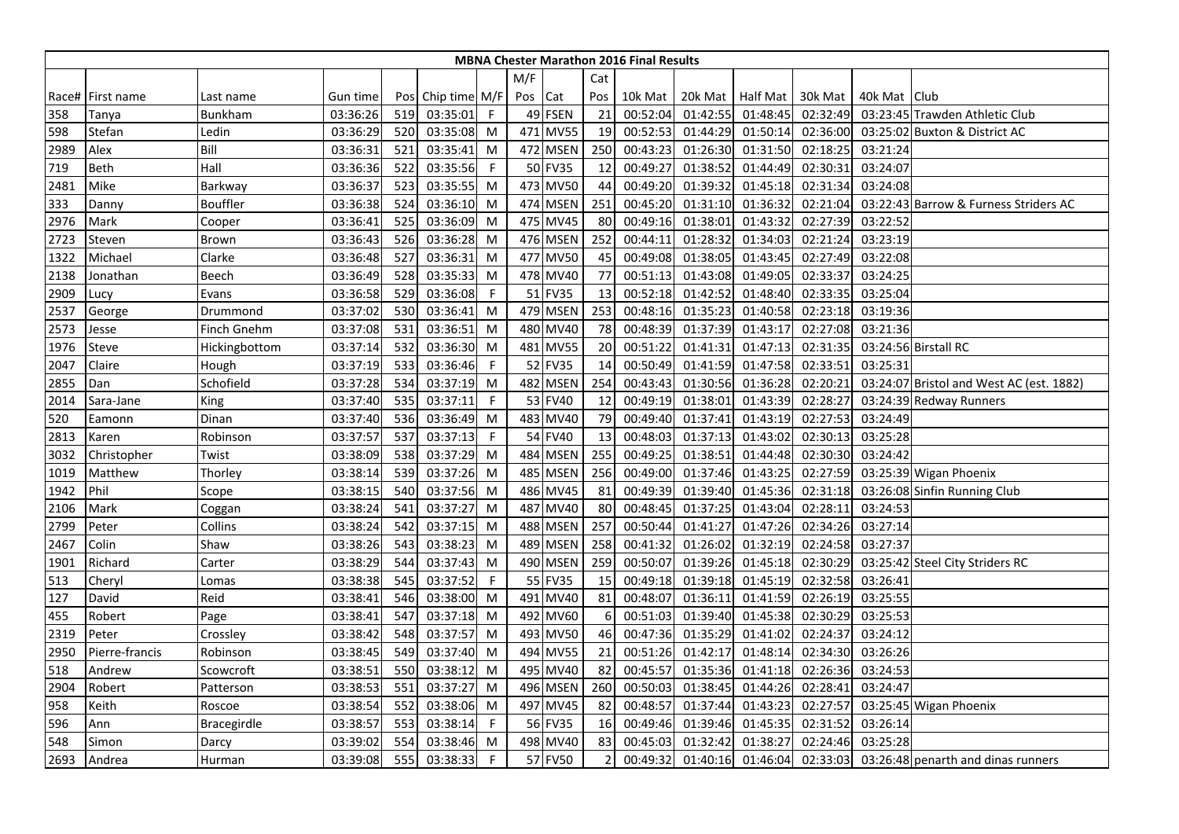| MBNA Chester Marathon 2016 Final Results | | | | | | | | | | | | | | | | |
|---|---|---|---|---|---|---|---|---|---|---|---|---|---|---|---|---|
| | | | | | | | M/F | | Cat | | | | | | | |
| Race# | First name | Last name | Gun time | Pos | Chip time | M/F | Pos | Cat | Pos | 10k Mat | 20k Mat | Half Mat | 30k Mat | 40k Mat | Club | |
| 358 | Tanya | Bunkham | 03:36:26 | 519 | 03:35:01 | F | 49 | FSEN | 21 | 00:52:04 | 01:42:55 | 01:48:45 | 02:32:49 | 03:23:45 | Trawden Athletic Club | |
| 598 | Stefan | Ledin | 03:36:29 | 520 | 03:35:08 | M | 471 | MV55 | 19 | 00:52:53 | 01:44:29 | 01:50:14 | 02:36:00 | 03:25:02 | Buxton & District AC | |
| 2989 | Alex | Bill | 03:36:31 | 521 | 03:35:41 | M | 472 | MSEN | 250 | 00:43:23 | 01:26:30 | 01:31:50 | 02:18:25 | 03:21:24 | | |
| 719 | Beth | Hall | 03:36:36 | 522 | 03:35:56 | F | 50 | FV35 | 12 | 00:49:27 | 01:38:52 | 01:44:49 | 02:30:31 | 03:24:07 | | |
| 2481 | Mike | Barkway | 03:36:37 | 523 | 03:35:55 | M | 473 | MV50 | 44 | 00:49:20 | 01:39:32 | 01:45:18 | 02:31:34 | 03:24:08 | | |
| 333 | Danny | Bouffler | 03:36:38 | 524 | 03:36:10 | M | 474 | MSEN | 251 | 00:45:20 | 01:31:10 | 01:36:32 | 02:21:04 | 03:22:43 | Barrow & Furness Striders AC | |
| 2976 | Mark | Cooper | 03:36:41 | 525 | 03:36:09 | M | 475 | MV45 | 80 | 00:49:16 | 01:38:01 | 01:43:32 | 02:27:39 | 03:22:52 | | |
| 2723 | Steven | Brown | 03:36:43 | 526 | 03:36:28 | M | 476 | MSEN | 252 | 00:44:11 | 01:28:32 | 01:34:03 | 02:21:24 | 03:23:19 | | |
| 1322 | Michael | Clarke | 03:36:48 | 527 | 03:36:31 | M | 477 | MV50 | 45 | 00:49:08 | 01:38:05 | 01:43:45 | 02:27:49 | 03:22:08 | | |
| 2138 | Jonathan | Beech | 03:36:49 | 528 | 03:35:33 | M | 478 | MV40 | 77 | 00:51:13 | 01:43:08 | 01:49:05 | 02:33:37 | 03:24:25 | | |
| 2909 | Lucy | Evans | 03:36:58 | 529 | 03:36:08 | F | 51 | FV35 | 13 | 00:52:18 | 01:42:52 | 01:48:40 | 02:33:35 | 03:25:04 | | |
| 2537 | George | Drummond | 03:37:02 | 530 | 03:36:41 | M | 479 | MSEN | 253 | 00:48:16 | 01:35:23 | 01:40:58 | 02:23:18 | 03:19:36 | | |
| 2573 | Jesse | Finch Gnehm | 03:37:08 | 531 | 03:36:51 | M | 480 | MV40 | 78 | 00:48:39 | 01:37:39 | 01:43:17 | 02:27:08 | 03:21:36 | | |
| 1976 | Steve | Hickingbottom | 03:37:14 | 532 | 03:36:30 | M | 481 | MV55 | 20 | 00:51:22 | 01:41:31 | 01:47:13 | 02:31:35 | 03:24:56 | Birstall RC | |
| 2047 | Claire | Hough | 03:37:19 | 533 | 03:36:46 | F | 52 | FV35 | 14 | 00:50:49 | 01:41:59 | 01:47:58 | 02:33:51 | 03:25:31 | | |
| 2855 | Dan | Schofield | 03:37:28 | 534 | 03:37:19 | M | 482 | MSEN | 254 | 00:43:43 | 01:30:56 | 01:36:28 | 02:20:21 | 03:24:07 | Bristol and West AC (est. 1882) | |
| 2014 | Sara-Jane | King | 03:37:40 | 535 | 03:37:11 | F | 53 | FV40 | 12 | 00:49:19 | 01:38:01 | 01:43:39 | 02:28:27 | 03:24:39 | Redway Runners | |
| 520 | Eamonn | Dinan | 03:37:40 | 536 | 03:36:49 | M | 483 | MV40 | 79 | 00:49:40 | 01:37:41 | 01:43:19 | 02:27:53 | 03:24:49 | | |
| 2813 | Karen | Robinson | 03:37:57 | 537 | 03:37:13 | F | 54 | FV40 | 13 | 00:48:03 | 01:37:13 | 01:43:02 | 02:30:13 | 03:25:28 | | |
| 3032 | Christopher | Twist | 03:38:09 | 538 | 03:37:29 | M | 484 | MSEN | 255 | 00:49:25 | 01:38:51 | 01:44:48 | 02:30:30 | 03:24:42 | | |
| 1019 | Matthew | Thorley | 03:38:14 | 539 | 03:37:26 | M | 485 | MSEN | 256 | 00:49:00 | 01:37:46 | 01:43:25 | 02:27:59 | 03:25:39 | Wigan Phoenix | |
| 1942 | Phil | Scope | 03:38:15 | 540 | 03:37:56 | M | 486 | MV45 | 81 | 00:49:39 | 01:39:40 | 01:45:36 | 02:31:18 | 03:26:08 | Sinfin Running Club | |
| 2106 | Mark | Coggan | 03:38:24 | 541 | 03:37:27 | M | 487 | MV40 | 80 | 00:48:45 | 01:37:25 | 01:43:04 | 02:28:11 | 03:24:53 | | |
| 2799 | Peter | Collins | 03:38:24 | 542 | 03:37:15 | M | 488 | MSEN | 257 | 00:50:44 | 01:41:27 | 01:47:26 | 02:34:26 | 03:27:14 | | |
| 2467 | Colin | Shaw | 03:38:26 | 543 | 03:38:23 | M | 489 | MSEN | 258 | 00:41:32 | 01:26:02 | 01:32:19 | 02:24:58 | 03:27:37 | | |
| 1901 | Richard | Carter | 03:38:29 | 544 | 03:37:43 | M | 490 | MSEN | 259 | 00:50:07 | 01:39:26 | 01:45:18 | 02:30:29 | 03:25:42 | Steel City Striders RC | |
| 513 | Cheryl | Lomas | 03:38:38 | 545 | 03:37:52 | F | 55 | FV35 | 15 | 00:49:18 | 01:39:18 | 01:45:19 | 02:32:58 | 03:26:41 | | |
| 127 | David | Reid | 03:38:41 | 546 | 03:38:00 | M | 491 | MV40 | 81 | 00:48:07 | 01:36:11 | 01:41:59 | 02:26:19 | 03:25:55 | | |
| 455 | Robert | Page | 03:38:41 | 547 | 03:37:18 | M | 492 | MV60 | 6 | 00:51:03 | 01:39:40 | 01:45:38 | 02:30:29 | 03:25:53 | | |
| 2319 | Peter | Crossley | 03:38:42 | 548 | 03:37:57 | M | 493 | MV50 | 46 | 00:47:36 | 01:35:29 | 01:41:02 | 02:24:37 | 03:24:12 | | |
| 2950 | Pierre-francis | Robinson | 03:38:45 | 549 | 03:37:40 | M | 494 | MV55 | 21 | 00:51:26 | 01:42:17 | 01:48:14 | 02:34:30 | 03:26:26 | | |
| 518 | Andrew | Scowcroft | 03:38:51 | 550 | 03:38:12 | M | 495 | MV40 | 82 | 00:45:57 | 01:35:36 | 01:41:18 | 02:26:36 | 03:24:53 | | |
| 2904 | Robert | Patterson | 03:38:53 | 551 | 03:37:27 | M | 496 | MSEN | 260 | 00:50:03 | 01:38:45 | 01:44:26 | 02:28:41 | 03:24:47 | | |
| 958 | Keith | Roscoe | 03:38:54 | 552 | 03:38:06 | M | 497 | MV45 | 82 | 00:48:57 | 01:37:44 | 01:43:23 | 02:27:57 | 03:25:45 | Wigan Phoenix | |
| 596 | Ann | Bracegirdle | 03:38:57 | 553 | 03:38:14 | F | 56 | FV35 | 16 | 00:49:46 | 01:39:46 | 01:45:35 | 02:31:52 | 03:26:14 | | |
| 548 | Simon | Darcy | 03:39:02 | 554 | 03:38:46 | M | 498 | MV40 | 83 | 00:45:03 | 01:32:42 | 01:38:27 | 02:24:46 | 03:25:28 | | |
| 2693 | Andrea | Hurman | 03:39:08 | 555 | 03:38:33 | F | 57 | FV50 | 2 | 00:49:32 | 01:40:16 | 01:46:04 | 02:33:03 | 03:26:48 | penarth and dinas runners | |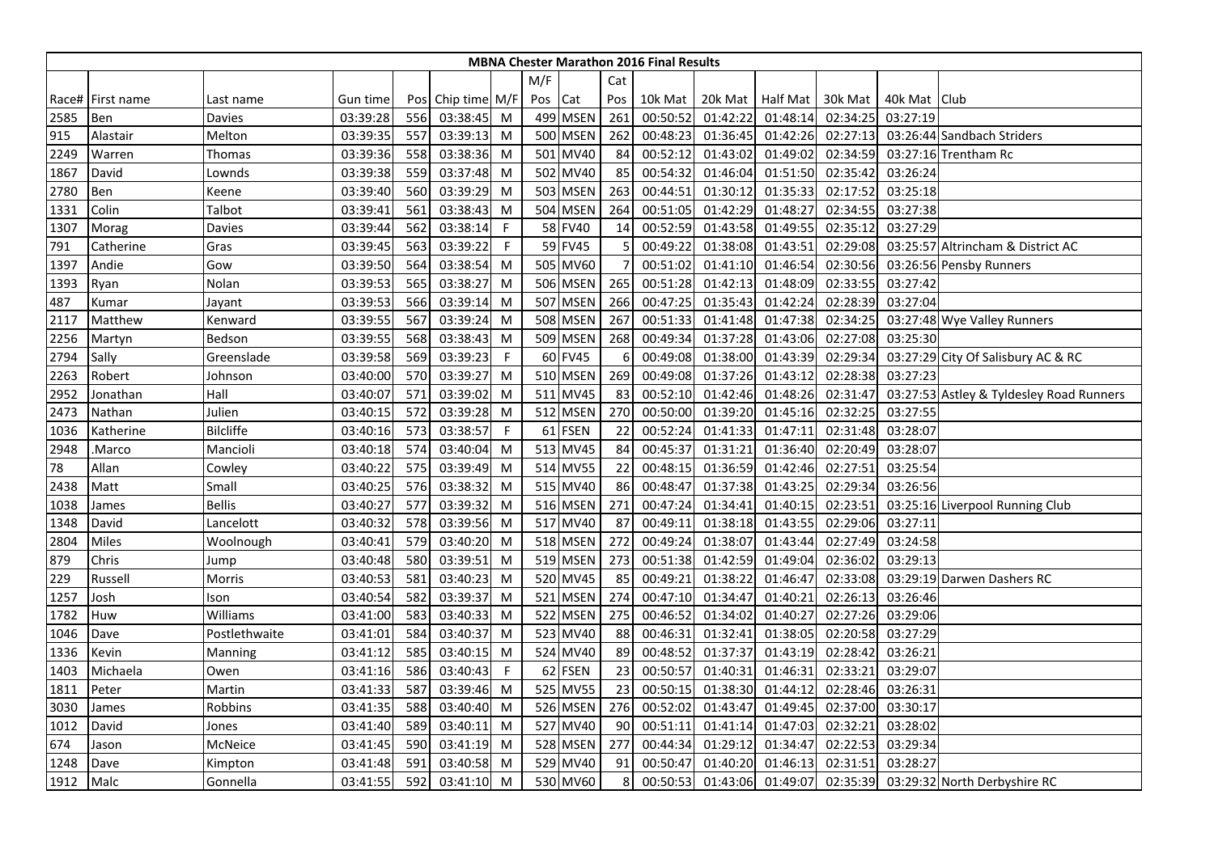# MBNA Chester Marathon 2016 Final Results

| Race# | First name | Last name | Gun time | Pos | Chip time | M/F | M/F Pos | Cat | Cat Pos | 10k Mat | 20k Mat | Half Mat | 30k Mat | 40k Mat | Club |
|---|---|---|---|---|---|---|---|---|---|---|---|---|---|---|---|
| 2585 | Ben | Davies | 03:39:28 | 556 | 03:38:45 | M | 499 | MSEN | 261 | 00:50:52 | 01:42:22 | 01:48:14 | 02:34:25 | 03:27:19 | |
| 915 | Alastair | Melton | 03:39:35 | 557 | 03:39:13 | M | 500 | MSEN | 262 | 00:48:23 | 01:36:45 | 01:42:26 | 02:27:13 | 03:26:44 | Sandbach Striders |
| 2249 | Warren | Thomas | 03:39:36 | 558 | 03:38:36 | M | 501 | MV40 | 84 | 00:52:12 | 01:43:02 | 01:49:02 | 02:34:59 | 03:27:16 | Trentham Rc |
| 1867 | David | Lownds | 03:39:38 | 559 | 03:37:48 | M | 502 | MV40 | 85 | 00:54:32 | 01:46:04 | 01:51:50 | 02:35:42 | 03:26:24 | |
| 2780 | Ben | Keene | 03:39:40 | 560 | 03:39:29 | M | 503 | MSEN | 263 | 00:44:51 | 01:30:12 | 01:35:33 | 02:17:52 | 03:25:18 | |
| 1331 | Colin | Talbot | 03:39:41 | 561 | 03:38:43 | M | 504 | MSEN | 264 | 00:51:05 | 01:42:29 | 01:48:27 | 02:34:55 | 03:27:38 | |
| 1307 | Morag | Davies | 03:39:44 | 562 | 03:38:14 | F | 58 | FV40 | 14 | 00:52:59 | 01:43:58 | 01:49:55 | 02:35:12 | 03:27:29 | |
| 791 | Catherine | Gras | 03:39:45 | 563 | 03:39:22 | F | 59 | FV45 | 5 | 00:49:22 | 01:38:08 | 01:43:51 | 02:29:08 | 03:25:57 | Altrincham & District AC |
| 1397 | Andie | Gow | 03:39:50 | 564 | 03:38:54 | M | 505 | MV60 | 7 | 00:51:02 | 01:41:10 | 01:46:54 | 02:30:56 | 03:26:56 | Pensby Runners |
| 1393 | Ryan | Nolan | 03:39:53 | 565 | 03:38:27 | M | 506 | MSEN | 265 | 00:51:28 | 01:42:13 | 01:48:09 | 02:33:55 | 03:27:42 | |
| 487 | Kumar | Jayant | 03:39:53 | 566 | 03:39:14 | M | 507 | MSEN | 266 | 00:47:25 | 01:35:43 | 01:42:24 | 02:28:39 | 03:27:04 | |
| 2117 | Matthew | Kenward | 03:39:55 | 567 | 03:39:24 | M | 508 | MSEN | 267 | 00:51:33 | 01:41:48 | 01:47:38 | 02:34:25 | 03:27:48 | Wye Valley Runners |
| 2256 | Martyn | Bedson | 03:39:55 | 568 | 03:38:43 | M | 509 | MSEN | 268 | 00:49:34 | 01:37:28 | 01:43:06 | 02:27:08 | 03:25:30 | |
| 2794 | Sally | Greenslade | 03:39:58 | 569 | 03:39:23 | F | 60 | FV45 | 6 | 00:49:08 | 01:38:00 | 01:43:39 | 02:29:34 | 03:27:29 | City Of Salisbury AC & RC |
| 2263 | Robert | Johnson | 03:40:00 | 570 | 03:39:27 | M | 510 | MSEN | 269 | 00:49:08 | 01:37:26 | 01:43:12 | 02:28:38 | 03:27:23 | |
| 2952 | Jonathan | Hall | 03:40:07 | 571 | 03:39:02 | M | 511 | MV45 | 83 | 00:52:10 | 01:42:46 | 01:48:26 | 02:31:47 | 03:27:53 | Astley & Tyldesley Road Runners |
| 2473 | Nathan | Julien | 03:40:15 | 572 | 03:39:28 | M | 512 | MSEN | 270 | 00:50:00 | 01:39:20 | 01:45:16 | 02:32:25 | 03:27:55 | |
| 1036 | Katherine | Bilcliffe | 03:40:16 | 573 | 03:38:57 | F | 61 | FSEN | 22 | 00:52:24 | 01:41:33 | 01:47:11 | 02:31:48 | 03:28:07 | |
| 2948 | .Marco | Mancioli | 03:40:18 | 574 | 03:40:04 | M | 513 | MV45 | 84 | 00:45:37 | 01:31:21 | 01:36:40 | 02:20:49 | 03:28:07 | |
| 78 | Allan | Cowley | 03:40:22 | 575 | 03:39:49 | M | 514 | MV55 | 22 | 00:48:15 | 01:36:59 | 01:42:46 | 02:27:51 | 03:25:54 | |
| 2438 | Matt | Small | 03:40:25 | 576 | 03:38:32 | M | 515 | MV40 | 86 | 00:48:47 | 01:37:38 | 01:43:25 | 02:29:34 | 03:26:56 | |
| 1038 | James | Bellis | 03:40:27 | 577 | 03:39:32 | M | 516 | MSEN | 271 | 00:47:24 | 01:34:41 | 01:40:15 | 02:23:51 | 03:25:16 | Liverpool Running Club |
| 1348 | David | Lancelott | 03:40:32 | 578 | 03:39:56 | M | 517 | MV40 | 87 | 00:49:11 | 01:38:18 | 01:43:55 | 02:29:06 | 03:27:11 | |
| 2804 | Miles | Woolnough | 03:40:41 | 579 | 03:40:20 | M | 518 | MSEN | 272 | 00:49:24 | 01:38:07 | 01:43:44 | 02:27:49 | 03:24:58 | |
| 879 | Chris | Jump | 03:40:48 | 580 | 03:39:51 | M | 519 | MSEN | 273 | 00:51:38 | 01:42:59 | 01:49:04 | 02:36:02 | 03:29:13 | |
| 229 | Russell | Morris | 03:40:53 | 581 | 03:40:23 | M | 520 | MV45 | 85 | 00:49:21 | 01:38:22 | 01:46:47 | 02:33:08 | 03:29:19 | Darwen Dashers RC |
| 1257 | Josh | Ison | 03:40:54 | 582 | 03:39:37 | M | 521 | MSEN | 274 | 00:47:10 | 01:34:47 | 01:40:21 | 02:26:13 | 03:26:46 | |
| 1782 | Huw | Williams | 03:41:00 | 583 | 03:40:33 | M | 522 | MSEN | 275 | 00:46:52 | 01:34:02 | 01:40:27 | 02:27:26 | 03:29:06 | |
| 1046 | Dave | Postlethwaite | 03:41:01 | 584 | 03:40:37 | M | 523 | MV40 | 88 | 00:46:31 | 01:32:41 | 01:38:05 | 02:20:58 | 03:27:29 | |
| 1336 | Kevin | Manning | 03:41:12 | 585 | 03:40:15 | M | 524 | MV40 | 89 | 00:48:52 | 01:37:37 | 01:43:19 | 02:28:42 | 03:26:21 | |
| 1403 | Michaela | Owen | 03:41:16 | 586 | 03:40:43 | F | 62 | FSEN | 23 | 00:50:57 | 01:40:31 | 01:46:31 | 02:33:21 | 03:29:07 | |
| 1811 | Peter | Martin | 03:41:33 | 587 | 03:39:46 | M | 525 | MV55 | 23 | 00:50:15 | 01:38:30 | 01:44:12 | 02:28:46 | 03:26:31 | |
| 3030 | James | Robbins | 03:41:35 | 588 | 03:40:40 | M | 526 | MSEN | 276 | 00:52:02 | 01:43:47 | 01:49:45 | 02:37:00 | 03:30:17 | |
| 1012 | David | Jones | 03:41:40 | 589 | 03:40:11 | M | 527 | MV40 | 90 | 00:51:11 | 01:41:14 | 01:47:03 | 02:32:21 | 03:28:02 | |
| 674 | Jason | McNeice | 03:41:45 | 590 | 03:41:19 | M | 528 | MSEN | 277 | 00:44:34 | 01:29:12 | 01:34:47 | 02:22:53 | 03:29:34 | |
| 1248 | Dave | Kimpton | 03:41:48 | 591 | 03:40:58 | M | 529 | MV40 | 91 | 00:50:47 | 01:40:20 | 01:46:13 | 02:31:51 | 03:28:27 | |
| 1912 | Malc | Gonnella | 03:41:55 | 592 | 03:41:10 | M | 530 | MV60 | 8 | 00:50:53 | 01:43:06 | 01:49:07 | 02:35:39 | 03:29:32 | North Derbyshire RC |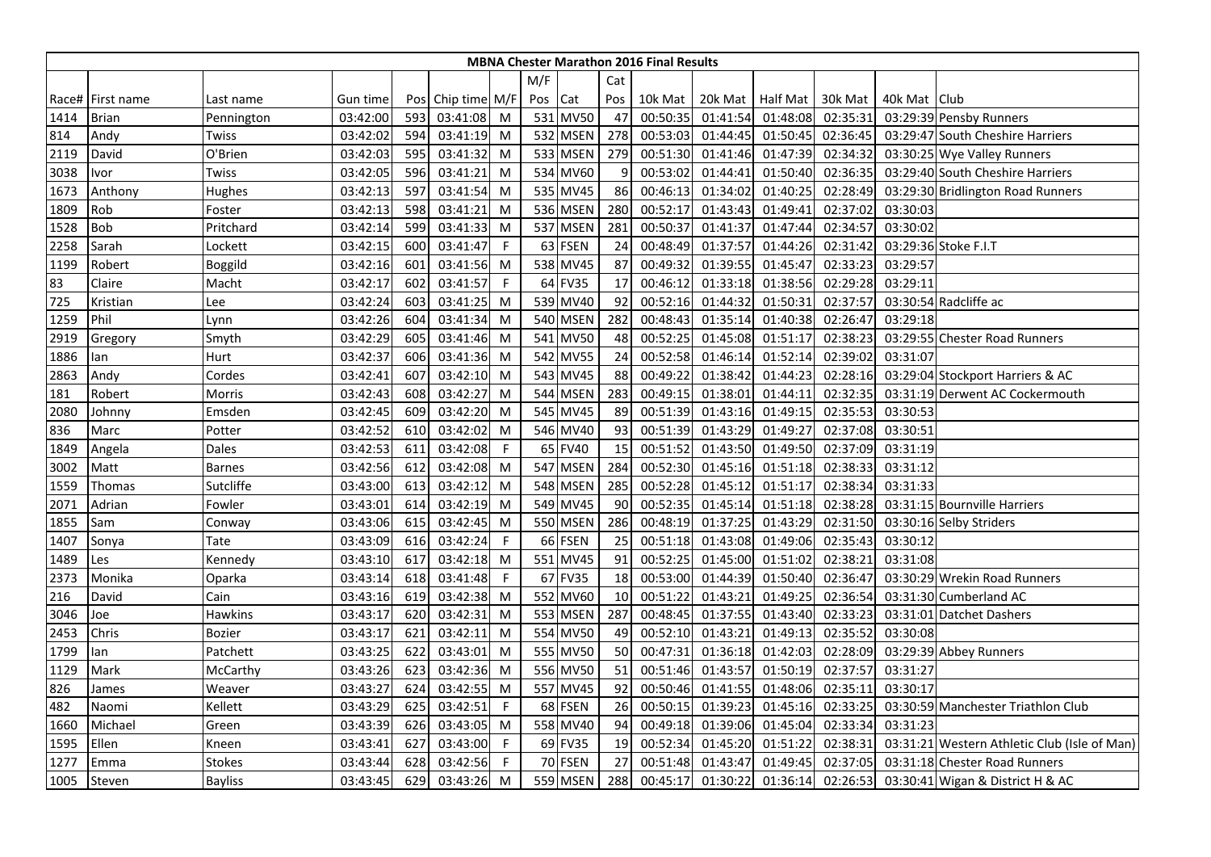## MBNA Chester Marathon 2016 Final Results

| Race# | First name | Last name | Gun time | Pos | Chip time | M/F | M/F Pos | Cat | Cat Pos | 10k Mat | 20k Mat | Half Mat | 30k Mat | 40k Mat | Club |
|---|---|---|---|---|---|---|---|---|---|---|---|---|---|---|---|
| 1414 | Brian | Pennington | 03:42:00 | 593 | 03:41:08 | M | 531 | MV50 | 47 | 00:50:35 | 01:41:54 | 01:48:08 | 02:35:31 | 03:29:39 | Pensby Runners |
| 814 | Andy | Twiss | 03:42:02 | 594 | 03:41:19 | M | 532 | MSEN | 278 | 00:53:03 | 01:44:45 | 01:50:45 | 02:36:45 | 03:29:47 | South Cheshire Harriers |
| 2119 | David | O'Brien | 03:42:03 | 595 | 03:41:32 | M | 533 | MSEN | 279 | 00:51:30 | 01:41:46 | 01:47:39 | 02:34:32 | 03:30:25 | Wye Valley Runners |
| 3038 | Ivor | Twiss | 03:42:05 | 596 | 03:41:21 | M | 534 | MV60 | 9 | 00:53:02 | 01:44:41 | 01:50:40 | 02:36:35 | 03:29:40 | South Cheshire Harriers |
| 1673 | Anthony | Hughes | 03:42:13 | 597 | 03:41:54 | M | 535 | MV45 | 86 | 00:46:13 | 01:34:02 | 01:40:25 | 02:28:49 | 03:29:30 | Bridlington Road Runners |
| 1809 | Rob | Foster | 03:42:13 | 598 | 03:41:21 | M | 536 | MSEN | 280 | 00:52:17 | 01:43:43 | 01:49:41 | 02:37:02 | 03:30:03 | |
| 1528 | Bob | Pritchard | 03:42:14 | 599 | 03:41:33 | M | 537 | MSEN | 281 | 00:50:37 | 01:41:37 | 01:47:44 | 02:34:57 | 03:30:02 | |
| 2258 | Sarah | Lockett | 03:42:15 | 600 | 03:41:47 | F | 63 | FSEN | 24 | 00:48:49 | 01:37:57 | 01:44:26 | 02:31:42 | 03:29:36 | Stoke F.I.T |
| 1199 | Robert | Boggild | 03:42:16 | 601 | 03:41:56 | M | 538 | MV45 | 87 | 00:49:32 | 01:39:55 | 01:45:47 | 02:33:23 | 03:29:57 | |
| 83 | Claire | Macht | 03:42:17 | 602 | 03:41:57 | F | 64 | FV35 | 17 | 00:46:12 | 01:33:18 | 01:38:56 | 02:29:28 | 03:29:11 | |
| 725 | Kristian | Lee | 03:42:24 | 603 | 03:41:25 | M | 539 | MV40 | 92 | 00:52:16 | 01:44:32 | 01:50:31 | 02:37:57 | 03:30:54 | Radcliffe ac |
| 1259 | Phil | Lynn | 03:42:26 | 604 | 03:41:34 | M | 540 | MSEN | 282 | 00:48:43 | 01:35:14 | 01:40:38 | 02:26:47 | 03:29:18 | |
| 2919 | Gregory | Smyth | 03:42:29 | 605 | 03:41:46 | M | 541 | MV50 | 48 | 00:52:25 | 01:45:08 | 01:51:17 | 02:38:23 | 03:29:55 | Chester Road Runners |
| 1886 | Ian | Hurt | 03:42:37 | 606 | 03:41:36 | M | 542 | MV55 | 24 | 00:52:58 | 01:46:14 | 01:52:14 | 02:39:02 | 03:31:07 | |
| 2863 | Andy | Cordes | 03:42:41 | 607 | 03:42:10 | M | 543 | MV45 | 88 | 00:49:22 | 01:38:42 | 01:44:23 | 02:28:16 | 03:29:04 | Stockport Harriers & AC |
| 181 | Robert | Morris | 03:42:43 | 608 | 03:42:27 | M | 544 | MSEN | 283 | 00:49:15 | 01:38:01 | 01:44:11 | 02:32:35 | 03:31:19 | Derwent AC Cockermouth |
| 2080 | Johnny | Emsden | 03:42:45 | 609 | 03:42:20 | M | 545 | MV45 | 89 | 00:51:39 | 01:43:16 | 01:49:15 | 02:35:53 | 03:30:53 | |
| 836 | Marc | Potter | 03:42:52 | 610 | 03:42:02 | M | 546 | MV40 | 93 | 00:51:39 | 01:43:29 | 01:49:27 | 02:37:08 | 03:30:51 | |
| 1849 | Angela | Dales | 03:42:53 | 611 | 03:42:08 | F | 65 | FV40 | 15 | 00:51:52 | 01:43:50 | 01:49:50 | 02:37:09 | 03:31:19 | |
| 3002 | Matt | Barnes | 03:42:56 | 612 | 03:42:08 | M | 547 | MSEN | 284 | 00:52:30 | 01:45:16 | 01:51:18 | 02:38:33 | 03:31:12 | |
| 1559 | Thomas | Sutcliffe | 03:43:00 | 613 | 03:42:12 | M | 548 | MSEN | 285 | 00:52:28 | 01:45:12 | 01:51:17 | 02:38:34 | 03:31:33 | |
| 2071 | Adrian | Fowler | 03:43:01 | 614 | 03:42:19 | M | 549 | MV45 | 90 | 00:52:35 | 01:45:14 | 01:51:18 | 02:38:28 | 03:31:15 | Bournville Harriers |
| 1855 | Sam | Conway | 03:43:06 | 615 | 03:42:45 | M | 550 | MSEN | 286 | 00:48:19 | 01:37:25 | 01:43:29 | 02:31:50 | 03:30:16 | Selby Striders |
| 1407 | Sonya | Tate | 03:43:09 | 616 | 03:42:24 | F | 66 | FSEN | 25 | 00:51:18 | 01:43:08 | 01:49:06 | 02:35:43 | 03:30:12 | |
| 1489 | Les | Kennedy | 03:43:10 | 617 | 03:42:18 | M | 551 | MV45 | 91 | 00:52:25 | 01:45:00 | 01:51:02 | 02:38:21 | 03:31:08 | |
| 2373 | Monika | Oparka | 03:43:14 | 618 | 03:41:48 | F | 67 | FV35 | 18 | 00:53:00 | 01:44:39 | 01:50:40 | 02:36:47 | 03:30:29 | Wrekin Road Runners |
| 216 | David | Cain | 03:43:16 | 619 | 03:42:38 | M | 552 | MV60 | 10 | 00:51:22 | 01:43:21 | 01:49:25 | 02:36:54 | 03:31:30 | Cumberland AC |
| 3046 | Joe | Hawkins | 03:43:17 | 620 | 03:42:31 | M | 553 | MSEN | 287 | 00:48:45 | 01:37:55 | 01:43:40 | 02:33:23 | 03:31:01 | Datchet Dashers |
| 2453 | Chris | Bozier | 03:43:17 | 621 | 03:42:11 | M | 554 | MV50 | 49 | 00:52:10 | 01:43:21 | 01:49:13 | 02:35:52 | 03:30:08 | |
| 1799 | Ian | Patchett | 03:43:25 | 622 | 03:43:01 | M | 555 | MV50 | 50 | 00:47:31 | 01:36:18 | 01:42:03 | 02:28:09 | 03:29:39 | Abbey Runners |
| 1129 | Mark | McCarthy | 03:43:26 | 623 | 03:42:36 | M | 556 | MV50 | 51 | 00:51:46 | 01:43:57 | 01:50:19 | 02:37:57 | 03:31:27 | |
| 826 | James | Weaver | 03:43:27 | 624 | 03:42:55 | M | 557 | MV45 | 92 | 00:50:46 | 01:41:55 | 01:48:06 | 02:35:11 | 03:30:17 | |
| 482 | Naomi | Kellett | 03:43:29 | 625 | 03:42:51 | F | 68 | FSEN | 26 | 00:50:15 | 01:39:23 | 01:45:16 | 02:33:25 | 03:30:59 | Manchester Triathlon Club |
| 1660 | Michael | Green | 03:43:39 | 626 | 03:43:05 | M | 558 | MV40 | 94 | 00:49:18 | 01:39:06 | 01:45:04 | 02:33:34 | 03:31:23 | |
| 1595 | Ellen | Kneen | 03:43:41 | 627 | 03:43:00 | F | 69 | FV35 | 19 | 00:52:34 | 01:45:20 | 01:51:22 | 02:38:31 | 03:31:21 | Western Athletic Club (Isle of Man) |
| 1277 | Emma | Stokes | 03:43:44 | 628 | 03:42:56 | F | 70 | FSEN | 27 | 00:51:48 | 01:43:47 | 01:49:45 | 02:37:05 | 03:31:18 | Chester Road Runners |
| 1005 | Steven | Bayliss | 03:43:45 | 629 | 03:43:26 | M | 559 | MSEN | 288 | 00:45:17 | 01:30:22 | 01:36:14 | 02:26:53 | 03:30:41 | Wigan & District H & AC |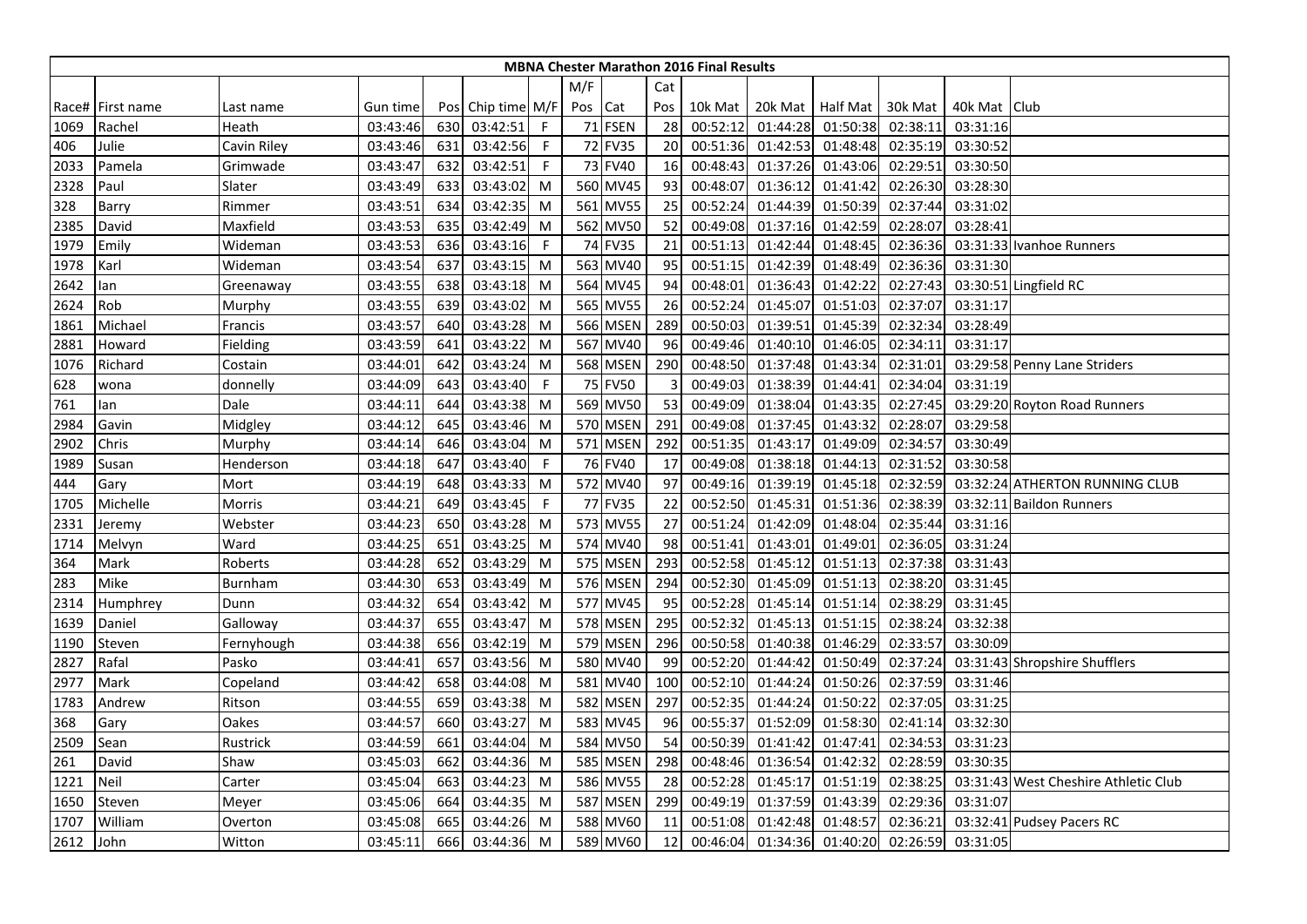**MBNA Chester Marathon 2016 Final Results**

| Race# | First name | Last name | Gun time | Pos | Chip time | M/F | M/F Pos | Cat | Cat Pos | 10k Mat | 20k Mat | Half Mat | 30k Mat | 40k Mat | Club |
|---|---|---|---|---|---|---|---|---|---|---|---|---|---|---|---|
| 1069 | Rachel | Heath | 03:43:46 | 630 | 03:42:51 | F | 71 | FSEN | 28 | 00:52:12 | 01:44:28 | 01:50:38 | 02:38:11 | 03:31:16 | |
| 406 | Julie | Cavin Riley | 03:43:46 | 631 | 03:42:56 | F | 72 | FV35 | 20 | 00:51:36 | 01:42:53 | 01:48:48 | 02:35:19 | 03:30:52 | |
| 2033 | Pamela | Grimwade | 03:43:47 | 632 | 03:42:51 | F | 73 | FV40 | 16 | 00:48:43 | 01:37:26 | 01:43:06 | 02:29:51 | 03:30:50 | |
| 2328 | Paul | Slater | 03:43:49 | 633 | 03:43:02 | M | 560 | MV45 | 93 | 00:48:07 | 01:36:12 | 01:41:42 | 02:26:30 | 03:28:30 | |
| 328 | Barry | Rimmer | 03:43:51 | 634 | 03:42:35 | M | 561 | MV55 | 25 | 00:52:24 | 01:44:39 | 01:50:39 | 02:37:44 | 03:31:02 | |
| 2385 | David | Maxfield | 03:43:53 | 635 | 03:42:49 | M | 562 | MV50 | 52 | 00:49:08 | 01:37:16 | 01:42:59 | 02:28:07 | 03:28:41 | |
| 1979 | Emily | Wideman | 03:43:53 | 636 | 03:43:16 | F | 74 | FV35 | 21 | 00:51:13 | 01:42:44 | 01:48:45 | 02:36:36 | 03:31:33 | Ivanhoe Runners |
| 1978 | Karl | Wideman | 03:43:54 | 637 | 03:43:15 | M | 563 | MV40 | 95 | 00:51:15 | 01:42:39 | 01:48:49 | 02:36:36 | 03:31:30 | |
| 2642 | Ian | Greenaway | 03:43:55 | 638 | 03:43:18 | M | 564 | MV45 | 94 | 00:48:01 | 01:36:43 | 01:42:22 | 02:27:43 | 03:30:51 | Lingfield RC |
| 2624 | Rob | Murphy | 03:43:55 | 639 | 03:43:02 | M | 565 | MV55 | 26 | 00:52:24 | 01:45:07 | 01:51:03 | 02:37:07 | 03:31:17 | |
| 1861 | Michael | Francis | 03:43:57 | 640 | 03:43:28 | M | 566 | MSEN | 289 | 00:50:03 | 01:39:51 | 01:45:39 | 02:32:34 | 03:28:49 | |
| 2881 | Howard | Fielding | 03:43:59 | 641 | 03:43:22 | M | 567 | MV40 | 96 | 00:49:46 | 01:40:10 | 01:46:05 | 02:34:11 | 03:31:17 | |
| 1076 | Richard | Costain | 03:44:01 | 642 | 03:43:24 | M | 568 | MSEN | 290 | 00:48:50 | 01:37:48 | 01:43:34 | 02:31:01 | 03:29:58 | Penny Lane Striders |
| 628 | wona | donnelly | 03:44:09 | 643 | 03:43:40 | F | 75 | FV50 | 3 | 00:49:03 | 01:38:39 | 01:44:41 | 02:34:04 | 03:31:19 | |
| 761 | Ian | Dale | 03:44:11 | 644 | 03:43:38 | M | 569 | MV50 | 53 | 00:49:09 | 01:38:04 | 01:43:35 | 02:27:45 | 03:29:20 | Royton Road Runners |
| 2984 | Gavin | Midgley | 03:44:12 | 645 | 03:43:46 | M | 570 | MSEN | 291 | 00:49:08 | 01:37:45 | 01:43:32 | 02:28:07 | 03:29:58 | |
| 2902 | Chris | Murphy | 03:44:14 | 646 | 03:43:04 | M | 571 | MSEN | 292 | 00:51:35 | 01:43:17 | 01:49:09 | 02:34:57 | 03:30:49 | |
| 1989 | Susan | Henderson | 03:44:18 | 647 | 03:43:40 | F | 76 | FV40 | 17 | 00:49:08 | 01:38:18 | 01:44:13 | 02:31:52 | 03:30:58 | |
| 444 | Gary | Mort | 03:44:19 | 648 | 03:43:33 | M | 572 | MV40 | 97 | 00:49:16 | 01:39:19 | 01:45:18 | 02:32:59 | 03:32:24 | ATHERTON RUNNING CLUB |
| 1705 | Michelle | Morris | 03:44:21 | 649 | 03:43:45 | F | 77 | FV35 | 22 | 00:52:50 | 01:45:31 | 01:51:36 | 02:38:39 | 03:32:11 | Baildon Runners |
| 2331 | Jeremy | Webster | 03:44:23 | 650 | 03:43:28 | M | 573 | MV55 | 27 | 00:51:24 | 01:42:09 | 01:48:04 | 02:35:44 | 03:31:16 | |
| 1714 | Melvyn | Ward | 03:44:25 | 651 | 03:43:25 | M | 574 | MV40 | 98 | 00:51:41 | 01:43:01 | 01:49:01 | 02:36:05 | 03:31:24 | |
| 364 | Mark | Roberts | 03:44:28 | 652 | 03:43:29 | M | 575 | MSEN | 293 | 00:52:58 | 01:45:12 | 01:51:13 | 02:37:38 | 03:31:43 | |
| 283 | Mike | Burnham | 03:44:30 | 653 | 03:43:49 | M | 576 | MSEN | 294 | 00:52:30 | 01:45:09 | 01:51:13 | 02:38:20 | 03:31:45 | |
| 2314 | Humphrey | Dunn | 03:44:32 | 654 | 03:43:42 | M | 577 | MV45 | 95 | 00:52:28 | 01:45:14 | 01:51:14 | 02:38:29 | 03:31:45 | |
| 1639 | Daniel | Galloway | 03:44:37 | 655 | 03:43:47 | M | 578 | MSEN | 295 | 00:52:32 | 01:45:13 | 01:51:15 | 02:38:24 | 03:32:38 | |
| 1190 | Steven | Fernyhough | 03:44:38 | 656 | 03:42:19 | M | 579 | MSEN | 296 | 00:50:58 | 01:40:38 | 01:46:29 | 02:33:57 | 03:30:09 | |
| 2827 | Rafal | Pasko | 03:44:41 | 657 | 03:43:56 | M | 580 | MV40 | 99 | 00:52:20 | 01:44:42 | 01:50:49 | 02:37:24 | 03:31:43 | Shropshire Shufflers |
| 2977 | Mark | Copeland | 03:44:42 | 658 | 03:44:08 | M | 581 | MV40 | 100 | 00:52:10 | 01:44:24 | 01:50:26 | 02:37:59 | 03:31:46 | |
| 1783 | Andrew | Ritson | 03:44:55 | 659 | 03:43:38 | M | 582 | MSEN | 297 | 00:52:35 | 01:44:24 | 01:50:22 | 02:37:05 | 03:31:25 | |
| 368 | Gary | Oakes | 03:44:57 | 660 | 03:43:27 | M | 583 | MV45 | 96 | 00:55:37 | 01:52:09 | 01:58:30 | 02:41:14 | 03:32:30 | |
| 2509 | Sean | Rustrick | 03:44:59 | 661 | 03:44:04 | M | 584 | MV50 | 54 | 00:50:39 | 01:41:42 | 01:47:41 | 02:34:53 | 03:31:23 | |
| 261 | David | Shaw | 03:45:03 | 662 | 03:44:36 | M | 585 | MSEN | 298 | 00:48:46 | 01:36:54 | 01:42:32 | 02:28:59 | 03:30:35 | |
| 1221 | Neil | Carter | 03:45:04 | 663 | 03:44:23 | M | 586 | MV55 | 28 | 00:52:28 | 01:45:17 | 01:51:19 | 02:38:25 | 03:31:43 | West Cheshire Athletic Club |
| 1650 | Steven | Meyer | 03:45:06 | 664 | 03:44:35 | M | 587 | MSEN | 299 | 00:49:19 | 01:37:59 | 01:43:39 | 02:29:36 | 03:31:07 | |
| 1707 | William | Overton | 03:45:08 | 665 | 03:44:26 | M | 588 | MV60 | 11 | 00:51:08 | 01:42:48 | 01:48:57 | 02:36:21 | 03:32:41 | Pudsey Pacers RC |
| 2612 | John | Witton | 03:45:11 | 666 | 03:44:36 | M | 589 | MV60 | 12 | 00:46:04 | 01:34:36 | 01:40:20 | 02:26:59 | 03:31:05 | |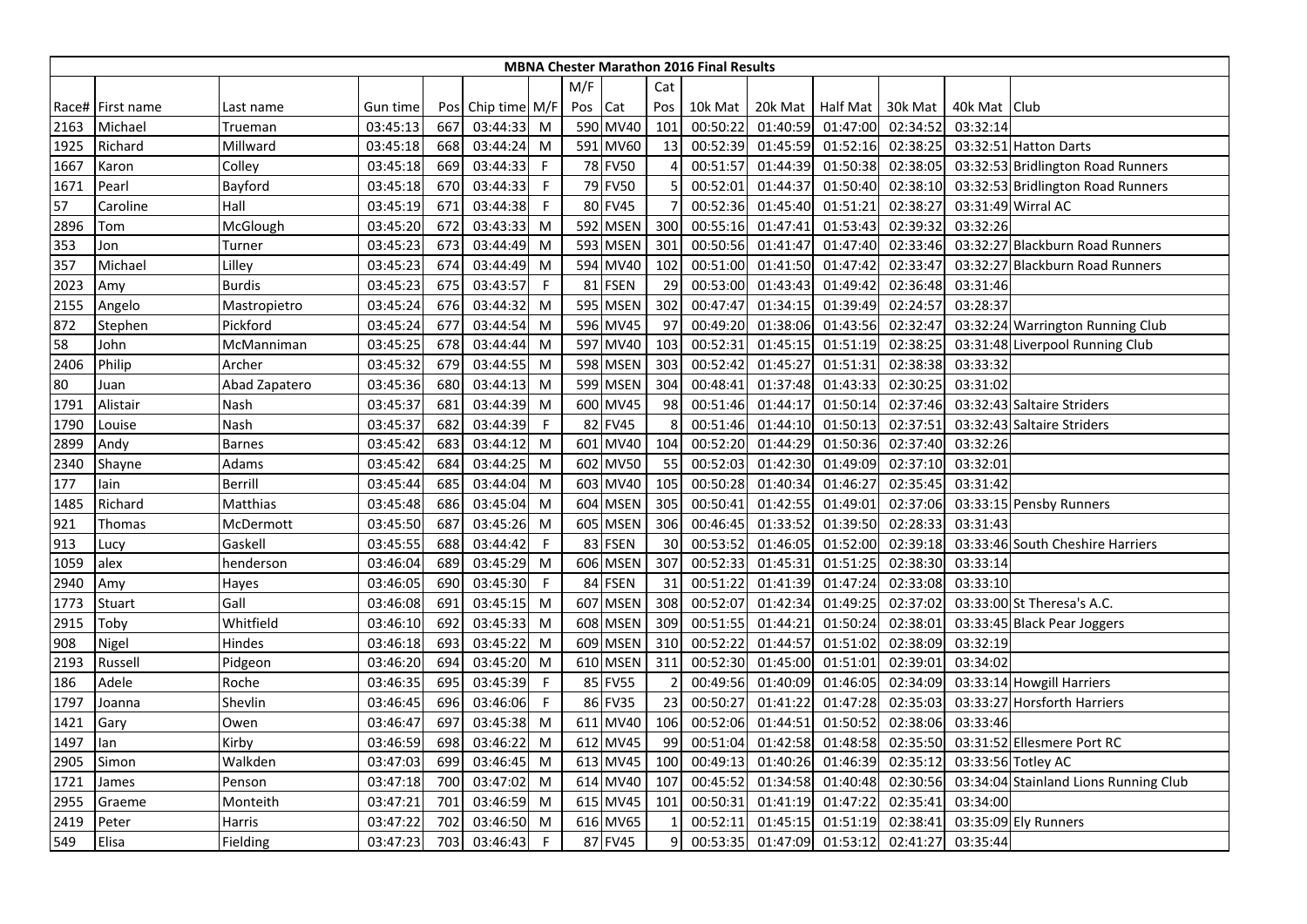# MBNA Chester Marathon 2016 Final Results

| Race# | First name | Last name | Gun time | Pos | Chip time | M/F | M/F Pos | Cat | Cat Pos | 10k Mat | 20k Mat | Half Mat | 30k Mat | 40k Mat | Club |
|---|---|---|---|---|---|---|---|---|---|---|---|---|---|---|---|
| 2163 | Michael | Trueman | 03:45:13 | 667 | 03:44:33 | M | 590 | MV40 | 101 | 00:50:22 | 01:40:59 | 01:47:00 | 02:34:52 | 03:32:14 | |
| 1925 | Richard | Millward | 03:45:18 | 668 | 03:44:24 | M | 591 | MV60 | 13 | 00:52:39 | 01:45:59 | 01:52:16 | 02:38:25 | 03:32:51 | Hatton Darts |
| 1667 | Karon | Colley | 03:45:18 | 669 | 03:44:33 | F | 78 | FV50 | 4 | 00:51:57 | 01:44:39 | 01:50:38 | 02:38:05 | 03:32:53 | Bridlington Road Runners |
| 1671 | Pearl | Bayford | 03:45:18 | 670 | 03:44:33 | F | 79 | FV50 | 5 | 00:52:01 | 01:44:37 | 01:50:40 | 02:38:10 | 03:32:53 | Bridlington Road Runners |
| 57 | Caroline | Hall | 03:45:19 | 671 | 03:44:38 | F | 80 | FV45 | 7 | 00:52:36 | 01:45:40 | 01:51:21 | 02:38:27 | 03:31:49 | Wirral AC |
| 2896 | Tom | McGlough | 03:45:20 | 672 | 03:43:33 | M | 592 | MSEN | 300 | 00:55:16 | 01:47:41 | 01:53:43 | 02:39:32 | 03:32:26 | |
| 353 | Jon | Turner | 03:45:23 | 673 | 03:44:49 | M | 593 | MSEN | 301 | 00:50:56 | 01:41:47 | 01:47:40 | 02:33:46 | 03:32:27 | Blackburn Road Runners |
| 357 | Michael | Lilley | 03:45:23 | 674 | 03:44:49 | M | 594 | MV40 | 102 | 00:51:00 | 01:41:50 | 01:47:42 | 02:33:47 | 03:32:27 | Blackburn Road Runners |
| 2023 | Amy | Burdis | 03:45:23 | 675 | 03:43:57 | F | 81 | FSEN | 29 | 00:53:00 | 01:43:43 | 01:49:42 | 02:36:48 | 03:31:46 | |
| 2155 | Angelo | Mastropietro | 03:45:24 | 676 | 03:44:32 | M | 595 | MSEN | 302 | 00:47:47 | 01:34:15 | 01:39:49 | 02:24:57 | 03:28:37 | |
| 872 | Stephen | Pickford | 03:45:24 | 677 | 03:44:54 | M | 596 | MV45 | 97 | 00:49:20 | 01:38:06 | 01:43:56 | 02:32:47 | 03:32:24 | Warrington Running Club |
| 58 | John | McManniman | 03:45:25 | 678 | 03:44:44 | M | 597 | MV40 | 103 | 00:52:31 | 01:45:15 | 01:51:19 | 02:38:25 | 03:31:48 | Liverpool Running Club |
| 2406 | Philip | Archer | 03:45:32 | 679 | 03:44:55 | M | 598 | MSEN | 303 | 00:52:42 | 01:45:27 | 01:51:31 | 02:38:38 | 03:33:32 | |
| 80 | Juan | Abad Zapatero | 03:45:36 | 680 | 03:44:13 | M | 599 | MSEN | 304 | 00:48:41 | 01:37:48 | 01:43:33 | 02:30:25 | 03:31:02 | |
| 1791 | Alistair | Nash | 03:45:37 | 681 | 03:44:39 | M | 600 | MV45 | 98 | 00:51:46 | 01:44:17 | 01:50:14 | 02:37:46 | 03:32:43 | Saltaire Striders |
| 1790 | Louise | Nash | 03:45:37 | 682 | 03:44:39 | F | 82 | FV45 | 8 | 00:51:46 | 01:44:10 | 01:50:13 | 02:37:51 | 03:32:43 | Saltaire Striders |
| 2899 | Andy | Barnes | 03:45:42 | 683 | 03:44:12 | M | 601 | MV40 | 104 | 00:52:20 | 01:44:29 | 01:50:36 | 02:37:40 | 03:32:26 | |
| 2340 | Shayne | Adams | 03:45:42 | 684 | 03:44:25 | M | 602 | MV50 | 55 | 00:52:03 | 01:42:30 | 01:49:09 | 02:37:10 | 03:32:01 | |
| 177 | Iain | Berrill | 03:45:44 | 685 | 03:44:04 | M | 603 | MV40 | 105 | 00:50:28 | 01:40:34 | 01:46:27 | 02:35:45 | 03:31:42 | |
| 1485 | Richard | Matthias | 03:45:48 | 686 | 03:45:04 | M | 604 | MSEN | 305 | 00:50:41 | 01:42:55 | 01:49:01 | 02:37:06 | 03:33:15 | Pensby Runners |
| 921 | Thomas | McDermott | 03:45:50 | 687 | 03:45:26 | M | 605 | MSEN | 306 | 00:46:45 | 01:33:52 | 01:39:50 | 02:28:33 | 03:31:43 | |
| 913 | Lucy | Gaskell | 03:45:55 | 688 | 03:44:42 | F | 83 | FSEN | 30 | 00:53:52 | 01:46:05 | 01:52:00 | 02:39:18 | 03:33:46 | South Cheshire Harriers |
| 1059 | alex | henderson | 03:46:04 | 689 | 03:45:29 | M | 606 | MSEN | 307 | 00:52:33 | 01:45:31 | 01:51:25 | 02:38:30 | 03:33:14 | |
| 2940 | Amy | Hayes | 03:46:05 | 690 | 03:45:30 | F | 84 | FSEN | 31 | 00:51:22 | 01:41:39 | 01:47:24 | 02:33:08 | 03:33:10 | |
| 1773 | Stuart | Gall | 03:46:08 | 691 | 03:45:15 | M | 607 | MSEN | 308 | 00:52:07 | 01:42:34 | 01:49:25 | 02:37:02 | 03:33:00 | St Theresa's A.C. |
| 2915 | Toby | Whitfield | 03:46:10 | 692 | 03:45:33 | M | 608 | MSEN | 309 | 00:51:55 | 01:44:21 | 01:50:24 | 02:38:01 | 03:33:45 | Black Pear Joggers |
| 908 | Nigel | Hindes | 03:46:18 | 693 | 03:45:22 | M | 609 | MSEN | 310 | 00:52:22 | 01:44:57 | 01:51:02 | 02:38:09 | 03:32:19 | |
| 2193 | Russell | Pidgeon | 03:46:20 | 694 | 03:45:20 | M | 610 | MSEN | 311 | 00:52:30 | 01:45:00 | 01:51:01 | 02:39:01 | 03:34:02 | |
| 186 | Adele | Roche | 03:46:35 | 695 | 03:45:39 | F | 85 | FV55 | 2 | 00:49:56 | 01:40:09 | 01:46:05 | 02:34:09 | 03:33:14 | Howgill Harriers |
| 1797 | Joanna | Shevlin | 03:46:45 | 696 | 03:46:06 | F | 86 | FV35 | 23 | 00:50:27 | 01:41:22 | 01:47:28 | 02:35:03 | 03:33:27 | Horsforth Harriers |
| 1421 | Gary | Owen | 03:46:47 | 697 | 03:45:38 | M | 611 | MV40 | 106 | 00:52:06 | 01:44:51 | 01:50:52 | 02:38:06 | 03:33:46 | |
| 1497 | Ian | Kirby | 03:46:59 | 698 | 03:46:22 | M | 612 | MV45 | 99 | 00:51:04 | 01:42:58 | 01:48:58 | 02:35:50 | 03:31:52 | Ellesmere Port RC |
| 2905 | Simon | Walkden | 03:47:03 | 699 | 03:46:45 | M | 613 | MV45 | 100 | 00:49:13 | 01:40:26 | 01:46:39 | 02:35:12 | 03:33:56 | Totley AC |
| 1721 | James | Penson | 03:47:18 | 700 | 03:47:02 | M | 614 | MV40 | 107 | 00:45:52 | 01:34:58 | 01:40:48 | 02:30:56 | 03:34:04 | Stainland Lions Running Club |
| 2955 | Graeme | Monteith | 03:47:21 | 701 | 03:46:59 | M | 615 | MV45 | 101 | 00:50:31 | 01:41:19 | 01:47:22 | 02:35:41 | 03:34:00 | |
| 2419 | Peter | Harris | 03:47:22 | 702 | 03:46:50 | M | 616 | MV65 | 1 | 00:52:11 | 01:45:15 | 01:51:19 | 02:38:41 | 03:35:09 | Ely Runners |
| 549 | Elisa | Fielding | 03:47:23 | 703 | 03:46:43 | F | 87 | FV45 | 9 | 00:53:35 | 01:47:09 | 01:53:12 | 02:41:27 | 03:35:44 | |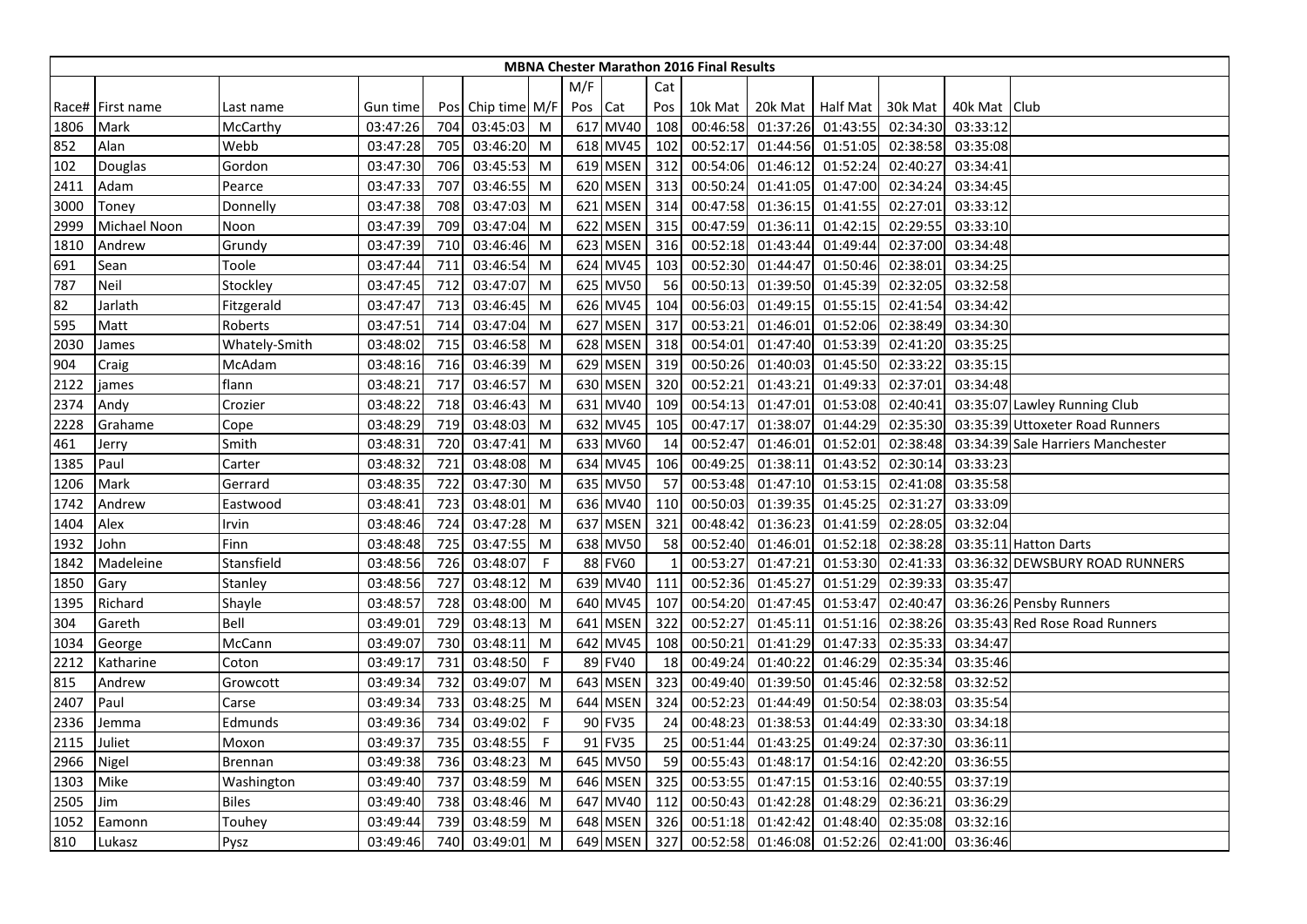| MBNA Chester Marathon 2016 Final Results | | | | | | | | | | | | | | | | | |
|---|---|---|---|---|---|---|---|---|---|---|---|---|---|---|---|---|---|
| | | | | | | | M/F | | Cat | | | | | | | |
| Race# | First name | Last name | Gun time | Pos | Chip time | M/F | Pos | Cat | Pos | 10k Mat | 20k Mat | Half Mat | 30k Mat | 40k Mat | Club |
| 1806 | Mark | McCarthy | 03:47:26 | 704 | 03:45:03 | M | 617 | MV40 | 108 | 00:46:58 | 01:37:26 | 01:43:55 | 02:34:30 | 03:33:12 | |
| 852 | Alan | Webb | 03:47:28 | 705 | 03:46:20 | M | 618 | MV45 | 102 | 00:52:17 | 01:44:56 | 01:51:05 | 02:38:58 | 03:35:08 | |
| 102 | Douglas | Gordon | 03:47:30 | 706 | 03:45:53 | M | 619 | MSEN | 312 | 00:54:06 | 01:46:12 | 01:52:24 | 02:40:27 | 03:34:41 | |
| 2411 | Adam | Pearce | 03:47:33 | 707 | 03:46:55 | M | 620 | MSEN | 313 | 00:50:24 | 01:41:05 | 01:47:00 | 02:34:24 | 03:34:45 | |
| 3000 | Toney | Donnelly | 03:47:38 | 708 | 03:47:03 | M | 621 | MSEN | 314 | 00:47:58 | 01:36:15 | 01:41:55 | 02:27:01 | 03:33:12 | |
| 2999 | Michael Noon | Noon | 03:47:39 | 709 | 03:47:04 | M | 622 | MSEN | 315 | 00:47:59 | 01:36:11 | 01:42:15 | 02:29:55 | 03:33:10 | |
| 1810 | Andrew | Grundy | 03:47:39 | 710 | 03:46:46 | M | 623 | MSEN | 316 | 00:52:18 | 01:43:44 | 01:49:44 | 02:37:00 | 03:34:48 | |
| 691 | Sean | Toole | 03:47:44 | 711 | 03:46:54 | M | 624 | MV45 | 103 | 00:52:30 | 01:44:47 | 01:50:46 | 02:38:01 | 03:34:25 | |
| 787 | Neil | Stockley | 03:47:45 | 712 | 03:47:07 | M | 625 | MV50 | 56 | 00:50:13 | 01:39:50 | 01:45:39 | 02:32:05 | 03:32:58 | |
| 82 | Jarlath | Fitzgerald | 03:47:47 | 713 | 03:46:45 | M | 626 | MV45 | 104 | 00:56:03 | 01:49:15 | 01:55:15 | 02:41:54 | 03:34:42 | |
| 595 | Matt | Roberts | 03:47:51 | 714 | 03:47:04 | M | 627 | MSEN | 317 | 00:53:21 | 01:46:01 | 01:52:06 | 02:38:49 | 03:34:30 | |
| 2030 | James | Whately-Smith | 03:48:02 | 715 | 03:46:58 | M | 628 | MSEN | 318 | 00:54:01 | 01:47:40 | 01:53:39 | 02:41:20 | 03:35:25 | |
| 904 | Craig | McAdam | 03:48:16 | 716 | 03:46:39 | M | 629 | MSEN | 319 | 00:50:26 | 01:40:03 | 01:45:50 | 02:33:22 | 03:35:15 | |
| 2122 | james | flann | 03:48:21 | 717 | 03:46:57 | M | 630 | MSEN | 320 | 00:52:21 | 01:43:21 | 01:49:33 | 02:37:01 | 03:34:48 | |
| 2374 | Andy | Crozier | 03:48:22 | 718 | 03:46:43 | M | 631 | MV40 | 109 | 00:54:13 | 01:47:01 | 01:53:08 | 02:40:41 | 03:35:07 | Lawley Running Club |
| 2228 | Grahame | Cope | 03:48:29 | 719 | 03:48:03 | M | 632 | MV45 | 105 | 00:47:17 | 01:38:07 | 01:44:29 | 02:35:30 | 03:35:39 | Uttoxeter Road Runners |
| 461 | Jerry | Smith | 03:48:31 | 720 | 03:47:41 | M | 633 | MV60 | 14 | 00:52:47 | 01:46:01 | 01:52:01 | 02:38:48 | 03:34:39 | Sale Harriers Manchester |
| 1385 | Paul | Carter | 03:48:32 | 721 | 03:48:08 | M | 634 | MV45 | 106 | 00:49:25 | 01:38:11 | 01:43:52 | 02:30:14 | 03:33:23 | |
| 1206 | Mark | Gerrard | 03:48:35 | 722 | 03:47:30 | M | 635 | MV50 | 57 | 00:53:48 | 01:47:10 | 01:53:15 | 02:41:08 | 03:35:58 | |
| 1742 | Andrew | Eastwood | 03:48:41 | 723 | 03:48:01 | M | 636 | MV40 | 110 | 00:50:03 | 01:39:35 | 01:45:25 | 02:31:27 | 03:33:09 | |
| 1404 | Alex | Irvin | 03:48:46 | 724 | 03:47:28 | M | 637 | MSEN | 321 | 00:48:42 | 01:36:23 | 01:41:59 | 02:28:05 | 03:32:04 | |
| 1932 | John | Finn | 03:48:48 | 725 | 03:47:55 | M | 638 | MV50 | 58 | 00:52:40 | 01:46:01 | 01:52:18 | 02:38:28 | 03:35:11 | Hatton Darts |
| 1842 | Madeleine | Stansfield | 03:48:56 | 726 | 03:48:07 | F | 88 | FV60 | 1 | 00:53:27 | 01:47:21 | 01:53:30 | 02:41:33 | 03:36:32 | DEWSBURY ROAD RUNNERS |
| 1850 | Gary | Stanley | 03:48:56 | 727 | 03:48:12 | M | 639 | MV40 | 111 | 00:52:36 | 01:45:27 | 01:51:29 | 02:39:33 | 03:35:47 | |
| 1395 | Richard | Shayle | 03:48:57 | 728 | 03:48:00 | M | 640 | MV45 | 107 | 00:54:20 | 01:47:45 | 01:53:47 | 02:40:47 | 03:36:26 | Pensby Runners |
| 304 | Gareth | Bell | 03:49:01 | 729 | 03:48:13 | M | 641 | MSEN | 322 | 00:52:27 | 01:45:11 | 01:51:16 | 02:38:26 | 03:35:43 | Red Rose Road Runners |
| 1034 | George | McCann | 03:49:07 | 730 | 03:48:11 | M | 642 | MV45 | 108 | 00:50:21 | 01:41:29 | 01:47:33 | 02:35:33 | 03:34:47 | |
| 2212 | Katharine | Coton | 03:49:17 | 731 | 03:48:50 | F | 89 | FV40 | 18 | 00:49:24 | 01:40:22 | 01:46:29 | 02:35:34 | 03:35:46 | |
| 815 | Andrew | Growcott | 03:49:34 | 732 | 03:49:07 | M | 643 | MSEN | 323 | 00:49:40 | 01:39:50 | 01:45:46 | 02:32:58 | 03:32:52 | |
| 2407 | Paul | Carse | 03:49:34 | 733 | 03:48:25 | M | 644 | MSEN | 324 | 00:52:23 | 01:44:49 | 01:50:54 | 02:38:03 | 03:35:54 | |
| 2336 | Jemma | Edmunds | 03:49:36 | 734 | 03:49:02 | F | 90 | FV35 | 24 | 00:48:23 | 01:38:53 | 01:44:49 | 02:33:30 | 03:34:18 | |
| 2115 | Juliet | Moxon | 03:49:37 | 735 | 03:48:55 | F | 91 | FV35 | 25 | 00:51:44 | 01:43:25 | 01:49:24 | 02:37:30 | 03:36:11 | |
| 2966 | Nigel | Brennan | 03:49:38 | 736 | 03:48:23 | M | 645 | MV50 | 59 | 00:55:43 | 01:48:17 | 01:54:16 | 02:42:20 | 03:36:55 | |
| 1303 | Mike | Washington | 03:49:40 | 737 | 03:48:59 | M | 646 | MSEN | 325 | 00:53:55 | 01:47:15 | 01:53:16 | 02:40:55 | 03:37:19 | |
| 2505 | Jim | Biles | 03:49:40 | 738 | 03:48:46 | M | 647 | MV40 | 112 | 00:50:43 | 01:42:28 | 01:48:29 | 02:36:21 | 03:36:29 | |
| 1052 | Eamonn | Touhey | 03:49:44 | 739 | 03:48:59 | M | 648 | MSEN | 326 | 00:51:18 | 01:42:42 | 01:48:40 | 02:35:08 | 03:32:16 | |
| 810 | Lukasz | Pysz | 03:49:46 | 740 | 03:49:01 | M | 649 | MSEN | 327 | 00:52:58 | 01:46:08 | 01:52:26 | 02:41:00 | 03:36:46 | |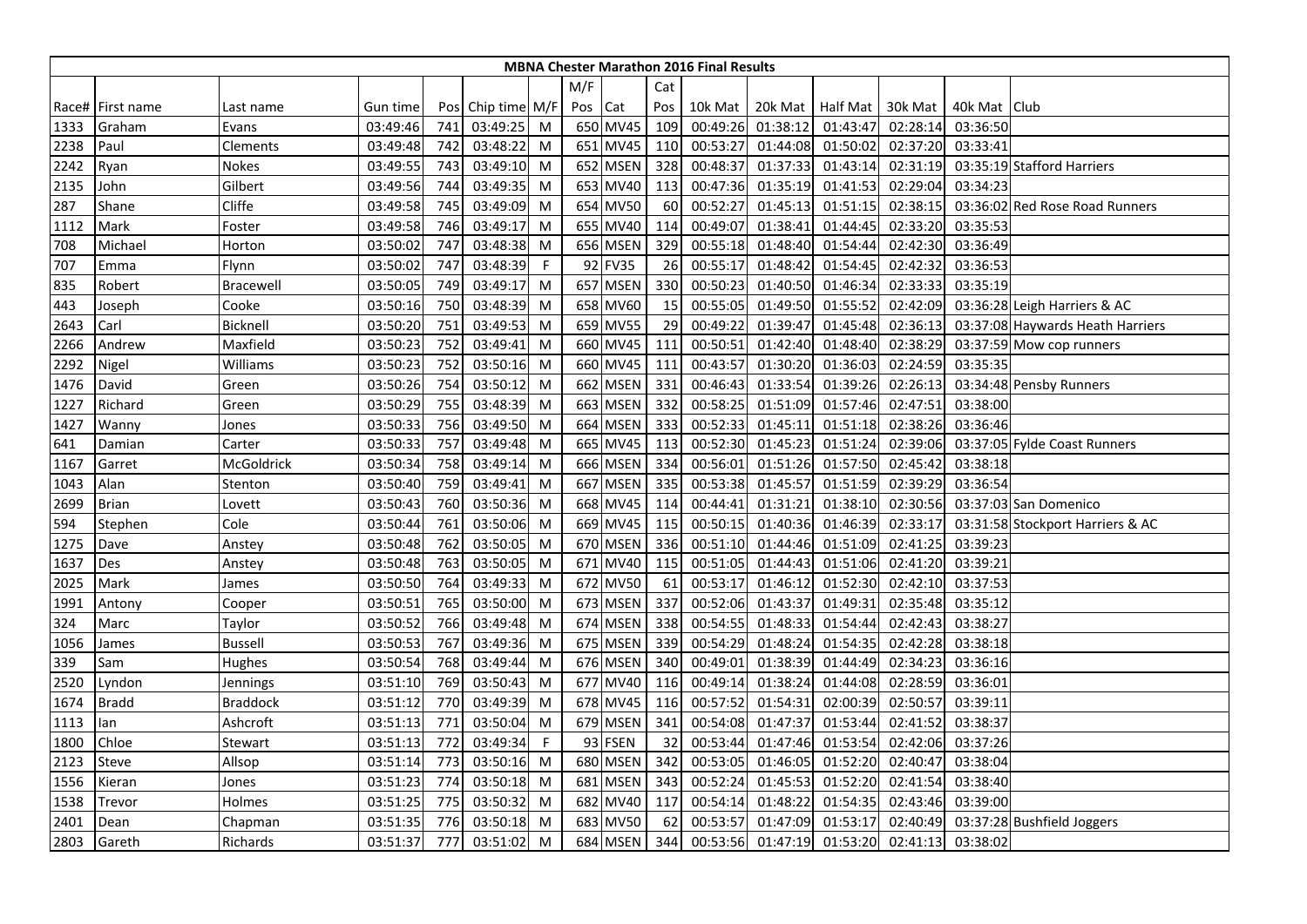# MBNA Chester Marathon 2016 Final Results

| Race# | First name | Last name | Gun time | Pos | Chip time | M/F | M/F Pos | Cat | Cat Pos | 10k Mat | 20k Mat | Half Mat | 30k Mat | 40k Mat | Club |
|---|---|---|---|---|---|---|---|---|---|---|---|---|---|---|---|
| 1333 | Graham | Evans | 03:49:46 | 741 | 03:49:25 | M | 650 | MV45 | 109 | 00:49:26 | 01:38:12 | 01:43:47 | 02:28:14 | 03:36:50 | |
| 2238 | Paul | Clements | 03:49:48 | 742 | 03:48:22 | M | 651 | MV45 | 110 | 00:53:27 | 01:44:08 | 01:50:02 | 02:37:20 | 03:33:41 | |
| 2242 | Ryan | Nokes | 03:49:55 | 743 | 03:49:10 | M | 652 | MSEN | 328 | 00:48:37 | 01:37:33 | 01:43:14 | 02:31:19 | 03:35:19 | Stafford Harriers |
| 2135 | John | Gilbert | 03:49:56 | 744 | 03:49:35 | M | 653 | MV40 | 113 | 00:47:36 | 01:35:19 | 01:41:53 | 02:29:04 | 03:34:23 | |
| 287 | Shane | Cliffe | 03:49:58 | 745 | 03:49:09 | M | 654 | MV50 | 60 | 00:52:27 | 01:45:13 | 01:51:15 | 02:38:15 | 03:36:02 | Red Rose Road Runners |
| 1112 | Mark | Foster | 03:49:58 | 746 | 03:49:17 | M | 655 | MV40 | 114 | 00:49:07 | 01:38:41 | 01:44:45 | 02:33:20 | 03:35:53 | |
| 708 | Michael | Horton | 03:50:02 | 747 | 03:48:38 | M | 656 | MSEN | 329 | 00:55:18 | 01:48:40 | 01:54:44 | 02:42:30 | 03:36:49 | |
| 707 | Emma | Flynn | 03:50:02 | 747 | 03:48:39 | F | 92 | FV35 | 26 | 00:55:17 | 01:48:42 | 01:54:45 | 02:42:32 | 03:36:53 | |
| 835 | Robert | Bracewell | 03:50:05 | 749 | 03:49:17 | M | 657 | MSEN | 330 | 00:50:23 | 01:40:50 | 01:46:34 | 02:33:33 | 03:35:19 | |
| 443 | Joseph | Cooke | 03:50:16 | 750 | 03:48:39 | M | 658 | MV60 | 15 | 00:55:05 | 01:49:50 | 01:55:52 | 02:42:09 | 03:36:28 | Leigh Harriers & AC |
| 2643 | Carl | Bicknell | 03:50:20 | 751 | 03:49:53 | M | 659 | MV55 | 29 | 00:49:22 | 01:39:47 | 01:45:48 | 02:36:13 | 03:37:08 | Haywards Heath Harriers |
| 2266 | Andrew | Maxfield | 03:50:23 | 752 | 03:49:41 | M | 660 | MV45 | 111 | 00:50:51 | 01:42:40 | 01:48:40 | 02:38:29 | 03:37:59 | Mow cop runners |
| 2292 | Nigel | Williams | 03:50:23 | 752 | 03:50:16 | M | 660 | MV45 | 111 | 00:43:57 | 01:30:20 | 01:36:03 | 02:24:59 | 03:35:35 | |
| 1476 | David | Green | 03:50:26 | 754 | 03:50:12 | M | 662 | MSEN | 331 | 00:46:43 | 01:33:54 | 01:39:26 | 02:26:13 | 03:34:48 | Pensby Runners |
| 1227 | Richard | Green | 03:50:29 | 755 | 03:48:39 | M | 663 | MSEN | 332 | 00:58:25 | 01:51:09 | 01:57:46 | 02:47:51 | 03:38:00 | |
| 1427 | Wanny | Jones | 03:50:33 | 756 | 03:49:50 | M | 664 | MSEN | 333 | 00:52:33 | 01:45:11 | 01:51:18 | 02:38:26 | 03:36:46 | |
| 641 | Damian | Carter | 03:50:33 | 757 | 03:49:48 | M | 665 | MV45 | 113 | 00:52:30 | 01:45:23 | 01:51:24 | 02:39:06 | 03:37:05 | Fylde Coast Runners |
| 1167 | Garret | McGoldrick | 03:50:34 | 758 | 03:49:14 | M | 666 | MSEN | 334 | 00:56:01 | 01:51:26 | 01:57:50 | 02:45:42 | 03:38:18 | |
| 1043 | Alan | Stenton | 03:50:40 | 759 | 03:49:41 | M | 667 | MSEN | 335 | 00:53:38 | 01:45:57 | 01:51:59 | 02:39:29 | 03:36:54 | |
| 2699 | Brian | Lovett | 03:50:43 | 760 | 03:50:36 | M | 668 | MV45 | 114 | 00:44:41 | 01:31:21 | 01:38:10 | 02:30:56 | 03:37:03 | San Domenico |
| 594 | Stephen | Cole | 03:50:44 | 761 | 03:50:06 | M | 669 | MV45 | 115 | 00:50:15 | 01:40:36 | 01:46:39 | 02:33:17 | 03:31:58 | Stockport Harriers & AC |
| 1275 | Dave | Anstey | 03:50:48 | 762 | 03:50:05 | M | 670 | MSEN | 336 | 00:51:10 | 01:44:46 | 01:51:09 | 02:41:25 | 03:39:23 | |
| 1637 | Des | Anstey | 03:50:48 | 763 | 03:50:05 | M | 671 | MV40 | 115 | 00:51:05 | 01:44:43 | 01:51:06 | 02:41:20 | 03:39:21 | |
| 2025 | Mark | James | 03:50:50 | 764 | 03:49:33 | M | 672 | MV50 | 61 | 00:53:17 | 01:46:12 | 01:52:30 | 02:42:10 | 03:37:53 | |
| 1991 | Antony | Cooper | 03:50:51 | 765 | 03:50:00 | M | 673 | MSEN | 337 | 00:52:06 | 01:43:37 | 01:49:31 | 02:35:48 | 03:35:12 | |
| 324 | Marc | Taylor | 03:50:52 | 766 | 03:49:48 | M | 674 | MSEN | 338 | 00:54:55 | 01:48:33 | 01:54:44 | 02:42:43 | 03:38:27 | |
| 1056 | James | Bussell | 03:50:53 | 767 | 03:49:36 | M | 675 | MSEN | 339 | 00:54:29 | 01:48:24 | 01:54:35 | 02:42:28 | 03:38:18 | |
| 339 | Sam | Hughes | 03:50:54 | 768 | 03:49:44 | M | 676 | MSEN | 340 | 00:49:01 | 01:38:39 | 01:44:49 | 02:34:23 | 03:36:16 | |
| 2520 | Lyndon | Jennings | 03:51:10 | 769 | 03:50:43 | M | 677 | MV40 | 116 | 00:49:14 | 01:38:24 | 01:44:08 | 02:28:59 | 03:36:01 | |
| 1674 | Bradd | Braddock | 03:51:12 | 770 | 03:49:39 | M | 678 | MV45 | 116 | 00:57:52 | 01:54:31 | 02:00:39 | 02:50:57 | 03:39:11 | |
| 1113 | Ian | Ashcroft | 03:51:13 | 771 | 03:50:04 | M | 679 | MSEN | 341 | 00:54:08 | 01:47:37 | 01:53:44 | 02:41:52 | 03:38:37 | |
| 1800 | Chloe | Stewart | 03:51:13 | 772 | 03:49:34 | F | 93 | FSEN | 32 | 00:53:44 | 01:47:46 | 01:53:54 | 02:42:06 | 03:37:26 | |
| 2123 | Steve | Allsop | 03:51:14 | 773 | 03:50:16 | M | 680 | MSEN | 342 | 00:53:05 | 01:46:05 | 01:52:20 | 02:40:47 | 03:38:04 | |
| 1556 | Kieran | Jones | 03:51:23 | 774 | 03:50:18 | M | 681 | MSEN | 343 | 00:52:24 | 01:45:53 | 01:52:20 | 02:41:54 | 03:38:40 | |
| 1538 | Trevor | Holmes | 03:51:25 | 775 | 03:50:32 | M | 682 | MV40 | 117 | 00:54:14 | 01:48:22 | 01:54:35 | 02:43:46 | 03:39:00 | |
| 2401 | Dean | Chapman | 03:51:35 | 776 | 03:50:18 | M | 683 | MV50 | 62 | 00:53:57 | 01:47:09 | 01:53:17 | 02:40:49 | 03:37:28 | Bushfield Joggers |
| 2803 | Gareth | Richards | 03:51:37 | 777 | 03:51:02 | M | 684 | MSEN | 344 | 00:53:56 | 01:47:19 | 01:53:20 | 02:41:13 | 03:38:02 | |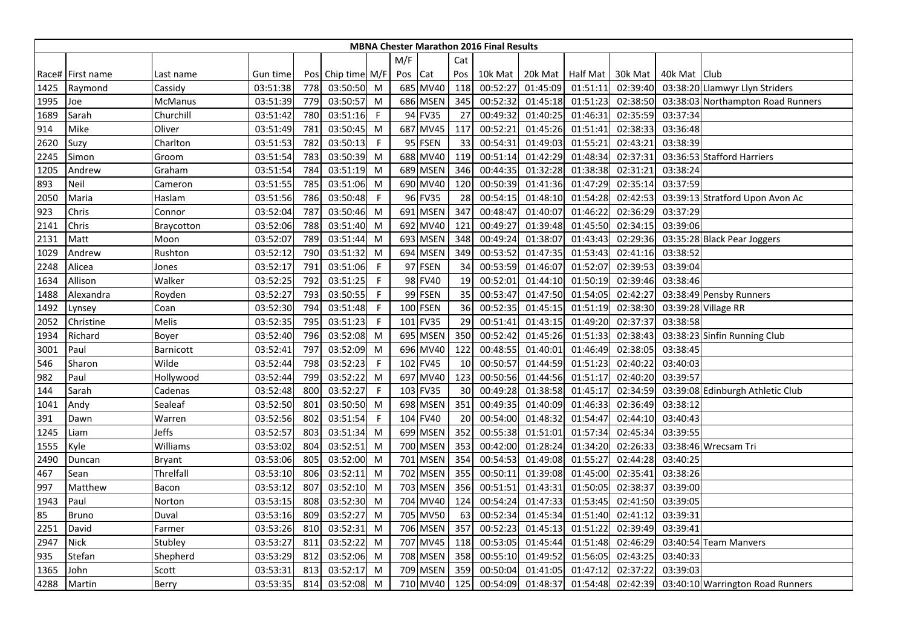# MBNA Chester Marathon 2016 Final Results

| Race# | First name | Last name | Gun time | Pos | Chip time | M/F | M/F Pos | Cat | Cat Pos | 10k Mat | 20k Mat | Half Mat | 30k Mat | 40k Mat | Club |
|---|---|---|---|---|---|---|---|---|---|---|---|---|---|---|---|
| 1425 | Raymond | Cassidy | 03:51:38 | 778 | 03:50:50 | M | 685 | MV40 | 118 | 00:52:27 | 01:45:09 | 01:51:11 | 02:39:40 | 03:38:20 | Llamwyr Llyn Striders |
| 1995 | Joe | McManus | 03:51:39 | 779 | 03:50:57 | M | 686 | MSEN | 345 | 00:52:32 | 01:45:18 | 01:51:23 | 02:38:50 | 03:38:03 | Northampton Road Runners |
| 1689 | Sarah | Churchill | 03:51:42 | 780 | 03:51:16 | F | 94 | FV35 | 27 | 00:49:32 | 01:40:25 | 01:46:31 | 02:35:59 | 03:37:34 | |
| 914 | Mike | Oliver | 03:51:49 | 781 | 03:50:45 | M | 687 | MV45 | 117 | 00:52:21 | 01:45:26 | 01:51:41 | 02:38:33 | 03:36:48 | |
| 2620 | Suzy | Charlton | 03:51:53 | 782 | 03:50:13 | F | 95 | FSEN | 33 | 00:54:31 | 01:49:03 | 01:55:21 | 02:43:21 | 03:38:39 | |
| 2245 | Simon | Groom | 03:51:54 | 783 | 03:50:39 | M | 688 | MV40 | 119 | 00:51:14 | 01:42:29 | 01:48:34 | 02:37:31 | 03:36:53 | Stafford Harriers |
| 1205 | Andrew | Graham | 03:51:54 | 784 | 03:51:19 | M | 689 | MSEN | 346 | 00:44:35 | 01:32:28 | 01:38:38 | 02:31:21 | 03:38:24 | |
| 893 | Neil | Cameron | 03:51:55 | 785 | 03:51:06 | M | 690 | MV40 | 120 | 00:50:39 | 01:41:36 | 01:47:29 | 02:35:14 | 03:37:59 | |
| 2050 | Maria | Haslam | 03:51:56 | 786 | 03:50:48 | F | 96 | FV35 | 28 | 00:54:15 | 01:48:10 | 01:54:28 | 02:42:53 | 03:39:13 | Stratford Upon Avon Ac |
| 923 | Chris | Connor | 03:52:04 | 787 | 03:50:46 | M | 691 | MSEN | 347 | 00:48:47 | 01:40:07 | 01:46:22 | 02:36:29 | 03:37:29 | |
| 2141 | Chris | Braycotton | 03:52:06 | 788 | 03:51:40 | M | 692 | MV40 | 121 | 00:49:27 | 01:39:48 | 01:45:50 | 02:34:15 | 03:39:06 | |
| 2131 | Matt | Moon | 03:52:07 | 789 | 03:51:44 | M | 693 | MSEN | 348 | 00:49:24 | 01:38:07 | 01:43:43 | 02:29:36 | 03:35:28 | Black Pear Joggers |
| 1029 | Andrew | Rushton | 03:52:12 | 790 | 03:51:32 | M | 694 | MSEN | 349 | 00:53:52 | 01:47:35 | 01:53:43 | 02:41:16 | 03:38:52 | |
| 2248 | Alicea | Jones | 03:52:17 | 791 | 03:51:06 | F | 97 | FSEN | 34 | 00:53:59 | 01:46:07 | 01:52:07 | 02:39:53 | 03:39:04 | |
| 1634 | Allison | Walker | 03:52:25 | 792 | 03:51:25 | F | 98 | FV40 | 19 | 00:52:01 | 01:44:10 | 01:50:19 | 02:39:46 | 03:38:46 | |
| 1488 | Alexandra | Royden | 03:52:27 | 793 | 03:50:55 | F | 99 | FSEN | 35 | 00:53:47 | 01:47:50 | 01:54:05 | 02:42:27 | 03:38:49 | Pensby Runners |
| 1492 | Lynsey | Coan | 03:52:30 | 794 | 03:51:48 | F | 100 | FSEN | 36 | 00:52:35 | 01:45:15 | 01:51:19 | 02:38:30 | 03:39:28 | Village RR |
| 2052 | Christine | Melis | 03:52:35 | 795 | 03:51:23 | F | 101 | FV35 | 29 | 00:51:41 | 01:43:15 | 01:49:20 | 02:37:37 | 03:38:58 | |
| 1934 | Richard | Boyer | 03:52:40 | 796 | 03:52:08 | M | 695 | MSEN | 350 | 00:52:42 | 01:45:26 | 01:51:33 | 02:38:43 | 03:38:23 | Sinfin Running Club |
| 3001 | Paul | Barnicott | 03:52:41 | 797 | 03:52:09 | M | 696 | MV40 | 122 | 00:48:55 | 01:40:01 | 01:46:49 | 02:38:05 | 03:38:45 | |
| 546 | Sharon | Wilde | 03:52:44 | 798 | 03:52:23 | F | 102 | FV45 | 10 | 00:50:57 | 01:44:59 | 01:51:23 | 02:40:22 | 03:40:03 | |
| 982 | Paul | Hollywood | 03:52:44 | 799 | 03:52:22 | M | 697 | MV40 | 123 | 00:50:56 | 01:44:56 | 01:51:17 | 02:40:20 | 03:39:57 | |
| 144 | Sarah | Cadenas | 03:52:48 | 800 | 03:52:27 | F | 103 | FV35 | 30 | 00:49:28 | 01:38:58 | 01:45:17 | 02:34:59 | 03:39:08 | Edinburgh Athletic Club |
| 1041 | Andy | Sealeaf | 03:52:50 | 801 | 03:50:50 | M | 698 | MSEN | 351 | 00:49:35 | 01:40:09 | 01:46:33 | 02:36:49 | 03:38:12 | |
| 391 | Dawn | Warren | 03:52:56 | 802 | 03:51:54 | F | 104 | FV40 | 20 | 00:54:00 | 01:48:32 | 01:54:47 | 02:44:10 | 03:40:43 | |
| 1245 | Liam | Jeffs | 03:52:57 | 803 | 03:51:34 | M | 699 | MSEN | 352 | 00:55:38 | 01:51:01 | 01:57:34 | 02:45:34 | 03:39:55 | |
| 1555 | Kyle | Williams | 03:53:02 | 804 | 03:52:51 | M | 700 | MSEN | 353 | 00:42:00 | 01:28:24 | 01:34:20 | 02:26:33 | 03:38:46 | Wrecsam Tri |
| 2490 | Duncan | Bryant | 03:53:06 | 805 | 03:52:00 | M | 701 | MSEN | 354 | 00:54:53 | 01:49:08 | 01:55:27 | 02:44:28 | 03:40:25 | |
| 467 | Sean | Threlfall | 03:53:10 | 806 | 03:52:11 | M | 702 | MSEN | 355 | 00:50:11 | 01:39:08 | 01:45:00 | 02:35:41 | 03:38:26 | |
| 997 | Matthew | Bacon | 03:53:12 | 807 | 03:52:10 | M | 703 | MSEN | 356 | 00:51:51 | 01:43:31 | 01:50:05 | 02:38:37 | 03:39:00 | |
| 1943 | Paul | Norton | 03:53:15 | 808 | 03:52:30 | M | 704 | MV40 | 124 | 00:54:24 | 01:47:33 | 01:53:45 | 02:41:50 | 03:39:05 | |
| 85 | Bruno | Duval | 03:53:16 | 809 | 03:52:27 | M | 705 | MV50 | 63 | 00:52:34 | 01:45:34 | 01:51:40 | 02:41:12 | 03:39:31 | |
| 2251 | David | Farmer | 03:53:26 | 810 | 03:52:31 | M | 706 | MSEN | 357 | 00:52:23 | 01:45:13 | 01:51:22 | 02:39:49 | 03:39:41 | |
| 2947 | Nick | Stubley | 03:53:27 | 811 | 03:52:22 | M | 707 | MV45 | 118 | 00:53:05 | 01:45:44 | 01:51:48 | 02:46:29 | 03:40:54 | Team Manvers |
| 935 | Stefan | Shepherd | 03:53:29 | 812 | 03:52:06 | M | 708 | MSEN | 358 | 00:55:10 | 01:49:52 | 01:56:05 | 02:43:25 | 03:40:33 | |
| 1365 | John | Scott | 03:53:31 | 813 | 03:52:17 | M | 709 | MSEN | 359 | 00:50:04 | 01:41:05 | 01:47:12 | 02:37:22 | 03:39:03 | |
| 4288 | Martin | Berry | 03:53:35 | 814 | 03:52:08 | M | 710 | MV40 | 125 | 00:54:09 | 01:48:37 | 01:54:48 | 02:42:39 | 03:40:10 | Warrington Road Runners |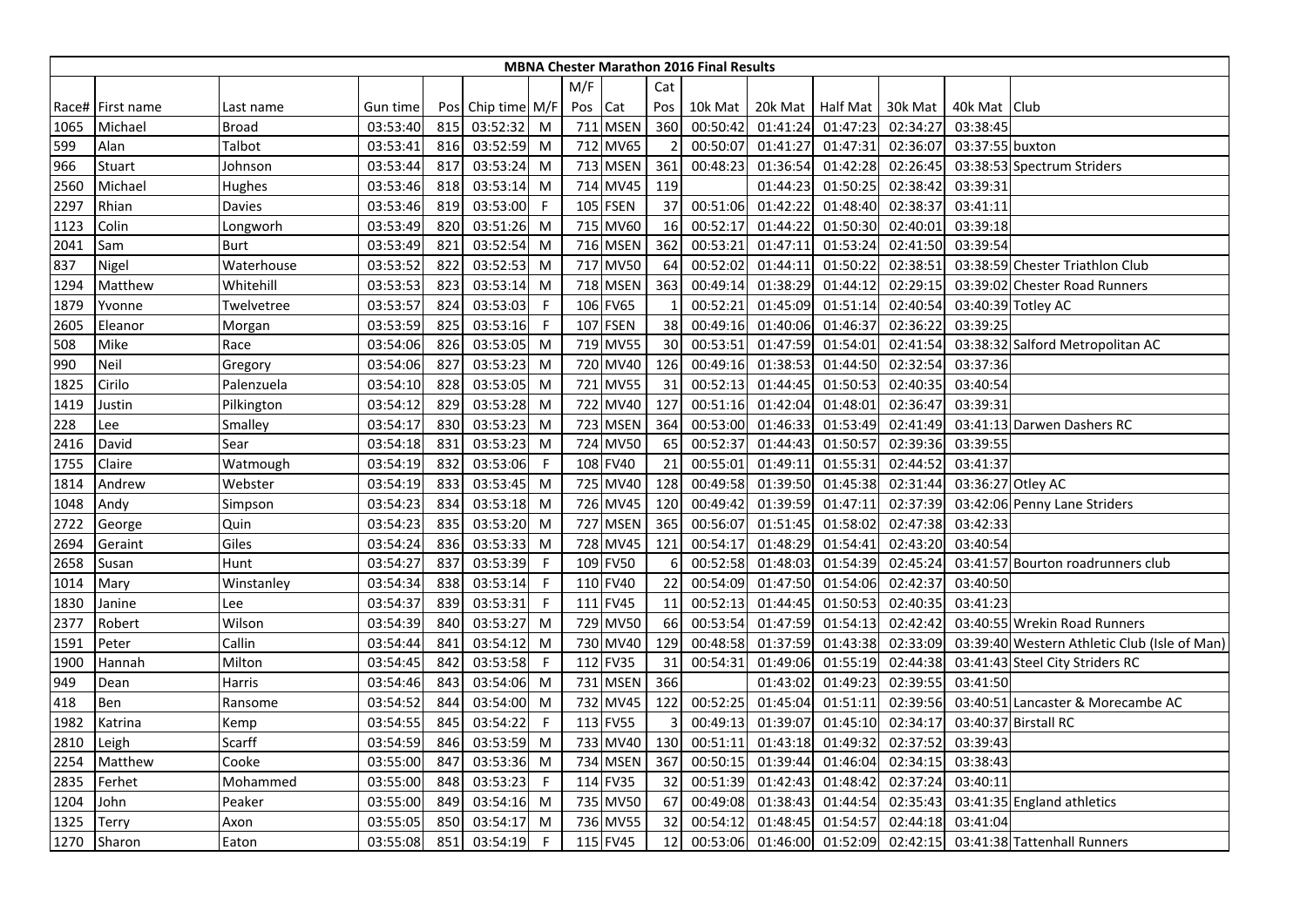# MBNA Chester Marathon 2016 Final Results

| Race# | First name | Last name | Gun time | Pos | Chip time | M/F | M/F Pos | Cat | Cat Pos | 10k Mat | 20k Mat | Half Mat | 30k Mat | 40k Mat | Club |
|---|---|---|---|---|---|---|---|---|---|---|---|---|---|---|---|
| 1065 | Michael | Broad | 03:53:40 | 815 | 03:52:32 | M | 711 | MSEN | 360 | 00:50:42 | 01:41:24 | 01:47:23 | 02:34:27 | 03:38:45 | |
| 599 | Alan | Talbot | 03:53:41 | 816 | 03:52:59 | M | 712 | MV65 | 2 | 00:50:07 | 01:41:27 | 01:47:31 | 02:36:07 | 03:37:55 | buxton |
| 966 | Stuart | Johnson | 03:53:44 | 817 | 03:53:24 | M | 713 | MSEN | 361 | 00:48:23 | 01:36:54 | 01:42:28 | 02:26:45 | 03:38:53 | Spectrum Striders |
| 2560 | Michael | Hughes | 03:53:46 | 818 | 03:53:14 | M | 714 | MV45 | 119 | | 01:44:23 | 01:50:25 | 02:38:42 | 03:39:31 | |
| 2297 | Rhian | Davies | 03:53:46 | 819 | 03:53:00 | F | 105 | FSEN | 37 | 00:51:06 | 01:42:22 | 01:48:40 | 02:38:37 | 03:41:11 | |
| 1123 | Colin | Longworh | 03:53:49 | 820 | 03:51:26 | M | 715 | MV60 | 16 | 00:52:17 | 01:44:22 | 01:50:30 | 02:40:01 | 03:39:18 | |
| 2041 | Sam | Burt | 03:53:49 | 821 | 03:52:54 | M | 716 | MSEN | 362 | 00:53:21 | 01:47:11 | 01:53:24 | 02:41:50 | 03:39:54 | |
| 837 | Nigel | Waterhouse | 03:53:52 | 822 | 03:52:53 | M | 717 | MV50 | 64 | 00:52:02 | 01:44:11 | 01:50:22 | 02:38:51 | 03:38:59 | Chester Triathlon Club |
| 1294 | Matthew | Whitehill | 03:53:53 | 823 | 03:53:14 | M | 718 | MSEN | 363 | 00:49:14 | 01:38:29 | 01:44:12 | 02:29:15 | 03:39:02 | Chester Road Runners |
| 1879 | Yvonne | Twelvetree | 03:53:57 | 824 | 03:53:03 | F | 106 | FV65 | 1 | 00:52:21 | 01:45:09 | 01:51:14 | 02:40:54 | 03:40:39 | Totley AC |
| 2605 | Eleanor | Morgan | 03:53:59 | 825 | 03:53:16 | F | 107 | FSEN | 38 | 00:49:16 | 01:40:06 | 01:46:37 | 02:36:22 | 03:39:25 | |
| 508 | Mike | Race | 03:54:06 | 826 | 03:53:05 | M | 719 | MV55 | 30 | 00:53:51 | 01:47:59 | 01:54:01 | 02:41:54 | 03:38:32 | Salford Metropolitan AC |
| 990 | Neil | Gregory | 03:54:06 | 827 | 03:53:23 | M | 720 | MV40 | 126 | 00:49:16 | 01:38:53 | 01:44:50 | 02:32:54 | 03:37:36 | |
| 1825 | Cirilo | Palenzuela | 03:54:10 | 828 | 03:53:05 | M | 721 | MV55 | 31 | 00:52:13 | 01:44:45 | 01:50:53 | 02:40:35 | 03:40:54 | |
| 1419 | Justin | Pilkington | 03:54:12 | 829 | 03:53:28 | M | 722 | MV40 | 127 | 00:51:16 | 01:42:04 | 01:48:01 | 02:36:47 | 03:39:31 | |
| 228 | Lee | Smalley | 03:54:17 | 830 | 03:53:23 | M | 723 | MSEN | 364 | 00:53:00 | 01:46:33 | 01:53:49 | 02:41:49 | 03:41:13 | Darwen Dashers RC |
| 2416 | David | Sear | 03:54:18 | 831 | 03:53:23 | M | 724 | MV50 | 65 | 00:52:37 | 01:44:43 | 01:50:57 | 02:39:36 | 03:39:55 | |
| 1755 | Claire | Watmough | 03:54:19 | 832 | 03:53:06 | F | 108 | FV40 | 21 | 00:55:01 | 01:49:11 | 01:55:31 | 02:44:52 | 03:41:37 | |
| 1814 | Andrew | Webster | 03:54:19 | 833 | 03:53:45 | M | 725 | MV40 | 128 | 00:49:58 | 01:39:50 | 01:45:38 | 02:31:44 | 03:36:27 | Otley AC |
| 1048 | Andy | Simpson | 03:54:23 | 834 | 03:53:18 | M | 726 | MV45 | 120 | 00:49:42 | 01:39:59 | 01:47:11 | 02:37:39 | 03:42:06 | Penny Lane Striders |
| 2722 | George | Quin | 03:54:23 | 835 | 03:53:20 | M | 727 | MSEN | 365 | 00:56:07 | 01:51:45 | 01:58:02 | 02:47:38 | 03:42:33 | |
| 2694 | Geraint | Giles | 03:54:24 | 836 | 03:53:33 | M | 728 | MV45 | 121 | 00:54:17 | 01:48:29 | 01:54:41 | 02:43:20 | 03:40:54 | |
| 2658 | Susan | Hunt | 03:54:27 | 837 | 03:53:39 | F | 109 | FV50 | 6 | 00:52:58 | 01:48:03 | 01:54:39 | 02:45:24 | 03:41:57 | Bourton roadrunners club |
| 1014 | Mary | Winstanley | 03:54:34 | 838 | 03:53:14 | F | 110 | FV40 | 22 | 00:54:09 | 01:47:50 | 01:54:06 | 02:42:37 | 03:40:50 | |
| 1830 | Janine | Lee | 03:54:37 | 839 | 03:53:31 | F | 111 | FV45 | 11 | 00:52:13 | 01:44:45 | 01:50:53 | 02:40:35 | 03:41:23 | |
| 2377 | Robert | Wilson | 03:54:39 | 840 | 03:53:27 | M | 729 | MV50 | 66 | 00:53:54 | 01:47:59 | 01:54:13 | 02:42:42 | 03:40:55 | Wrekin Road Runners |
| 1591 | Peter | Callin | 03:54:44 | 841 | 03:54:12 | M | 730 | MV40 | 129 | 00:48:58 | 01:37:59 | 01:43:38 | 02:33:09 | 03:39:40 | Western Athletic Club (Isle of Man) |
| 1900 | Hannah | Milton | 03:54:45 | 842 | 03:53:58 | F | 112 | FV35 | 31 | 00:54:31 | 01:49:06 | 01:55:19 | 02:44:38 | 03:41:43 | Steel City Striders RC |
| 949 | Dean | Harris | 03:54:46 | 843 | 03:54:06 | M | 731 | MSEN | 366 | | 01:43:02 | 01:49:23 | 02:39:55 | 03:41:50 | |
| 418 | Ben | Ransome | 03:54:52 | 844 | 03:54:00 | M | 732 | MV45 | 122 | 00:52:25 | 01:45:04 | 01:51:11 | 02:39:56 | 03:40:51 | Lancaster & Morecambe AC |
| 1982 | Katrina | Kemp | 03:54:55 | 845 | 03:54:22 | F | 113 | FV55 | 3 | 00:49:13 | 01:39:07 | 01:45:10 | 02:34:17 | 03:40:37 | Birstall RC |
| 2810 | Leigh | Scarff | 03:54:59 | 846 | 03:53:59 | M | 733 | MV40 | 130 | 00:51:11 | 01:43:18 | 01:49:32 | 02:37:52 | 03:39:43 | |
| 2254 | Matthew | Cooke | 03:55:00 | 847 | 03:53:36 | M | 734 | MSEN | 367 | 00:50:15 | 01:39:44 | 01:46:04 | 02:34:15 | 03:38:43 | |
| 2835 | Ferhet | Mohammed | 03:55:00 | 848 | 03:53:23 | F | 114 | FV35 | 32 | 00:51:39 | 01:42:43 | 01:48:42 | 02:37:24 | 03:40:11 | |
| 1204 | John | Peaker | 03:55:00 | 849 | 03:54:16 | M | 735 | MV50 | 67 | 00:49:08 | 01:38:43 | 01:44:54 | 02:35:43 | 03:41:35 | England athletics |
| 1325 | Terry | Axon | 03:55:05 | 850 | 03:54:17 | M | 736 | MV55 | 32 | 00:54:12 | 01:48:45 | 01:54:57 | 02:44:18 | 03:41:04 | |
| 1270 | Sharon | Eaton | 03:55:08 | 851 | 03:54:19 | F | 115 | FV45 | 12 | 00:53:06 | 01:46:00 | 01:52:09 | 02:42:15 | 03:41:38 | Tattenhall Runners |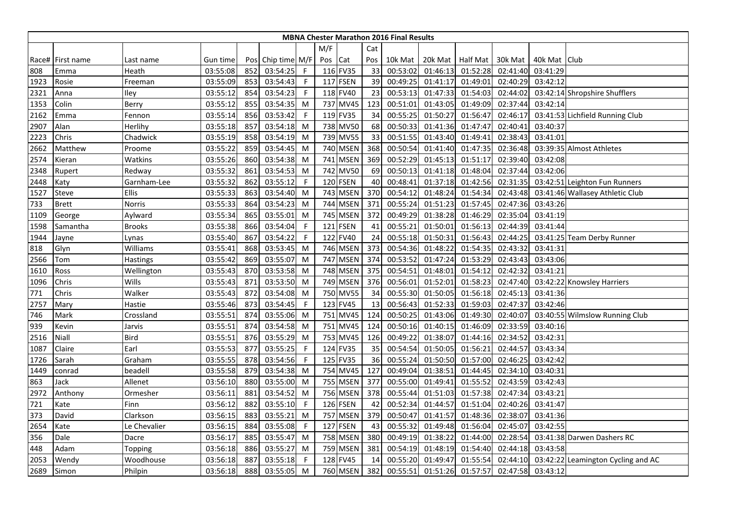# MBNA Chester Marathon 2016 Final Results

| Race# | First name | Last name | Gun time | Pos | Chip time | M/F | M/F Pos | Cat | Cat Pos | 10k Mat | 20k Mat | Half Mat | 30k Mat | 40k Mat | Club |
|---|---|---|---|---|---|---|---|---|---|---|---|---|---|---|---|
| 808 | Emma | Heath | 03:55:08 | 852 | 03:54:25 | F | 116 | FV35 | 33 | 00:53:02 | 01:46:13 | 01:52:28 | 02:41:40 | 03:41:29 | |
| 1923 | Rosie | Freeman | 03:55:09 | 853 | 03:54:43 | F | 117 | FSEN | 39 | 00:49:25 | 01:41:17 | 01:49:01 | 02:40:29 | 03:42:12 | |
| 2321 | Anna | Iley | 03:55:12 | 854 | 03:54:23 | F | 118 | FV40 | 23 | 00:53:13 | 01:47:33 | 01:54:03 | 02:44:02 | 03:42:14 | Shropshire Shufflers |
| 1353 | Colin | Berry | 03:55:12 | 855 | 03:54:35 | M | 737 | MV45 | 123 | 00:51:01 | 01:43:05 | 01:49:09 | 02:37:44 | 03:42:14 | |
| 2162 | Emma | Fennon | 03:55:14 | 856 | 03:53:42 | F | 119 | FV35 | 34 | 00:55:25 | 01:50:27 | 01:56:47 | 02:46:17 | 03:41:53 | Lichfield Running Club |
| 2907 | Alan | Herlihy | 03:55:18 | 857 | 03:54:18 | M | 738 | MV50 | 68 | 00:50:33 | 01:41:36 | 01:47:47 | 02:40:41 | 03:40:37 | |
| 2223 | Chris | Chadwick | 03:55:19 | 858 | 03:54:19 | M | 739 | MV55 | 33 | 00:51:55 | 01:43:40 | 01:49:41 | 02:38:43 | 03:41:01 | |
| 2662 | Matthew | Proome | 03:55:22 | 859 | 03:54:45 | M | 740 | MSEN | 368 | 00:50:54 | 01:41:40 | 01:47:35 | 02:36:48 | 03:39:35 | Almost Athletes |
| 2574 | Kieran | Watkins | 03:55:26 | 860 | 03:54:38 | M | 741 | MSEN | 369 | 00:52:29 | 01:45:13 | 01:51:17 | 02:39:40 | 03:42:08 | |
| 2348 | Rupert | Redway | 03:55:32 | 861 | 03:54:53 | M | 742 | MV50 | 69 | 00:50:13 | 01:41:18 | 01:48:04 | 02:37:44 | 03:42:06 | |
| 2448 | Katy | Garnham-Lee | 03:55:32 | 862 | 03:55:12 | F | 120 | FSEN | 40 | 00:48:41 | 01:37:18 | 01:42:56 | 02:31:35 | 03:42:51 | Leighton Fun Runners |
| 1527 | Steve | Ellis | 03:55:33 | 863 | 03:54:40 | M | 743 | MSEN | 370 | 00:54:12 | 01:48:24 | 01:54:34 | 02:43:48 | 03:41:46 | Wallasey Athletic Club |
| 733 | Brett | Norris | 03:55:33 | 864 | 03:54:23 | M | 744 | MSEN | 371 | 00:55:24 | 01:51:23 | 01:57:45 | 02:47:36 | 03:43:26 | |
| 1109 | George | Aylward | 03:55:34 | 865 | 03:55:01 | M | 745 | MSEN | 372 | 00:49:29 | 01:38:28 | 01:46:29 | 02:35:04 | 03:41:19 | |
| 1598 | Samantha | Brooks | 03:55:38 | 866 | 03:54:04 | F | 121 | FSEN | 41 | 00:55:21 | 01:50:01 | 01:56:13 | 02:44:39 | 03:41:44 | |
| 1944 | Jayne | Lynas | 03:55:40 | 867 | 03:54:22 | F | 122 | FV40 | 24 | 00:55:18 | 01:50:31 | 01:56:43 | 02:44:25 | 03:41:25 | Team Derby Runner |
| 818 | Glyn | Williams | 03:55:41 | 868 | 03:53:45 | M | 746 | MSEN | 373 | 00:54:36 | 01:48:22 | 01:54:35 | 02:43:32 | 03:41:31 | |
| 2566 | Tom | Hastings | 03:55:42 | 869 | 03:55:07 | M | 747 | MSEN | 374 | 00:53:52 | 01:47:24 | 01:53:29 | 02:43:43 | 03:43:06 | |
| 1610 | Ross | Wellington | 03:55:43 | 870 | 03:53:58 | M | 748 | MSEN | 375 | 00:54:51 | 01:48:01 | 01:54:12 | 02:42:32 | 03:41:21 | |
| 1096 | Chris | Wills | 03:55:43 | 871 | 03:53:50 | M | 749 | MSEN | 376 | 00:56:01 | 01:52:01 | 01:58:23 | 02:47:40 | 03:42:22 | Knowsley Harriers |
| 771 | Chris | Walker | 03:55:43 | 872 | 03:54:08 | M | 750 | MV55 | 34 | 00:55:30 | 01:50:05 | 01:56:18 | 02:45:13 | 03:41:36 | |
| 2757 | Mary | Hastie | 03:55:46 | 873 | 03:54:45 | F | 123 | FV45 | 13 | 00:56:43 | 01:52:33 | 01:59:03 | 02:47:37 | 03:42:46 | |
| 746 | Mark | Crossland | 03:55:51 | 874 | 03:55:06 | M | 751 | MV45 | 124 | 00:50:25 | 01:43:06 | 01:49:30 | 02:40:07 | 03:40:55 | Wilmslow Running Club |
| 939 | Kevin | Jarvis | 03:55:51 | 874 | 03:54:58 | M | 751 | MV45 | 124 | 00:50:16 | 01:40:15 | 01:46:09 | 02:33:59 | 03:40:16 | |
| 2516 | Niall | Bird | 03:55:51 | 876 | 03:55:29 | M | 753 | MV45 | 126 | 00:49:22 | 01:38:07 | 01:44:16 | 02:34:52 | 03:42:31 | |
| 1087 | Claire | Earl | 03:55:53 | 877 | 03:55:25 | F | 124 | FV35 | 35 | 00:54:54 | 01:50:05 | 01:56:21 | 02:44:57 | 03:43:34 | |
| 1726 | Sarah | Graham | 03:55:55 | 878 | 03:54:56 | F | 125 | FV35 | 36 | 00:55:24 | 01:50:50 | 01:57:00 | 02:46:25 | 03:42:42 | |
| 1449 | conrad | beadell | 03:55:58 | 879 | 03:54:38 | M | 754 | MV45 | 127 | 00:49:04 | 01:38:51 | 01:44:45 | 02:34:10 | 03:40:31 | |
| 863 | Jack | Allenet | 03:56:10 | 880 | 03:55:00 | M | 755 | MSEN | 377 | 00:55:00 | 01:49:41 | 01:55:52 | 02:43:59 | 03:42:43 | |
| 2972 | Anthony | Ormesher | 03:56:11 | 881 | 03:54:52 | M | 756 | MSEN | 378 | 00:55:44 | 01:51:03 | 01:57:38 | 02:47:34 | 03:43:21 | |
| 721 | Kate | Finn | 03:56:12 | 882 | 03:55:10 | F | 126 | FSEN | 42 | 00:52:34 | 01:44:57 | 01:51:04 | 02:40:26 | 03:41:47 | |
| 373 | David | Clarkson | 03:56:15 | 883 | 03:55:21 | M | 757 | MSEN | 379 | 00:50:47 | 01:41:57 | 01:48:36 | 02:38:07 | 03:41:36 | |
| 2654 | Kate | Le Chevalier | 03:56:15 | 884 | 03:55:08 | F | 127 | FSEN | 43 | 00:55:32 | 01:49:48 | 01:56:04 | 02:45:07 | 03:42:55 | |
| 356 | Dale | Dacre | 03:56:17 | 885 | 03:55:47 | M | 758 | MSEN | 380 | 00:49:19 | 01:38:22 | 01:44:00 | 02:28:54 | 03:41:38 | Darwen Dashers RC |
| 448 | Adam | Topping | 03:56:18 | 886 | 03:55:27 | M | 759 | MSEN | 381 | 00:54:19 | 01:48:19 | 01:54:40 | 02:44:18 | 03:43:58 | |
| 2053 | Wendy | Woodhouse | 03:56:18 | 887 | 03:55:18 | F | 128 | FV45 | 14 | 00:55:20 | 01:49:47 | 01:55:54 | 02:44:10 | 03:42:22 | Leamington Cycling and AC |
| 2689 | Simon | Philpin | 03:56:18 | 888 | 03:55:05 | M | 760 | MSEN | 382 | 00:55:51 | 01:51:26 | 01:57:57 | 02:47:58 | 03:43:12 | |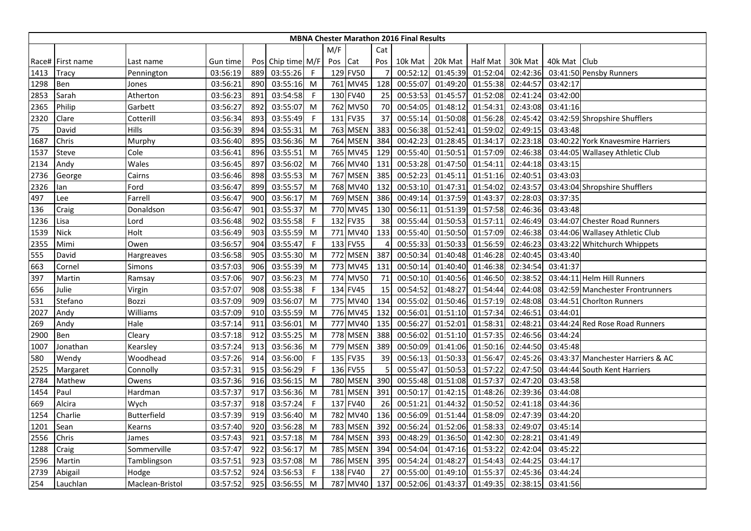| MBNA Chester Marathon 2016 Final Results | | | | | | | | | | | | | | | | |
|---|---|---|---|---|---|---|---|---|---|---|---|---|---|---|---|---|
| | | | | | | | M/F | | Cat | | | | | | | |
| Race# | First name | Last name | Gun time | Pos | Chip time | M/F | Pos | Cat | Pos | 10k Mat | 20k Mat | Half Mat | 30k Mat | 40k Mat | Club |
| 1413 | Tracy | Pennington | 03:56:19 | 889 | 03:55:26 | F | 129 | FV50 | 7 | 00:52:12 | 01:45:39 | 01:52:04 | 02:42:36 | 03:41:50 | Pensby Runners |
| 1298 | Ben | Jones | 03:56:21 | 890 | 03:55:16 | M | 761 | MV45 | 128 | 00:55:07 | 01:49:20 | 01:55:38 | 02:44:57 | 03:42:17 | |
| 2853 | Sarah | Atherton | 03:56:23 | 891 | 03:54:58 | F | 130 | FV40 | 25 | 00:53:53 | 01:45:57 | 01:52:08 | 02:41:24 | 03:42:00 | |
| 2365 | Philip | Garbett | 03:56:27 | 892 | 03:55:07 | M | 762 | MV50 | 70 | 00:54:05 | 01:48:12 | 01:54:31 | 02:43:08 | 03:41:16 | |
| 2320 | Clare | Cotterill | 03:56:34 | 893 | 03:55:49 | F | 131 | FV35 | 37 | 00:55:14 | 01:50:08 | 01:56:28 | 02:45:42 | 03:42:59 | Shropshire Shufflers |
| 75 | David | Hills | 03:56:39 | 894 | 03:55:31 | M | 763 | MSEN | 383 | 00:56:38 | 01:52:41 | 01:59:02 | 02:49:15 | 03:43:48 | |
| 1687 | Chris | Murphy | 03:56:40 | 895 | 03:56:36 | M | 764 | MSEN | 384 | 00:42:23 | 01:28:45 | 01:34:17 | 02:23:18 | 03:40:22 | York Knavesmire Harriers |
| 1537 | Steve | Cole | 03:56:41 | 896 | 03:55:51 | M | 765 | MV45 | 129 | 00:55:40 | 01:50:51 | 01:57:09 | 02:46:38 | 03:44:05 | Wallasey Athletic Club |
| 2134 | Andy | Wales | 03:56:45 | 897 | 03:56:02 | M | 766 | MV40 | 131 | 00:53:28 | 01:47:50 | 01:54:11 | 02:44:18 | 03:43:15 | |
| 2736 | George | Cairns | 03:56:46 | 898 | 03:55:53 | M | 767 | MSEN | 385 | 00:52:23 | 01:45:11 | 01:51:16 | 02:40:51 | 03:43:03 | |
| 2326 | Ian | Ford | 03:56:47 | 899 | 03:55:57 | M | 768 | MV40 | 132 | 00:53:10 | 01:47:31 | 01:54:02 | 02:43:57 | 03:43:04 | Shropshire Shufflers |
| 497 | Lee | Farrell | 03:56:47 | 900 | 03:56:17 | M | 769 | MSEN | 386 | 00:49:14 | 01:37:59 | 01:43:37 | 02:28:03 | 03:37:35 | |
| 136 | Craig | Donaldson | 03:56:47 | 901 | 03:55:37 | M | 770 | MV45 | 130 | 00:56:11 | 01:51:39 | 01:57:58 | 02:46:36 | 03:43:48 | |
| 1236 | Lisa | Lord | 03:56:48 | 902 | 03:55:58 | F | 132 | FV35 | 38 | 00:55:44 | 01:50:53 | 01:57:11 | 02:46:49 | 03:44:07 | Chester Road Runners |
| 1539 | Nick | Holt | 03:56:49 | 903 | 03:55:59 | M | 771 | MV40 | 133 | 00:55:40 | 01:50:50 | 01:57:09 | 02:46:38 | 03:44:06 | Wallasey Athletic Club |
| 2355 | Mimi | Owen | 03:56:57 | 904 | 03:55:47 | F | 133 | FV55 | 4 | 00:55:33 | 01:50:33 | 01:56:59 | 02:46:23 | 03:43:22 | Whitchurch Whippets |
| 555 | David | Hargreaves | 03:56:58 | 905 | 03:55:30 | M | 772 | MSEN | 387 | 00:50:34 | 01:40:48 | 01:46:28 | 02:40:45 | 03:43:40 | |
| 663 | Cornel | Simons | 03:57:03 | 906 | 03:55:39 | M | 773 | MV45 | 131 | 00:50:14 | 01:40:40 | 01:46:38 | 02:34:54 | 03:41:37 | |
| 397 | Martin | Ramsay | 03:57:06 | 907 | 03:56:23 | M | 774 | MV50 | 71 | 00:50:10 | 01:40:56 | 01:46:50 | 02:38:52 | 03:44:11 | Helm Hill Runners |
| 656 | Julie | Virgin | 03:57:07 | 908 | 03:55:38 | F | 134 | FV45 | 15 | 00:54:52 | 01:48:27 | 01:54:44 | 02:44:08 | 03:42:59 | Manchester Frontrunners |
| 531 | Stefano | Bozzi | 03:57:09 | 909 | 03:56:07 | M | 775 | MV40 | 134 | 00:55:02 | 01:50:46 | 01:57:19 | 02:48:08 | 03:44:51 | Chorlton Runners |
| 2027 | Andy | Williams | 03:57:09 | 910 | 03:55:59 | M | 776 | MV45 | 132 | 00:56:01 | 01:51:10 | 01:57:34 | 02:46:51 | 03:44:01 | |
| 269 | Andy | Hale | 03:57:14 | 911 | 03:56:01 | M | 777 | MV40 | 135 | 00:56:27 | 01:52:01 | 01:58:31 | 02:48:21 | 03:44:24 | Red Rose Road Runners |
| 2900 | Ben | Cleary | 03:57:18 | 912 | 03:55:25 | M | 778 | MSEN | 388 | 00:56:02 | 01:51:10 | 01:57:35 | 02:46:56 | 03:44:24 | |
| 1007 | Jonathan | Kearsley | 03:57:24 | 913 | 03:56:36 | M | 779 | MSEN | 389 | 00:50:09 | 01:41:06 | 01:50:16 | 02:44:50 | 03:45:48 | |
| 580 | Wendy | Woodhead | 03:57:26 | 914 | 03:56:00 | F | 135 | FV35 | 39 | 00:56:13 | 01:50:33 | 01:56:47 | 02:45:26 | 03:43:37 | Manchester Harriers & AC |
| 2525 | Margaret | Connolly | 03:57:31 | 915 | 03:56:29 | F | 136 | FV55 | 5 | 00:55:47 | 01:50:53 | 01:57:22 | 02:47:50 | 03:44:44 | South Kent Harriers |
| 2784 | Mathew | Owens | 03:57:36 | 916 | 03:56:15 | M | 780 | MSEN | 390 | 00:55:48 | 01:51:08 | 01:57:37 | 02:47:20 | 03:43:58 | |
| 1454 | Paul | Hardman | 03:57:37 | 917 | 03:56:36 | M | 781 | MSEN | 391 | 00:50:17 | 01:42:15 | 01:48:26 | 02:39:36 | 03:44:08 | |
| 669 | Alcira | Wych | 03:57:37 | 918 | 03:57:24 | F | 137 | FV40 | 26 | 00:51:21 | 01:44:32 | 01:50:52 | 02:41:18 | 03:44:36 | |
| 1254 | Charlie | Butterfield | 03:57:39 | 919 | 03:56:40 | M | 782 | MV40 | 136 | 00:56:09 | 01:51:44 | 01:58:09 | 02:47:39 | 03:44:20 | |
| 1201 | Sean | Kearns | 03:57:40 | 920 | 03:56:28 | M | 783 | MSEN | 392 | 00:56:24 | 01:52:06 | 01:58:33 | 02:49:07 | 03:45:14 | |
| 2556 | Chris | James | 03:57:43 | 921 | 03:57:18 | M | 784 | MSEN | 393 | 00:48:29 | 01:36:50 | 01:42:30 | 02:28:21 | 03:41:49 | |
| 1288 | Craig | Sommerville | 03:57:47 | 922 | 03:56:17 | M | 785 | MSEN | 394 | 00:54:04 | 01:47:16 | 01:53:22 | 02:42:04 | 03:45:22 | |
| 2596 | Martin | Tamblingson | 03:57:51 | 923 | 03:57:08 | M | 786 | MSEN | 395 | 00:54:24 | 01:48:27 | 01:54:43 | 02:44:25 | 03:44:17 | |
| 2739 | Abigail | Hodge | 03:57:52 | 924 | 03:56:53 | F | 138 | FV40 | 27 | 00:55:00 | 01:49:10 | 01:55:37 | 02:45:36 | 03:44:24 | |
| 254 | Lauchlan | Maclean-Bristol | 03:57:52 | 925 | 03:56:55 | M | 787 | MV40 | 137 | 00:52:06 | 01:43:37 | 01:49:35 | 02:38:15 | 03:41:56 | |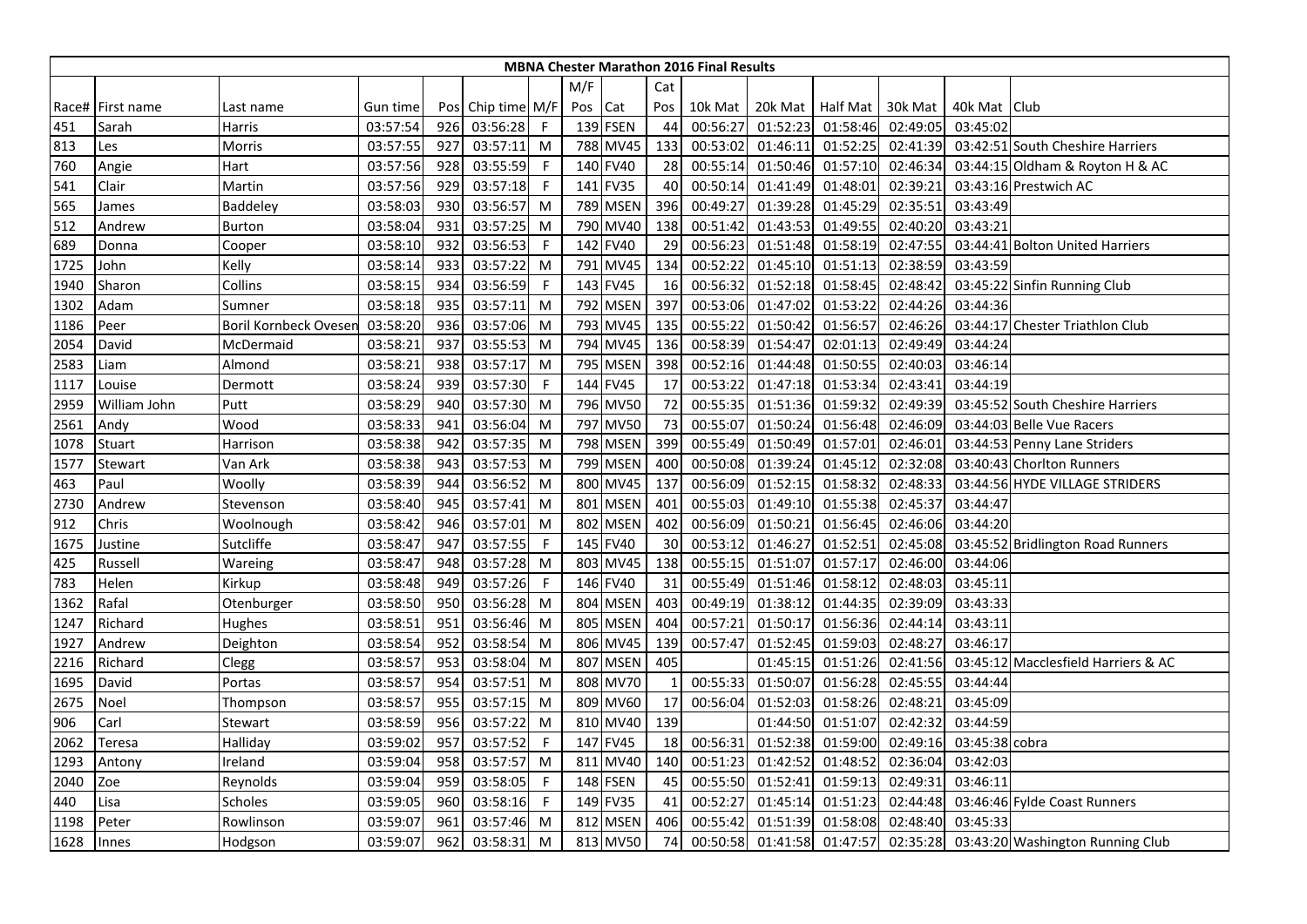**MBNA Chester Marathon 2016 Final Results**

| Race# | First name | Last name | Gun time | Pos | Chip time | M/F | M/F Pos | Cat | Cat Pos | 10k Mat | 20k Mat | Half Mat | 30k Mat | 40k Mat | Club |
|---|---|---|---|---|---|---|---|---|---|---|---|---|---|---|---|
| 451 | Sarah | Harris | 03:57:54 | 926 | 03:56:28 | F | 139 | FSEN | 44 | 00:56:27 | 01:52:23 | 01:58:46 | 02:49:05 | 03:45:02 | |
| 813 | Les | Morris | 03:57:55 | 927 | 03:57:11 | M | 788 | MV45 | 133 | 00:53:02 | 01:46:11 | 01:52:25 | 02:41:39 | 03:42:51 | South Cheshire Harriers |
| 760 | Angie | Hart | 03:57:56 | 928 | 03:55:59 | F | 140 | FV40 | 28 | 00:55:14 | 01:50:46 | 01:57:10 | 02:46:34 | 03:44:15 | Oldham & Royton H & AC |
| 541 | Clair | Martin | 03:57:56 | 929 | 03:57:18 | F | 141 | FV35 | 40 | 00:50:14 | 01:41:49 | 01:48:01 | 02:39:21 | 03:43:16 | Prestwich AC |
| 565 | James | Baddeley | 03:58:03 | 930 | 03:56:57 | M | 789 | MSEN | 396 | 00:49:27 | 01:39:28 | 01:45:29 | 02:35:51 | 03:43:49 | |
| 512 | Andrew | Burton | 03:58:04 | 931 | 03:57:25 | M | 790 | MV40 | 138 | 00:51:42 | 01:43:53 | 01:49:55 | 02:40:20 | 03:43:21 | |
| 689 | Donna | Cooper | 03:58:10 | 932 | 03:56:53 | F | 142 | FV40 | 29 | 00:56:23 | 01:51:48 | 01:58:19 | 02:47:55 | 03:44:41 | Bolton United Harriers |
| 1725 | John | Kelly | 03:58:14 | 933 | 03:57:22 | M | 791 | MV45 | 134 | 00:52:22 | 01:45:10 | 01:51:13 | 02:38:59 | 03:43:59 | |
| 1940 | Sharon | Collins | 03:58:15 | 934 | 03:56:59 | F | 143 | FV45 | 16 | 00:56:32 | 01:52:18 | 01:58:45 | 02:48:42 | 03:45:22 | Sinfin Running Club |
| 1302 | Adam | Sumner | 03:58:18 | 935 | 03:57:11 | M | 792 | MSEN | 397 | 00:53:06 | 01:47:02 | 01:53:22 | 02:44:26 | 03:44:36 | |
| 1186 | Peer | Boril Kornbeck Ovesen | 03:58:20 | 936 | 03:57:06 | M | 793 | MV45 | 135 | 00:55:22 | 01:50:42 | 01:56:57 | 02:46:26 | 03:44:17 | Chester Triathlon Club |
| 2054 | David | McDermaid | 03:58:21 | 937 | 03:55:53 | M | 794 | MV45 | 136 | 00:58:39 | 01:54:47 | 02:01:13 | 02:49:49 | 03:44:24 | |
| 2583 | Liam | Almond | 03:58:21 | 938 | 03:57:17 | M | 795 | MSEN | 398 | 00:52:16 | 01:44:48 | 01:50:55 | 02:40:03 | 03:46:14 | |
| 1117 | Louise | Dermott | 03:58:24 | 939 | 03:57:30 | F | 144 | FV45 | 17 | 00:53:22 | 01:47:18 | 01:53:34 | 02:43:41 | 03:44:19 | |
| 2959 | William John | Putt | 03:58:29 | 940 | 03:57:30 | M | 796 | MV50 | 72 | 00:55:35 | 01:51:36 | 01:59:32 | 02:49:39 | 03:45:52 | South Cheshire Harriers |
| 2561 | Andy | Wood | 03:58:33 | 941 | 03:56:04 | M | 797 | MV50 | 73 | 00:55:07 | 01:50:24 | 01:56:48 | 02:46:09 | 03:44:03 | Belle Vue Racers |
| 1078 | Stuart | Harrison | 03:58:38 | 942 | 03:57:35 | M | 798 | MSEN | 399 | 00:55:49 | 01:50:49 | 01:57:01 | 02:46:01 | 03:44:53 | Penny Lane Striders |
| 1577 | Stewart | Van Ark | 03:58:38 | 943 | 03:57:53 | M | 799 | MSEN | 400 | 00:50:08 | 01:39:24 | 01:45:12 | 02:32:08 | 03:40:43 | Chorlton Runners |
| 463 | Paul | Woolly | 03:58:39 | 944 | 03:56:52 | M | 800 | MV45 | 137 | 00:56:09 | 01:52:15 | 01:58:32 | 02:48:33 | 03:44:56 | HYDE VILLAGE STRIDERS |
| 2730 | Andrew | Stevenson | 03:58:40 | 945 | 03:57:41 | M | 801 | MSEN | 401 | 00:55:03 | 01:49:10 | 01:55:38 | 02:45:37 | 03:44:47 | |
| 912 | Chris | Woolnough | 03:58:42 | 946 | 03:57:01 | M | 802 | MSEN | 402 | 00:56:09 | 01:50:21 | 01:56:45 | 02:46:06 | 03:44:20 | |
| 1675 | Justine | Sutcliffe | 03:58:47 | 947 | 03:57:55 | F | 145 | FV40 | 30 | 00:53:12 | 01:46:27 | 01:52:51 | 02:45:08 | 03:45:52 | Bridlington Road Runners |
| 425 | Russell | Wareing | 03:58:47 | 948 | 03:57:28 | M | 803 | MV45 | 138 | 00:55:15 | 01:51:07 | 01:57:17 | 02:46:00 | 03:44:06 | |
| 783 | Helen | Kirkup | 03:58:48 | 949 | 03:57:26 | F | 146 | FV40 | 31 | 00:55:49 | 01:51:46 | 01:58:12 | 02:48:03 | 03:45:11 | |
| 1362 | Rafal | Otenburger | 03:58:50 | 950 | 03:56:28 | M | 804 | MSEN | 403 | 00:49:19 | 01:38:12 | 01:44:35 | 02:39:09 | 03:43:33 | |
| 1247 | Richard | Hughes | 03:58:51 | 951 | 03:56:46 | M | 805 | MSEN | 404 | 00:57:21 | 01:50:17 | 01:56:36 | 02:44:14 | 03:43:11 | |
| 1927 | Andrew | Deighton | 03:58:54 | 952 | 03:58:54 | M | 806 | MV45 | 139 | 00:57:47 | 01:52:45 | 01:59:03 | 02:48:27 | 03:46:17 | |
| 2216 | Richard | Clegg | 03:58:57 | 953 | 03:58:04 | M | 807 | MSEN | 405 | | 01:45:15 | 01:51:26 | 02:41:56 | 03:45:12 | Macclesfield Harriers & AC |
| 1695 | David | Portas | 03:58:57 | 954 | 03:57:51 | M | 808 | MV70 | 1 | 00:55:33 | 01:50:07 | 01:56:28 | 02:45:55 | 03:44:44 | |
| 2675 | Noel | Thompson | 03:58:57 | 955 | 03:57:15 | M | 809 | MV60 | 17 | 00:56:04 | 01:52:03 | 01:58:26 | 02:48:21 | 03:45:09 | |
| 906 | Carl | Stewart | 03:58:59 | 956 | 03:57:22 | M | 810 | MV40 | 139 | | 01:44:50 | 01:51:07 | 02:42:32 | 03:44:59 | |
| 2062 | Teresa | Halliday | 03:59:02 | 957 | 03:57:52 | F | 147 | FV45 | 18 | 00:56:31 | 01:52:38 | 01:59:00 | 02:49:16 | 03:45:38 | cobra |
| 1293 | Antony | Ireland | 03:59:04 | 958 | 03:57:57 | M | 811 | MV40 | 140 | 00:51:23 | 01:42:52 | 01:48:52 | 02:36:04 | 03:42:03 | |
| 2040 | Zoe | Reynolds | 03:59:04 | 959 | 03:58:05 | F | 148 | FSEN | 45 | 00:55:50 | 01:52:41 | 01:59:13 | 02:49:31 | 03:46:11 | |
| 440 | Lisa | Scholes | 03:59:05 | 960 | 03:58:16 | F | 149 | FV35 | 41 | 00:52:27 | 01:45:14 | 01:51:23 | 02:44:48 | 03:46:46 | Fylde Coast Runners |
| 1198 | Peter | Rowlinson | 03:59:07 | 961 | 03:57:46 | M | 812 | MSEN | 406 | 00:55:42 | 01:51:39 | 01:58:08 | 02:48:40 | 03:45:33 | |
| 1628 | Innes | Hodgson | 03:59:07 | 962 | 03:58:31 | M | 813 | MV50 | 74 | 00:50:58 | 01:41:58 | 01:47:57 | 02:35:28 | 03:43:20 | Washington Running Club |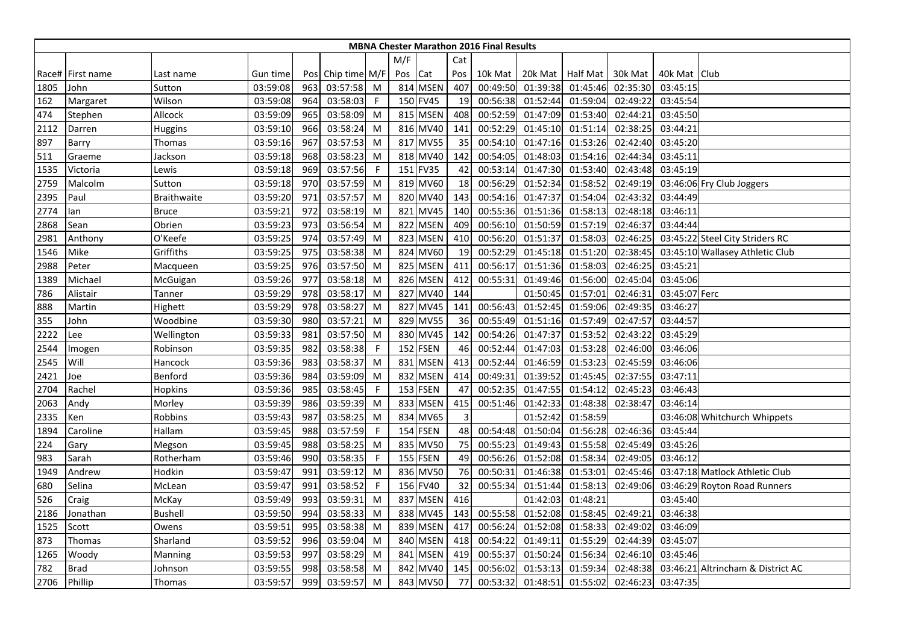| MBNA Chester Marathon 2016 Final Results | | | | | | | | | | | | | | | | | |
|---|---|---|---|---|---|---|---|---|---|---|---|---|---|---|---|---|---|
| | | | | | | | M/F | | Cat | | | | | | | |
| Race# | First name | Last name | Gun time | Pos | Chip time | M/F | Pos | Cat | Pos | 10k Mat | 20k Mat | Half Mat | 30k Mat | 40k Mat | Club |
| 1805 | John | Sutton | 03:59:08 | 963 | 03:57:58 | M | 814 | MSEN | 407 | 00:49:50 | 01:39:38 | 01:45:46 | 02:35:30 | 03:45:15 | |
| 162 | Margaret | Wilson | 03:59:08 | 964 | 03:58:03 | F | 150 | FV45 | 19 | 00:56:38 | 01:52:44 | 01:59:04 | 02:49:22 | 03:45:54 | |
| 474 | Stephen | Allcock | 03:59:09 | 965 | 03:58:09 | M | 815 | MSEN | 408 | 00:52:59 | 01:47:09 | 01:53:40 | 02:44:21 | 03:45:50 | |
| 2112 | Darren | Huggins | 03:59:10 | 966 | 03:58:24 | M | 816 | MV40 | 141 | 00:52:29 | 01:45:10 | 01:51:14 | 02:38:25 | 03:44:21 | |
| 897 | Barry | Thomas | 03:59:16 | 967 | 03:57:53 | M | 817 | MV55 | 35 | 00:54:10 | 01:47:16 | 01:53:26 | 02:42:40 | 03:45:20 | |
| 511 | Graeme | Jackson | 03:59:18 | 968 | 03:58:23 | M | 818 | MV40 | 142 | 00:54:05 | 01:48:03 | 01:54:16 | 02:44:34 | 03:45:11 | |
| 1535 | Victoria | Lewis | 03:59:18 | 969 | 03:57:56 | F | 151 | FV35 | 42 | 00:53:14 | 01:47:30 | 01:53:40 | 02:43:48 | 03:45:19 | |
| 2759 | Malcolm | Sutton | 03:59:18 | 970 | 03:57:59 | M | 819 | MV60 | 18 | 00:56:29 | 01:52:34 | 01:58:52 | 02:49:19 | 03:46:06 | Fry Club Joggers |
| 2395 | Paul | Braithwaite | 03:59:20 | 971 | 03:57:57 | M | 820 | MV40 | 143 | 00:54:16 | 01:47:37 | 01:54:04 | 02:43:32 | 03:44:49 | |
| 2774 | Ian | Bruce | 03:59:21 | 972 | 03:58:19 | M | 821 | MV45 | 140 | 00:55:36 | 01:51:36 | 01:58:13 | 02:48:18 | 03:46:11 | |
| 2868 | Sean | Obrien | 03:59:23 | 973 | 03:56:54 | M | 822 | MSEN | 409 | 00:56:10 | 01:50:59 | 01:57:19 | 02:46:37 | 03:44:44 | |
| 2981 | Anthony | O'Keefe | 03:59:25 | 974 | 03:57:49 | M | 823 | MSEN | 410 | 00:56:20 | 01:51:37 | 01:58:03 | 02:46:25 | 03:45:22 | Steel City Striders RC |
| 1546 | Mike | Griffiths | 03:59:25 | 975 | 03:58:38 | M | 824 | MV60 | 19 | 00:52:29 | 01:45:18 | 01:51:20 | 02:38:45 | 03:45:10 | Wallasey Athletic Club |
| 2988 | Peter | Macqueen | 03:59:25 | 976 | 03:57:50 | M | 825 | MSEN | 411 | 00:56:17 | 01:51:36 | 01:58:03 | 02:46:25 | 03:45:21 | |
| 1389 | Michael | McGuigan | 03:59:26 | 977 | 03:58:18 | M | 826 | MSEN | 412 | 00:55:31 | 01:49:46 | 01:56:00 | 02:45:04 | 03:45:06 | |
| 786 | Alistair | Tanner | 03:59:29 | 978 | 03:58:17 | M | 827 | MV40 | 144 | | 01:50:45 | 01:57:01 | 02:46:31 | 03:45:07 | Ferc |
| 888 | Martin | Highett | 03:59:29 | 978 | 03:58:27 | M | 827 | MV45 | 141 | 00:56:43 | 01:52:45 | 01:59:06 | 02:49:35 | 03:46:27 | |
| 355 | John | Woodbine | 03:59:30 | 980 | 03:57:21 | M | 829 | MV55 | 36 | 00:55:49 | 01:51:16 | 01:57:49 | 02:47:57 | 03:44:57 | |
| 2222 | Lee | Wellington | 03:59:33 | 981 | 03:57:50 | M | 830 | MV45 | 142 | 00:54:26 | 01:47:37 | 01:53:52 | 02:43:22 | 03:45:29 | |
| 2544 | Imogen | Robinson | 03:59:35 | 982 | 03:58:38 | F | 152 | FSEN | 46 | 00:52:44 | 01:47:03 | 01:53:28 | 02:46:00 | 03:46:06 | |
| 2545 | Will | Hancock | 03:59:36 | 983 | 03:58:37 | M | 831 | MSEN | 413 | 00:52:44 | 01:46:59 | 01:53:23 | 02:45:59 | 03:46:06 | |
| 2421 | Joe | Benford | 03:59:36 | 984 | 03:59:09 | M | 832 | MSEN | 414 | 00:49:31 | 01:39:52 | 01:45:45 | 02:37:55 | 03:47:11 | |
| 2704 | Rachel | Hopkins | 03:59:36 | 985 | 03:58:45 | F | 153 | FSEN | 47 | 00:52:35 | 01:47:55 | 01:54:12 | 02:45:23 | 03:46:43 | |
| 2063 | Andy | Morley | 03:59:39 | 986 | 03:59:39 | M | 833 | MSEN | 415 | 00:51:46 | 01:42:33 | 01:48:38 | 02:38:47 | 03:46:14 | |
| 2335 | Ken | Robbins | 03:59:43 | 987 | 03:58:25 | M | 834 | MV65 | 3 | | 01:52:42 | 01:58:59 | | 03:46:08 | Whitchurch Whippets |
| 1894 | Caroline | Hallam | 03:59:45 | 988 | 03:57:59 | F | 154 | FSEN | 48 | 00:54:48 | 01:50:04 | 01:56:28 | 02:46:36 | 03:45:44 | |
| 224 | Gary | Megson | 03:59:45 | 988 | 03:58:25 | M | 835 | MV50 | 75 | 00:55:23 | 01:49:43 | 01:55:58 | 02:45:49 | 03:45:26 | |
| 983 | Sarah | Rotherham | 03:59:46 | 990 | 03:58:35 | F | 155 | FSEN | 49 | 00:56:26 | 01:52:08 | 01:58:34 | 02:49:05 | 03:46:12 | |
| 1949 | Andrew | Hodkin | 03:59:47 | 991 | 03:59:12 | M | 836 | MV50 | 76 | 00:50:31 | 01:46:38 | 01:53:01 | 02:45:46 | 03:47:18 | Matlock Athletic Club |
| 680 | Selina | McLean | 03:59:47 | 991 | 03:58:52 | F | 156 | FV40 | 32 | 00:55:34 | 01:51:44 | 01:58:13 | 02:49:06 | 03:46:29 | Royton Road Runners |
| 526 | Craig | McKay | 03:59:49 | 993 | 03:59:31 | M | 837 | MSEN | 416 | | 01:42:03 | 01:48:21 | | 03:45:40 | |
| 2186 | Jonathan | Bushell | 03:59:50 | 994 | 03:58:33 | M | 838 | MV45 | 143 | 00:55:58 | 01:52:08 | 01:58:45 | 02:49:21 | 03:46:38 | |
| 1525 | Scott | Owens | 03:59:51 | 995 | 03:58:38 | M | 839 | MSEN | 417 | 00:56:24 | 01:52:08 | 01:58:33 | 02:49:02 | 03:46:09 | |
| 873 | Thomas | Sharland | 03:59:52 | 996 | 03:59:04 | M | 840 | MSEN | 418 | 00:54:22 | 01:49:11 | 01:55:29 | 02:44:39 | 03:45:07 | |
| 1265 | Woody | Manning | 03:59:53 | 997 | 03:58:29 | M | 841 | MSEN | 419 | 00:55:37 | 01:50:24 | 01:56:34 | 02:46:10 | 03:45:46 | |
| 782 | Brad | Johnson | 03:59:55 | 998 | 03:58:58 | M | 842 | MV40 | 145 | 00:56:02 | 01:53:13 | 01:59:34 | 02:48:38 | 03:46:21 | Altrincham & District AC |
| 2706 | Phillip | Thomas | 03:59:57 | 999 | 03:59:57 | M | 843 | MV50 | 77 | 00:53:32 | 01:48:51 | 01:55:02 | 02:46:23 | 03:47:35 | |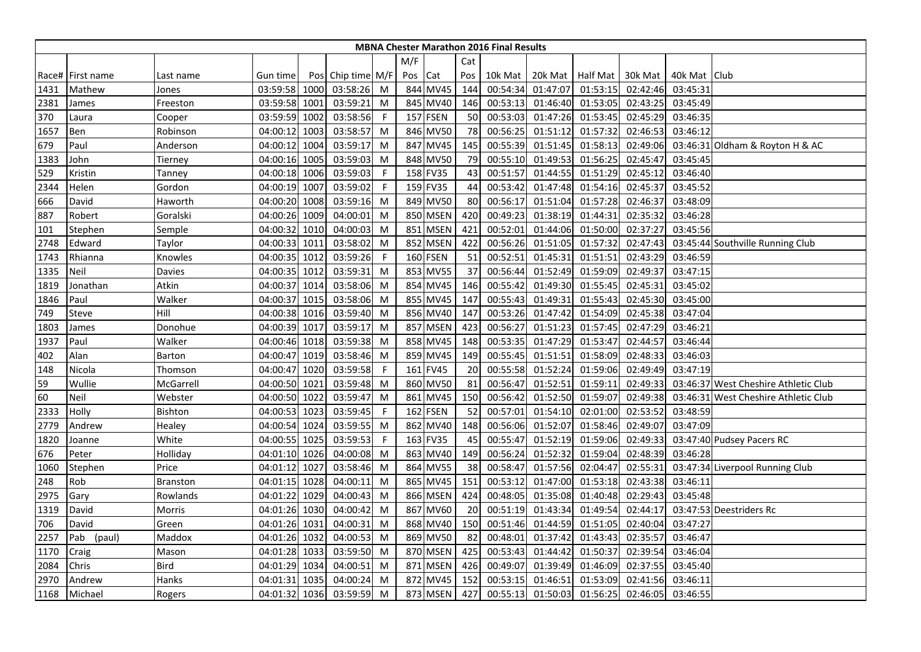| MBNA Chester Marathon 2016 Final Results | | | | | | | | | | | | | | | | | |
|---|---|---|---|---|---|---|---|---|---|---|---|---|---|---|---|---|---|
| | | | | | | | M/F | | Cat | | | | | | | |
| Race# | First name | Last name | Gun time | Pos | Chip time | M/F | Pos | Cat | Pos | 10k Mat | 20k Mat | Half Mat | 30k Mat | 40k Mat | Club |
| 1431 | Mathew | Jones | 03:59:58 | 1000 | 03:58:26 | M | 844 | MV45 | 144 | 00:54:34 | 01:47:07 | 01:53:15 | 02:42:46 | 03:45:31 | |
| 2381 | James | Freeston | 03:59:58 | 1001 | 03:59:21 | M | 845 | MV40 | 146 | 00:53:13 | 01:46:40 | 01:53:05 | 02:43:25 | 03:45:49 | |
| 370 | Laura | Cooper | 03:59:59 | 1002 | 03:58:56 | F | 157 | FSEN | 50 | 00:53:03 | 01:47:26 | 01:53:45 | 02:45:29 | 03:46:35 | |
| 1657 | Ben | Robinson | 04:00:12 | 1003 | 03:58:57 | M | 846 | MV50 | 78 | 00:56:25 | 01:51:12 | 01:57:32 | 02:46:53 | 03:46:12 | |
| 679 | Paul | Anderson | 04:00:12 | 1004 | 03:59:17 | M | 847 | MV45 | 145 | 00:55:39 | 01:51:45 | 01:58:13 | 02:49:06 | 03:46:31 | Oldham & Royton H & AC |
| 1383 | John | Tierney | 04:00:16 | 1005 | 03:59:03 | M | 848 | MV50 | 79 | 00:55:10 | 01:49:53 | 01:56:25 | 02:45:47 | 03:45:45 | |
| 529 | Kristin | Tanney | 04:00:18 | 1006 | 03:59:03 | F | 158 | FV35 | 43 | 00:51:57 | 01:44:55 | 01:51:29 | 02:45:12 | 03:46:40 | |
| 2344 | Helen | Gordon | 04:00:19 | 1007 | 03:59:02 | F | 159 | FV35 | 44 | 00:53:42 | 01:47:48 | 01:54:16 | 02:45:37 | 03:45:52 | |
| 666 | David | Haworth | 04:00:20 | 1008 | 03:59:16 | M | 849 | MV50 | 80 | 00:56:17 | 01:51:04 | 01:57:28 | 02:46:37 | 03:48:09 | |
| 887 | Robert | Goralski | 04:00:26 | 1009 | 04:00:01 | M | 850 | MSEN | 420 | 00:49:23 | 01:38:19 | 01:44:31 | 02:35:32 | 03:46:28 | |
| 101 | Stephen | Semple | 04:00:32 | 1010 | 04:00:03 | M | 851 | MSEN | 421 | 00:52:01 | 01:44:06 | 01:50:00 | 02:37:27 | 03:45:56 | |
| 2748 | Edward | Taylor | 04:00:33 | 1011 | 03:58:02 | M | 852 | MSEN | 422 | 00:56:26 | 01:51:05 | 01:57:32 | 02:47:43 | 03:45:44 | Southville Running Club |
| 1743 | Rhianna | Knowles | 04:00:35 | 1012 | 03:59:26 | F | 160 | FSEN | 51 | 00:52:51 | 01:45:31 | 01:51:51 | 02:43:29 | 03:46:59 | |
| 1335 | Neil | Davies | 04:00:35 | 1012 | 03:59:31 | M | 853 | MV55 | 37 | 00:56:44 | 01:52:49 | 01:59:09 | 02:49:37 | 03:47:15 | |
| 1819 | Jonathan | Atkin | 04:00:37 | 1014 | 03:58:06 | M | 854 | MV45 | 146 | 00:55:42 | 01:49:30 | 01:55:45 | 02:45:31 | 03:45:02 | |
| 1846 | Paul | Walker | 04:00:37 | 1015 | 03:58:06 | M | 855 | MV45 | 147 | 00:55:43 | 01:49:31 | 01:55:43 | 02:45:30 | 03:45:00 | |
| 749 | Steve | Hill | 04:00:38 | 1016 | 03:59:40 | M | 856 | MV40 | 147 | 00:53:26 | 01:47:42 | 01:54:09 | 02:45:38 | 03:47:04 | |
| 1803 | James | Donohue | 04:00:39 | 1017 | 03:59:17 | M | 857 | MSEN | 423 | 00:56:27 | 01:51:23 | 01:57:45 | 02:47:29 | 03:46:21 | |
| 1937 | Paul | Walker | 04:00:46 | 1018 | 03:59:38 | M | 858 | MV45 | 148 | 00:53:35 | 01:47:29 | 01:53:47 | 02:44:57 | 03:46:44 | |
| 402 | Alan | Barton | 04:00:47 | 1019 | 03:58:46 | M | 859 | MV45 | 149 | 00:55:45 | 01:51:51 | 01:58:09 | 02:48:33 | 03:46:03 | |
| 148 | Nicola | Thomson | 04:00:47 | 1020 | 03:59:58 | F | 161 | FV45 | 20 | 00:55:58 | 01:52:24 | 01:59:06 | 02:49:49 | 03:47:19 | |
| 59 | Wullie | McGarrell | 04:00:50 | 1021 | 03:59:48 | M | 860 | MV50 | 81 | 00:56:47 | 01:52:51 | 01:59:11 | 02:49:33 | 03:46:37 | West Cheshire Athletic Club |
| 60 | Neil | Webster | 04:00:50 | 1022 | 03:59:47 | M | 861 | MV45 | 150 | 00:56:42 | 01:52:50 | 01:59:07 | 02:49:38 | 03:46:31 | West Cheshire Athletic Club |
| 2333 | Holly | Bishton | 04:00:53 | 1023 | 03:59:45 | F | 162 | FSEN | 52 | 00:57:01 | 01:54:10 | 02:01:00 | 02:53:52 | 03:48:59 | |
| 2779 | Andrew | Healey | 04:00:54 | 1024 | 03:59:55 | M | 862 | MV40 | 148 | 00:56:06 | 01:52:07 | 01:58:46 | 02:49:07 | 03:47:09 | |
| 1820 | Joanne | White | 04:00:55 | 1025 | 03:59:53 | F | 163 | FV35 | 45 | 00:55:47 | 01:52:19 | 01:59:06 | 02:49:33 | 03:47:40 | Pudsey Pacers RC |
| 676 | Peter | Holliday | 04:01:10 | 1026 | 04:00:08 | M | 863 | MV40 | 149 | 00:56:24 | 01:52:32 | 01:59:04 | 02:48:39 | 03:46:28 | |
| 1060 | Stephen | Price | 04:01:12 | 1027 | 03:58:46 | M | 864 | MV55 | 38 | 00:58:47 | 01:57:56 | 02:04:47 | 02:55:31 | 03:47:34 | Liverpool Running Club |
| 248 | Rob | Branston | 04:01:15 | 1028 | 04:00:11 | M | 865 | MV45 | 151 | 00:53:12 | 01:47:00 | 01:53:18 | 02:43:38 | 03:46:11 | |
| 2975 | Gary | Rowlands | 04:01:22 | 1029 | 04:00:43 | M | 866 | MSEN | 424 | 00:48:05 | 01:35:08 | 01:40:48 | 02:29:43 | 03:45:48 | |
| 1319 | David | Morris | 04:01:26 | 1030 | 04:00:42 | M | 867 | MV60 | 20 | 00:51:19 | 01:43:34 | 01:49:54 | 02:44:17 | 03:47:53 | Deestriders Rc |
| 706 | David | Green | 04:01:26 | 1031 | 04:00:31 | M | 868 | MV40 | 150 | 00:51:46 | 01:44:59 | 01:51:05 | 02:40:04 | 03:47:27 | |
| 2257 | Pab (paul) | Maddox | 04:01:26 | 1032 | 04:00:53 | M | 869 | MV50 | 82 | 00:48:01 | 01:37:42 | 01:43:43 | 02:35:57 | 03:46:47 | |
| 1170 | Craig | Mason | 04:01:28 | 1033 | 03:59:50 | M | 870 | MSEN | 425 | 00:53:43 | 01:44:42 | 01:50:37 | 02:39:54 | 03:46:04 | |
| 2084 | Chris | Bird | 04:01:29 | 1034 | 04:00:51 | M | 871 | MSEN | 426 | 00:49:07 | 01:39:49 | 01:46:09 | 02:37:55 | 03:45:40 | |
| 2970 | Andrew | Hanks | 04:01:31 | 1035 | 04:00:24 | M | 872 | MV45 | 152 | 00:53:15 | 01:46:51 | 01:53:09 | 02:41:56 | 03:46:11 | |
| 1168 | Michael | Rogers | 04:01:32 | 1036 | 03:59:59 | M | 873 | MSEN | 427 | 00:55:13 | 01:50:03 | 01:56:25 | 02:46:05 | 03:46:55 | |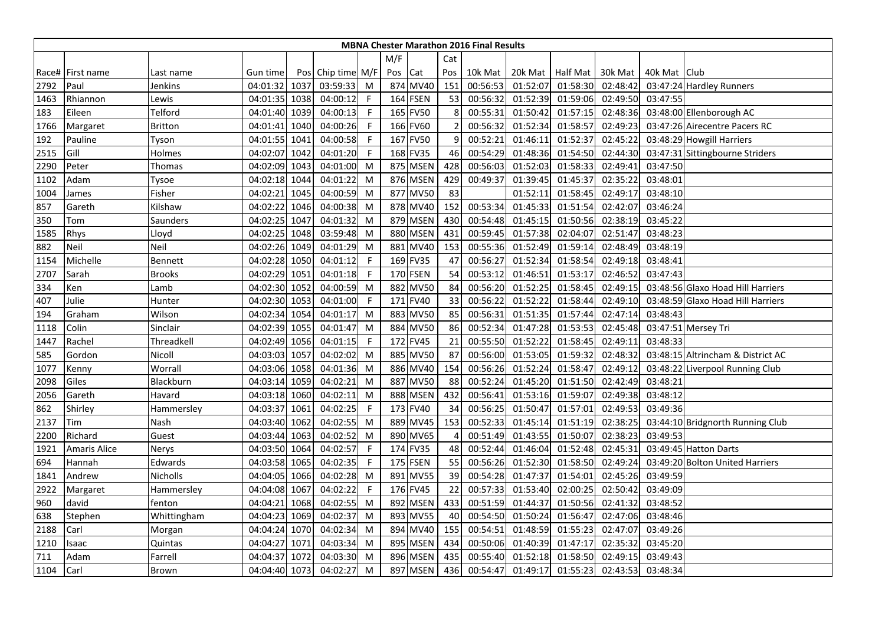| MBNA Chester Marathon 2016 Final Results | | | | | | | | | | | | | | | | | |
|---|---|---|---|---|---|---|---|---|---|---|---|---|---|---|---|---|---|
| | | | | | | | M/F | | Cat | | | | | | | |
| Race# | First name | Last name | Gun time | Pos | Chip time | M/F | Pos | Cat | Pos | 10k Mat | 20k Mat | Half Mat | 30k Mat | 40k Mat | Club |
| 2792 | Paul | Jenkins | 04:01:32 | 1037 | 03:59:33 | M | 874 | MV40 | 151 | 00:56:53 | 01:52:07 | 01:58:30 | 02:48:42 | 03:47:24 | Hardley Runners |
| 1463 | Rhiannon | Lewis | 04:01:35 | 1038 | 04:00:12 | F | 164 | FSEN | 53 | 00:56:32 | 01:52:39 | 01:59:06 | 02:49:50 | 03:47:55 | |
| 183 | Eileen | Telford | 04:01:40 | 1039 | 04:00:13 | F | 165 | FV50 | 8 | 00:55:31 | 01:50:42 | 01:57:15 | 02:48:36 | 03:48:00 | Ellenborough AC |
| 1766 | Margaret | Britton | 04:01:41 | 1040 | 04:00:26 | F | 166 | FV60 | 2 | 00:56:32 | 01:52:34 | 01:58:57 | 02:49:23 | 03:47:26 | Airecentre Pacers RC |
| 192 | Pauline | Tyson | 04:01:55 | 1041 | 04:00:58 | F | 167 | FV50 | 9 | 00:52:21 | 01:46:11 | 01:52:37 | 02:45:22 | 03:48:29 | Howgill Harriers |
| 2515 | Gill | Holmes | 04:02:07 | 1042 | 04:01:20 | F | 168 | FV35 | 46 | 00:54:29 | 01:48:36 | 01:54:50 | 02:44:30 | 03:47:31 | Sittingbourne Striders |
| 2290 | Peter | Thomas | 04:02:09 | 1043 | 04:01:00 | M | 875 | MSEN | 428 | 00:56:03 | 01:52:03 | 01:58:33 | 02:49:41 | 03:47:50 | |
| 1102 | Adam | Tysoe | 04:02:18 | 1044 | 04:01:22 | M | 876 | MSEN | 429 | 00:49:37 | 01:39:45 | 01:45:37 | 02:35:22 | 03:48:01 | |
| 1004 | James | Fisher | 04:02:21 | 1045 | 04:00:59 | M | 877 | MV50 | 83 | | 01:52:11 | 01:58:45 | 02:49:17 | 03:48:10 | |
| 857 | Gareth | Kilshaw | 04:02:22 | 1046 | 04:00:38 | M | 878 | MV40 | 152 | 00:53:34 | 01:45:33 | 01:51:54 | 02:42:07 | 03:46:24 | |
| 350 | Tom | Saunders | 04:02:25 | 1047 | 04:01:32 | M | 879 | MSEN | 430 | 00:54:48 | 01:45:15 | 01:50:56 | 02:38:19 | 03:45:22 | |
| 1585 | Rhys | Lloyd | 04:02:25 | 1048 | 03:59:48 | M | 880 | MSEN | 431 | 00:59:45 | 01:57:38 | 02:04:07 | 02:51:47 | 03:48:23 | |
| 882 | Neil | Neil | 04:02:26 | 1049 | 04:01:29 | M | 881 | MV40 | 153 | 00:55:36 | 01:52:49 | 01:59:14 | 02:48:49 | 03:48:19 | |
| 1154 | Michelle | Bennett | 04:02:28 | 1050 | 04:01:12 | F | 169 | FV35 | 47 | 00:56:27 | 01:52:34 | 01:58:54 | 02:49:18 | 03:48:41 | |
| 2707 | Sarah | Brooks | 04:02:29 | 1051 | 04:01:18 | F | 170 | FSEN | 54 | 00:53:12 | 01:46:51 | 01:53:17 | 02:46:52 | 03:47:43 | |
| 334 | Ken | Lamb | 04:02:30 | 1052 | 04:00:59 | M | 882 | MV50 | 84 | 00:56:20 | 01:52:25 | 01:58:45 | 02:49:15 | 03:48:56 | Glaxo Hoad Hill Harriers |
| 407 | Julie | Hunter | 04:02:30 | 1053 | 04:01:00 | F | 171 | FV40 | 33 | 00:56:22 | 01:52:22 | 01:58:44 | 02:49:10 | 03:48:59 | Glaxo Hoad Hill Harriers |
| 194 | Graham | Wilson | 04:02:34 | 1054 | 04:01:17 | M | 883 | MV50 | 85 | 00:56:31 | 01:51:35 | 01:57:44 | 02:47:14 | 03:48:43 | |
| 1118 | Colin | Sinclair | 04:02:39 | 1055 | 04:01:47 | M | 884 | MV50 | 86 | 00:52:34 | 01:47:28 | 01:53:53 | 02:45:48 | 03:47:51 | Mersey Tri |
| 1447 | Rachel | Threadkell | 04:02:49 | 1056 | 04:01:15 | F | 172 | FV45 | 21 | 00:55:50 | 01:52:22 | 01:58:45 | 02:49:11 | 03:48:33 | |
| 585 | Gordon | Nicoll | 04:03:03 | 1057 | 04:02:02 | M | 885 | MV50 | 87 | 00:56:00 | 01:53:05 | 01:59:32 | 02:48:32 | 03:48:15 | Altrincham & District AC |
| 1077 | Kenny | Worrall | 04:03:06 | 1058 | 04:01:36 | M | 886 | MV40 | 154 | 00:56:26 | 01:52:24 | 01:58:47 | 02:49:12 | 03:48:22 | Liverpool Running Club |
| 2098 | Giles | Blackburn | 04:03:14 | 1059 | 04:02:21 | M | 887 | MV50 | 88 | 00:52:24 | 01:45:20 | 01:51:50 | 02:42:49 | 03:48:21 | |
| 2056 | Gareth | Havard | 04:03:18 | 1060 | 04:02:11 | M | 888 | MSEN | 432 | 00:56:41 | 01:53:16 | 01:59:07 | 02:49:38 | 03:48:12 | |
| 862 | Shirley | Hammersley | 04:03:37 | 1061 | 04:02:25 | F | 173 | FV40 | 34 | 00:56:25 | 01:50:47 | 01:57:01 | 02:49:53 | 03:49:36 | |
| 2137 | Tim | Nash | 04:03:40 | 1062 | 04:02:55 | M | 889 | MV45 | 153 | 00:52:33 | 01:45:14 | 01:51:19 | 02:38:25 | 03:44:10 | Bridgnorth Running Club |
| 2200 | Richard | Guest | 04:03:44 | 1063 | 04:02:52 | M | 890 | MV65 | 4 | 00:51:49 | 01:43:55 | 01:50:07 | 02:38:23 | 03:49:53 | |
| 1921 | Amaris Alice | Nerys | 04:03:50 | 1064 | 04:02:57 | F | 174 | FV35 | 48 | 00:52:44 | 01:46:04 | 01:52:48 | 02:45:31 | 03:49:45 | Hatton Darts |
| 694 | Hannah | Edwards | 04:03:58 | 1065 | 04:02:35 | F | 175 | FSEN | 55 | 00:56:26 | 01:52:30 | 01:58:50 | 02:49:24 | 03:49:20 | Bolton United Harriers |
| 1841 | Andrew | Nicholls | 04:04:05 | 1066 | 04:02:28 | M | 891 | MV55 | 39 | 00:54:28 | 01:47:37 | 01:54:01 | 02:45:26 | 03:49:59 | |
| 2922 | Margaret | Hammersley | 04:04:08 | 1067 | 04:02:22 | F | 176 | FV45 | 22 | 00:57:33 | 01:53:40 | 02:00:25 | 02:50:42 | 03:49:09 | |
| 960 | david | fenton | 04:04:21 | 1068 | 04:02:55 | M | 892 | MSEN | 433 | 00:51:59 | 01:44:37 | 01:50:56 | 02:41:32 | 03:48:52 | |
| 638 | Stephen | Whittingham | 04:04:23 | 1069 | 04:02:37 | M | 893 | MV55 | 40 | 00:54:50 | 01:50:24 | 01:56:47 | 02:47:06 | 03:48:46 | |
| 2188 | Carl | Morgan | 04:04:24 | 1070 | 04:02:34 | M | 894 | MV40 | 155 | 00:54:51 | 01:48:59 | 01:55:23 | 02:47:07 | 03:49:26 | |
| 1210 | Isaac | Quintas | 04:04:27 | 1071 | 04:03:34 | M | 895 | MSEN | 434 | 00:50:06 | 01:40:39 | 01:47:17 | 02:35:32 | 03:45:20 | |
| 711 | Adam | Farrell | 04:04:37 | 1072 | 04:03:30 | M | 896 | MSEN | 435 | 00:55:40 | 01:52:18 | 01:58:50 | 02:49:15 | 03:49:43 | |
| 1104 | Carl | Brown | 04:04:40 | 1073 | 04:02:27 | M | 897 | MSEN | 436 | 00:54:47 | 01:49:17 | 01:55:23 | 02:43:53 | 03:48:34 | |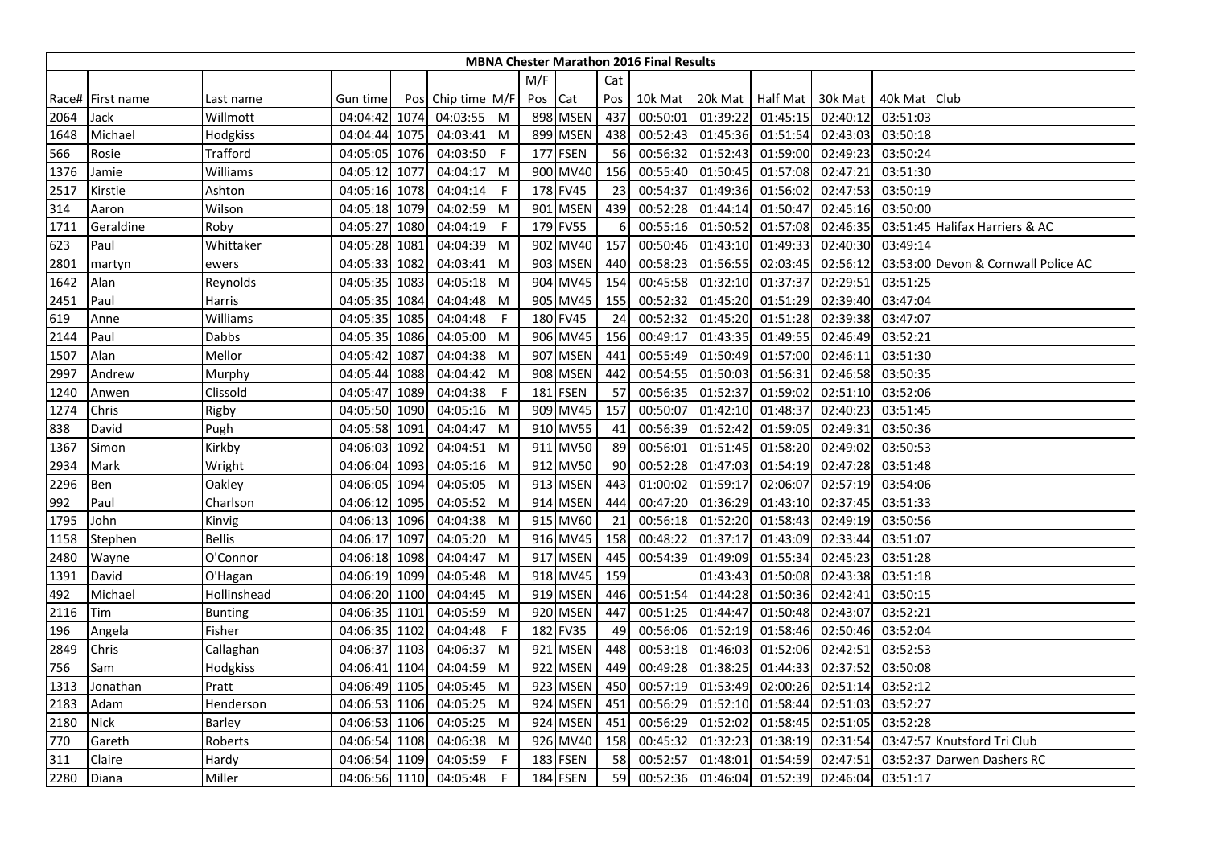| MBNA Chester Marathon 2016 Final Results | | | | | | | | | | | | | | | | | |
|---|---|---|---|---|---|---|---|---|---|---|---|---|---|---|---|---|---|
| | | | | | | | M/F | | Cat | | | | | | | |
| Race# | First name | Last name | Gun time | Pos | Chip time | M/F | Pos | Cat | Pos | 10k Mat | 20k Mat | Half Mat | 30k Mat | 40k Mat | Club |
| 2064 | Jack | Willmott | 04:04:42 | 1074 | 04:03:55 | M | 898 | MSEN | 437 | 00:50:01 | 01:39:22 | 01:45:15 | 02:40:12 | 03:51:03 | |
| 1648 | Michael | Hodgkiss | 04:04:44 | 1075 | 04:03:41 | M | 899 | MSEN | 438 | 00:52:43 | 01:45:36 | 01:51:54 | 02:43:03 | 03:50:18 | |
| 566 | Rosie | Trafford | 04:05:05 | 1076 | 04:03:50 | F | 177 | FSEN | 56 | 00:56:32 | 01:52:43 | 01:59:00 | 02:49:23 | 03:50:24 | |
| 1376 | Jamie | Williams | 04:05:12 | 1077 | 04:04:17 | M | 900 | MV40 | 156 | 00:55:40 | 01:50:45 | 01:57:08 | 02:47:21 | 03:51:30 | |
| 2517 | Kirstie | Ashton | 04:05:16 | 1078 | 04:04:14 | F | 178 | FV45 | 23 | 00:54:37 | 01:49:36 | 01:56:02 | 02:47:53 | 03:50:19 | |
| 314 | Aaron | Wilson | 04:05:18 | 1079 | 04:02:59 | M | 901 | MSEN | 439 | 00:52:28 | 01:44:14 | 01:50:47 | 02:45:16 | 03:50:00 | |
| 1711 | Geraldine | Roby | 04:05:27 | 1080 | 04:04:19 | F | 179 | FV55 | 6 | 00:55:16 | 01:50:52 | 01:57:08 | 02:46:35 | 03:51:45 | Halifax Harriers & AC |
| 623 | Paul | Whittaker | 04:05:28 | 1081 | 04:04:39 | M | 902 | MV40 | 157 | 00:50:46 | 01:43:10 | 01:49:33 | 02:40:30 | 03:49:14 | |
| 2801 | martyn | ewers | 04:05:33 | 1082 | 04:03:41 | M | 903 | MSEN | 440 | 00:58:23 | 01:56:55 | 02:03:45 | 02:56:12 | 03:53:00 | Devon & Cornwall Police AC |
| 1642 | Alan | Reynolds | 04:05:35 | 1083 | 04:05:18 | M | 904 | MV45 | 154 | 00:45:58 | 01:32:10 | 01:37:37 | 02:29:51 | 03:51:25 | |
| 2451 | Paul | Harris | 04:05:35 | 1084 | 04:04:48 | M | 905 | MV45 | 155 | 00:52:32 | 01:45:20 | 01:51:29 | 02:39:40 | 03:47:04 | |
| 619 | Anne | Williams | 04:05:35 | 1085 | 04:04:48 | F | 180 | FV45 | 24 | 00:52:32 | 01:45:20 | 01:51:28 | 02:39:38 | 03:47:07 | |
| 2144 | Paul | Dabbs | 04:05:35 | 1086 | 04:05:00 | M | 906 | MV45 | 156 | 00:49:17 | 01:43:35 | 01:49:55 | 02:46:49 | 03:52:21 | |
| 1507 | Alan | Mellor | 04:05:42 | 1087 | 04:04:38 | M | 907 | MSEN | 441 | 00:55:49 | 01:50:49 | 01:57:00 | 02:46:11 | 03:51:30 | |
| 2997 | Andrew | Murphy | 04:05:44 | 1088 | 04:04:42 | M | 908 | MSEN | 442 | 00:54:55 | 01:50:03 | 01:56:31 | 02:46:58 | 03:50:35 | |
| 1240 | Anwen | Clissold | 04:05:47 | 1089 | 04:04:38 | F | 181 | FSEN | 57 | 00:56:35 | 01:52:37 | 01:59:02 | 02:51:10 | 03:52:06 | |
| 1274 | Chris | Rigby | 04:05:50 | 1090 | 04:05:16 | M | 909 | MV45 | 157 | 00:50:07 | 01:42:10 | 01:48:37 | 02:40:23 | 03:51:45 | |
| 838 | David | Pugh | 04:05:58 | 1091 | 04:04:47 | M | 910 | MV55 | 41 | 00:56:39 | 01:52:42 | 01:59:05 | 02:49:31 | 03:50:36 | |
| 1367 | Simon | Kirkby | 04:06:03 | 1092 | 04:04:51 | M | 911 | MV50 | 89 | 00:56:01 | 01:51:45 | 01:58:20 | 02:49:02 | 03:50:53 | |
| 2934 | Mark | Wright | 04:06:04 | 1093 | 04:05:16 | M | 912 | MV50 | 90 | 00:52:28 | 01:47:03 | 01:54:19 | 02:47:28 | 03:51:48 | |
| 2296 | Ben | Oakley | 04:06:05 | 1094 | 04:05:05 | M | 913 | MSEN | 443 | 01:00:02 | 01:59:17 | 02:06:07 | 02:57:19 | 03:54:06 | |
| 992 | Paul | Charlson | 04:06:12 | 1095 | 04:05:52 | M | 914 | MSEN | 444 | 00:47:20 | 01:36:29 | 01:43:10 | 02:37:45 | 03:51:33 | |
| 1795 | John | Kinvig | 04:06:13 | 1096 | 04:04:38 | M | 915 | MV60 | 21 | 00:56:18 | 01:52:20 | 01:58:43 | 02:49:19 | 03:50:56 | |
| 1158 | Stephen | Bellis | 04:06:17 | 1097 | 04:05:20 | M | 916 | MV45 | 158 | 00:48:22 | 01:37:17 | 01:43:09 | 02:33:44 | 03:51:07 | |
| 2480 | Wayne | O'Connor | 04:06:18 | 1098 | 04:04:47 | M | 917 | MSEN | 445 | 00:54:39 | 01:49:09 | 01:55:34 | 02:45:23 | 03:51:28 | |
| 1391 | David | O'Hagan | 04:06:19 | 1099 | 04:05:48 | M | 918 | MV45 | 159 | | 01:43:43 | 01:50:08 | 02:43:38 | 03:51:18 | |
| 492 | Michael | Hollinshead | 04:06:20 | 1100 | 04:04:45 | M | 919 | MSEN | 446 | 00:51:54 | 01:44:28 | 01:50:36 | 02:42:41 | 03:50:15 | |
| 2116 | Tim | Bunting | 04:06:35 | 1101 | 04:05:59 | M | 920 | MSEN | 447 | 00:51:25 | 01:44:47 | 01:50:48 | 02:43:07 | 03:52:21 | |
| 196 | Angela | Fisher | 04:06:35 | 1102 | 04:04:48 | F | 182 | FV35 | 49 | 00:56:06 | 01:52:19 | 01:58:46 | 02:50:46 | 03:52:04 | |
| 2849 | Chris | Callaghan | 04:06:37 | 1103 | 04:06:37 | M | 921 | MSEN | 448 | 00:53:18 | 01:46:03 | 01:52:06 | 02:42:51 | 03:52:53 | |
| 756 | Sam | Hodgkiss | 04:06:41 | 1104 | 04:04:59 | M | 922 | MSEN | 449 | 00:49:28 | 01:38:25 | 01:44:33 | 02:37:52 | 03:50:08 | |
| 1313 | Jonathan | Pratt | 04:06:49 | 1105 | 04:05:45 | M | 923 | MSEN | 450 | 00:57:19 | 01:53:49 | 02:00:26 | 02:51:14 | 03:52:12 | |
| 2183 | Adam | Henderson | 04:06:53 | 1106 | 04:05:25 | M | 924 | MSEN | 451 | 00:56:29 | 01:52:10 | 01:58:44 | 02:51:03 | 03:52:27 | |
| 2180 | Nick | Barley | 04:06:53 | 1106 | 04:05:25 | M | 924 | MSEN | 451 | 00:56:29 | 01:52:02 | 01:58:45 | 02:51:05 | 03:52:28 | |
| 770 | Gareth | Roberts | 04:06:54 | 1108 | 04:06:38 | M | 926 | MV40 | 158 | 00:45:32 | 01:32:23 | 01:38:19 | 02:31:54 | 03:47:57 | Knutsford Tri Club |
| 311 | Claire | Hardy | 04:06:54 | 1109 | 04:05:59 | F | 183 | FSEN | 58 | 00:52:57 | 01:48:01 | 01:54:59 | 02:47:51 | 03:52:37 | Darwen Dashers RC |
| 2280 | Diana | Miller | 04:06:56 | 1110 | 04:05:48 | F | 184 | FSEN | 59 | 00:52:36 | 01:46:04 | 01:52:39 | 02:46:04 | 03:51:17 | |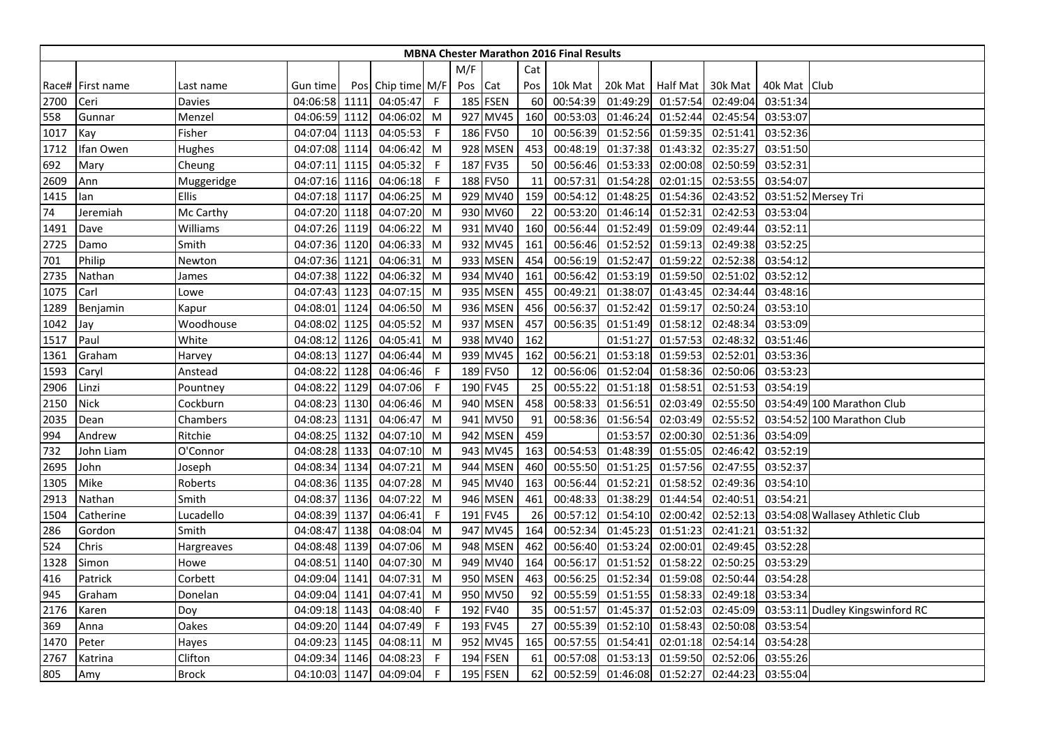| MBNA Chester Marathon 2016 Final Results | | | | | | | | | | | | | | | | |
|---|---|---|---|---|---|---|---|---|---|---|---|---|---|---|---|---|
| | | | | | | | M/F | | Cat | | | | | | | |
| Race# | First name | Last name | Gun time | Pos | Chip time | M/F | Pos | Cat | Pos | 10k Mat | 20k Mat | Half Mat | 30k Mat | 40k Mat | Club |
| 2700 | Ceri | Davies | 04:06:58 | 1111 | 04:05:47 | F | 185 | FSEN | 60 | 00:54:39 | 01:49:29 | 01:57:54 | 02:49:04 | 03:51:34 | |
| 558 | Gunnar | Menzel | 04:06:59 | 1112 | 04:06:02 | M | 927 | MV45 | 160 | 00:53:03 | 01:46:24 | 01:52:44 | 02:45:54 | 03:53:07 | |
| 1017 | Kay | Fisher | 04:07:04 | 1113 | 04:05:53 | F | 186 | FV50 | 10 | 00:56:39 | 01:52:56 | 01:59:35 | 02:51:41 | 03:52:36 | |
| 1712 | Ifan Owen | Hughes | 04:07:08 | 1114 | 04:06:42 | M | 928 | MSEN | 453 | 00:48:19 | 01:37:38 | 01:43:32 | 02:35:27 | 03:51:50 | |
| 692 | Mary | Cheung | 04:07:11 | 1115 | 04:05:32 | F | 187 | FV35 | 50 | 00:56:46 | 01:53:33 | 02:00:08 | 02:50:59 | 03:52:31 | |
| 2609 | Ann | Muggeridge | 04:07:16 | 1116 | 04:06:18 | F | 188 | FV50 | 11 | 00:57:31 | 01:54:28 | 02:01:15 | 02:53:55 | 03:54:07 | |
| 1415 | Ian | Ellis | 04:07:18 | 1117 | 04:06:25 | M | 929 | MV40 | 159 | 00:54:12 | 01:48:25 | 01:54:36 | 02:43:52 | 03:51:52 | Mersey Tri |
| 74 | Jeremiah | Mc Carthy | 04:07:20 | 1118 | 04:07:20 | M | 930 | MV60 | 22 | 00:53:20 | 01:46:14 | 01:52:31 | 02:42:53 | 03:53:04 | |
| 1491 | Dave | Williams | 04:07:26 | 1119 | 04:06:22 | M | 931 | MV40 | 160 | 00:56:44 | 01:52:49 | 01:59:09 | 02:49:44 | 03:52:11 | |
| 2725 | Damo | Smith | 04:07:36 | 1120 | 04:06:33 | M | 932 | MV45 | 161 | 00:56:46 | 01:52:52 | 01:59:13 | 02:49:38 | 03:52:25 | |
| 701 | Philip | Newton | 04:07:36 | 1121 | 04:06:31 | M | 933 | MSEN | 454 | 00:56:19 | 01:52:47 | 01:59:22 | 02:52:38 | 03:54:12 | |
| 2735 | Nathan | James | 04:07:38 | 1122 | 04:06:32 | M | 934 | MV40 | 161 | 00:56:42 | 01:53:19 | 01:59:50 | 02:51:02 | 03:52:12 | |
| 1075 | Carl | Lowe | 04:07:43 | 1123 | 04:07:15 | M | 935 | MSEN | 455 | 00:49:21 | 01:38:07 | 01:43:45 | 02:34:44 | 03:48:16 | |
| 1289 | Benjamin | Kapur | 04:08:01 | 1124 | 04:06:50 | M | 936 | MSEN | 456 | 00:56:37 | 01:52:42 | 01:59:17 | 02:50:24 | 03:53:10 | |
| 1042 | Jay | Woodhouse | 04:08:02 | 1125 | 04:05:52 | M | 937 | MSEN | 457 | 00:56:35 | 01:51:49 | 01:58:12 | 02:48:34 | 03:53:09 | |
| 1517 | Paul | White | 04:08:12 | 1126 | 04:05:41 | M | 938 | MV40 | 162 | | 01:51:27 | 01:57:53 | 02:48:32 | 03:51:46 | |
| 1361 | Graham | Harvey | 04:08:13 | 1127 | 04:06:44 | M | 939 | MV45 | 162 | 00:56:21 | 01:53:18 | 01:59:53 | 02:52:01 | 03:53:36 | |
| 1593 | Caryl | Anstead | 04:08:22 | 1128 | 04:06:46 | F | 189 | FV50 | 12 | 00:56:06 | 01:52:04 | 01:58:36 | 02:50:06 | 03:53:23 | |
| 2906 | Linzi | Pountney | 04:08:22 | 1129 | 04:07:06 | F | 190 | FV45 | 25 | 00:55:22 | 01:51:18 | 01:58:51 | 02:51:53 | 03:54:19 | |
| 2150 | Nick | Cockburn | 04:08:23 | 1130 | 04:06:46 | M | 940 | MSEN | 458 | 00:58:33 | 01:56:51 | 02:03:49 | 02:55:50 | 03:54:49 | 100 Marathon Club |
| 2035 | Dean | Chambers | 04:08:23 | 1131 | 04:06:47 | M | 941 | MV50 | 91 | 00:58:36 | 01:56:54 | 02:03:49 | 02:55:52 | 03:54:52 | 100 Marathon Club |
| 994 | Andrew | Ritchie | 04:08:25 | 1132 | 04:07:10 | M | 942 | MSEN | 459 | | 01:53:57 | 02:00:30 | 02:51:36 | 03:54:09 | |
| 732 | John Liam | O'Connor | 04:08:28 | 1133 | 04:07:10 | M | 943 | MV45 | 163 | 00:54:53 | 01:48:39 | 01:55:05 | 02:46:42 | 03:52:19 | |
| 2695 | John | Joseph | 04:08:34 | 1134 | 04:07:21 | M | 944 | MSEN | 460 | 00:55:50 | 01:51:25 | 01:57:56 | 02:47:55 | 03:52:37 | |
| 1305 | Mike | Roberts | 04:08:36 | 1135 | 04:07:28 | M | 945 | MV40 | 163 | 00:56:44 | 01:52:21 | 01:58:52 | 02:49:36 | 03:54:10 | |
| 2913 | Nathan | Smith | 04:08:37 | 1136 | 04:07:22 | M | 946 | MSEN | 461 | 00:48:33 | 01:38:29 | 01:44:54 | 02:40:51 | 03:54:21 | |
| 1504 | Catherine | Lucadello | 04:08:39 | 1137 | 04:06:41 | F | 191 | FV45 | 26 | 00:57:12 | 01:54:10 | 02:00:42 | 02:52:13 | 03:54:08 | Wallasey Athletic Club |
| 286 | Gordon | Smith | 04:08:47 | 1138 | 04:08:04 | M | 947 | MV45 | 164 | 00:52:34 | 01:45:23 | 01:51:23 | 02:41:21 | 03:51:32 | |
| 524 | Chris | Hargreaves | 04:08:48 | 1139 | 04:07:06 | M | 948 | MSEN | 462 | 00:56:40 | 01:53:24 | 02:00:01 | 02:49:45 | 03:52:28 | |
| 1328 | Simon | Howe | 04:08:51 | 1140 | 04:07:30 | M | 949 | MV40 | 164 | 00:56:17 | 01:51:52 | 01:58:22 | 02:50:25 | 03:53:29 | |
| 416 | Patrick | Corbett | 04:09:04 | 1141 | 04:07:31 | M | 950 | MSEN | 463 | 00:56:25 | 01:52:34 | 01:59:08 | 02:50:44 | 03:54:28 | |
| 945 | Graham | Donelan | 04:09:04 | 1141 | 04:07:41 | M | 950 | MV50 | 92 | 00:55:59 | 01:51:55 | 01:58:33 | 02:49:18 | 03:53:34 | |
| 2176 | Karen | Doy | 04:09:18 | 1143 | 04:08:40 | F | 192 | FV40 | 35 | 00:51:57 | 01:45:37 | 01:52:03 | 02:45:09 | 03:53:11 | Dudley Kingswinford RC |
| 369 | Anna | Oakes | 04:09:20 | 1144 | 04:07:49 | F | 193 | FV45 | 27 | 00:55:39 | 01:52:10 | 01:58:43 | 02:50:08 | 03:53:54 | |
| 1470 | Peter | Hayes | 04:09:23 | 1145 | 04:08:11 | M | 952 | MV45 | 165 | 00:57:55 | 01:54:41 | 02:01:18 | 02:54:14 | 03:54:28 | |
| 2767 | Katrina | Clifton | 04:09:34 | 1146 | 04:08:23 | F | 194 | FSEN | 61 | 00:57:08 | 01:53:13 | 01:59:50 | 02:52:06 | 03:55:26 | |
| 805 | Amy | Brock | 04:10:03 | 1147 | 04:09:04 | F | 195 | FSEN | 62 | 00:52:59 | 01:46:08 | 01:52:27 | 02:44:23 | 03:55:04 | |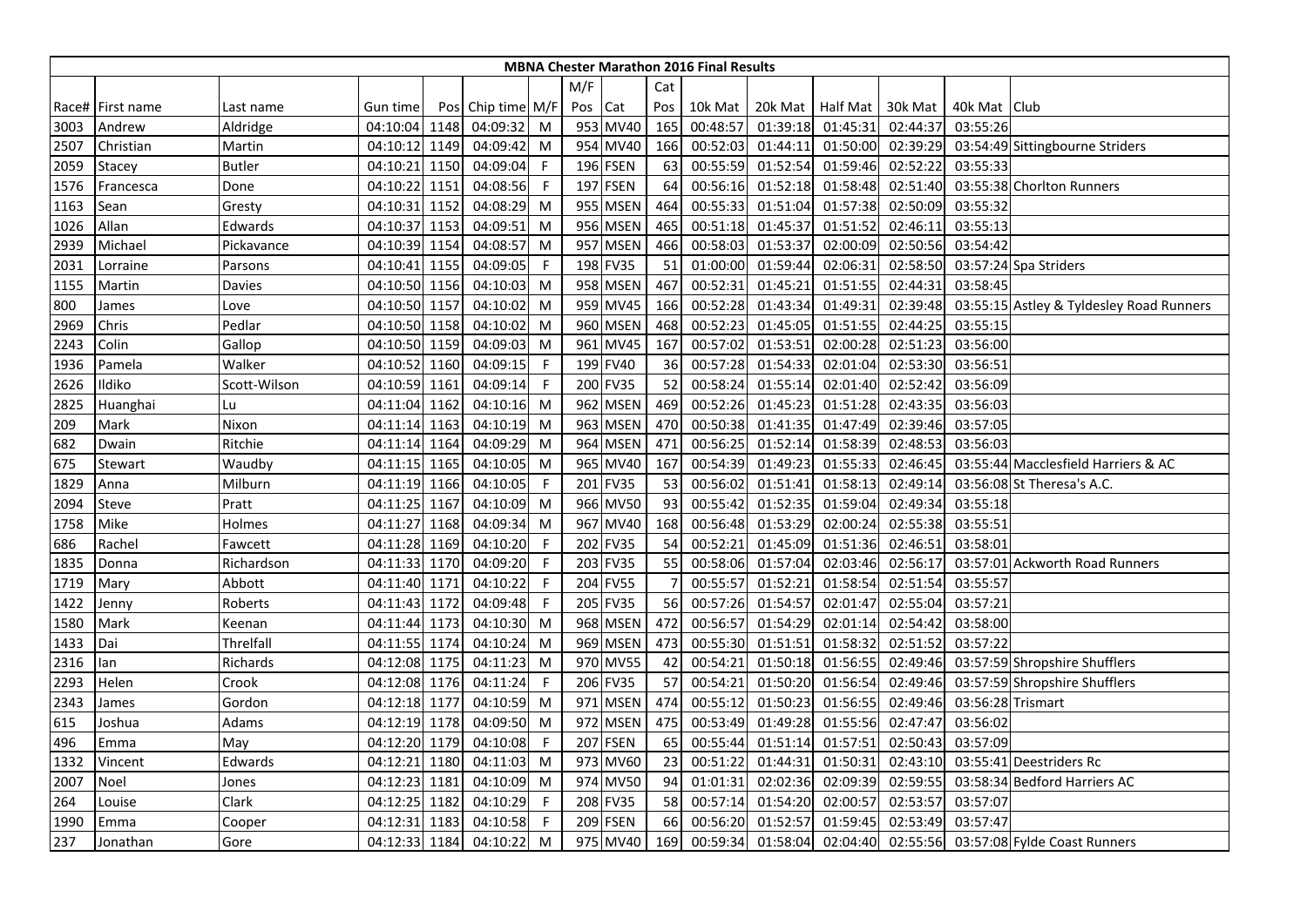# MBNA Chester Marathon 2016 Final Results

| Race# | First name | Last name | Gun time | Pos | Chip time | M/F | M/F Pos | Cat | Cat Pos | 10k Mat | 20k Mat | Half Mat | 30k Mat | 40k Mat | Club |
|---|---|---|---|---|---|---|---|---|---|---|---|---|---|---|---|
| 3003 | Andrew | Aldridge | 04:10:04 | 1148 | 04:09:32 | M | 953 | MV40 | 165 | 00:48:57 | 01:39:18 | 01:45:31 | 02:44:37 | 03:55:26 | |
| 2507 | Christian | Martin | 04:10:12 | 1149 | 04:09:42 | M | 954 | MV40 | 166 | 00:52:03 | 01:44:11 | 01:50:00 | 02:39:29 | 03:54:49 | Sittingbourne Striders |
| 2059 | Stacey | Butler | 04:10:21 | 1150 | 04:09:04 | F | 196 | FSEN | 63 | 00:55:59 | 01:52:54 | 01:59:46 | 02:52:22 | 03:55:33 | |
| 1576 | Francesca | Done | 04:10:22 | 1151 | 04:08:56 | F | 197 | FSEN | 64 | 00:56:16 | 01:52:18 | 01:58:48 | 02:51:40 | 03:55:38 | Chorlton Runners |
| 1163 | Sean | Gresty | 04:10:31 | 1152 | 04:08:29 | M | 955 | MSEN | 464 | 00:55:33 | 01:51:04 | 01:57:38 | 02:50:09 | 03:55:32 | |
| 1026 | Allan | Edwards | 04:10:37 | 1153 | 04:09:51 | M | 956 | MSEN | 465 | 00:51:18 | 01:45:37 | 01:51:52 | 02:46:11 | 03:55:13 | |
| 2939 | Michael | Pickavance | 04:10:39 | 1154 | 04:08:57 | M | 957 | MSEN | 466 | 00:58:03 | 01:53:37 | 02:00:09 | 02:50:56 | 03:54:42 | |
| 2031 | Lorraine | Parsons | 04:10:41 | 1155 | 04:09:05 | F | 198 | FV35 | 51 | 01:00:00 | 01:59:44 | 02:06:31 | 02:58:50 | 03:57:24 | Spa Striders |
| 1155 | Martin | Davies | 04:10:50 | 1156 | 04:10:03 | M | 958 | MSEN | 467 | 00:52:31 | 01:45:21 | 01:51:55 | 02:44:31 | 03:58:45 | |
| 800 | James | Love | 04:10:50 | 1157 | 04:10:02 | M | 959 | MV45 | 166 | 00:52:28 | 01:43:34 | 01:49:31 | 02:39:48 | 03:55:15 | Astley & Tyldesley Road Runners |
| 2969 | Chris | Pedlar | 04:10:50 | 1158 | 04:10:02 | M | 960 | MSEN | 468 | 00:52:23 | 01:45:05 | 01:51:55 | 02:44:25 | 03:55:15 | |
| 2243 | Colin | Gallop | 04:10:50 | 1159 | 04:09:03 | M | 961 | MV45 | 167 | 00:57:02 | 01:53:51 | 02:00:28 | 02:51:23 | 03:56:00 | |
| 1936 | Pamela | Walker | 04:10:52 | 1160 | 04:09:15 | F | 199 | FV40 | 36 | 00:57:28 | 01:54:33 | 02:01:04 | 02:53:30 | 03:56:51 | |
| 2626 | Ildiko | Scott-Wilson | 04:10:59 | 1161 | 04:09:14 | F | 200 | FV35 | 52 | 00:58:24 | 01:55:14 | 02:01:40 | 02:52:42 | 03:56:09 | |
| 2825 | Huanghai | Lu | 04:11:04 | 1162 | 04:10:16 | M | 962 | MSEN | 469 | 00:52:26 | 01:45:23 | 01:51:28 | 02:43:35 | 03:56:03 | |
| 209 | Mark | Nixon | 04:11:14 | 1163 | 04:10:19 | M | 963 | MSEN | 470 | 00:50:38 | 01:41:35 | 01:47:49 | 02:39:46 | 03:57:05 | |
| 682 | Dwain | Ritchie | 04:11:14 | 1164 | 04:09:29 | M | 964 | MSEN | 471 | 00:56:25 | 01:52:14 | 01:58:39 | 02:48:53 | 03:56:03 | |
| 675 | Stewart | Waudby | 04:11:15 | 1165 | 04:10:05 | M | 965 | MV40 | 167 | 00:54:39 | 01:49:23 | 01:55:33 | 02:46:45 | 03:55:44 | Macclesfield Harriers & AC |
| 1829 | Anna | Milburn | 04:11:19 | 1166 | 04:10:05 | F | 201 | FV35 | 53 | 00:56:02 | 01:51:41 | 01:58:13 | 02:49:14 | 03:56:08 | St Theresa's A.C. |
| 2094 | Steve | Pratt | 04:11:25 | 1167 | 04:10:09 | M | 966 | MV50 | 93 | 00:55:42 | 01:52:35 | 01:59:04 | 02:49:34 | 03:55:18 | |
| 1758 | Mike | Holmes | 04:11:27 | 1168 | 04:09:34 | M | 967 | MV40 | 168 | 00:56:48 | 01:53:29 | 02:00:24 | 02:55:38 | 03:55:51 | |
| 686 | Rachel | Fawcett | 04:11:28 | 1169 | 04:10:20 | F | 202 | FV35 | 54 | 00:52:21 | 01:45:09 | 01:51:36 | 02:46:51 | 03:58:01 | |
| 1835 | Donna | Richardson | 04:11:33 | 1170 | 04:09:20 | F | 203 | FV35 | 55 | 00:58:06 | 01:57:04 | 02:03:46 | 02:56:17 | 03:57:01 | Ackworth Road Runners |
| 1719 | Mary | Abbott | 04:11:40 | 1171 | 04:10:22 | F | 204 | FV55 | 7 | 00:55:57 | 01:52:21 | 01:58:54 | 02:51:54 | 03:55:57 | |
| 1422 | Jenny | Roberts | 04:11:43 | 1172 | 04:09:48 | F | 205 | FV35 | 56 | 00:57:26 | 01:54:57 | 02:01:47 | 02:55:04 | 03:57:21 | |
| 1580 | Mark | Keenan | 04:11:44 | 1173 | 04:10:30 | M | 968 | MSEN | 472 | 00:56:57 | 01:54:29 | 02:01:14 | 02:54:42 | 03:58:00 | |
| 1433 | Dai | Threlfall | 04:11:55 | 1174 | 04:10:24 | M | 969 | MSEN | 473 | 00:55:30 | 01:51:51 | 01:58:32 | 02:51:52 | 03:57:22 | |
| 2316 | Ian | Richards | 04:12:08 | 1175 | 04:11:23 | M | 970 | MV55 | 42 | 00:54:21 | 01:50:18 | 01:56:55 | 02:49:46 | 03:57:59 | Shropshire Shufflers |
| 2293 | Helen | Crook | 04:12:08 | 1176 | 04:11:24 | F | 206 | FV35 | 57 | 00:54:21 | 01:50:20 | 01:56:54 | 02:49:46 | 03:57:59 | Shropshire Shufflers |
| 2343 | James | Gordon | 04:12:18 | 1177 | 04:10:59 | M | 971 | MSEN | 474 | 00:55:12 | 01:50:23 | 01:56:55 | 02:49:46 | 03:56:28 | Trismart |
| 615 | Joshua | Adams | 04:12:19 | 1178 | 04:09:50 | M | 972 | MSEN | 475 | 00:53:49 | 01:49:28 | 01:55:56 | 02:47:47 | 03:56:02 | |
| 496 | Emma | May | 04:12:20 | 1179 | 04:10:08 | F | 207 | FSEN | 65 | 00:55:44 | 01:51:14 | 01:57:51 | 02:50:43 | 03:57:09 | |
| 1332 | Vincent | Edwards | 04:12:21 | 1180 | 04:11:03 | M | 973 | MV60 | 23 | 00:51:22 | 01:44:31 | 01:50:31 | 02:43:10 | 03:55:41 | Deestriders Rc |
| 2007 | Noel | Jones | 04:12:23 | 1181 | 04:10:09 | M | 974 | MV50 | 94 | 01:01:31 | 02:02:36 | 02:09:39 | 02:59:55 | 03:58:34 | Bedford Harriers AC |
| 264 | Louise | Clark | 04:12:25 | 1182 | 04:10:29 | F | 208 | FV35 | 58 | 00:57:14 | 01:54:20 | 02:00:57 | 02:53:57 | 03:57:07 | |
| 1990 | Emma | Cooper | 04:12:31 | 1183 | 04:10:58 | F | 209 | FSEN | 66 | 00:56:20 | 01:52:57 | 01:59:45 | 02:53:49 | 03:57:47 | |
| 237 | Jonathan | Gore | 04:12:33 | 1184 | 04:10:22 | M | 975 | MV40 | 169 | 00:59:34 | 01:58:04 | 02:04:40 | 02:55:56 | 03:57:08 | Fylde Coast Runners |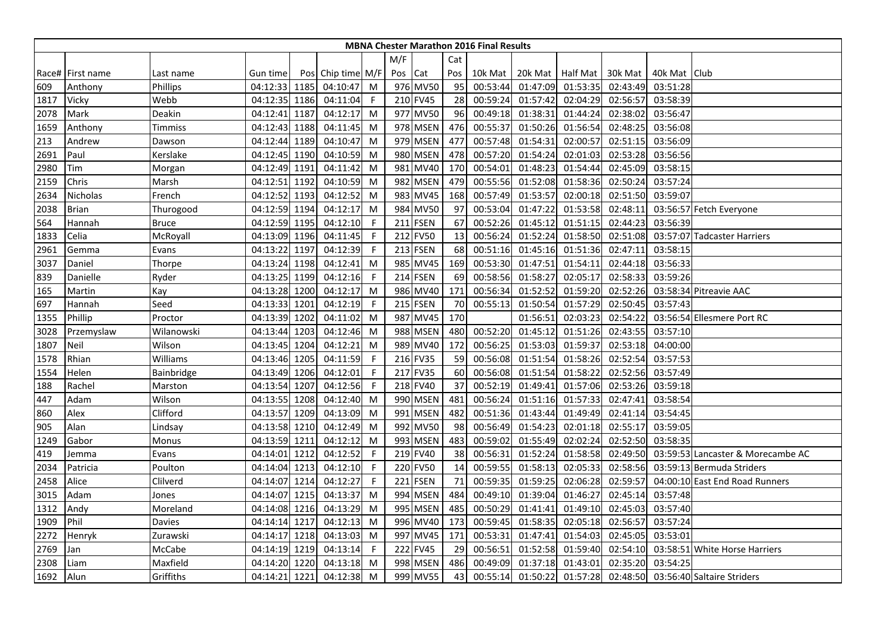# MBNA Chester Marathon 2016 Final Results

| Race# | First name | Last name | Gun time | Pos | Chip time | M/F | M/F Pos | Cat | Cat Pos | 10k Mat | 20k Mat | Half Mat | 30k Mat | 40k Mat | Club |
|---|---|---|---|---|---|---|---|---|---|---|---|---|---|---|---|
| 609 | Anthony | Phillips | 04:12:33 | 1185 | 04:10:47 | M | 976 | MV50 | 95 | 00:53:44 | 01:47:09 | 01:53:35 | 02:43:49 | 03:51:28 | |
| 1817 | Vicky | Webb | 04:12:35 | 1186 | 04:11:04 | F | 210 | FV45 | 28 | 00:59:24 | 01:57:42 | 02:04:29 | 02:56:57 | 03:58:39 | |
| 2078 | Mark | Deakin | 04:12:41 | 1187 | 04:12:17 | M | 977 | MV50 | 96 | 00:49:18 | 01:38:31 | 01:44:24 | 02:38:02 | 03:56:47 | |
| 1659 | Anthony | Timmiss | 04:12:43 | 1188 | 04:11:45 | M | 978 | MSEN | 476 | 00:55:37 | 01:50:26 | 01:56:54 | 02:48:25 | 03:56:08 | |
| 213 | Andrew | Dawson | 04:12:44 | 1189 | 04:10:47 | M | 979 | MSEN | 477 | 00:57:48 | 01:54:31 | 02:00:57 | 02:51:15 | 03:56:09 | |
| 2691 | Paul | Kerslake | 04:12:45 | 1190 | 04:10:59 | M | 980 | MSEN | 478 | 00:57:20 | 01:54:24 | 02:01:03 | 02:53:28 | 03:56:56 | |
| 2980 | Tim | Morgan | 04:12:49 | 1191 | 04:11:42 | M | 981 | MV40 | 170 | 00:54:01 | 01:48:23 | 01:54:44 | 02:45:09 | 03:58:15 | |
| 2159 | Chris | Marsh | 04:12:51 | 1192 | 04:10:59 | M | 982 | MSEN | 479 | 00:55:56 | 01:52:08 | 01:58:36 | 02:50:24 | 03:57:24 | |
| 2634 | Nicholas | French | 04:12:52 | 1193 | 04:12:52 | M | 983 | MV45 | 168 | 00:57:49 | 01:53:57 | 02:00:18 | 02:51:50 | 03:59:07 | |
| 2038 | Brian | Thurogood | 04:12:59 | 1194 | 04:12:17 | M | 984 | MV50 | 97 | 00:53:04 | 01:47:22 | 01:53:58 | 02:48:11 | 03:56:57 | Fetch Everyone |
| 564 | Hannah | Bruce | 04:12:59 | 1195 | 04:12:10 | F | 211 | FSEN | 67 | 00:52:26 | 01:45:12 | 01:51:15 | 02:44:23 | 03:56:39 | |
| 1833 | Celia | McRoyall | 04:13:09 | 1196 | 04:11:45 | F | 212 | FV50 | 13 | 00:56:24 | 01:52:24 | 01:58:50 | 02:51:08 | 03:57:07 | Tadcaster Harriers |
| 2961 | Gemma | Evans | 04:13:22 | 1197 | 04:12:39 | F | 213 | FSEN | 68 | 00:51:16 | 01:45:16 | 01:51:36 | 02:47:11 | 03:58:15 | |
| 3037 | Daniel | Thorpe | 04:13:24 | 1198 | 04:12:41 | M | 985 | MV45 | 169 | 00:53:30 | 01:47:51 | 01:54:11 | 02:44:18 | 03:56:33 | |
| 839 | Danielle | Ryder | 04:13:25 | 1199 | 04:12:16 | F | 214 | FSEN | 69 | 00:58:56 | 01:58:27 | 02:05:17 | 02:58:33 | 03:59:26 | |
| 165 | Martin | Kay | 04:13:28 | 1200 | 04:12:17 | M | 986 | MV40 | 171 | 00:56:34 | 01:52:52 | 01:59:20 | 02:52:26 | 03:58:34 | Pitreavie AAC |
| 697 | Hannah | Seed | 04:13:33 | 1201 | 04:12:19 | F | 215 | FSEN | 70 | 00:55:13 | 01:50:54 | 01:57:29 | 02:50:45 | 03:57:43 | |
| 1355 | Phillip | Proctor | 04:13:39 | 1202 | 04:11:02 | M | 987 | MV45 | 170 | | 01:56:51 | 02:03:23 | 02:54:22 | 03:56:54 | Ellesmere Port RC |
| 3028 | Przemyslaw | Wilanowski | 04:13:44 | 1203 | 04:12:46 | M | 988 | MSEN | 480 | 00:52:20 | 01:45:12 | 01:51:26 | 02:43:55 | 03:57:10 | |
| 1807 | Neil | Wilson | 04:13:45 | 1204 | 04:12:21 | M | 989 | MV40 | 172 | 00:56:25 | 01:53:03 | 01:59:37 | 02:53:18 | 04:00:00 | |
| 1578 | Rhian | Williams | 04:13:46 | 1205 | 04:11:59 | F | 216 | FV35 | 59 | 00:56:08 | 01:51:54 | 01:58:26 | 02:52:54 | 03:57:53 | |
| 1554 | Helen | Bainbridge | 04:13:49 | 1206 | 04:12:01 | F | 217 | FV35 | 60 | 00:56:08 | 01:51:54 | 01:58:22 | 02:52:56 | 03:57:49 | |
| 188 | Rachel | Marston | 04:13:54 | 1207 | 04:12:56 | F | 218 | FV40 | 37 | 00:52:19 | 01:49:41 | 01:57:06 | 02:53:26 | 03:59:18 | |
| 447 | Adam | Wilson | 04:13:55 | 1208 | 04:12:40 | M | 990 | MSEN | 481 | 00:56:24 | 01:51:16 | 01:57:33 | 02:47:41 | 03:58:54 | |
| 860 | Alex | Clifford | 04:13:57 | 1209 | 04:13:09 | M | 991 | MSEN | 482 | 00:51:36 | 01:43:44 | 01:49:49 | 02:41:14 | 03:54:45 | |
| 905 | Alan | Lindsay | 04:13:58 | 1210 | 04:12:49 | M | 992 | MV50 | 98 | 00:56:49 | 01:54:23 | 02:01:18 | 02:55:17 | 03:59:05 | |
| 1249 | Gabor | Monus | 04:13:59 | 1211 | 04:12:12 | M | 993 | MSEN | 483 | 00:59:02 | 01:55:49 | 02:02:24 | 02:52:50 | 03:58:35 | |
| 419 | Jemma | Evans | 04:14:01 | 1212 | 04:12:52 | F | 219 | FV40 | 38 | 00:56:31 | 01:52:24 | 01:58:58 | 02:49:50 | 03:59:53 | Lancaster & Morecambe AC |
| 2034 | Patricia | Poulton | 04:14:04 | 1213 | 04:12:10 | F | 220 | FV50 | 14 | 00:59:55 | 01:58:13 | 02:05:33 | 02:58:56 | 03:59:13 | Bermuda Striders |
| 2458 | Alice | Clilverd | 04:14:07 | 1214 | 04:12:27 | F | 221 | FSEN | 71 | 00:59:35 | 01:59:25 | 02:06:28 | 02:59:57 | 04:00:10 | East End Road Runners |
| 3015 | Adam | Jones | 04:14:07 | 1215 | 04:13:37 | M | 994 | MSEN | 484 | 00:49:10 | 01:39:04 | 01:46:27 | 02:45:14 | 03:57:48 | |
| 1312 | Andy | Moreland | 04:14:08 | 1216 | 04:13:29 | M | 995 | MSEN | 485 | 00:50:29 | 01:41:41 | 01:49:10 | 02:45:03 | 03:57:40 | |
| 1909 | Phil | Davies | 04:14:14 | 1217 | 04:12:13 | M | 996 | MV40 | 173 | 00:59:45 | 01:58:35 | 02:05:18 | 02:56:57 | 03:57:24 | |
| 2272 | Henryk | Zurawski | 04:14:17 | 1218 | 04:13:03 | M | 997 | MV45 | 171 | 00:53:31 | 01:47:41 | 01:54:03 | 02:45:05 | 03:53:01 | |
| 2769 | Jan | McCabe | 04:14:19 | 1219 | 04:13:14 | F | 222 | FV45 | 29 | 00:56:51 | 01:52:58 | 01:59:40 | 02:54:10 | 03:58:51 | White Horse Harriers |
| 2308 | Liam | Maxfield | 04:14:20 | 1220 | 04:13:18 | M | 998 | MSEN | 486 | 00:49:09 | 01:37:18 | 01:43:01 | 02:35:20 | 03:54:25 | |
| 1692 | Alun | Griffiths | 04:14:21 | 1221 | 04:12:38 | M | 999 | MV55 | 43 | 00:55:14 | 01:50:22 | 01:57:28 | 02:48:50 | 03:56:40 | Saltaire Striders |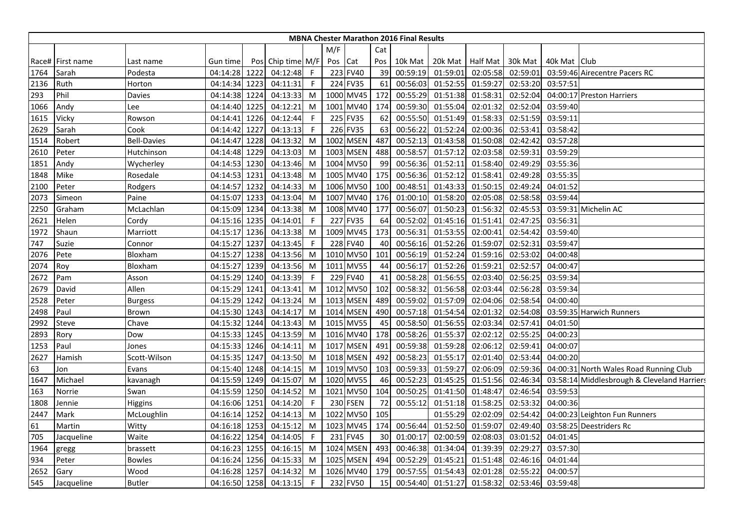| MBNA Chester Marathon 2016 Final Results | | | | | | | | | | | | | | | | |
|---|---|---|---|---|---|---|---|---|---|---|---|---|---|---|---|---|
| | | | | | | | M/F | | Cat | | | | | | | |
| Race# | First name | Last name | Gun time | Pos | Chip time | M/F | Pos | Cat | Pos | 10k Mat | 20k Mat | Half Mat | 30k Mat | 40k Mat | Club |
| 1764 | Sarah | Podesta | 04:14:28 | 1222 | 04:12:48 | F | 223 | FV40 | 39 | 00:59:19 | 01:59:01 | 02:05:58 | 02:59:01 | 03:59:46 | Airecentre Pacers RC |
| 2136 | Ruth | Horton | 04:14:34 | 1223 | 04:11:31 | F | 224 | FV35 | 61 | 00:56:03 | 01:52:55 | 01:59:27 | 02:53:20 | 03:57:51 | |
| 293 | Phil | Davies | 04:14:38 | 1224 | 04:13:33 | M | 1000 | MV45 | 172 | 00:55:29 | 01:51:38 | 01:58:31 | 02:52:04 | 04:00:17 | Preston Harriers |
| 1066 | Andy | Lee | 04:14:40 | 1225 | 04:12:21 | M | 1001 | MV40 | 174 | 00:59:30 | 01:55:04 | 02:01:32 | 02:52:04 | 03:59:40 | |
| 1615 | Vicky | Rowson | 04:14:41 | 1226 | 04:12:44 | F | 225 | FV35 | 62 | 00:55:50 | 01:51:49 | 01:58:33 | 02:51:59 | 03:59:11 | |
| 2629 | Sarah | Cook | 04:14:42 | 1227 | 04:13:13 | F | 226 | FV35 | 63 | 00:56:22 | 01:52:24 | 02:00:36 | 02:53:41 | 03:58:42 | |
| 1514 | Robert | Bell-Davies | 04:14:47 | 1228 | 04:13:32 | M | 1002 | MSEN | 487 | 00:52:13 | 01:43:58 | 01:50:08 | 02:42:42 | 03:57:28 | |
| 2610 | Peter | Hutchinson | 04:14:48 | 1229 | 04:13:03 | M | 1003 | MSEN | 488 | 00:58:57 | 01:57:12 | 02:03:58 | 02:59:31 | 03:59:29 | |
| 1851 | Andy | Wycherley | 04:14:53 | 1230 | 04:13:46 | M | 1004 | MV50 | 99 | 00:56:36 | 01:52:11 | 01:58:40 | 02:49:29 | 03:55:36 | |
| 1848 | Mike | Rosedale | 04:14:53 | 1231 | 04:13:48 | M | 1005 | MV40 | 175 | 00:56:36 | 01:52:12 | 01:58:41 | 02:49:28 | 03:55:35 | |
| 2100 | Peter | Rodgers | 04:14:57 | 1232 | 04:14:33 | M | 1006 | MV50 | 100 | 00:48:51 | 01:43:33 | 01:50:15 | 02:49:24 | 04:01:52 | |
| 2073 | Simeon | Paine | 04:15:07 | 1233 | 04:13:04 | M | 1007 | MV40 | 176 | 01:00:10 | 01:58:20 | 02:05:08 | 02:58:58 | 03:59:44 | |
| 2250 | Graham | McLachlan | 04:15:09 | 1234 | 04:13:38 | M | 1008 | MV40 | 177 | 00:56:07 | 01:50:23 | 01:56:32 | 02:45:53 | 03:59:31 | Michelin AC |
| 2621 | Helen | Cordy | 04:15:16 | 1235 | 04:14:01 | F | 227 | FV35 | 64 | 00:52:02 | 01:45:16 | 01:51:41 | 02:47:25 | 03:56:31 | |
| 1972 | Shaun | Marriott | 04:15:17 | 1236 | 04:13:38 | M | 1009 | MV45 | 173 | 00:56:31 | 01:53:55 | 02:00:41 | 02:54:42 | 03:59:40 | |
| 747 | Suzie | Connor | 04:15:27 | 1237 | 04:13:45 | F | 228 | FV40 | 40 | 00:56:16 | 01:52:26 | 01:59:07 | 02:52:31 | 03:59:47 | |
| 2076 | Pete | Bloxham | 04:15:27 | 1238 | 04:13:56 | M | 1010 | MV50 | 101 | 00:56:19 | 01:52:24 | 01:59:16 | 02:53:02 | 04:00:48 | |
| 2074 | Roy | Bloxham | 04:15:27 | 1239 | 04:13:56 | M | 1011 | MV55 | 44 | 00:56:17 | 01:52:26 | 01:59:21 | 02:52:57 | 04:00:47 | |
| 2672 | Pam | Asson | 04:15:29 | 1240 | 04:13:39 | F | 229 | FV40 | 41 | 00:58:28 | 01:56:55 | 02:03:40 | 02:56:25 | 03:59:34 | |
| 2679 | David | Allen | 04:15:29 | 1241 | 04:13:41 | M | 1012 | MV50 | 102 | 00:58:32 | 01:56:58 | 02:03:44 | 02:56:28 | 03:59:34 | |
| 2528 | Peter | Burgess | 04:15:29 | 1242 | 04:13:24 | M | 1013 | MSEN | 489 | 00:59:02 | 01:57:09 | 02:04:06 | 02:58:54 | 04:00:40 | |
| 2498 | Paul | Brown | 04:15:30 | 1243 | 04:14:17 | M | 1014 | MSEN | 490 | 00:57:18 | 01:54:54 | 02:01:32 | 02:54:08 | 03:59:35 | Harwich Runners |
| 2992 | Steve | Chave | 04:15:32 | 1244 | 04:13:43 | M | 1015 | MV55 | 45 | 00:58:50 | 01:56:55 | 02:03:34 | 02:57:41 | 04:01:50 | |
| 2893 | Rory | Dow | 04:15:33 | 1245 | 04:13:59 | M | 1016 | MV40 | 178 | 00:58:26 | 01:55:37 | 02:02:12 | 02:55:25 | 04:00:23 | |
| 1253 | Paul | Jones | 04:15:33 | 1246 | 04:14:11 | M | 1017 | MSEN | 491 | 00:59:38 | 01:59:28 | 02:06:12 | 02:59:41 | 04:00:07 | |
| 2627 | Hamish | Scott-Wilson | 04:15:35 | 1247 | 04:13:50 | M | 1018 | MSEN | 492 | 00:58:23 | 01:55:17 | 02:01:40 | 02:53:44 | 04:00:20 | |
| 63 | Jon | Evans | 04:15:40 | 1248 | 04:14:15 | M | 1019 | MV50 | 103 | 00:59:33 | 01:59:27 | 02:06:09 | 02:59:36 | 04:00:31 | North Wales Road Running Club |
| 1647 | Michael | kavanagh | 04:15:59 | 1249 | 04:15:07 | M | 1020 | MV55 | 46 | 00:52:23 | 01:45:25 | 01:51:56 | 02:46:34 | 03:58:14 | Middlesbrough & Cleveland Harriers |
| 163 | Norrie | Swan | 04:15:59 | 1250 | 04:14:52 | M | 1021 | MV50 | 104 | 00:50:25 | 01:41:50 | 01:48:47 | 02:46:54 | 03:59:53 | |
| 1808 | Jennie | Higgins | 04:16:06 | 1251 | 04:14:20 | F | 230 | FSEN | 72 | 00:55:12 | 01:51:18 | 01:58:25 | 02:53:32 | 04:00:36 | |
| 2447 | Mark | McLoughlin | 04:16:14 | 1252 | 04:14:13 | M | 1022 | MV50 | 105 | | 01:55:29 | 02:02:09 | 02:54:42 | 04:00:23 | Leighton Fun Runners |
| 61 | Martin | Witty | 04:16:18 | 1253 | 04:15:12 | M | 1023 | MV45 | 174 | 00:56:44 | 01:52:50 | 01:59:07 | 02:49:40 | 03:58:25 | Deestriders Rc |
| 705 | Jacqueline | Waite | 04:16:22 | 1254 | 04:14:05 | F | 231 | FV45 | 30 | 01:00:17 | 02:00:59 | 02:08:03 | 03:01:52 | 04:01:45 | |
| 1964 | gregg | brassett | 04:16:23 | 1255 | 04:16:15 | M | 1024 | MSEN | 493 | 00:46:38 | 01:34:04 | 01:39:39 | 02:29:27 | 03:57:30 | |
| 934 | Peter | Bowles | 04:16:24 | 1256 | 04:15:33 | M | 1025 | MSEN | 494 | 00:52:29 | 01:45:21 | 01:51:48 | 02:46:16 | 04:01:44 | |
| 2652 | Gary | Wood | 04:16:28 | 1257 | 04:14:32 | M | 1026 | MV40 | 179 | 00:57:55 | 01:54:43 | 02:01:28 | 02:55:22 | 04:00:57 | |
| 545 | Jacqueline | Butler | 04:16:50 | 1258 | 04:13:15 | F | 232 | FV50 | 15 | 00:54:40 | 01:51:27 | 01:58:32 | 02:53:46 | 03:59:48 | |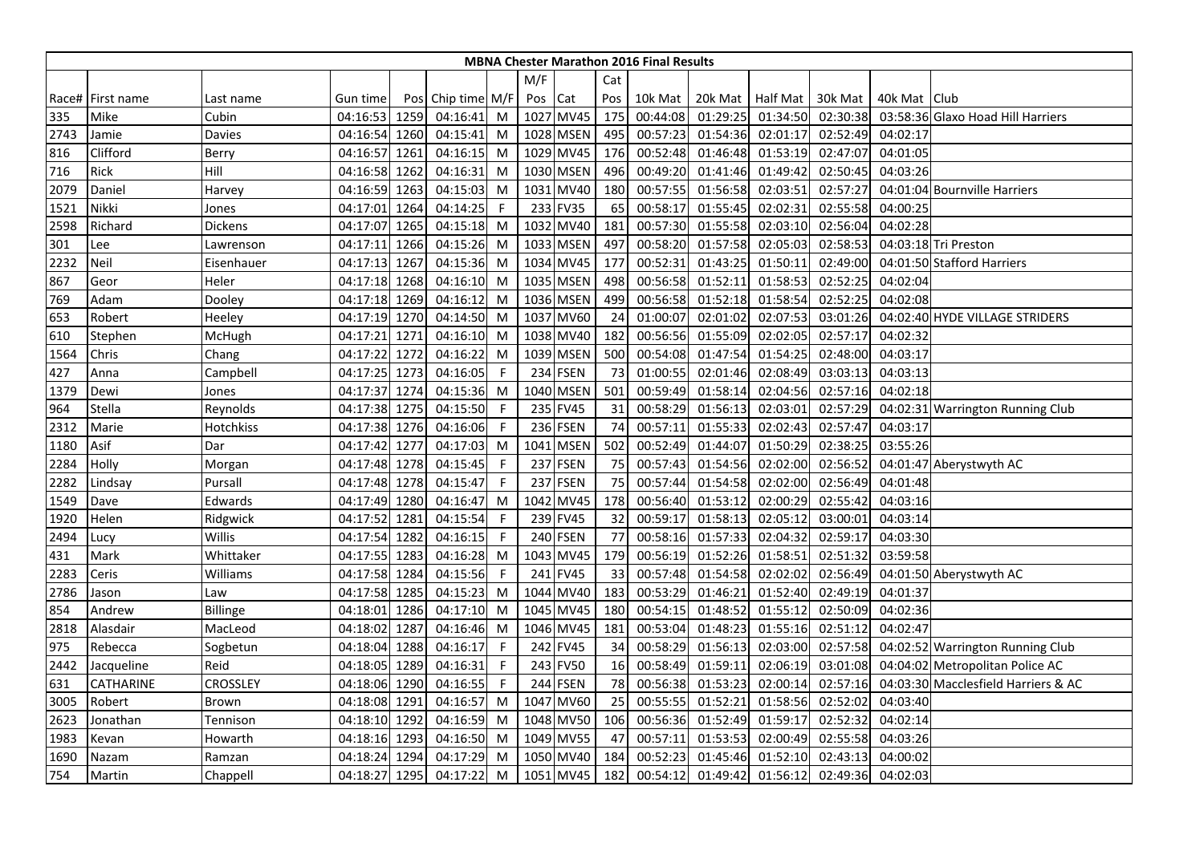# MBNA Chester Marathon 2016 Final Results

| Race# | First name | Last name | Gun time | Pos | Chip time | M/F | M/F Pos | Cat | Cat Pos | 10k Mat | 20k Mat | Half Mat | 30k Mat | 40k Mat | Club |
|---|---|---|---|---|---|---|---|---|---|---|---|---|---|---|---|
| 335 | Mike | Cubin | 04:16:53 | 1259 | 04:16:41 | M | 1027 | MV45 | 175 | 00:44:08 | 01:29:25 | 01:34:50 | 02:30:38 | 03:58:36 | Glaxo Hoad Hill Harriers |
| 2743 | Jamie | Davies | 04:16:54 | 1260 | 04:15:41 | M | 1028 | MSEN | 495 | 00:57:23 | 01:54:36 | 02:01:17 | 02:52:49 | 04:02:17 | |
| 816 | Clifford | Berry | 04:16:57 | 1261 | 04:16:15 | M | 1029 | MV45 | 176 | 00:52:48 | 01:46:48 | 01:53:19 | 02:47:07 | 04:01:05 | |
| 716 | Rick | Hill | 04:16:58 | 1262 | 04:16:31 | M | 1030 | MSEN | 496 | 00:49:20 | 01:41:46 | 01:49:42 | 02:50:45 | 04:03:26 | |
| 2079 | Daniel | Harvey | 04:16:59 | 1263 | 04:15:03 | M | 1031 | MV40 | 180 | 00:57:55 | 01:56:58 | 02:03:51 | 02:57:27 | 04:01:04 | Bournville Harriers |
| 1521 | Nikki | Jones | 04:17:01 | 1264 | 04:14:25 | F | 233 | FV35 | 65 | 00:58:17 | 01:55:45 | 02:02:31 | 02:55:58 | 04:00:25 | |
| 2598 | Richard | Dickens | 04:17:07 | 1265 | 04:15:18 | M | 1032 | MV40 | 181 | 00:57:30 | 01:55:58 | 02:03:10 | 02:56:04 | 04:02:28 | |
| 301 | Lee | Lawrenson | 04:17:11 | 1266 | 04:15:26 | M | 1033 | MSEN | 497 | 00:58:20 | 01:57:58 | 02:05:03 | 02:58:53 | 04:03:18 | Tri Preston |
| 2232 | Neil | Eisenhauer | 04:17:13 | 1267 | 04:15:36 | M | 1034 | MV45 | 177 | 00:52:31 | 01:43:25 | 01:50:11 | 02:49:00 | 04:01:50 | Stafford Harriers |
| 867 | Geor | Heler | 04:17:18 | 1268 | 04:16:10 | M | 1035 | MSEN | 498 | 00:56:58 | 01:52:11 | 01:58:53 | 02:52:25 | 04:02:04 | |
| 769 | Adam | Dooley | 04:17:18 | 1269 | 04:16:12 | M | 1036 | MSEN | 499 | 00:56:58 | 01:52:18 | 01:58:54 | 02:52:25 | 04:02:08 | |
| 653 | Robert | Heeley | 04:17:19 | 1270 | 04:14:50 | M | 1037 | MV60 | 24 | 01:00:07 | 02:01:02 | 02:07:53 | 03:01:26 | 04:02:40 | HYDE VILLAGE STRIDERS |
| 610 | Stephen | McHugh | 04:17:21 | 1271 | 04:16:10 | M | 1038 | MV40 | 182 | 00:56:56 | 01:55:09 | 02:02:05 | 02:57:17 | 04:02:32 | |
| 1564 | Chris | Chang | 04:17:22 | 1272 | 04:16:22 | M | 1039 | MSEN | 500 | 00:54:08 | 01:47:54 | 01:54:25 | 02:48:00 | 04:03:17 | |
| 427 | Anna | Campbell | 04:17:25 | 1273 | 04:16:05 | F | 234 | FSEN | 73 | 01:00:55 | 02:01:46 | 02:08:49 | 03:03:13 | 04:03:13 | |
| 1379 | Dewi | Jones | 04:17:37 | 1274 | 04:15:36 | M | 1040 | MSEN | 501 | 00:59:49 | 01:58:14 | 02:04:56 | 02:57:16 | 04:02:18 | |
| 964 | Stella | Reynolds | 04:17:38 | 1275 | 04:15:50 | F | 235 | FV45 | 31 | 00:58:29 | 01:56:13 | 02:03:01 | 02:57:29 | 04:02:31 | Warrington Running Club |
| 2312 | Marie | Hotchkiss | 04:17:38 | 1276 | 04:16:06 | F | 236 | FSEN | 74 | 00:57:11 | 01:55:33 | 02:02:43 | 02:57:47 | 04:03:17 | |
| 1180 | Asif | Dar | 04:17:42 | 1277 | 04:17:03 | M | 1041 | MSEN | 502 | 00:52:49 | 01:44:07 | 01:50:29 | 02:38:25 | 03:55:26 | |
| 2284 | Holly | Morgan | 04:17:48 | 1278 | 04:15:45 | F | 237 | FSEN | 75 | 00:57:43 | 01:54:56 | 02:02:00 | 02:56:52 | 04:01:47 | Aberystwyth AC |
| 2282 | Lindsay | Pursall | 04:17:48 | 1278 | 04:15:47 | F | 237 | FSEN | 75 | 00:57:44 | 01:54:58 | 02:02:00 | 02:56:49 | 04:01:48 | |
| 1549 | Dave | Edwards | 04:17:49 | 1280 | 04:16:47 | M | 1042 | MV45 | 178 | 00:56:40 | 01:53:12 | 02:00:29 | 02:55:42 | 04:03:16 | |
| 1920 | Helen | Ridgwick | 04:17:52 | 1281 | 04:15:54 | F | 239 | FV45 | 32 | 00:59:17 | 01:58:13 | 02:05:12 | 03:00:01 | 04:03:14 | |
| 2494 | Lucy | Willis | 04:17:54 | 1282 | 04:16:15 | F | 240 | FSEN | 77 | 00:58:16 | 01:57:33 | 02:04:32 | 02:59:17 | 04:03:30 | |
| 431 | Mark | Whittaker | 04:17:55 | 1283 | 04:16:28 | M | 1043 | MV45 | 179 | 00:56:19 | 01:52:26 | 01:58:51 | 02:51:32 | 03:59:58 | |
| 2283 | Ceris | Williams | 04:17:58 | 1284 | 04:15:56 | F | 241 | FV45 | 33 | 00:57:48 | 01:54:58 | 02:02:02 | 02:56:49 | 04:01:50 | Aberystwyth AC |
| 2786 | Jason | Law | 04:17:58 | 1285 | 04:15:23 | M | 1044 | MV40 | 183 | 00:53:29 | 01:46:21 | 01:52:40 | 02:49:19 | 04:01:37 | |
| 854 | Andrew | Billinge | 04:18:01 | 1286 | 04:17:10 | M | 1045 | MV45 | 180 | 00:54:15 | 01:48:52 | 01:55:12 | 02:50:09 | 04:02:36 | |
| 2818 | Alasdair | MacLeod | 04:18:02 | 1287 | 04:16:46 | M | 1046 | MV45 | 181 | 00:53:04 | 01:48:23 | 01:55:16 | 02:51:12 | 04:02:47 | |
| 975 | Rebecca | Sogbetun | 04:18:04 | 1288 | 04:16:17 | F | 242 | FV45 | 34 | 00:58:29 | 01:56:13 | 02:03:00 | 02:57:58 | 04:02:52 | Warrington Running Club |
| 2442 | Jacqueline | Reid | 04:18:05 | 1289 | 04:16:31 | F | 243 | FV50 | 16 | 00:58:49 | 01:59:11 | 02:06:19 | 03:01:08 | 04:04:02 | Metropolitan Police AC |
| 631 | CATHARINE | CROSSLEY | 04:18:06 | 1290 | 04:16:55 | F | 244 | FSEN | 78 | 00:56:38 | 01:53:23 | 02:00:14 | 02:57:16 | 04:03:30 | Macclesfield Harriers & AC |
| 3005 | Robert | Brown | 04:18:08 | 1291 | 04:16:57 | M | 1047 | MV60 | 25 | 00:55:55 | 01:52:21 | 01:58:56 | 02:52:02 | 04:03:40 | |
| 2623 | Jonathan | Tennison | 04:18:10 | 1292 | 04:16:59 | M | 1048 | MV50 | 106 | 00:56:36 | 01:52:49 | 01:59:17 | 02:52:32 | 04:02:14 | |
| 1983 | Kevan | Howarth | 04:18:16 | 1293 | 04:16:50 | M | 1049 | MV55 | 47 | 00:57:11 | 01:53:53 | 02:00:49 | 02:55:58 | 04:03:26 | |
| 1690 | Nazam | Ramzan | 04:18:24 | 1294 | 04:17:29 | M | 1050 | MV40 | 184 | 00:52:23 | 01:45:46 | 01:52:10 | 02:43:13 | 04:00:02 | |
| 754 | Martin | Chappell | 04:18:27 | 1295 | 04:17:22 | M | 1051 | MV45 | 182 | 00:54:12 | 01:49:42 | 01:56:12 | 02:49:36 | 04:02:03 | |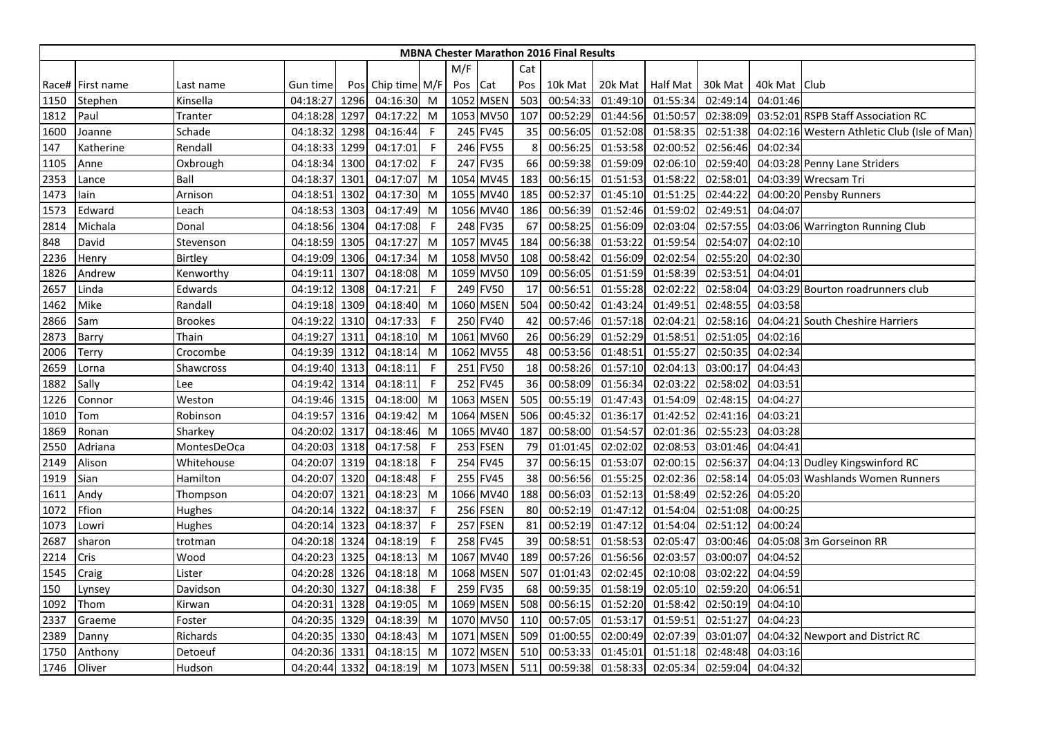| MBNA Chester Marathon 2016 Final Results | | | | | | | | | | | | | | | | | |
|---|---|---|---|---|---|---|---|---|---|---|---|---|---|---|---|---|---|
| | | | | | | | M/F | | Cat | | | | | | | |
| Race# | First name | Last name | Gun time | Pos | Chip time | M/F | Pos | Cat | Pos | 10k Mat | 20k Mat | Half Mat | 30k Mat | 40k Mat | Club |
| 1150 | Stephen | Kinsella | 04:18:27 | 1296 | 04:16:30 | M | 1052 | MSEN | 503 | 00:54:33 | 01:49:10 | 01:55:34 | 02:49:14 | 04:01:46 | |
| 1812 | Paul | Tranter | 04:18:28 | 1297 | 04:17:22 | M | 1053 | MV50 | 107 | 00:52:29 | 01:44:56 | 01:50:57 | 02:38:09 | 03:52:01 | RSPB Staff Association RC |
| 1600 | Joanne | Schade | 04:18:32 | 1298 | 04:16:44 | F | 245 | FV45 | 35 | 00:56:05 | 01:52:08 | 01:58:35 | 02:51:38 | 04:02:16 | Western Athletic Club (Isle of Man) |
| 147 | Katherine | Rendall | 04:18:33 | 1299 | 04:17:01 | F | 246 | FV55 | 8 | 00:56:25 | 01:53:58 | 02:00:52 | 02:56:46 | 04:02:34 | |
| 1105 | Anne | Oxbrough | 04:18:34 | 1300 | 04:17:02 | F | 247 | FV35 | 66 | 00:59:38 | 01:59:09 | 02:06:10 | 02:59:40 | 04:03:28 | Penny Lane Striders |
| 2353 | Lance | Ball | 04:18:37 | 1301 | 04:17:07 | M | 1054 | MV45 | 183 | 00:56:15 | 01:51:53 | 01:58:22 | 02:58:01 | 04:03:39 | Wrecsam Tri |
| 1473 | Iain | Arnison | 04:18:51 | 1302 | 04:17:30 | M | 1055 | MV40 | 185 | 00:52:37 | 01:45:10 | 01:51:25 | 02:44:22 | 04:00:20 | Pensby Runners |
| 1573 | Edward | Leach | 04:18:53 | 1303 | 04:17:49 | M | 1056 | MV40 | 186 | 00:56:39 | 01:52:46 | 01:59:02 | 02:49:51 | 04:04:07 | |
| 2814 | Michala | Donal | 04:18:56 | 1304 | 04:17:08 | F | 248 | FV35 | 67 | 00:58:25 | 01:56:09 | 02:03:04 | 02:57:55 | 04:03:06 | Warrington Running Club |
| 848 | David | Stevenson | 04:18:59 | 1305 | 04:17:27 | M | 1057 | MV45 | 184 | 00:56:38 | 01:53:22 | 01:59:54 | 02:54:07 | 04:02:10 | |
| 2236 | Henry | Birtley | 04:19:09 | 1306 | 04:17:34 | M | 1058 | MV50 | 108 | 00:58:42 | 01:56:09 | 02:02:54 | 02:55:20 | 04:02:30 | |
| 1826 | Andrew | Kenworthy | 04:19:11 | 1307 | 04:18:08 | M | 1059 | MV50 | 109 | 00:56:05 | 01:51:59 | 01:58:39 | 02:53:51 | 04:04:01 | |
| 2657 | Linda | Edwards | 04:19:12 | 1308 | 04:17:21 | F | 249 | FV50 | 17 | 00:56:51 | 01:55:28 | 02:02:22 | 02:58:04 | 04:03:29 | Bourton roadrunners club |
| 1462 | Mike | Randall | 04:19:18 | 1309 | 04:18:40 | M | 1060 | MSEN | 504 | 00:50:42 | 01:43:24 | 01:49:51 | 02:48:55 | 04:03:58 | |
| 2866 | Sam | Brookes | 04:19:22 | 1310 | 04:17:33 | F | 250 | FV40 | 42 | 00:57:46 | 01:57:18 | 02:04:21 | 02:58:16 | 04:04:21 | South Cheshire Harriers |
| 2873 | Barry | Thain | 04:19:27 | 1311 | 04:18:10 | M | 1061 | MV60 | 26 | 00:56:29 | 01:52:29 | 01:58:51 | 02:51:05 | 04:02:16 | |
| 2006 | Terry | Crocombe | 04:19:39 | 1312 | 04:18:14 | M | 1062 | MV55 | 48 | 00:53:56 | 01:48:51 | 01:55:27 | 02:50:35 | 04:02:34 | |
| 2659 | Lorna | Shawcross | 04:19:40 | 1313 | 04:18:11 | F | 251 | FV50 | 18 | 00:58:26 | 01:57:10 | 02:04:13 | 03:00:17 | 04:04:43 | |
| 1882 | Sally | Lee | 04:19:42 | 1314 | 04:18:11 | F | 252 | FV45 | 36 | 00:58:09 | 01:56:34 | 02:03:22 | 02:58:02 | 04:03:51 | |
| 1226 | Connor | Weston | 04:19:46 | 1315 | 04:18:00 | M | 1063 | MSEN | 505 | 00:55:19 | 01:47:43 | 01:54:09 | 02:48:15 | 04:04:27 | |
| 1010 | Tom | Robinson | 04:19:57 | 1316 | 04:19:42 | M | 1064 | MSEN | 506 | 00:45:32 | 01:36:17 | 01:42:52 | 02:41:16 | 04:03:21 | |
| 1869 | Ronan | Sharkey | 04:20:02 | 1317 | 04:18:46 | M | 1065 | MV40 | 187 | 00:58:00 | 01:54:57 | 02:01:36 | 02:55:23 | 04:03:28 | |
| 2550 | Adriana | MontesDeOca | 04:20:03 | 1318 | 04:17:58 | F | 253 | FSEN | 79 | 01:01:45 | 02:02:02 | 02:08:53 | 03:01:46 | 04:04:41 | |
| 2149 | Alison | Whitehouse | 04:20:07 | 1319 | 04:18:18 | F | 254 | FV45 | 37 | 00:56:15 | 01:53:07 | 02:00:15 | 02:56:37 | 04:04:13 | Dudley Kingswinford RC |
| 1919 | Sian | Hamilton | 04:20:07 | 1320 | 04:18:48 | F | 255 | FV45 | 38 | 00:56:56 | 01:55:25 | 02:02:36 | 02:58:14 | 04:05:03 | Washlands Women Runners |
| 1611 | Andy | Thompson | 04:20:07 | 1321 | 04:18:23 | M | 1066 | MV40 | 188 | 00:56:03 | 01:52:13 | 01:58:49 | 02:52:26 | 04:05:20 | |
| 1072 | Ffion | Hughes | 04:20:14 | 1322 | 04:18:37 | F | 256 | FSEN | 80 | 00:52:19 | 01:47:12 | 01:54:04 | 02:51:08 | 04:00:25 | |
| 1073 | Lowri | Hughes | 04:20:14 | 1323 | 04:18:37 | F | 257 | FSEN | 81 | 00:52:19 | 01:47:12 | 01:54:04 | 02:51:12 | 04:00:24 | |
| 2687 | sharon | trotman | 04:20:18 | 1324 | 04:18:19 | F | 258 | FV45 | 39 | 00:58:51 | 01:58:53 | 02:05:47 | 03:00:46 | 04:05:08 | 3m Gorseinon RR |
| 2214 | Cris | Wood | 04:20:23 | 1325 | 04:18:13 | M | 1067 | MV40 | 189 | 00:57:26 | 01:56:56 | 02:03:57 | 03:00:07 | 04:04:52 | |
| 1545 | Craig | Lister | 04:20:28 | 1326 | 04:18:18 | M | 1068 | MSEN | 507 | 01:01:43 | 02:02:45 | 02:10:08 | 03:02:22 | 04:04:59 | |
| 150 | Lynsey | Davidson | 04:20:30 | 1327 | 04:18:38 | F | 259 | FV35 | 68 | 00:59:35 | 01:58:19 | 02:05:10 | 02:59:20 | 04:06:51 | |
| 1092 | Thom | Kirwan | 04:20:31 | 1328 | 04:19:05 | M | 1069 | MSEN | 508 | 00:56:15 | 01:52:20 | 01:58:42 | 02:50:19 | 04:04:10 | |
| 2337 | Graeme | Foster | 04:20:35 | 1329 | 04:18:39 | M | 1070 | MV50 | 110 | 00:57:05 | 01:53:17 | 01:59:51 | 02:51:27 | 04:04:23 | |
| 2389 | Danny | Richards | 04:20:35 | 1330 | 04:18:43 | M | 1071 | MSEN | 509 | 01:00:55 | 02:00:49 | 02:07:39 | 03:01:07 | 04:04:32 | Newport and District RC |
| 1750 | Anthony | Detoeuf | 04:20:36 | 1331 | 04:18:15 | M | 1072 | MSEN | 510 | 00:53:33 | 01:45:01 | 01:51:18 | 02:48:48 | 04:03:16 | |
| 1746 | Oliver | Hudson | 04:20:44 | 1332 | 04:18:19 | M | 1073 | MSEN | 511 | 00:59:38 | 01:58:33 | 02:05:34 | 02:59:04 | 04:04:32 | |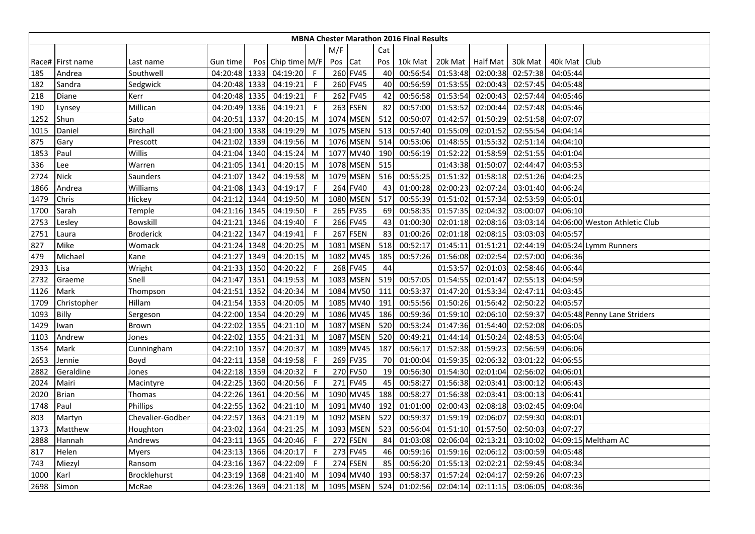| MBNA Chester Marathon 2016 Final Results | | | | | | | | | | | | | | | | | |
|---|---|---|---|---|---|---|---|---|---|---|---|---|---|---|---|---|---|
| | | | | | | | M/F | | Cat | | | | | | | |
| Race# | First name | Last name | Gun time | Pos | Chip time | M/F | Pos | Cat | Pos | 10k Mat | 20k Mat | Half Mat | 30k Mat | 40k Mat | Club |
| 185 | Andrea | Southwell | 04:20:48 | 1333 | 04:19:20 | F | 260 | FV45 | 40 | 00:56:54 | 01:53:48 | 02:00:38 | 02:57:38 | 04:05:44 | |
| 182 | Sandra | Sedgwick | 04:20:48 | 1333 | 04:19:21 | F | 260 | FV45 | 40 | 00:56:59 | 01:53:55 | 02:00:43 | 02:57:45 | 04:05:48 | |
| 218 | Diane | Kerr | 04:20:48 | 1335 | 04:19:21 | F | 262 | FV45 | 42 | 00:56:58 | 01:53:54 | 02:00:43 | 02:57:44 | 04:05:46 | |
| 190 | Lynsey | Millican | 04:20:49 | 1336 | 04:19:21 | F | 263 | FSEN | 82 | 00:57:00 | 01:53:52 | 02:00:44 | 02:57:48 | 04:05:46 | |
| 1252 | Shun | Sato | 04:20:51 | 1337 | 04:20:15 | M | 1074 | MSEN | 512 | 00:50:07 | 01:42:57 | 01:50:29 | 02:51:58 | 04:07:07 | |
| 1015 | Daniel | Birchall | 04:21:00 | 1338 | 04:19:29 | M | 1075 | MSEN | 513 | 00:57:40 | 01:55:09 | 02:01:52 | 02:55:54 | 04:04:14 | |
| 875 | Gary | Prescott | 04:21:02 | 1339 | 04:19:56 | M | 1076 | MSEN | 514 | 00:53:06 | 01:48:55 | 01:55:32 | 02:51:14 | 04:04:10 | |
| 1853 | Paul | Willis | 04:21:04 | 1340 | 04:15:24 | M | 1077 | MV40 | 190 | 00:56:19 | 01:52:22 | 01:58:59 | 02:51:55 | 04:01:04 | |
| 336 | Lee | Warren | 04:21:05 | 1341 | 04:20:15 | M | 1078 | MSEN | 515 | | 01:43:38 | 01:50:07 | 02:44:47 | 04:03:53 | |
| 2724 | Nick | Saunders | 04:21:07 | 1342 | 04:19:58 | M | 1079 | MSEN | 516 | 00:55:25 | 01:51:32 | 01:58:18 | 02:51:26 | 04:04:25 | |
| 1866 | Andrea | Williams | 04:21:08 | 1343 | 04:19:17 | F | 264 | FV40 | 43 | 01:00:28 | 02:00:23 | 02:07:24 | 03:01:40 | 04:06:24 | |
| 1479 | Chris | Hickey | 04:21:12 | 1344 | 04:19:50 | M | 1080 | MSEN | 517 | 00:55:39 | 01:51:02 | 01:57:34 | 02:53:59 | 04:05:01 | |
| 1700 | Sarah | Temple | 04:21:16 | 1345 | 04:19:50 | F | 265 | FV35 | 69 | 00:58:35 | 01:57:35 | 02:04:32 | 03:00:07 | 04:06:10 | |
| 2753 | Lesley | Bowskill | 04:21:21 | 1346 | 04:19:40 | F | 266 | FV45 | 43 | 01:00:30 | 02:01:18 | 02:08:16 | 03:03:14 | 04:06:00 | Weston Athletic Club |
| 2751 | Laura | Broderick | 04:21:22 | 1347 | 04:19:41 | F | 267 | FSEN | 83 | 01:00:26 | 02:01:18 | 02:08:15 | 03:03:03 | 04:05:57 | |
| 827 | Mike | Womack | 04:21:24 | 1348 | 04:20:25 | M | 1081 | MSEN | 518 | 00:52:17 | 01:45:11 | 01:51:21 | 02:44:19 | 04:05:24 | Lymm Runners |
| 479 | Michael | Kane | 04:21:27 | 1349 | 04:20:15 | M | 1082 | MV45 | 185 | 00:57:26 | 01:56:08 | 02:02:54 | 02:57:00 | 04:06:36 | |
| 2933 | Lisa | Wright | 04:21:33 | 1350 | 04:20:22 | F | 268 | FV45 | 44 | | 01:53:57 | 02:01:03 | 02:58:46 | 04:06:44 | |
| 2732 | Graeme | Snell | 04:21:47 | 1351 | 04:19:53 | M | 1083 | MSEN | 519 | 00:57:05 | 01:54:55 | 02:01:47 | 02:55:13 | 04:04:59 | |
| 1126 | Mark | Thompson | 04:21:51 | 1352 | 04:20:34 | M | 1084 | MV50 | 111 | 00:53:37 | 01:47:20 | 01:53:34 | 02:47:11 | 04:03:45 | |
| 1709 | Christopher | Hillam | 04:21:54 | 1353 | 04:20:05 | M | 1085 | MV40 | 191 | 00:55:56 | 01:50:26 | 01:56:42 | 02:50:22 | 04:05:57 | |
| 1093 | Billy | Sergeson | 04:22:00 | 1354 | 04:20:29 | M | 1086 | MV45 | 186 | 00:59:36 | 01:59:10 | 02:06:10 | 02:59:37 | 04:05:48 | Penny Lane Striders |
| 1429 | Iwan | Brown | 04:22:02 | 1355 | 04:21:10 | M | 1087 | MSEN | 520 | 00:53:24 | 01:47:36 | 01:54:40 | 02:52:08 | 04:06:05 | |
| 1103 | Andrew | Jones | 04:22:02 | 1355 | 04:21:31 | M | 1087 | MSEN | 520 | 00:49:21 | 01:44:14 | 01:50:24 | 02:48:53 | 04:05:04 | |
| 1354 | Mark | Cunningham | 04:22:10 | 1357 | 04:20:37 | M | 1089 | MV45 | 187 | 00:56:17 | 01:52:38 | 01:59:23 | 02:56:59 | 04:06:06 | |
| 2653 | Jennie | Boyd | 04:22:11 | 1358 | 04:19:58 | F | 269 | FV35 | 70 | 01:00:04 | 01:59:35 | 02:06:32 | 03:01:22 | 04:06:55 | |
| 2882 | Geraldine | Jones | 04:22:18 | 1359 | 04:20:32 | F | 270 | FV50 | 19 | 00:56:30 | 01:54:30 | 02:01:04 | 02:56:02 | 04:06:01 | |
| 2024 | Mairi | Macintyre | 04:22:25 | 1360 | 04:20:56 | F | 271 | FV45 | 45 | 00:58:27 | 01:56:38 | 02:03:41 | 03:00:12 | 04:06:43 | |
| 2020 | Brian | Thomas | 04:22:26 | 1361 | 04:20:56 | M | 1090 | MV45 | 188 | 00:58:27 | 01:56:38 | 02:03:41 | 03:00:13 | 04:06:41 | |
| 1748 | Paul | Phillips | 04:22:55 | 1362 | 04:21:10 | M | 1091 | MV40 | 192 | 01:01:00 | 02:00:43 | 02:08:18 | 03:02:45 | 04:09:04 | |
| 803 | Martyn | Chevalier-Godber | 04:22:57 | 1363 | 04:21:19 | M | 1092 | MSEN | 522 | 00:59:37 | 01:59:19 | 02:06:07 | 02:59:30 | 04:08:01 | |
| 1373 | Matthew | Houghton | 04:23:02 | 1364 | 04:21:25 | M | 1093 | MSEN | 523 | 00:56:04 | 01:51:10 | 01:57:50 | 02:50:03 | 04:07:27 | |
| 2888 | Hannah | Andrews | 04:23:11 | 1365 | 04:20:46 | F | 272 | FSEN | 84 | 01:03:08 | 02:06:04 | 02:13:21 | 03:10:02 | 04:09:15 | Meltham AC |
| 817 | Helen | Myers | 04:23:13 | 1366 | 04:20:17 | F | 273 | FV45 | 46 | 00:59:16 | 01:59:16 | 02:06:12 | 03:00:59 | 04:05:48 | |
| 743 | Miezyl | Ransom | 04:23:16 | 1367 | 04:22:09 | F | 274 | FSEN | 85 | 00:56:20 | 01:55:13 | 02:02:21 | 02:59:45 | 04:08:34 | |
| 1000 | Karl | Brocklehurst | 04:23:19 | 1368 | 04:21:40 | M | 1094 | MV40 | 193 | 00:58:37 | 01:57:24 | 02:04:17 | 02:59:26 | 04:07:23 | |
| 2698 | Simon | McRae | 04:23:26 | 1369 | 04:21:18 | M | 1095 | MSEN | 524 | 01:02:56 | 02:04:14 | 02:11:15 | 03:06:05 | 04:08:36 | |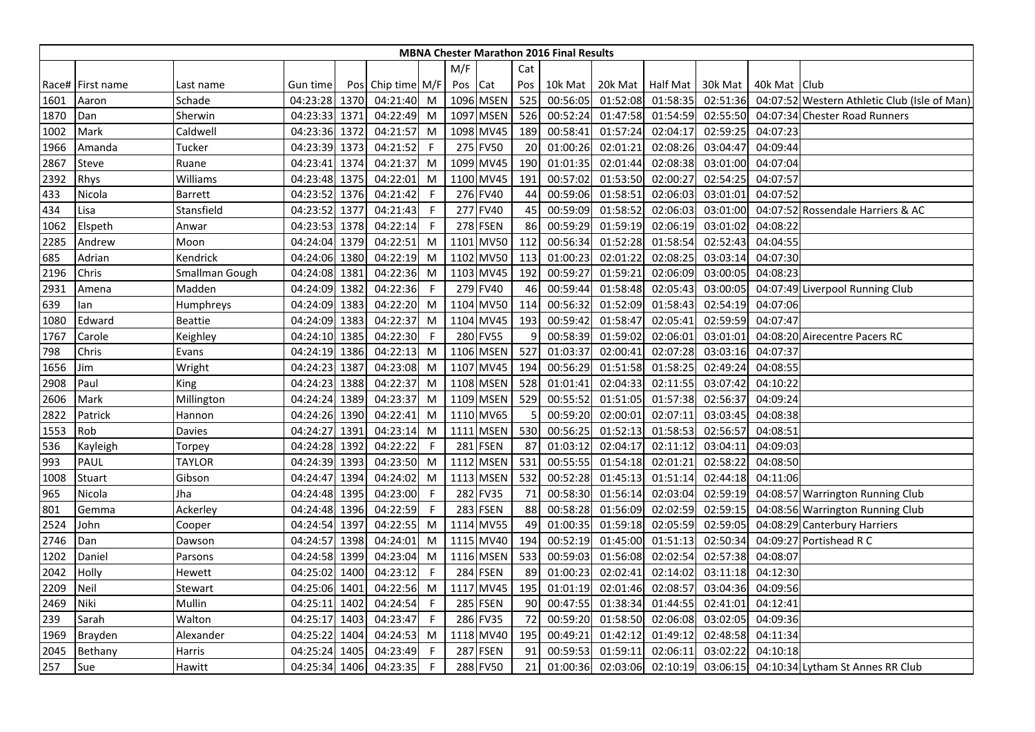| MBNA Chester Marathon 2016 Final Results | | | | | | | | | | | | | | | | |
|---|---|---|---|---|---|---|---|---|---|---|---|---|---|---|---|---|
| | | | | | | | M/F | | Cat | | | | | | | |
| Race# | First name | Last name | Gun time | Pos | Chip time | M/F | Pos | Cat | Pos | 10k Mat | 20k Mat | Half Mat | 30k Mat | 40k Mat | Club |
| 1601 | Aaron | Schade | 04:23:28 | 1370 | 04:21:40 | M | 1096 | MSEN | 525 | 00:56:05 | 01:52:08 | 01:58:35 | 02:51:36 | 04:07:52 | Western Athletic Club (Isle of Man) |
| 1870 | Dan | Sherwin | 04:23:33 | 1371 | 04:22:49 | M | 1097 | MSEN | 526 | 00:52:24 | 01:47:58 | 01:54:59 | 02:55:50 | 04:07:34 | Chester Road Runners |
| 1002 | Mark | Caldwell | 04:23:36 | 1372 | 04:21:57 | M | 1098 | MV45 | 189 | 00:58:41 | 01:57:24 | 02:04:17 | 02:59:25 | 04:07:23 | |
| 1966 | Amanda | Tucker | 04:23:39 | 1373 | 04:21:52 | F | 275 | FV50 | 20 | 01:00:26 | 02:01:21 | 02:08:26 | 03:04:47 | 04:09:44 | |
| 2867 | Steve | Ruane | 04:23:41 | 1374 | 04:21:37 | M | 1099 | MV45 | 190 | 01:01:35 | 02:01:44 | 02:08:38 | 03:01:00 | 04:07:04 | |
| 2392 | Rhys | Williams | 04:23:48 | 1375 | 04:22:01 | M | 1100 | MV45 | 191 | 00:57:02 | 01:53:50 | 02:00:27 | 02:54:25 | 04:07:57 | |
| 433 | Nicola | Barrett | 04:23:52 | 1376 | 04:21:42 | F | 276 | FV40 | 44 | 00:59:06 | 01:58:51 | 02:06:03 | 03:01:01 | 04:07:52 | |
| 434 | Lisa | Stansfield | 04:23:52 | 1377 | 04:21:43 | F | 277 | FV40 | 45 | 00:59:09 | 01:58:52 | 02:06:03 | 03:01:00 | 04:07:52 | Rossendale Harriers & AC |
| 1062 | Elspeth | Anwar | 04:23:53 | 1378 | 04:22:14 | F | 278 | FSEN | 86 | 00:59:29 | 01:59:19 | 02:06:19 | 03:01:02 | 04:08:22 | |
| 2285 | Andrew | Moon | 04:24:04 | 1379 | 04:22:51 | M | 1101 | MV50 | 112 | 00:56:34 | 01:52:28 | 01:58:54 | 02:52:43 | 04:04:55 | |
| 685 | Adrian | Kendrick | 04:24:06 | 1380 | 04:22:19 | M | 1102 | MV50 | 113 | 01:00:23 | 02:01:22 | 02:08:25 | 03:03:14 | 04:07:30 | |
| 2196 | Chris | Smallman Gough | 04:24:08 | 1381 | 04:22:36 | M | 1103 | MV45 | 192 | 00:59:27 | 01:59:21 | 02:06:09 | 03:00:05 | 04:08:23 | |
| 2931 | Amena | Madden | 04:24:09 | 1382 | 04:22:36 | F | 279 | FV40 | 46 | 00:59:44 | 01:58:48 | 02:05:43 | 03:00:05 | 04:07:49 | Liverpool Running Club |
| 639 | Ian | Humphreys | 04:24:09 | 1383 | 04:22:20 | M | 1104 | MV50 | 114 | 00:56:32 | 01:52:09 | 01:58:43 | 02:54:19 | 04:07:06 | |
| 1080 | Edward | Beattie | 04:24:09 | 1383 | 04:22:37 | M | 1104 | MV45 | 193 | 00:59:42 | 01:58:47 | 02:05:41 | 02:59:59 | 04:07:47 | |
| 1767 | Carole | Keighley | 04:24:10 | 1385 | 04:22:30 | F | 280 | FV55 | 9 | 00:58:39 | 01:59:02 | 02:06:01 | 03:01:01 | 04:08:20 | Airecentre Pacers RC |
| 798 | Chris | Evans | 04:24:19 | 1386 | 04:22:13 | M | 1106 | MSEN | 527 | 01:03:37 | 02:00:41 | 02:07:28 | 03:03:16 | 04:07:37 | |
| 1656 | Jim | Wright | 04:24:23 | 1387 | 04:23:08 | M | 1107 | MV45 | 194 | 00:56:29 | 01:51:58 | 01:58:25 | 02:49:24 | 04:08:55 | |
| 2908 | Paul | King | 04:24:23 | 1388 | 04:22:37 | M | 1108 | MSEN | 528 | 01:01:41 | 02:04:33 | 02:11:55 | 03:07:42 | 04:10:22 | |
| 2606 | Mark | Millington | 04:24:24 | 1389 | 04:23:37 | M | 1109 | MSEN | 529 | 00:55:52 | 01:51:05 | 01:57:38 | 02:56:37 | 04:09:24 | |
| 2822 | Patrick | Hannon | 04:24:26 | 1390 | 04:22:41 | M | 1110 | MV65 | 5 | 00:59:20 | 02:00:01 | 02:07:11 | 03:03:45 | 04:08:38 | |
| 1553 | Rob | Davies | 04:24:27 | 1391 | 04:23:14 | M | 1111 | MSEN | 530 | 00:56:25 | 01:52:13 | 01:58:53 | 02:56:57 | 04:08:51 | |
| 536 | Kayleigh | Torpey | 04:24:28 | 1392 | 04:22:22 | F | 281 | FSEN | 87 | 01:03:12 | 02:04:17 | 02:11:12 | 03:04:11 | 04:09:03 | |
| 993 | PAUL | TAYLOR | 04:24:39 | 1393 | 04:23:50 | M | 1112 | MSEN | 531 | 00:55:55 | 01:54:18 | 02:01:21 | 02:58:22 | 04:08:50 | |
| 1008 | Stuart | Gibson | 04:24:47 | 1394 | 04:24:02 | M | 1113 | MSEN | 532 | 00:52:28 | 01:45:13 | 01:51:14 | 02:44:18 | 04:11:06 | |
| 965 | Nicola | Jha | 04:24:48 | 1395 | 04:23:00 | F | 282 | FV35 | 71 | 00:58:30 | 01:56:14 | 02:03:04 | 02:59:19 | 04:08:57 | Warrington Running Club |
| 801 | Gemma | Ackerley | 04:24:48 | 1396 | 04:22:59 | F | 283 | FSEN | 88 | 00:58:28 | 01:56:09 | 02:02:59 | 02:59:15 | 04:08:56 | Warrington Running Club |
| 2524 | John | Cooper | 04:24:54 | 1397 | 04:22:55 | M | 1114 | MV55 | 49 | 01:00:35 | 01:59:18 | 02:05:59 | 02:59:05 | 04:08:29 | Canterbury Harriers |
| 2746 | Dan | Dawson | 04:24:57 | 1398 | 04:24:01 | M | 1115 | MV40 | 194 | 00:52:19 | 01:45:00 | 01:51:13 | 02:50:34 | 04:09:27 | Portishead R C |
| 1202 | Daniel | Parsons | 04:24:58 | 1399 | 04:23:04 | M | 1116 | MSEN | 533 | 00:59:03 | 01:56:08 | 02:02:54 | 02:57:38 | 04:08:07 | |
| 2042 | Holly | Hewett | 04:25:02 | 1400 | 04:23:12 | F | 284 | FSEN | 89 | 01:00:23 | 02:02:41 | 02:14:02 | 03:11:18 | 04:12:30 | |
| 2209 | Neil | Stewart | 04:25:06 | 1401 | 04:22:56 | M | 1117 | MV45 | 195 | 01:01:19 | 02:01:46 | 02:08:57 | 03:04:36 | 04:09:56 | |
| 2469 | Niki | Mullin | 04:25:11 | 1402 | 04:24:54 | F | 285 | FSEN | 90 | 00:47:55 | 01:38:34 | 01:44:55 | 02:41:01 | 04:12:41 | |
| 239 | Sarah | Walton | 04:25:17 | 1403 | 04:23:47 | F | 286 | FV35 | 72 | 00:59:20 | 01:58:50 | 02:06:08 | 03:02:05 | 04:09:36 | |
| 1969 | Brayden | Alexander | 04:25:22 | 1404 | 04:24:53 | M | 1118 | MV40 | 195 | 00:49:21 | 01:42:12 | 01:49:12 | 02:48:58 | 04:11:34 | |
| 2045 | Bethany | Harris | 04:25:24 | 1405 | 04:23:49 | F | 287 | FSEN | 91 | 00:59:53 | 01:59:11 | 02:06:11 | 03:02:22 | 04:10:18 | |
| 257 | Sue | Hawitt | 04:25:34 | 1406 | 04:23:35 | F | 288 | FV50 | 21 | 01:00:36 | 02:03:06 | 02:10:19 | 03:06:15 | 04:10:34 | Lytham St Annes RR Club |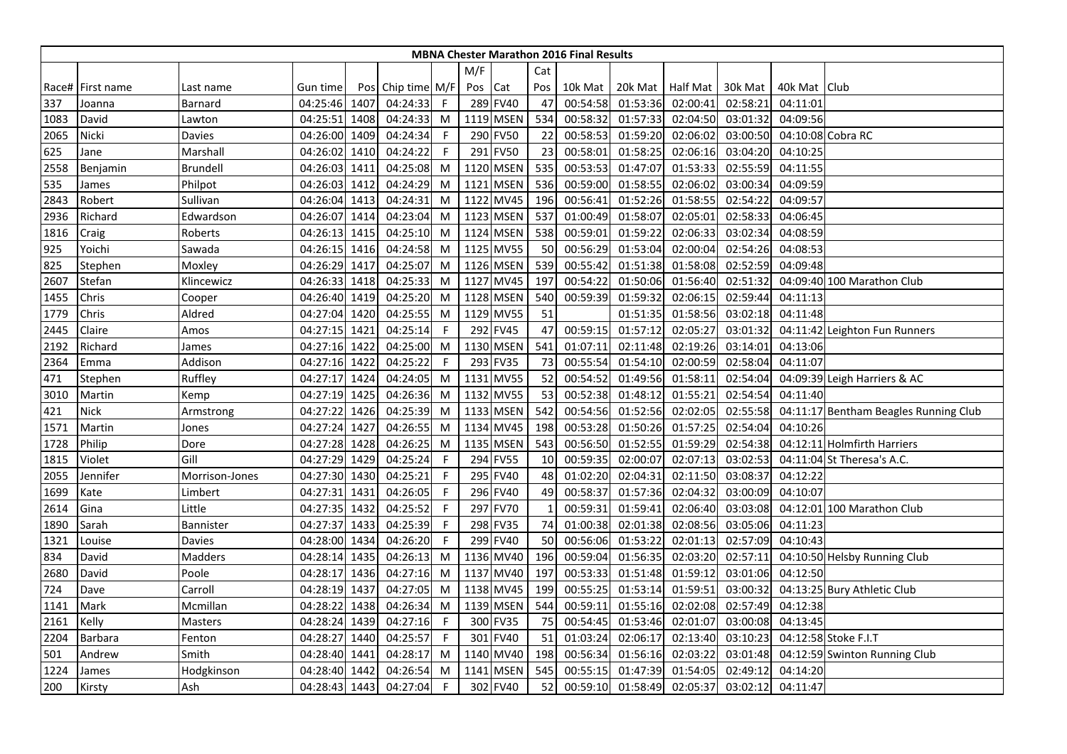# MBNA Chester Marathon 2016 Final Results

| Race# | First name | Last name | Gun time | Pos | Chip time | M/F | M/F Pos | Cat | Cat Pos | 10k Mat | 20k Mat | Half Mat | 30k Mat | 40k Mat | Club |
|---|---|---|---|---|---|---|---|---|---|---|---|---|---|---|---|
| 337 | Joanna | Barnard | 04:25:46 | 1407 | 04:24:33 | F | 289 | FV40 | 47 | 00:54:58 | 01:53:36 | 02:00:41 | 02:58:21 | 04:11:01 | |
| 1083 | David | Lawton | 04:25:51 | 1408 | 04:24:33 | M | 1119 | MSEN | 534 | 00:58:32 | 01:57:33 | 02:04:50 | 03:01:32 | 04:09:56 | |
| 2065 | Nicki | Davies | 04:26:00 | 1409 | 04:24:34 | F | 290 | FV50 | 22 | 00:58:53 | 01:59:20 | 02:06:02 | 03:00:50 | 04:10:08 | Cobra RC |
| 625 | Jane | Marshall | 04:26:02 | 1410 | 04:24:22 | F | 291 | FV50 | 23 | 00:58:01 | 01:58:25 | 02:06:16 | 03:04:20 | 04:10:25 | |
| 2558 | Benjamin | Brundell | 04:26:03 | 1411 | 04:25:08 | M | 1120 | MSEN | 535 | 00:53:53 | 01:47:07 | 01:53:33 | 02:55:59 | 04:11:55 | |
| 535 | James | Philpot | 04:26:03 | 1412 | 04:24:29 | M | 1121 | MSEN | 536 | 00:59:00 | 01:58:55 | 02:06:02 | 03:00:34 | 04:09:59 | |
| 2843 | Robert | Sullivan | 04:26:04 | 1413 | 04:24:31 | M | 1122 | MV45 | 196 | 00:56:41 | 01:52:26 | 01:58:55 | 02:54:22 | 04:09:57 | |
| 2936 | Richard | Edwardson | 04:26:07 | 1414 | 04:23:04 | M | 1123 | MSEN | 537 | 01:00:49 | 01:58:07 | 02:05:01 | 02:58:33 | 04:06:45 | |
| 1816 | Craig | Roberts | 04:26:13 | 1415 | 04:25:10 | M | 1124 | MSEN | 538 | 00:59:01 | 01:59:22 | 02:06:33 | 03:02:34 | 04:08:59 | |
| 925 | Yoichi | Sawada | 04:26:15 | 1416 | 04:24:58 | M | 1125 | MV55 | 50 | 00:56:29 | 01:53:04 | 02:00:04 | 02:54:26 | 04:08:53 | |
| 825 | Stephen | Moxley | 04:26:29 | 1417 | 04:25:07 | M | 1126 | MSEN | 539 | 00:55:42 | 01:51:38 | 01:58:08 | 02:52:59 | 04:09:48 | |
| 2607 | Stefan | Klincewicz | 04:26:33 | 1418 | 04:25:33 | M | 1127 | MV45 | 197 | 00:54:22 | 01:50:06 | 01:56:40 | 02:51:32 | 04:09:40 | 100 Marathon Club |
| 1455 | Chris | Cooper | 04:26:40 | 1419 | 04:25:20 | M | 1128 | MSEN | 540 | 00:59:39 | 01:59:32 | 02:06:15 | 02:59:44 | 04:11:13 | |
| 1779 | Chris | Aldred | 04:27:04 | 1420 | 04:25:55 | M | 1129 | MV55 | 51 | | 01:51:35 | 01:58:56 | 03:02:18 | 04:11:48 | |
| 2445 | Claire | Amos | 04:27:15 | 1421 | 04:25:14 | F | 292 | FV45 | 47 | 00:59:15 | 01:57:12 | 02:05:27 | 03:01:32 | 04:11:42 | Leighton Fun Runners |
| 2192 | Richard | James | 04:27:16 | 1422 | 04:25:00 | M | 1130 | MSEN | 541 | 01:07:11 | 02:11:48 | 02:19:26 | 03:14:01 | 04:13:06 | |
| 2364 | Emma | Addison | 04:27:16 | 1423 | 04:25:22 | F | 293 | FV35 | 73 | 00:55:54 | 01:54:10 | 02:00:59 | 02:58:04 | 04:11:07 | |
| 471 | Stephen | Ruffley | 04:27:17 | 1424 | 04:24:05 | M | 1131 | MV55 | 52 | 00:54:52 | 01:49:56 | 01:58:11 | 02:54:04 | 04:09:39 | Leigh Harriers & AC |
| 3010 | Martin | Kemp | 04:27:19 | 1425 | 04:26:36 | M | 1132 | MV55 | 53 | 00:52:38 | 01:48:12 | 01:55:21 | 02:54:54 | 04:11:40 | |
| 421 | Nick | Armstrong | 04:27:22 | 1426 | 04:25:39 | M | 1133 | MSEN | 542 | 00:54:56 | 01:52:56 | 02:02:05 | 02:55:58 | 04:11:17 | Bentham Beagles Running Club |
| 1571 | Martin | Jones | 04:27:24 | 1427 | 04:26:55 | M | 1134 | MV45 | 198 | 00:53:28 | 01:50:26 | 01:57:25 | 02:54:04 | 04:10:26 | |
| 1728 | Philip | Dore | 04:27:28 | 1428 | 04:26:25 | M | 1135 | MSEN | 543 | 00:56:50 | 01:52:55 | 01:59:29 | 02:54:38 | 04:12:11 | Holmfirth Harriers |
| 1815 | Violet | Gill | 04:27:29 | 1429 | 04:25:24 | F | 294 | FV55 | 10 | 00:59:35 | 02:00:07 | 02:07:13 | 03:02:53 | 04:11:04 | St Theresa's A.C. |
| 2055 | Jennifer | Morrison-Jones | 04:27:30 | 1430 | 04:25:21 | F | 295 | FV40 | 48 | 01:02:20 | 02:04:31 | 02:11:50 | 03:08:37 | 04:12:22 | |
| 1699 | Kate | Limbert | 04:27:31 | 1431 | 04:26:05 | F | 296 | FV40 | 49 | 00:58:37 | 01:57:36 | 02:04:32 | 03:00:09 | 04:10:07 | |
| 2614 | Gina | Little | 04:27:35 | 1432 | 04:25:52 | F | 297 | FV70 | 1 | 00:59:31 | 01:59:41 | 02:06:40 | 03:03:08 | 04:12:01 | 100 Marathon Club |
| 1890 | Sarah | Bannister | 04:27:37 | 1433 | 04:25:39 | F | 298 | FV35 | 74 | 01:00:38 | 02:01:38 | 02:08:56 | 03:05:06 | 04:11:23 | |
| 1321 | Louise | Davies | 04:28:00 | 1434 | 04:26:20 | F | 299 | FV40 | 50 | 00:56:06 | 01:53:22 | 02:01:13 | 02:57:09 | 04:10:43 | |
| 834 | David | Madders | 04:28:14 | 1435 | 04:26:13 | M | 1136 | MV40 | 196 | 00:59:04 | 01:56:35 | 02:03:20 | 02:57:11 | 04:10:50 | Helsby Running Club |
| 2680 | David | Poole | 04:28:17 | 1436 | 04:27:16 | M | 1137 | MV40 | 197 | 00:53:33 | 01:51:48 | 01:59:12 | 03:01:06 | 04:12:50 | |
| 724 | Dave | Carroll | 04:28:19 | 1437 | 04:27:05 | M | 1138 | MV45 | 199 | 00:55:25 | 01:53:14 | 01:59:51 | 03:00:32 | 04:13:25 | Bury Athletic Club |
| 1141 | Mark | Mcmillan | 04:28:22 | 1438 | 04:26:34 | M | 1139 | MSEN | 544 | 00:59:11 | 01:55:16 | 02:02:08 | 02:57:49 | 04:12:38 | |
| 2161 | Kelly | Masters | 04:28:24 | 1439 | 04:27:16 | F | 300 | FV35 | 75 | 00:54:45 | 01:53:46 | 02:01:07 | 03:00:08 | 04:13:45 | |
| 2204 | Barbara | Fenton | 04:28:27 | 1440 | 04:25:57 | F | 301 | FV40 | 51 | 01:03:24 | 02:06:17 | 02:13:40 | 03:10:23 | 04:12:58 | Stoke F.I.T |
| 501 | Andrew | Smith | 04:28:40 | 1441 | 04:28:17 | M | 1140 | MV40 | 198 | 00:56:34 | 01:56:16 | 02:03:22 | 03:01:48 | 04:12:59 | Swinton Running Club |
| 1224 | James | Hodgkinson | 04:28:40 | 1442 | 04:26:54 | M | 1141 | MSEN | 545 | 00:55:15 | 01:47:39 | 01:54:05 | 02:49:12 | 04:14:20 | |
| 200 | Kirsty | Ash | 04:28:43 | 1443 | 04:27:04 | F | 302 | FV40 | 52 | 00:59:10 | 01:58:49 | 02:05:37 | 03:02:12 | 04:11:47 | |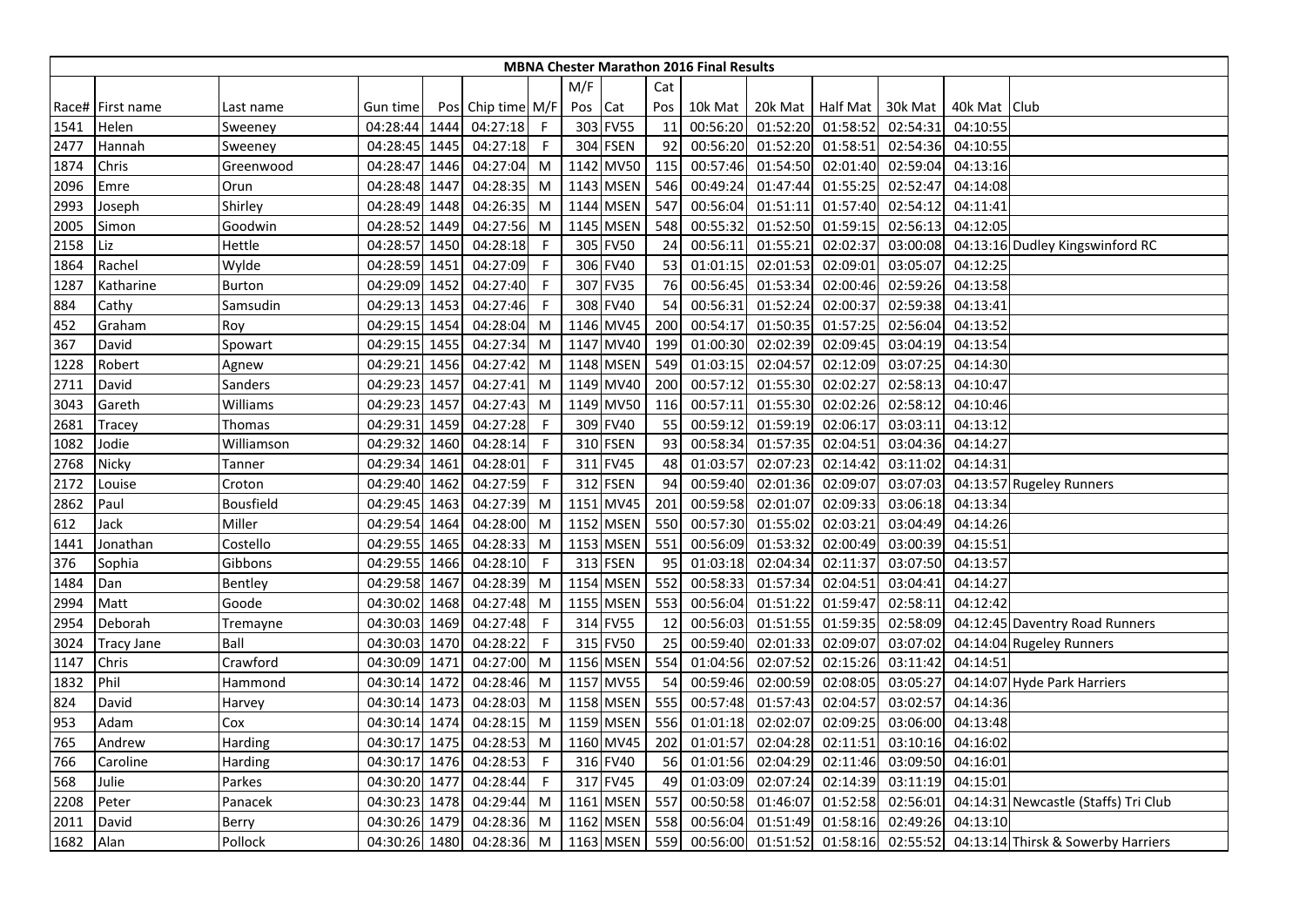# MBNA Chester Marathon 2016 Final Results

| Race# | First name | Last name | Gun time | Pos | Chip time | M/F | M/F Pos | Cat | Cat Pos | 10k Mat | 20k Mat | Half Mat | 30k Mat | 40k Mat | Club |
|---|---|---|---|---|---|---|---|---|---|---|---|---|---|---|---|
| 1541 | Helen | Sweeney | 04:28:44 | 1444 | 04:27:18 | F | 303 | FV55 | 11 | 00:56:20 | 01:52:20 | 01:58:52 | 02:54:31 | 04:10:55 | |
| 2477 | Hannah | Sweeney | 04:28:45 | 1445 | 04:27:18 | F | 304 | FSEN | 92 | 00:56:20 | 01:52:20 | 01:58:51 | 02:54:36 | 04:10:55 | |
| 1874 | Chris | Greenwood | 04:28:47 | 1446 | 04:27:04 | M | 1142 | MV50 | 115 | 00:57:46 | 01:54:50 | 02:01:40 | 02:59:04 | 04:13:16 | |
| 2096 | Emre | Orun | 04:28:48 | 1447 | 04:28:35 | M | 1143 | MSEN | 546 | 00:49:24 | 01:47:44 | 01:55:25 | 02:52:47 | 04:14:08 | |
| 2993 | Joseph | Shirley | 04:28:49 | 1448 | 04:26:35 | M | 1144 | MSEN | 547 | 00:56:04 | 01:51:11 | 01:57:40 | 02:54:12 | 04:11:41 | |
| 2005 | Simon | Goodwin | 04:28:52 | 1449 | 04:27:56 | M | 1145 | MSEN | 548 | 00:55:32 | 01:52:50 | 01:59:15 | 02:56:13 | 04:12:05 | |
| 2158 | Liz | Hettle | 04:28:57 | 1450 | 04:28:18 | F | 305 | FV50 | 24 | 00:56:11 | 01:55:21 | 02:02:37 | 03:00:08 | 04:13:16 | Dudley Kingswinford RC |
| 1864 | Rachel | Wylde | 04:28:59 | 1451 | 04:27:09 | F | 306 | FV40 | 53 | 01:01:15 | 02:01:53 | 02:09:01 | 03:05:07 | 04:12:25 | |
| 1287 | Katharine | Burton | 04:29:09 | 1452 | 04:27:40 | F | 307 | FV35 | 76 | 00:56:45 | 01:53:34 | 02:00:46 | 02:59:26 | 04:13:58 | |
| 884 | Cathy | Samsudin | 04:29:13 | 1453 | 04:27:46 | F | 308 | FV40 | 54 | 00:56:31 | 01:52:24 | 02:00:37 | 02:59:38 | 04:13:41 | |
| 452 | Graham | Roy | 04:29:15 | 1454 | 04:28:04 | M | 1146 | MV45 | 200 | 00:54:17 | 01:50:35 | 01:57:25 | 02:56:04 | 04:13:52 | |
| 367 | David | Spowart | 04:29:15 | 1455 | 04:27:34 | M | 1147 | MV40 | 199 | 01:00:30 | 02:02:39 | 02:09:45 | 03:04:19 | 04:13:54 | |
| 1228 | Robert | Agnew | 04:29:21 | 1456 | 04:27:42 | M | 1148 | MSEN | 549 | 01:03:15 | 02:04:57 | 02:12:09 | 03:07:25 | 04:14:30 | |
| 2711 | David | Sanders | 04:29:23 | 1457 | 04:27:41 | M | 1149 | MV40 | 200 | 00:57:12 | 01:55:30 | 02:02:27 | 02:58:13 | 04:10:47 | |
| 3043 | Gareth | Williams | 04:29:23 | 1457 | 04:27:43 | M | 1149 | MV50 | 116 | 00:57:11 | 01:55:30 | 02:02:26 | 02:58:12 | 04:10:46 | |
| 2681 | Tracey | Thomas | 04:29:31 | 1459 | 04:27:28 | F | 309 | FV40 | 55 | 00:59:12 | 01:59:19 | 02:06:17 | 03:03:11 | 04:13:12 | |
| 1082 | Jodie | Williamson | 04:29:32 | 1460 | 04:28:14 | F | 310 | FSEN | 93 | 00:58:34 | 01:57:35 | 02:04:51 | 03:04:36 | 04:14:27 | |
| 2768 | Nicky | Tanner | 04:29:34 | 1461 | 04:28:01 | F | 311 | FV45 | 48 | 01:03:57 | 02:07:23 | 02:14:42 | 03:11:02 | 04:14:31 | |
| 2172 | Louise | Croton | 04:29:40 | 1462 | 04:27:59 | F | 312 | FSEN | 94 | 00:59:40 | 02:01:36 | 02:09:07 | 03:07:03 | 04:13:57 | Rugeley Runners |
| 2862 | Paul | Bousfield | 04:29:45 | 1463 | 04:27:39 | M | 1151 | MV45 | 201 | 00:59:58 | 02:01:07 | 02:09:33 | 03:06:18 | 04:13:34 | |
| 612 | Jack | Miller | 04:29:54 | 1464 | 04:28:00 | M | 1152 | MSEN | 550 | 00:57:30 | 01:55:02 | 02:03:21 | 03:04:49 | 04:14:26 | |
| 1441 | Jonathan | Costello | 04:29:55 | 1465 | 04:28:33 | M | 1153 | MSEN | 551 | 00:56:09 | 01:53:32 | 02:00:49 | 03:00:39 | 04:15:51 | |
| 376 | Sophia | Gibbons | 04:29:55 | 1466 | 04:28:10 | F | 313 | FSEN | 95 | 01:03:18 | 02:04:34 | 02:11:37 | 03:07:50 | 04:13:57 | |
| 1484 | Dan | Bentley | 04:29:58 | 1467 | 04:28:39 | M | 1154 | MSEN | 552 | 00:58:33 | 01:57:34 | 02:04:51 | 03:04:41 | 04:14:27 | |
| 2994 | Matt | Goode | 04:30:02 | 1468 | 04:27:48 | M | 1155 | MSEN | 553 | 00:56:04 | 01:51:22 | 01:59:47 | 02:58:11 | 04:12:42 | |
| 2954 | Deborah | Tremayne | 04:30:03 | 1469 | 04:27:48 | F | 314 | FV55 | 12 | 00:56:03 | 01:51:55 | 01:59:35 | 02:58:09 | 04:12:45 | Daventry Road Runners |
| 3024 | Tracy Jane | Ball | 04:30:03 | 1470 | 04:28:22 | F | 315 | FV50 | 25 | 00:59:40 | 02:01:33 | 02:09:07 | 03:07:02 | 04:14:04 | Rugeley Runners |
| 1147 | Chris | Crawford | 04:30:09 | 1471 | 04:27:00 | M | 1156 | MSEN | 554 | 01:04:56 | 02:07:52 | 02:15:26 | 03:11:42 | 04:14:51 | |
| 1832 | Phil | Hammond | 04:30:14 | 1472 | 04:28:46 | M | 1157 | MV55 | 54 | 00:59:46 | 02:00:59 | 02:08:05 | 03:05:27 | 04:14:07 | Hyde Park Harriers |
| 824 | David | Harvey | 04:30:14 | 1473 | 04:28:03 | M | 1158 | MSEN | 555 | 00:57:48 | 01:57:43 | 02:04:57 | 03:02:57 | 04:14:36 | |
| 953 | Adam | Cox | 04:30:14 | 1474 | 04:28:15 | M | 1159 | MSEN | 556 | 01:01:18 | 02:02:07 | 02:09:25 | 03:06:00 | 04:13:48 | |
| 765 | Andrew | Harding | 04:30:17 | 1475 | 04:28:53 | M | 1160 | MV45 | 202 | 01:01:57 | 02:04:28 | 02:11:51 | 03:10:16 | 04:16:02 | |
| 766 | Caroline | Harding | 04:30:17 | 1476 | 04:28:53 | F | 316 | FV40 | 56 | 01:01:56 | 02:04:29 | 02:11:46 | 03:09:50 | 04:16:01 | |
| 568 | Julie | Parkes | 04:30:20 | 1477 | 04:28:44 | F | 317 | FV45 | 49 | 01:03:09 | 02:07:24 | 02:14:39 | 03:11:19 | 04:15:01 | |
| 2208 | Peter | Panacek | 04:30:23 | 1478 | 04:29:44 | M | 1161 | MSEN | 557 | 00:50:58 | 01:46:07 | 01:52:58 | 02:56:01 | 04:14:31 | Newcastle (Staffs) Tri Club |
| 2011 | David | Berry | 04:30:26 | 1479 | 04:28:36 | M | 1162 | MSEN | 558 | 00:56:04 | 01:51:49 | 01:58:16 | 02:49:26 | 04:13:10 | |
| 1682 | Alan | Pollock | 04:30:26 | 1480 | 04:28:36 | M | 1163 | MSEN | 559 | 00:56:00 | 01:51:52 | 01:58:16 | 02:55:52 | 04:13:14 | Thirsk & Sowerby Harriers |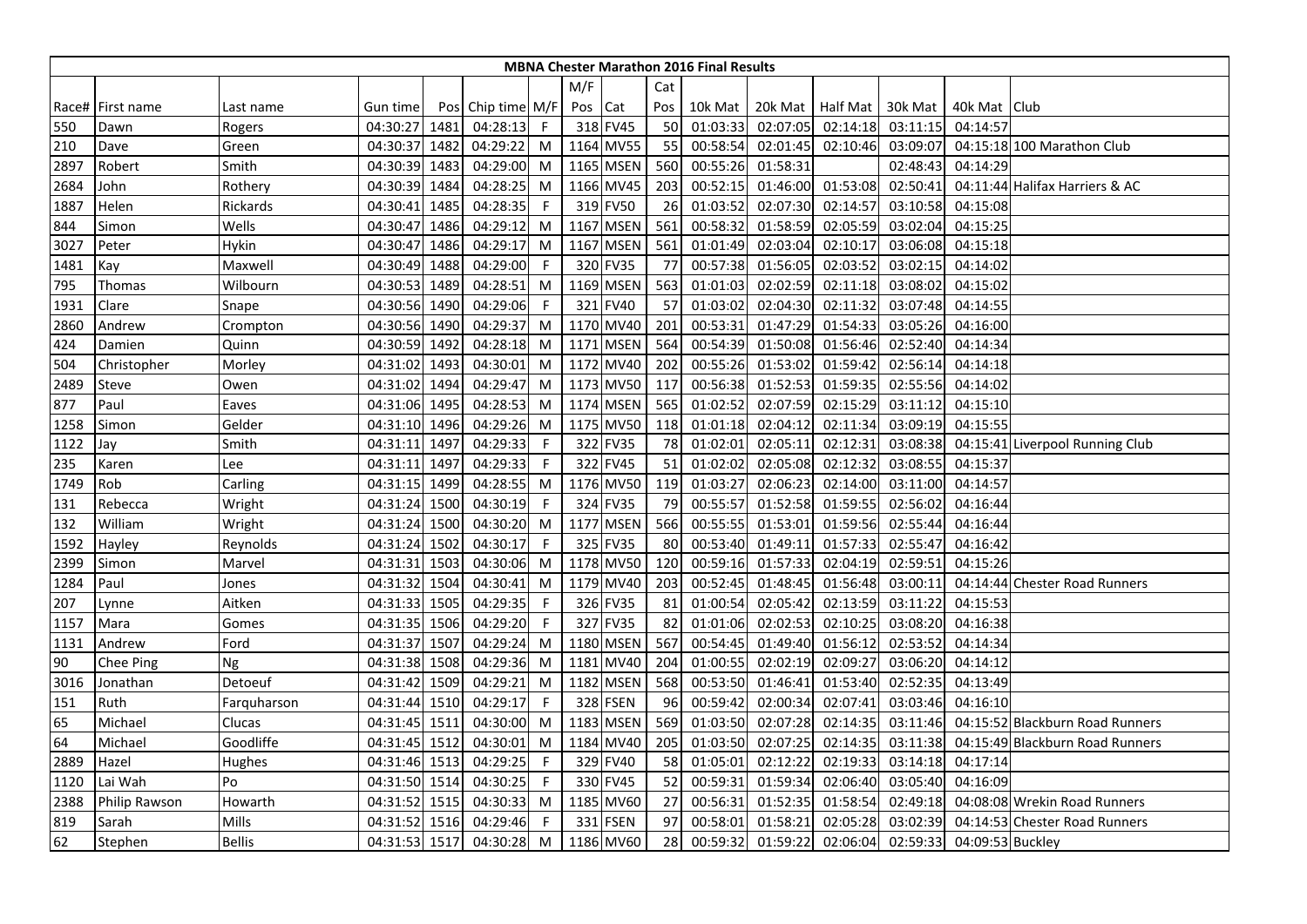**MBNA Chester Marathon 2016 Final Results**

| Race# | First name | Last name | Gun time | Pos | Chip time | M/F | M/F Pos | Cat | Cat Pos | 10k Mat | 20k Mat | Half Mat | 30k Mat | 40k Mat | Club |
|---|---|---|---|---|---|---|---|---|---|---|---|---|---|---|---|
| 550 | Dawn | Rogers | 04:30:27 | 1481 | 04:28:13 | F | 318 | FV45 | 50 | 01:03:33 | 02:07:05 | 02:14:18 | 03:11:15 | 04:14:57 | |
| 210 | Dave | Green | 04:30:37 | 1482 | 04:29:22 | M | 1164 | MV55 | 55 | 00:58:54 | 02:01:45 | 02:10:46 | 03:09:07 | 04:15:18 | 100 Marathon Club |
| 2897 | Robert | Smith | 04:30:39 | 1483 | 04:29:00 | M | 1165 | MSEN | 560 | 00:55:26 | 01:58:31 | | 02:48:43 | 04:14:29 | |
| 2684 | John | Rothery | 04:30:39 | 1484 | 04:28:25 | M | 1166 | MV45 | 203 | 00:52:15 | 01:46:00 | 01:53:08 | 02:50:41 | 04:11:44 | Halifax Harriers & AC |
| 1887 | Helen | Rickards | 04:30:41 | 1485 | 04:28:35 | F | 319 | FV50 | 26 | 01:03:52 | 02:07:30 | 02:14:57 | 03:10:58 | 04:15:08 | |
| 844 | Simon | Wells | 04:30:47 | 1486 | 04:29:12 | M | 1167 | MSEN | 561 | 00:58:32 | 01:58:59 | 02:05:59 | 03:02:04 | 04:15:25 | |
| 3027 | Peter | Hykin | 04:30:47 | 1486 | 04:29:17 | M | 1167 | MSEN | 561 | 01:01:49 | 02:03:04 | 02:10:17 | 03:06:08 | 04:15:18 | |
| 1481 | Kay | Maxwell | 04:30:49 | 1488 | 04:29:00 | F | 320 | FV35 | 77 | 00:57:38 | 01:56:05 | 02:03:52 | 03:02:15 | 04:14:02 | |
| 795 | Thomas | Wilbourn | 04:30:53 | 1489 | 04:28:51 | M | 1169 | MSEN | 563 | 01:01:03 | 02:02:59 | 02:11:18 | 03:08:02 | 04:15:02 | |
| 1931 | Clare | Snape | 04:30:56 | 1490 | 04:29:06 | F | 321 | FV40 | 57 | 01:03:02 | 02:04:30 | 02:11:32 | 03:07:48 | 04:14:55 | |
| 2860 | Andrew | Crompton | 04:30:56 | 1490 | 04:29:37 | M | 1170 | MV40 | 201 | 00:53:31 | 01:47:29 | 01:54:33 | 03:05:26 | 04:16:00 | |
| 424 | Damien | Quinn | 04:30:59 | 1492 | 04:28:18 | M | 1171 | MSEN | 564 | 00:54:39 | 01:50:08 | 01:56:46 | 02:52:40 | 04:14:34 | |
| 504 | Christopher | Morley | 04:31:02 | 1493 | 04:30:01 | M | 1172 | MV40 | 202 | 00:55:26 | 01:53:02 | 01:59:42 | 02:56:14 | 04:14:18 | |
| 2489 | Steve | Owen | 04:31:02 | 1494 | 04:29:47 | M | 1173 | MV50 | 117 | 00:56:38 | 01:52:53 | 01:59:35 | 02:55:56 | 04:14:02 | |
| 877 | Paul | Eaves | 04:31:06 | 1495 | 04:28:53 | M | 1174 | MSEN | 565 | 01:02:52 | 02:07:59 | 02:15:29 | 03:11:12 | 04:15:10 | |
| 1258 | Simon | Gelder | 04:31:10 | 1496 | 04:29:26 | M | 1175 | MV50 | 118 | 01:01:18 | 02:04:12 | 02:11:34 | 03:09:19 | 04:15:55 | |
| 1122 | Jay | Smith | 04:31:11 | 1497 | 04:29:33 | F | 322 | FV35 | 78 | 01:02:01 | 02:05:11 | 02:12:31 | 03:08:38 | 04:15:41 | Liverpool Running Club |
| 235 | Karen | Lee | 04:31:11 | 1497 | 04:29:33 | F | 322 | FV45 | 51 | 01:02:02 | 02:05:08 | 02:12:32 | 03:08:55 | 04:15:37 | |
| 1749 | Rob | Carling | 04:31:15 | 1499 | 04:28:55 | M | 1176 | MV50 | 119 | 01:03:27 | 02:06:23 | 02:14:00 | 03:11:00 | 04:14:57 | |
| 131 | Rebecca | Wright | 04:31:24 | 1500 | 04:30:19 | F | 324 | FV35 | 79 | 00:55:57 | 01:52:58 | 01:59:55 | 02:56:02 | 04:16:44 | |
| 132 | William | Wright | 04:31:24 | 1500 | 04:30:20 | M | 1177 | MSEN | 566 | 00:55:55 | 01:53:01 | 01:59:56 | 02:55:44 | 04:16:44 | |
| 1592 | Hayley | Reynolds | 04:31:24 | 1502 | 04:30:17 | F | 325 | FV35 | 80 | 00:53:40 | 01:49:11 | 01:57:33 | 02:55:47 | 04:16:42 | |
| 2399 | Simon | Marvel | 04:31:31 | 1503 | 04:30:06 | M | 1178 | MV50 | 120 | 00:59:16 | 01:57:33 | 02:04:19 | 02:59:51 | 04:15:26 | |
| 1284 | Paul | Jones | 04:31:32 | 1504 | 04:30:41 | M | 1179 | MV40 | 203 | 00:52:45 | 01:48:45 | 01:56:48 | 03:00:11 | 04:14:44 | Chester Road Runners |
| 207 | Lynne | Aitken | 04:31:33 | 1505 | 04:29:35 | F | 326 | FV35 | 81 | 01:00:54 | 02:05:42 | 02:13:59 | 03:11:22 | 04:15:53 | |
| 1157 | Mara | Gomes | 04:31:35 | 1506 | 04:29:20 | F | 327 | FV35 | 82 | 01:01:06 | 02:02:53 | 02:10:25 | 03:08:20 | 04:16:38 | |
| 1131 | Andrew | Ford | 04:31:37 | 1507 | 04:29:24 | M | 1180 | MSEN | 567 | 00:54:45 | 01:49:40 | 01:56:12 | 02:53:52 | 04:14:34 | |
| 90 | Chee Ping | Ng | 04:31:38 | 1508 | 04:29:36 | M | 1181 | MV40 | 204 | 01:00:55 | 02:02:19 | 02:09:27 | 03:06:20 | 04:14:12 | |
| 3016 | Jonathan | Detoeuf | 04:31:42 | 1509 | 04:29:21 | M | 1182 | MSEN | 568 | 00:53:50 | 01:46:41 | 01:53:40 | 02:52:35 | 04:13:49 | |
| 151 | Ruth | Farquharson | 04:31:44 | 1510 | 04:29:17 | F | 328 | FSEN | 96 | 00:59:42 | 02:00:34 | 02:07:41 | 03:03:46 | 04:16:10 | |
| 65 | Michael | Clucas | 04:31:45 | 1511 | 04:30:00 | M | 1183 | MSEN | 569 | 01:03:50 | 02:07:28 | 02:14:35 | 03:11:46 | 04:15:52 | Blackburn Road Runners |
| 64 | Michael | Goodliffe | 04:31:45 | 1512 | 04:30:01 | M | 1184 | MV40 | 205 | 01:03:50 | 02:07:25 | 02:14:35 | 03:11:38 | 04:15:49 | Blackburn Road Runners |
| 2889 | Hazel | Hughes | 04:31:46 | 1513 | 04:29:25 | F | 329 | FV40 | 58 | 01:05:01 | 02:12:22 | 02:19:33 | 03:14:18 | 04:17:14 | |
| 1120 | Lai Wah | Po | 04:31:50 | 1514 | 04:30:25 | F | 330 | FV45 | 52 | 00:59:31 | 01:59:34 | 02:06:40 | 03:05:40 | 04:16:09 | |
| 2388 | Philip Rawson | Howarth | 04:31:52 | 1515 | 04:30:33 | M | 1185 | MV60 | 27 | 00:56:31 | 01:52:35 | 01:58:54 | 02:49:18 | 04:08:08 | Wrekin Road Runners |
| 819 | Sarah | Mills | 04:31:52 | 1516 | 04:29:46 | F | 331 | FSEN | 97 | 00:58:01 | 01:58:21 | 02:05:28 | 03:02:39 | 04:14:53 | Chester Road Runners |
| 62 | Stephen | Bellis | 04:31:53 | 1517 | 04:30:28 | M | 1186 | MV60 | 28 | 00:59:32 | 01:59:22 | 02:06:04 | 02:59:33 | 04:09:53 | Buckley |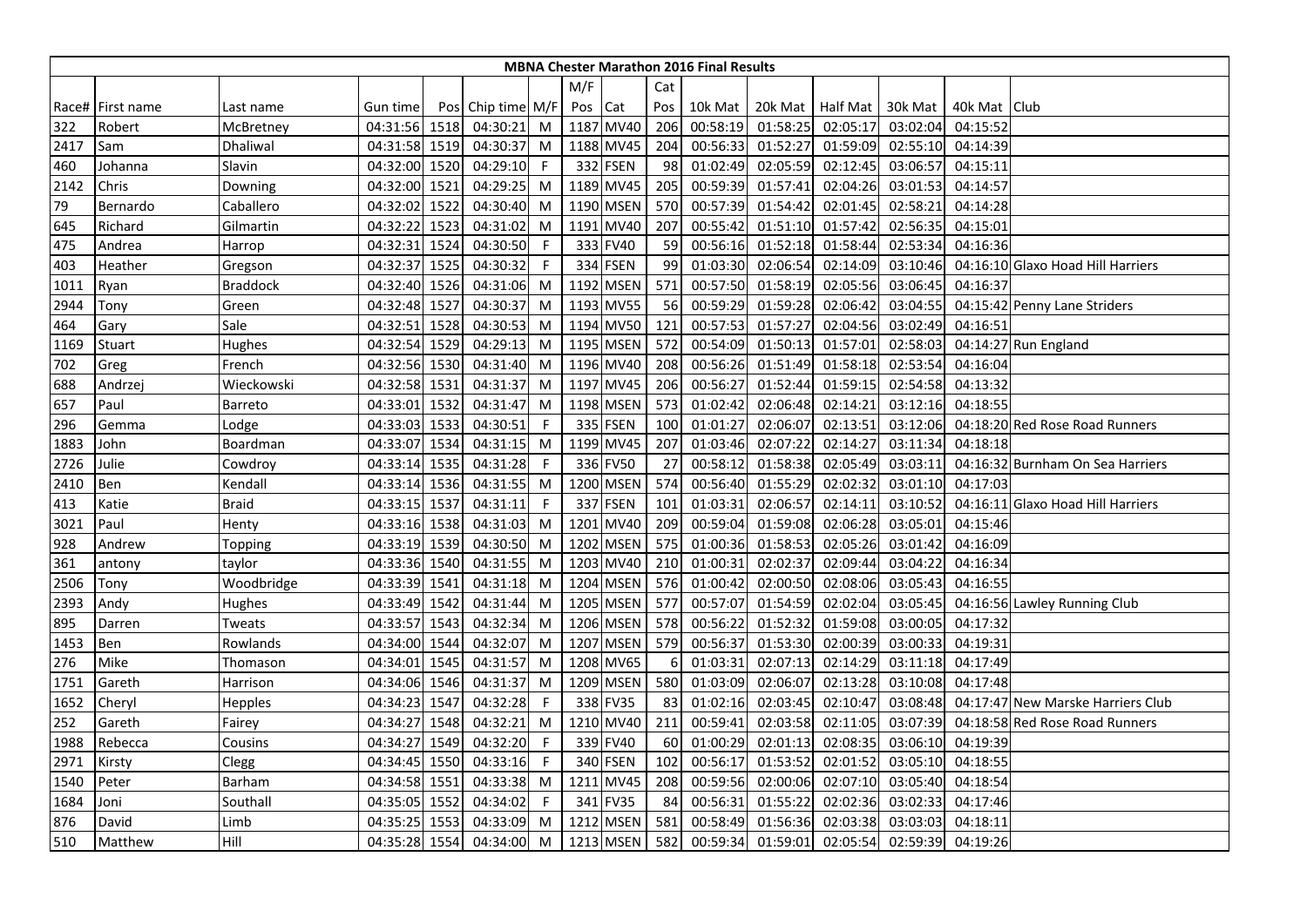# MBNA Chester Marathon 2016 Final Results

| Race# | First name | Last name | Gun time | Pos | Chip time | M/F | M/F Pos | Cat | Cat Pos | 10k Mat | 20k Mat | Half Mat | 30k Mat | 40k Mat | Club |
|---|---|---|---|---|---|---|---|---|---|---|---|---|---|---|---|
| 322 | Robert | McBretney | 04:31:56 | 1518 | 04:30:21 | M | 1187 | MV40 | 206 | 00:58:19 | 01:58:25 | 02:05:17 | 03:02:04 | 04:15:52 | |
| 2417 | Sam | Dhaliwal | 04:31:58 | 1519 | 04:30:37 | M | 1188 | MV45 | 204 | 00:56:33 | 01:52:27 | 01:59:09 | 02:55:10 | 04:14:39 | |
| 460 | Johanna | Slavin | 04:32:00 | 1520 | 04:29:10 | F | 332 | FSEN | 98 | 01:02:49 | 02:05:59 | 02:12:45 | 03:06:57 | 04:15:11 | |
| 2142 | Chris | Downing | 04:32:00 | 1521 | 04:29:25 | M | 1189 | MV45 | 205 | 00:59:39 | 01:57:41 | 02:04:26 | 03:01:53 | 04:14:57 | |
| 79 | Bernardo | Caballero | 04:32:02 | 1522 | 04:30:40 | M | 1190 | MSEN | 570 | 00:57:39 | 01:54:42 | 02:01:45 | 02:58:21 | 04:14:28 | |
| 645 | Richard | Gilmartin | 04:32:22 | 1523 | 04:31:02 | M | 1191 | MV40 | 207 | 00:55:42 | 01:51:10 | 01:57:42 | 02:56:35 | 04:15:01 | |
| 475 | Andrea | Harrop | 04:32:31 | 1524 | 04:30:50 | F | 333 | FV40 | 59 | 00:56:16 | 01:52:18 | 01:58:44 | 02:53:34 | 04:16:36 | |
| 403 | Heather | Gregson | 04:32:37 | 1525 | 04:30:32 | F | 334 | FSEN | 99 | 01:03:30 | 02:06:54 | 02:14:09 | 03:10:46 | 04:16:10 | Glaxo Hoad Hill Harriers |
| 1011 | Ryan | Braddock | 04:32:40 | 1526 | 04:31:06 | M | 1192 | MSEN | 571 | 00:57:50 | 01:58:19 | 02:05:56 | 03:06:45 | 04:16:37 | |
| 2944 | Tony | Green | 04:32:48 | 1527 | 04:30:37 | M | 1193 | MV55 | 56 | 00:59:29 | 01:59:28 | 02:06:42 | 03:04:55 | 04:15:42 | Penny Lane Striders |
| 464 | Gary | Sale | 04:32:51 | 1528 | 04:30:53 | M | 1194 | MV50 | 121 | 00:57:53 | 01:57:27 | 02:04:56 | 03:02:49 | 04:16:51 | |
| 1169 | Stuart | Hughes | 04:32:54 | 1529 | 04:29:13 | M | 1195 | MSEN | 572 | 00:54:09 | 01:50:13 | 01:57:01 | 02:58:03 | 04:14:27 | Run England |
| 702 | Greg | French | 04:32:56 | 1530 | 04:31:40 | M | 1196 | MV40 | 208 | 00:56:26 | 01:51:49 | 01:58:18 | 02:53:54 | 04:16:04 | |
| 688 | Andrzej | Wieckowski | 04:32:58 | 1531 | 04:31:37 | M | 1197 | MV45 | 206 | 00:56:27 | 01:52:44 | 01:59:15 | 02:54:58 | 04:13:32 | |
| 657 | Paul | Barreto | 04:33:01 | 1532 | 04:31:47 | M | 1198 | MSEN | 573 | 01:02:42 | 02:06:48 | 02:14:21 | 03:12:16 | 04:18:55 | |
| 296 | Gemma | Lodge | 04:33:03 | 1533 | 04:30:51 | F | 335 | FSEN | 100 | 01:01:27 | 02:06:07 | 02:13:51 | 03:12:06 | 04:18:20 | Red Rose Road Runners |
| 1883 | John | Boardman | 04:33:07 | 1534 | 04:31:15 | M | 1199 | MV45 | 207 | 01:03:46 | 02:07:22 | 02:14:27 | 03:11:34 | 04:18:18 | |
| 2726 | Julie | Cowdroy | 04:33:14 | 1535 | 04:31:28 | F | 336 | FV50 | 27 | 00:58:12 | 01:58:38 | 02:05:49 | 03:03:11 | 04:16:32 | Burnham On Sea Harriers |
| 2410 | Ben | Kendall | 04:33:14 | 1536 | 04:31:55 | M | 1200 | MSEN | 574 | 00:56:40 | 01:55:29 | 02:02:32 | 03:01:10 | 04:17:03 | |
| 413 | Katie | Braid | 04:33:15 | 1537 | 04:31:11 | F | 337 | FSEN | 101 | 01:03:31 | 02:06:57 | 02:14:11 | 03:10:52 | 04:16:11 | Glaxo Hoad Hill Harriers |
| 3021 | Paul | Henty | 04:33:16 | 1538 | 04:31:03 | M | 1201 | MV40 | 209 | 00:59:04 | 01:59:08 | 02:06:28 | 03:05:01 | 04:15:46 | |
| 928 | Andrew | Topping | 04:33:19 | 1539 | 04:30:50 | M | 1202 | MSEN | 575 | 01:00:36 | 01:58:53 | 02:05:26 | 03:01:42 | 04:16:09 | |
| 361 | antony | taylor | 04:33:36 | 1540 | 04:31:55 | M | 1203 | MV40 | 210 | 01:00:31 | 02:02:37 | 02:09:44 | 03:04:22 | 04:16:34 | |
| 2506 | Tony | Woodbridge | 04:33:39 | 1541 | 04:31:18 | M | 1204 | MSEN | 576 | 01:00:42 | 02:00:50 | 02:08:06 | 03:05:43 | 04:16:55 | |
| 2393 | Andy | Hughes | 04:33:49 | 1542 | 04:31:44 | M | 1205 | MSEN | 577 | 00:57:07 | 01:54:59 | 02:02:04 | 03:05:45 | 04:16:56 | Lawley Running Club |
| 895 | Darren | Tweats | 04:33:57 | 1543 | 04:32:34 | M | 1206 | MSEN | 578 | 00:56:22 | 01:52:32 | 01:59:08 | 03:00:05 | 04:17:32 | |
| 1453 | Ben | Rowlands | 04:34:00 | 1544 | 04:32:07 | M | 1207 | MSEN | 579 | 00:56:37 | 01:53:30 | 02:00:39 | 03:00:33 | 04:19:31 | |
| 276 | Mike | Thomason | 04:34:01 | 1545 | 04:31:57 | M | 1208 | MV65 | 6 | 01:03:31 | 02:07:13 | 02:14:29 | 03:11:18 | 04:17:49 | |
| 1751 | Gareth | Harrison | 04:34:06 | 1546 | 04:31:37 | M | 1209 | MSEN | 580 | 01:03:09 | 02:06:07 | 02:13:28 | 03:10:08 | 04:17:48 | |
| 1652 | Cheryl | Hepples | 04:34:23 | 1547 | 04:32:28 | F | 338 | FV35 | 83 | 01:02:16 | 02:03:45 | 02:10:47 | 03:08:48 | 04:17:47 | New Marske Harriers Club |
| 252 | Gareth | Fairey | 04:34:27 | 1548 | 04:32:21 | M | 1210 | MV40 | 211 | 00:59:41 | 02:03:58 | 02:11:05 | 03:07:39 | 04:18:58 | Red Rose Road Runners |
| 1988 | Rebecca | Cousins | 04:34:27 | 1549 | 04:32:20 | F | 339 | FV40 | 60 | 01:00:29 | 02:01:13 | 02:08:35 | 03:06:10 | 04:19:39 | |
| 2971 | Kirsty | Clegg | 04:34:45 | 1550 | 04:33:16 | F | 340 | FSEN | 102 | 00:56:17 | 01:53:52 | 02:01:52 | 03:05:10 | 04:18:55 | |
| 1540 | Peter | Barham | 04:34:58 | 1551 | 04:33:38 | M | 1211 | MV45 | 208 | 00:59:56 | 02:00:06 | 02:07:10 | 03:05:40 | 04:18:54 | |
| 1684 | Joni | Southall | 04:35:05 | 1552 | 04:34:02 | F | 341 | FV35 | 84 | 00:56:31 | 01:55:22 | 02:02:36 | 03:02:33 | 04:17:46 | |
| 876 | David | Limb | 04:35:25 | 1553 | 04:33:09 | M | 1212 | MSEN | 581 | 00:58:49 | 01:56:36 | 02:03:38 | 03:03:03 | 04:18:11 | |
| 510 | Matthew | Hill | 04:35:28 | 1554 | 04:34:00 | M | 1213 | MSEN | 582 | 00:59:34 | 01:59:01 | 02:05:54 | 02:59:39 | 04:19:26 | |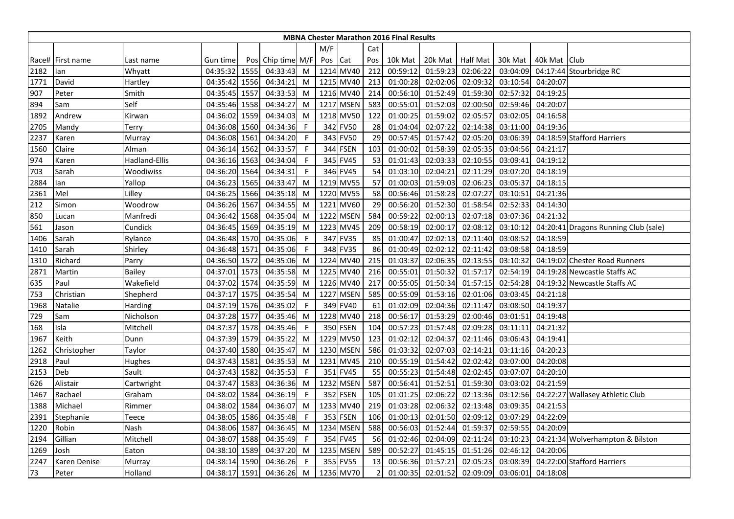| MBNA Chester Marathon 2016 Final Results | | | | | | | | | | | | | | | | | |
|---|---|---|---|---|---|---|---|---|---|---|---|---|---|---|---|---|---|
| | | | | | | | M/F | | Cat | | | | | | | |
| Race# | First name | Last name | Gun time | Pos | Chip time | M/F | Pos | Cat | Pos | 10k Mat | 20k Mat | Half Mat | 30k Mat | 40k Mat | Club |
| 2182 | Ian | Whyatt | 04:35:32 | 1555 | 04:33:43 | M | 1214 | MV40 | 212 | 00:59:12 | 01:59:23 | 02:06:22 | 03:04:09 | 04:17:44 | Stourbridge RC |
| 1771 | David | Hartley | 04:35:42 | 1556 | 04:34:21 | M | 1215 | MV40 | 213 | 01:00:28 | 02:02:06 | 02:09:32 | 03:10:54 | 04:20:07 | |
| 907 | Peter | Smith | 04:35:45 | 1557 | 04:33:53 | M | 1216 | MV40 | 214 | 00:56:10 | 01:52:49 | 01:59:30 | 02:57:32 | 04:19:25 | |
| 894 | Sam | Self | 04:35:46 | 1558 | 04:34:27 | M | 1217 | MSEN | 583 | 00:55:01 | 01:52:03 | 02:00:50 | 02:59:46 | 04:20:07 | |
| 1892 | Andrew | Kirwan | 04:36:02 | 1559 | 04:34:03 | M | 1218 | MV50 | 122 | 01:00:25 | 01:59:02 | 02:05:57 | 03:02:05 | 04:16:58 | |
| 2705 | Mandy | Terry | 04:36:08 | 1560 | 04:34:36 | F | 342 | FV50 | 28 | 01:04:04 | 02:07:22 | 02:14:38 | 03:11:00 | 04:19:36 | |
| 2237 | Karen | Murray | 04:36:08 | 1561 | 04:34:20 | F | 343 | FV50 | 29 | 00:57:45 | 01:57:42 | 02:05:20 | 03:06:39 | 04:18:59 | Stafford Harriers |
| 1560 | Claire | Alman | 04:36:14 | 1562 | 04:33:57 | F | 344 | FSEN | 103 | 01:00:02 | 01:58:39 | 02:05:35 | 03:04:56 | 04:21:17 | |
| 974 | Karen | Hadland-Ellis | 04:36:16 | 1563 | 04:34:04 | F | 345 | FV45 | 53 | 01:01:43 | 02:03:33 | 02:10:55 | 03:09:41 | 04:19:12 | |
| 703 | Sarah | Woodiwiss | 04:36:20 | 1564 | 04:34:31 | F | 346 | FV45 | 54 | 01:03:10 | 02:04:21 | 02:11:29 | 03:07:20 | 04:18:19 | |
| 2884 | Ian | Yallop | 04:36:23 | 1565 | 04:33:47 | M | 1219 | MV55 | 57 | 01:00:03 | 01:59:03 | 02:06:23 | 03:05:37 | 04:18:15 | |
| 2361 | Mel | Lilley | 04:36:25 | 1566 | 04:35:18 | M | 1220 | MV55 | 58 | 00:56:46 | 01:58:23 | 02:07:27 | 03:10:51 | 04:21:36 | |
| 212 | Simon | Woodrow | 04:36:26 | 1567 | 04:34:55 | M | 1221 | MV60 | 29 | 00:56:20 | 01:52:30 | 01:58:54 | 02:52:33 | 04:14:30 | |
| 850 | Lucan | Manfredi | 04:36:42 | 1568 | 04:35:04 | M | 1222 | MSEN | 584 | 00:59:22 | 02:00:13 | 02:07:18 | 03:07:36 | 04:21:32 | |
| 561 | Jason | Cundick | 04:36:45 | 1569 | 04:35:19 | M | 1223 | MV45 | 209 | 00:58:19 | 02:00:17 | 02:08:12 | 03:10:12 | 04:20:41 | Dragons Running Club (sale) |
| 1406 | Sarah | Rylance | 04:36:48 | 1570 | 04:35:06 | F | 347 | FV35 | 85 | 01:00:47 | 02:02:13 | 02:11:40 | 03:08:52 | 04:18:59 | |
| 1410 | Sarah | Shirley | 04:36:48 | 1571 | 04:35:06 | F | 348 | FV35 | 86 | 01:00:49 | 02:02:12 | 02:11:42 | 03:08:58 | 04:18:59 | |
| 1310 | Richard | Parry | 04:36:50 | 1572 | 04:35:06 | M | 1224 | MV40 | 215 | 01:03:37 | 02:06:35 | 02:13:55 | 03:10:32 | 04:19:02 | Chester Road Runners |
| 2871 | Martin | Bailey | 04:37:01 | 1573 | 04:35:58 | M | 1225 | MV40 | 216 | 00:55:01 | 01:50:32 | 01:57:17 | 02:54:19 | 04:19:28 | Newcastle Staffs AC |
| 635 | Paul | Wakefield | 04:37:02 | 1574 | 04:35:59 | M | 1226 | MV40 | 217 | 00:55:05 | 01:50:34 | 01:57:15 | 02:54:28 | 04:19:32 | Newcastle Staffs AC |
| 753 | Christian | Shepherd | 04:37:17 | 1575 | 04:35:54 | M | 1227 | MSEN | 585 | 00:55:09 | 01:53:16 | 02:01:06 | 03:03:45 | 04:21:18 | |
| 1968 | Natalie | Harding | 04:37:19 | 1576 | 04:35:02 | F | 349 | FV40 | 61 | 01:02:09 | 02:04:36 | 02:11:47 | 03:08:50 | 04:19:37 | |
| 729 | Sam | Nicholson | 04:37:28 | 1577 | 04:35:46 | M | 1228 | MV40 | 218 | 00:56:17 | 01:53:29 | 02:00:46 | 03:01:51 | 04:19:48 | |
| 168 | Isla | Mitchell | 04:37:37 | 1578 | 04:35:46 | F | 350 | FSEN | 104 | 00:57:23 | 01:57:48 | 02:09:28 | 03:11:11 | 04:21:32 | |
| 1967 | Keith | Dunn | 04:37:39 | 1579 | 04:35:22 | M | 1229 | MV50 | 123 | 01:02:12 | 02:04:37 | 02:11:46 | 03:06:43 | 04:19:41 | |
| 1262 | Christopher | Taylor | 04:37:40 | 1580 | 04:35:47 | M | 1230 | MSEN | 586 | 01:03:32 | 02:07:03 | 02:14:21 | 03:11:16 | 04:20:23 | |
| 2918 | Paul | Hughes | 04:37:43 | 1581 | 04:35:53 | M | 1231 | MV45 | 210 | 00:55:19 | 01:54:42 | 02:02:42 | 03:07:00 | 04:20:08 | |
| 2153 | Deb | Sault | 04:37:43 | 1582 | 04:35:53 | F | 351 | FV45 | 55 | 00:55:23 | 01:54:48 | 02:02:45 | 03:07:07 | 04:20:10 | |
| 626 | Alistair | Cartwright | 04:37:47 | 1583 | 04:36:36 | M | 1232 | MSEN | 587 | 00:56:41 | 01:52:51 | 01:59:30 | 03:03:02 | 04:21:59 | |
| 1467 | Rachael | Graham | 04:38:02 | 1584 | 04:36:19 | F | 352 | FSEN | 105 | 01:01:25 | 02:06:22 | 02:13:36 | 03:12:56 | 04:22:27 | Wallasey Athletic Club |
| 1388 | Michael | Rimmer | 04:38:02 | 1584 | 04:36:07 | M | 1233 | MV40 | 219 | 01:03:28 | 02:06:32 | 02:13:48 | 03:09:35 | 04:21:53 | |
| 2391 | Stephanie | Teece | 04:38:05 | 1586 | 04:35:48 | F | 353 | FSEN | 106 | 01:00:13 | 02:01:50 | 02:09:12 | 03:07:29 | 04:22:09 | |
| 1220 | Robin | Nash | 04:38:06 | 1587 | 04:36:45 | M | 1234 | MSEN | 588 | 00:56:03 | 01:52:44 | 01:59:37 | 02:59:55 | 04:20:09 | |
| 2194 | Gillian | Mitchell | 04:38:07 | 1588 | 04:35:49 | F | 354 | FV45 | 56 | 01:02:46 | 02:04:09 | 02:11:24 | 03:10:23 | 04:21:34 | Wolverhampton & Bilston |
| 1269 | Josh | Eaton | 04:38:10 | 1589 | 04:37:20 | M | 1235 | MSEN | 589 | 00:52:27 | 01:45:15 | 01:51:26 | 02:46:12 | 04:20:06 | |
| 2247 | Karen Denise | Murray | 04:38:14 | 1590 | 04:36:26 | F | 355 | FV55 | 13 | 00:56:36 | 01:57:21 | 02:05:23 | 03:08:39 | 04:22:00 | Stafford Harriers |
| 73 | Peter | Holland | 04:38:17 | 1591 | 04:36:26 | M | 1236 | MV70 | 2 | 01:00:35 | 02:01:52 | 02:09:09 | 03:06:01 | 04:18:08 | |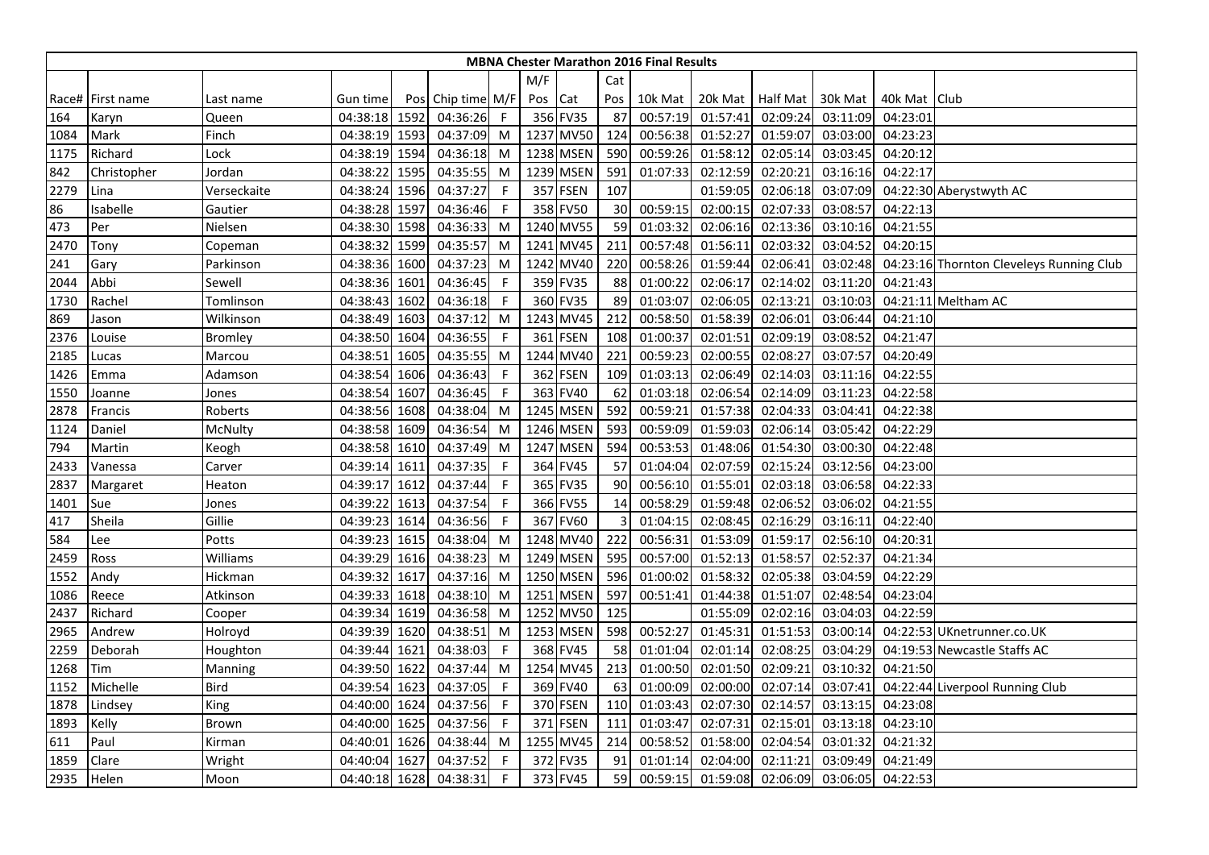# MBNA Chester Marathon 2016 Final Results

| Race# | First name | Last name | Gun time | Pos | Chip time | M/F | M/F Pos | Cat | Cat Pos | 10k Mat | 20k Mat | Half Mat | 30k Mat | 40k Mat | Club |
|---|---|---|---|---|---|---|---|---|---|---|---|---|---|---|---|
| 164 | Karyn | Queen | 04:38:18 | 1592 | 04:36:26 | F | 356 | FV35 | 87 | 00:57:19 | 01:57:41 | 02:09:24 | 03:11:09 | 04:23:01 | |
| 1084 | Mark | Finch | 04:38:19 | 1593 | 04:37:09 | M | 1237 | MV50 | 124 | 00:56:38 | 01:52:27 | 01:59:07 | 03:03:00 | 04:23:23 | |
| 1175 | Richard | Lock | 04:38:19 | 1594 | 04:36:18 | M | 1238 | MSEN | 590 | 00:59:26 | 01:58:12 | 02:05:14 | 03:03:45 | 04:20:12 | |
| 842 | Christopher | Jordan | 04:38:22 | 1595 | 04:35:55 | M | 1239 | MSEN | 591 | 01:07:33 | 02:12:59 | 02:20:21 | 03:16:16 | 04:22:17 | |
| 2279 | Lina | Verseckaite | 04:38:24 | 1596 | 04:37:27 | F | 357 | FSEN | 107 | | 01:59:05 | 02:06:18 | 03:07:09 | 04:22:30 | Aberystwyth AC |
| 86 | Isabelle | Gautier | 04:38:28 | 1597 | 04:36:46 | F | 358 | FV50 | 30 | 00:59:15 | 02:00:15 | 02:07:33 | 03:08:57 | 04:22:13 | |
| 473 | Per | Nielsen | 04:38:30 | 1598 | 04:36:33 | M | 1240 | MV55 | 59 | 01:03:32 | 02:06:16 | 02:13:36 | 03:10:16 | 04:21:55 | |
| 2470 | Tony | Copeman | 04:38:32 | 1599 | 04:35:57 | M | 1241 | MV45 | 211 | 00:57:48 | 01:56:11 | 02:03:32 | 03:04:52 | 04:20:15 | |
| 241 | Gary | Parkinson | 04:38:36 | 1600 | 04:37:23 | M | 1242 | MV40 | 220 | 00:58:26 | 01:59:44 | 02:06:41 | 03:02:48 | 04:23:16 | Thornton Cleveleys Running Club |
| 2044 | Abbi | Sewell | 04:38:36 | 1601 | 04:36:45 | F | 359 | FV35 | 88 | 01:00:22 | 02:06:17 | 02:14:02 | 03:11:20 | 04:21:43 | |
| 1730 | Rachel | Tomlinson | 04:38:43 | 1602 | 04:36:18 | F | 360 | FV35 | 89 | 01:03:07 | 02:06:05 | 02:13:21 | 03:10:03 | 04:21:11 | Meltham AC |
| 869 | Jason | Wilkinson | 04:38:49 | 1603 | 04:37:12 | M | 1243 | MV45 | 212 | 00:58:50 | 01:58:39 | 02:06:01 | 03:06:44 | 04:21:10 | |
| 2376 | Louise | Bromley | 04:38:50 | 1604 | 04:36:55 | F | 361 | FSEN | 108 | 01:00:37 | 02:01:51 | 02:09:19 | 03:08:52 | 04:21:47 | |
| 2185 | Lucas | Marcou | 04:38:51 | 1605 | 04:35:55 | M | 1244 | MV40 | 221 | 00:59:23 | 02:00:55 | 02:08:27 | 03:07:57 | 04:20:49 | |
| 1426 | Emma | Adamson | 04:38:54 | 1606 | 04:36:43 | F | 362 | FSEN | 109 | 01:03:13 | 02:06:49 | 02:14:03 | 03:11:16 | 04:22:55 | |
| 1550 | Joanne | Jones | 04:38:54 | 1607 | 04:36:45 | F | 363 | FV40 | 62 | 01:03:18 | 02:06:54 | 02:14:09 | 03:11:23 | 04:22:58 | |
| 2878 | Francis | Roberts | 04:38:56 | 1608 | 04:38:04 | M | 1245 | MSEN | 592 | 00:59:21 | 01:57:38 | 02:04:33 | 03:04:41 | 04:22:38 | |
| 1124 | Daniel | McNulty | 04:38:58 | 1609 | 04:36:54 | M | 1246 | MSEN | 593 | 00:59:09 | 01:59:03 | 02:06:14 | 03:05:42 | 04:22:29 | |
| 794 | Martin | Keogh | 04:38:58 | 1610 | 04:37:49 | M | 1247 | MSEN | 594 | 00:53:53 | 01:48:06 | 01:54:30 | 03:00:30 | 04:22:48 | |
| 2433 | Vanessa | Carver | 04:39:14 | 1611 | 04:37:35 | F | 364 | FV45 | 57 | 01:04:04 | 02:07:59 | 02:15:24 | 03:12:56 | 04:23:00 | |
| 2837 | Margaret | Heaton | 04:39:17 | 1612 | 04:37:44 | F | 365 | FV35 | 90 | 00:56:10 | 01:55:01 | 02:03:18 | 03:06:58 | 04:22:33 | |
| 1401 | Sue | Jones | 04:39:22 | 1613 | 04:37:54 | F | 366 | FV55 | 14 | 00:58:29 | 01:59:48 | 02:06:52 | 03:06:02 | 04:21:55 | |
| 417 | Sheila | Gillie | 04:39:23 | 1614 | 04:36:56 | F | 367 | FV60 | 3 | 01:04:15 | 02:08:45 | 02:16:29 | 03:16:11 | 04:22:40 | |
| 584 | Lee | Potts | 04:39:23 | 1615 | 04:38:04 | M | 1248 | MV40 | 222 | 00:56:31 | 01:53:09 | 01:59:17 | 02:56:10 | 04:20:31 | |
| 2459 | Ross | Williams | 04:39:29 | 1616 | 04:38:23 | M | 1249 | MSEN | 595 | 00:57:00 | 01:52:13 | 01:58:57 | 02:52:37 | 04:21:34 | |
| 1552 | Andy | Hickman | 04:39:32 | 1617 | 04:37:16 | M | 1250 | MSEN | 596 | 01:00:02 | 01:58:32 | 02:05:38 | 03:04:59 | 04:22:29 | |
| 1086 | Reece | Atkinson | 04:39:33 | 1618 | 04:38:10 | M | 1251 | MSEN | 597 | 00:51:41 | 01:44:38 | 01:51:07 | 02:48:54 | 04:23:04 | |
| 2437 | Richard | Cooper | 04:39:34 | 1619 | 04:36:58 | M | 1252 | MV50 | 125 | | 01:55:09 | 02:02:16 | 03:04:03 | 04:22:59 | |
| 2965 | Andrew | Holroyd | 04:39:39 | 1620 | 04:38:51 | M | 1253 | MSEN | 598 | 00:52:27 | 01:45:31 | 01:51:53 | 03:00:14 | 04:22:53 | UKnetrunner.co.UK |
| 2259 | Deborah | Houghton | 04:39:44 | 1621 | 04:38:03 | F | 368 | FV45 | 58 | 01:01:04 | 02:01:14 | 02:08:25 | 03:04:29 | 04:19:53 | Newcastle Staffs AC |
| 1268 | Tim | Manning | 04:39:50 | 1622 | 04:37:44 | M | 1254 | MV45 | 213 | 01:00:50 | 02:01:50 | 02:09:21 | 03:10:32 | 04:21:50 | |
| 1152 | Michelle | Bird | 04:39:54 | 1623 | 04:37:05 | F | 369 | FV40 | 63 | 01:00:09 | 02:00:00 | 02:07:14 | 03:07:41 | 04:22:44 | Liverpool Running Club |
| 1878 | Lindsey | King | 04:40:00 | 1624 | 04:37:56 | F | 370 | FSEN | 110 | 01:03:43 | 02:07:30 | 02:14:57 | 03:13:15 | 04:23:08 | |
| 1893 | Kelly | Brown | 04:40:00 | 1625 | 04:37:56 | F | 371 | FSEN | 111 | 01:03:47 | 02:07:31 | 02:15:01 | 03:13:18 | 04:23:10 | |
| 611 | Paul | Kirman | 04:40:01 | 1626 | 04:38:44 | M | 1255 | MV45 | 214 | 00:58:52 | 01:58:00 | 02:04:54 | 03:01:32 | 04:21:32 | |
| 1859 | Clare | Wright | 04:40:04 | 1627 | 04:37:52 | F | 372 | FV35 | 91 | 01:01:14 | 02:04:00 | 02:11:21 | 03:09:49 | 04:21:49 | |
| 2935 | Helen | Moon | 04:40:18 | 1628 | 04:38:31 | F | 373 | FV45 | 59 | 00:59:15 | 01:59:08 | 02:06:09 | 03:06:05 | 04:22:53 | |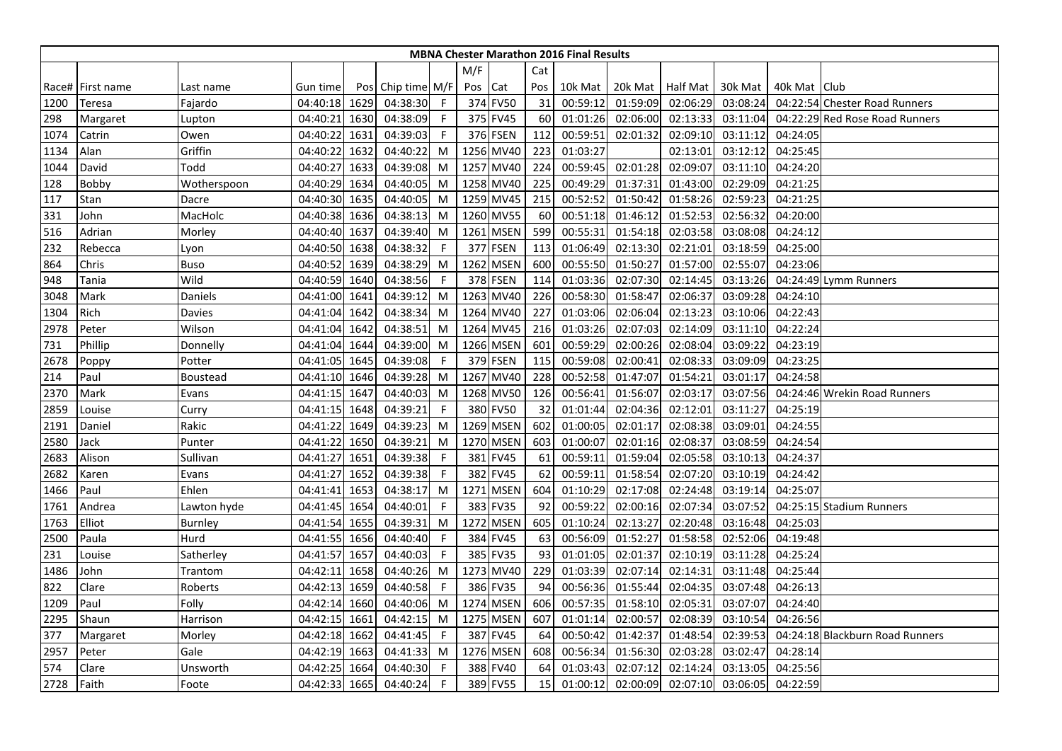**MBNA Chester Marathon 2016 Final Results**

| Race# | First name | Last name | Gun time | Pos | Chip time | M/F | M/F Pos | Cat | Cat Pos | 10k Mat | 20k Mat | Half Mat | 30k Mat | 40k Mat | Club |
|---|---|---|---|---|---|---|---|---|---|---|---|---|---|---|---|
| 1200 | Teresa | Fajardo | 04:40:18 | 1629 | 04:38:30 | F | 374 | FV50 | 31 | 00:59:12 | 01:59:09 | 02:06:29 | 03:08:24 | 04:22:54 | Chester Road Runners |
| 298 | Margaret | Lupton | 04:40:21 | 1630 | 04:38:09 | F | 375 | FV45 | 60 | 01:01:26 | 02:06:00 | 02:13:33 | 03:11:04 | 04:22:29 | Red Rose Road Runners |
| 1074 | Catrin | Owen | 04:40:22 | 1631 | 04:39:03 | F | 376 | FSEN | 112 | 00:59:51 | 02:01:32 | 02:09:10 | 03:11:12 | 04:24:05 | |
| 1134 | Alan | Griffin | 04:40:22 | 1632 | 04:40:22 | M | 1256 | MV40 | 223 | 01:03:27 | | 02:13:01 | 03:12:12 | 04:25:45 | |
| 1044 | David | Todd | 04:40:27 | 1633 | 04:39:08 | M | 1257 | MV40 | 224 | 00:59:45 | 02:01:28 | 02:09:07 | 03:11:10 | 04:24:20 | |
| 128 | Bobby | Wotherspoon | 04:40:29 | 1634 | 04:40:05 | M | 1258 | MV40 | 225 | 00:49:29 | 01:37:31 | 01:43:00 | 02:29:09 | 04:21:25 | |
| 117 | Stan | Dacre | 04:40:30 | 1635 | 04:40:05 | M | 1259 | MV45 | 215 | 00:52:52 | 01:50:42 | 01:58:26 | 02:59:23 | 04:21:25 | |
| 331 | John | MacHolc | 04:40:38 | 1636 | 04:38:13 | M | 1260 | MV55 | 60 | 00:51:18 | 01:46:12 | 01:52:53 | 02:56:32 | 04:20:00 | |
| 516 | Adrian | Morley | 04:40:40 | 1637 | 04:39:40 | M | 1261 | MSEN | 599 | 00:55:31 | 01:54:18 | 02:03:58 | 03:08:08 | 04:24:12 | |
| 232 | Rebecca | Lyon | 04:40:50 | 1638 | 04:38:32 | F | 377 | FSEN | 113 | 01:06:49 | 02:13:30 | 02:21:01 | 03:18:59 | 04:25:00 | |
| 864 | Chris | Buso | 04:40:52 | 1639 | 04:38:29 | M | 1262 | MSEN | 600 | 00:55:50 | 01:50:27 | 01:57:00 | 02:55:07 | 04:23:06 | |
| 948 | Tania | Wild | 04:40:59 | 1640 | 04:38:56 | F | 378 | FSEN | 114 | 01:03:36 | 02:07:30 | 02:14:45 | 03:13:26 | 04:24:49 | Lymm Runners |
| 3048 | Mark | Daniels | 04:41:00 | 1641 | 04:39:12 | M | 1263 | MV40 | 226 | 00:58:30 | 01:58:47 | 02:06:37 | 03:09:28 | 04:24:10 | |
| 1304 | Rich | Davies | 04:41:04 | 1642 | 04:38:34 | M | 1264 | MV40 | 227 | 01:03:06 | 02:06:04 | 02:13:23 | 03:10:06 | 04:22:43 | |
| 2978 | Peter | Wilson | 04:41:04 | 1642 | 04:38:51 | M | 1264 | MV45 | 216 | 01:03:26 | 02:07:03 | 02:14:09 | 03:11:10 | 04:22:24 | |
| 731 | Phillip | Donnelly | 04:41:04 | 1644 | 04:39:00 | M | 1266 | MSEN | 601 | 00:59:29 | 02:00:26 | 02:08:04 | 03:09:22 | 04:23:19 | |
| 2678 | Poppy | Potter | 04:41:05 | 1645 | 04:39:08 | F | 379 | FSEN | 115 | 00:59:08 | 02:00:41 | 02:08:33 | 03:09:09 | 04:23:25 | |
| 214 | Paul | Boustead | 04:41:10 | 1646 | 04:39:28 | M | 1267 | MV40 | 228 | 00:52:58 | 01:47:07 | 01:54:21 | 03:01:17 | 04:24:58 | |
| 2370 | Mark | Evans | 04:41:15 | 1647 | 04:40:03 | M | 1268 | MV50 | 126 | 00:56:41 | 01:56:07 | 02:03:17 | 03:07:56 | 04:24:46 | Wrekin Road Runners |
| 2859 | Louise | Curry | 04:41:15 | 1648 | 04:39:21 | F | 380 | FV50 | 32 | 01:01:44 | 02:04:36 | 02:12:01 | 03:11:27 | 04:25:19 | |
| 2191 | Daniel | Rakic | 04:41:22 | 1649 | 04:39:23 | M | 1269 | MSEN | 602 | 01:00:05 | 02:01:17 | 02:08:38 | 03:09:01 | 04:24:55 | |
| 2580 | Jack | Punter | 04:41:22 | 1650 | 04:39:21 | M | 1270 | MSEN | 603 | 01:00:07 | 02:01:16 | 02:08:37 | 03:08:59 | 04:24:54 | |
| 2683 | Alison | Sullivan | 04:41:27 | 1651 | 04:39:38 | F | 381 | FV45 | 61 | 00:59:11 | 01:59:04 | 02:05:58 | 03:10:13 | 04:24:37 | |
| 2682 | Karen | Evans | 04:41:27 | 1652 | 04:39:38 | F | 382 | FV45 | 62 | 00:59:11 | 01:58:54 | 02:07:20 | 03:10:19 | 04:24:42 | |
| 1466 | Paul | Ehlen | 04:41:41 | 1653 | 04:38:17 | M | 1271 | MSEN | 604 | 01:10:29 | 02:17:08 | 02:24:48 | 03:19:14 | 04:25:07 | |
| 1761 | Andrea | Lawton hyde | 04:41:45 | 1654 | 04:40:01 | F | 383 | FV35 | 92 | 00:59:22 | 02:00:16 | 02:07:34 | 03:07:52 | 04:25:15 | Stadium Runners |
| 1763 | Elliot | Burnley | 04:41:54 | 1655 | 04:39:31 | M | 1272 | MSEN | 605 | 01:10:24 | 02:13:27 | 02:20:48 | 03:16:48 | 04:25:03 | |
| 2500 | Paula | Hurd | 04:41:55 | 1656 | 04:40:40 | F | 384 | FV45 | 63 | 00:56:09 | 01:52:27 | 01:58:58 | 02:52:06 | 04:19:48 | |
| 231 | Louise | Satherley | 04:41:57 | 1657 | 04:40:03 | F | 385 | FV35 | 93 | 01:01:05 | 02:01:37 | 02:10:19 | 03:11:28 | 04:25:24 | |
| 1486 | John | Trantom | 04:42:11 | 1658 | 04:40:26 | M | 1273 | MV40 | 229 | 01:03:39 | 02:07:14 | 02:14:31 | 03:11:48 | 04:25:44 | |
| 822 | Clare | Roberts | 04:42:13 | 1659 | 04:40:58 | F | 386 | FV35 | 94 | 00:56:36 | 01:55:44 | 02:04:35 | 03:07:48 | 04:26:13 | |
| 1209 | Paul | Folly | 04:42:14 | 1660 | 04:40:06 | M | 1274 | MSEN | 606 | 00:57:35 | 01:58:10 | 02:05:31 | 03:07:07 | 04:24:40 | |
| 2295 | Shaun | Harrison | 04:42:15 | 1661 | 04:42:15 | M | 1275 | MSEN | 607 | 01:01:14 | 02:00:57 | 02:08:39 | 03:10:54 | 04:26:56 | |
| 377 | Margaret | Morley | 04:42:18 | 1662 | 04:41:45 | F | 387 | FV45 | 64 | 00:50:42 | 01:42:37 | 01:48:54 | 02:39:53 | 04:24:18 | Blackburn Road Runners |
| 2957 | Peter | Gale | 04:42:19 | 1663 | 04:41:33 | M | 1276 | MSEN | 608 | 00:56:34 | 01:56:30 | 02:03:28 | 03:02:47 | 04:28:14 | |
| 574 | Clare | Unsworth | 04:42:25 | 1664 | 04:40:30 | F | 388 | FV40 | 64 | 01:03:43 | 02:07:12 | 02:14:24 | 03:13:05 | 04:25:56 | |
| 2728 | Faith | Foote | 04:42:33 | 1665 | 04:40:24 | F | 389 | FV55 | 15 | 01:00:12 | 02:00:09 | 02:07:10 | 03:06:05 | 04:22:59 | |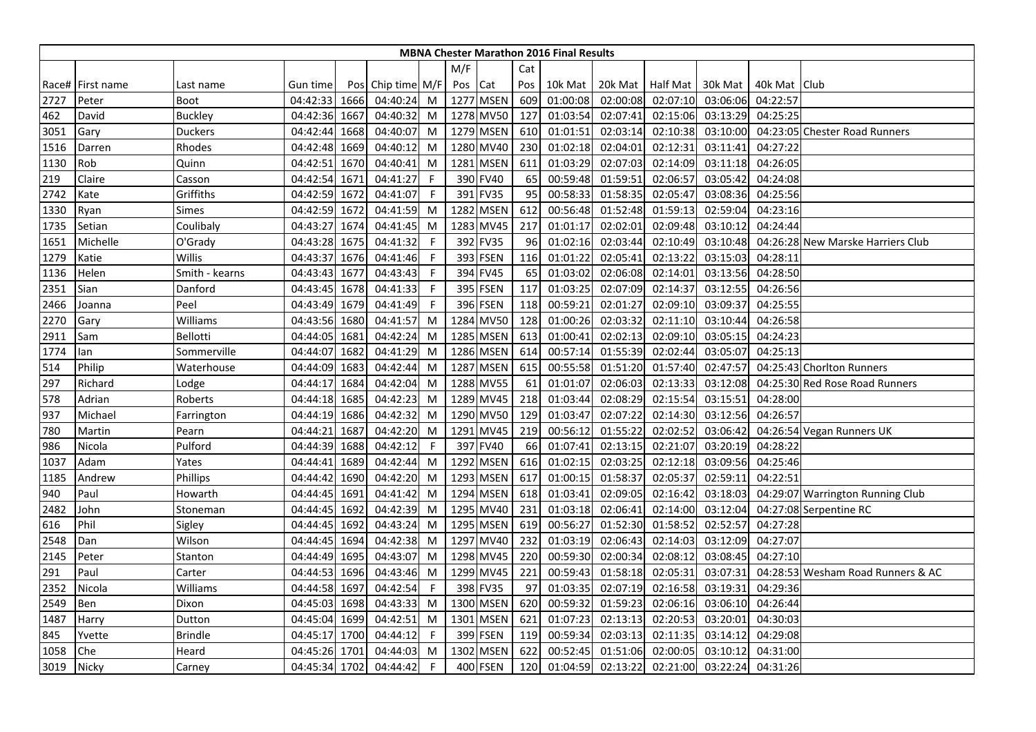# MBNA Chester Marathon 2016 Final Results

| Race# | First name | Last name | Gun time | Pos | Chip time | M/F | M/F Pos | Cat | Cat Pos | 10k Mat | 20k Mat | Half Mat | 30k Mat | 40k Mat | Club |
|---|---|---|---|---|---|---|---|---|---|---|---|---|---|---|---|
| 2727 | Peter | Boot | 04:42:33 | 1666 | 04:40:24 | M | 1277 | MSEN | 609 | 01:00:08 | 02:00:08 | 02:07:10 | 03:06:06 | 04:22:57 | |
| 462 | David | Buckley | 04:42:36 | 1667 | 04:40:32 | M | 1278 | MV50 | 127 | 01:03:54 | 02:07:41 | 02:15:06 | 03:13:29 | 04:25:25 | |
| 3051 | Gary | Duckers | 04:42:44 | 1668 | 04:40:07 | M | 1279 | MSEN | 610 | 01:01:51 | 02:03:14 | 02:10:38 | 03:10:00 | 04:23:05 | Chester Road Runners |
| 1516 | Darren | Rhodes | 04:42:48 | 1669 | 04:40:12 | M | 1280 | MV40 | 230 | 01:02:18 | 02:04:01 | 02:12:31 | 03:11:41 | 04:27:22 | |
| 1130 | Rob | Quinn | 04:42:51 | 1670 | 04:40:41 | M | 1281 | MSEN | 611 | 01:03:29 | 02:07:03 | 02:14:09 | 03:11:18 | 04:26:05 | |
| 219 | Claire | Casson | 04:42:54 | 1671 | 04:41:27 | F | 390 | FV40 | 65 | 00:59:48 | 01:59:51 | 02:06:57 | 03:05:42 | 04:24:08 | |
| 2742 | Kate | Griffiths | 04:42:59 | 1672 | 04:41:07 | F | 391 | FV35 | 95 | 00:58:33 | 01:58:35 | 02:05:47 | 03:08:36 | 04:25:56 | |
| 1330 | Ryan | Simes | 04:42:59 | 1672 | 04:41:59 | M | 1282 | MSEN | 612 | 00:56:48 | 01:52:48 | 01:59:13 | 02:59:04 | 04:23:16 | |
| 1735 | Setian | Coulibaly | 04:43:27 | 1674 | 04:41:45 | M | 1283 | MV45 | 217 | 01:01:17 | 02:02:01 | 02:09:48 | 03:10:12 | 04:24:44 | |
| 1651 | Michelle | O'Grady | 04:43:28 | 1675 | 04:41:32 | F | 392 | FV35 | 96 | 01:02:16 | 02:03:44 | 02:10:49 | 03:10:48 | 04:26:28 | New Marske Harriers Club |
| 1279 | Katie | Willis | 04:43:37 | 1676 | 04:41:46 | F | 393 | FSEN | 116 | 01:01:22 | 02:05:41 | 02:13:22 | 03:15:03 | 04:28:11 | |
| 1136 | Helen | Smith - kearns | 04:43:43 | 1677 | 04:43:43 | F | 394 | FV45 | 65 | 01:03:02 | 02:06:08 | 02:14:01 | 03:13:56 | 04:28:50 | |
| 2351 | Sian | Danford | 04:43:45 | 1678 | 04:41:33 | F | 395 | FSEN | 117 | 01:03:25 | 02:07:09 | 02:14:37 | 03:12:55 | 04:26:56 | |
| 2466 | Joanna | Peel | 04:43:49 | 1679 | 04:41:49 | F | 396 | FSEN | 118 | 00:59:21 | 02:01:27 | 02:09:10 | 03:09:37 | 04:25:55 | |
| 2270 | Gary | Williams | 04:43:56 | 1680 | 04:41:57 | M | 1284 | MV50 | 128 | 01:00:26 | 02:03:32 | 02:11:10 | 03:10:44 | 04:26:58 | |
| 2911 | Sam | Bellotti | 04:44:05 | 1681 | 04:42:24 | M | 1285 | MSEN | 613 | 01:00:41 | 02:02:13 | 02:09:10 | 03:05:15 | 04:24:23 | |
| 1774 | Ian | Sommerville | 04:44:07 | 1682 | 04:41:29 | M | 1286 | MSEN | 614 | 00:57:14 | 01:55:39 | 02:02:44 | 03:05:07 | 04:25:13 | |
| 514 | Philip | Waterhouse | 04:44:09 | 1683 | 04:42:44 | M | 1287 | MSEN | 615 | 00:55:58 | 01:51:20 | 01:57:40 | 02:47:57 | 04:25:43 | Chorlton Runners |
| 297 | Richard | Lodge | 04:44:17 | 1684 | 04:42:04 | M | 1288 | MV55 | 61 | 01:01:07 | 02:06:03 | 02:13:33 | 03:12:08 | 04:25:30 | Red Rose Road Runners |
| 578 | Adrian | Roberts | 04:44:18 | 1685 | 04:42:23 | M | 1289 | MV45 | 218 | 01:03:44 | 02:08:29 | 02:15:54 | 03:15:51 | 04:28:00 | |
| 937 | Michael | Farrington | 04:44:19 | 1686 | 04:42:32 | M | 1290 | MV50 | 129 | 01:03:47 | 02:07:22 | 02:14:30 | 03:12:56 | 04:26:57 | |
| 780 | Martin | Pearn | 04:44:21 | 1687 | 04:42:20 | M | 1291 | MV45 | 219 | 00:56:12 | 01:55:22 | 02:02:52 | 03:06:42 | 04:26:54 | Vegan Runners UK |
| 986 | Nicola | Pulford | 04:44:39 | 1688 | 04:42:12 | F | 397 | FV40 | 66 | 01:07:41 | 02:13:15 | 02:21:07 | 03:20:19 | 04:28:22 | |
| 1037 | Adam | Yates | 04:44:41 | 1689 | 04:42:44 | M | 1292 | MSEN | 616 | 01:02:15 | 02:03:25 | 02:12:18 | 03:09:56 | 04:25:46 | |
| 1185 | Andrew | Phillips | 04:44:42 | 1690 | 04:42:20 | M | 1293 | MSEN | 617 | 01:00:15 | 01:58:37 | 02:05:37 | 02:59:11 | 04:22:51 | |
| 940 | Paul | Howarth | 04:44:45 | 1691 | 04:41:42 | M | 1294 | MSEN | 618 | 01:03:41 | 02:09:05 | 02:16:42 | 03:18:03 | 04:29:07 | Warrington Running Club |
| 2482 | John | Stoneman | 04:44:45 | 1692 | 04:42:39 | M | 1295 | MV40 | 231 | 01:03:18 | 02:06:41 | 02:14:00 | 03:12:04 | 04:27:08 | Serpentine RC |
| 616 | Phil | Sigley | 04:44:45 | 1692 | 04:43:24 | M | 1295 | MSEN | 619 | 00:56:27 | 01:52:30 | 01:58:52 | 02:52:57 | 04:27:28 | |
| 2548 | Dan | Wilson | 04:44:45 | 1694 | 04:42:38 | M | 1297 | MV40 | 232 | 01:03:19 | 02:06:43 | 02:14:03 | 03:12:09 | 04:27:07 | |
| 2145 | Peter | Stanton | 04:44:49 | 1695 | 04:43:07 | M | 1298 | MV45 | 220 | 00:59:30 | 02:00:34 | 02:08:12 | 03:08:45 | 04:27:10 | |
| 291 | Paul | Carter | 04:44:53 | 1696 | 04:43:46 | M | 1299 | MV45 | 221 | 00:59:43 | 01:58:18 | 02:05:31 | 03:07:31 | 04:28:53 | Wesham Road Runners & AC |
| 2352 | Nicola | Williams | 04:44:58 | 1697 | 04:42:54 | F | 398 | FV35 | 97 | 01:03:35 | 02:07:19 | 02:16:58 | 03:19:31 | 04:29:36 | |
| 2549 | Ben | Dixon | 04:45:03 | 1698 | 04:43:33 | M | 1300 | MSEN | 620 | 00:59:32 | 01:59:23 | 02:06:16 | 03:06:10 | 04:26:44 | |
| 1487 | Harry | Dutton | 04:45:04 | 1699 | 04:42:51 | M | 1301 | MSEN | 621 | 01:07:23 | 02:13:13 | 02:20:53 | 03:20:01 | 04:30:03 | |
| 845 | Yvette | Brindle | 04:45:17 | 1700 | 04:44:12 | F | 399 | FSEN | 119 | 00:59:34 | 02:03:13 | 02:11:35 | 03:14:12 | 04:29:08 | |
| 1058 | Che | Heard | 04:45:26 | 1701 | 04:44:03 | M | 1302 | MSEN | 622 | 00:52:45 | 01:51:06 | 02:00:05 | 03:10:12 | 04:31:00 | |
| 3019 | Nicky | Carney | 04:45:34 | 1702 | 04:44:42 | F | 400 | FSEN | 120 | 01:04:59 | 02:13:22 | 02:21:00 | 03:22:24 | 04:31:26 | |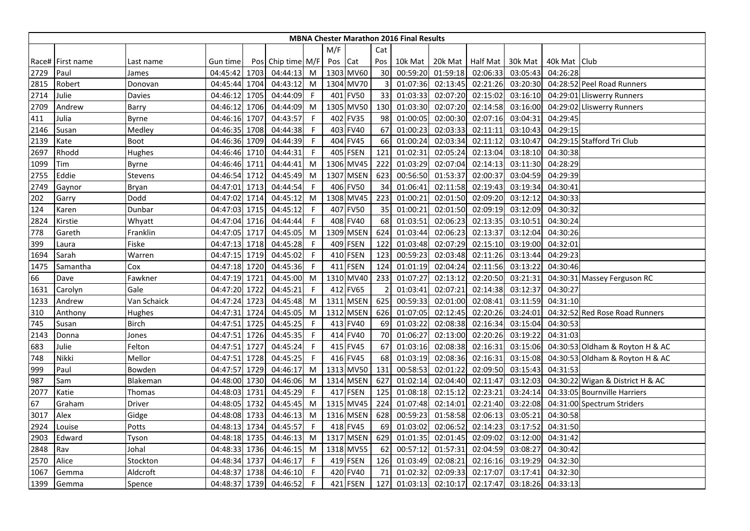| MBNA Chester Marathon 2016 Final Results | | | | | | | | | | | | | | | | |
|---|---|---|---|---|---|---|---|---|---|---|---|---|---|---|---|---|
| | | | | | | | M/F | | Cat | | | | | | | |
| Race# | First name | Last name | Gun time | Pos | Chip time | M/F | Pos | Cat | Pos | 10k Mat | 20k Mat | Half Mat | 30k Mat | 40k Mat | Club |
| 2729 | Paul | James | 04:45:42 | 1703 | 04:44:13 | M | 1303 | MV60 | 30 | 00:59:20 | 01:59:18 | 02:06:33 | 03:05:43 | 04:26:28 | |
| 2815 | Robert | Donovan | 04:45:44 | 1704 | 04:43:12 | M | 1304 | MV70 | 3 | 01:07:36 | 02:13:45 | 02:21:26 | 03:20:30 | 04:28:52 | Peel Road Runners |
| 2714 | Julie | Davies | 04:46:12 | 1705 | 04:44:09 | F | 401 | FV50 | 33 | 01:03:33 | 02:07:20 | 02:15:02 | 03:16:10 | 04:29:01 | Lliswerry Runners |
| 2709 | Andrew | Barry | 04:46:12 | 1706 | 04:44:09 | M | 1305 | MV50 | 130 | 01:03:30 | 02:07:20 | 02:14:58 | 03:16:00 | 04:29:02 | Lliswerry Runners |
| 411 | Julia | Byrne | 04:46:16 | 1707 | 04:43:57 | F | 402 | FV35 | 98 | 01:00:05 | 02:00:30 | 02:07:16 | 03:04:31 | 04:29:45 | |
| 2146 | Susan | Medley | 04:46:35 | 1708 | 04:44:38 | F | 403 | FV40 | 67 | 01:00:23 | 02:03:33 | 02:11:11 | 03:10:43 | 04:29:15 | |
| 2139 | Kate | Boot | 04:46:36 | 1709 | 04:44:39 | F | 404 | FV45 | 66 | 01:00:24 | 02:03:34 | 02:11:12 | 03:10:47 | 04:29:15 | Stafford Tri Club |
| 2697 | Rhodd | Hughes | 04:46:46 | 1710 | 04:44:31 | F | 405 | FSEN | 121 | 01:02:31 | 02:05:24 | 02:13:04 | 03:18:10 | 04:30:38 | |
| 1099 | Tim | Byrne | 04:46:46 | 1711 | 04:44:41 | M | 1306 | MV45 | 222 | 01:03:29 | 02:07:04 | 02:14:13 | 03:11:30 | 04:28:29 | |
| 2755 | Eddie | Stevens | 04:46:54 | 1712 | 04:45:49 | M | 1307 | MSEN | 623 | 00:56:50 | 01:53:37 | 02:00:37 | 03:04:59 | 04:29:39 | |
| 2749 | Gaynor | Bryan | 04:47:01 | 1713 | 04:44:54 | F | 406 | FV50 | 34 | 01:06:41 | 02:11:58 | 02:19:43 | 03:19:34 | 04:30:41 | |
| 202 | Garry | Dodd | 04:47:02 | 1714 | 04:45:12 | M | 1308 | MV45 | 223 | 01:00:21 | 02:01:50 | 02:09:20 | 03:12:12 | 04:30:33 | |
| 124 | Karen | Dunbar | 04:47:03 | 1715 | 04:45:12 | F | 407 | FV50 | 35 | 01:00:21 | 02:01:50 | 02:09:19 | 03:12:09 | 04:30:32 | |
| 2824 | Kirstie | Whyatt | 04:47:04 | 1716 | 04:44:44 | F | 408 | FV40 | 68 | 01:03:51 | 02:06:23 | 02:13:35 | 03:10:51 | 04:30:24 | |
| 778 | Gareth | Franklin | 04:47:05 | 1717 | 04:45:05 | M | 1309 | MSEN | 624 | 01:03:44 | 02:06:23 | 02:13:37 | 03:12:04 | 04:30:26 | |
| 399 | Laura | Fiske | 04:47:13 | 1718 | 04:45:28 | F | 409 | FSEN | 122 | 01:03:48 | 02:07:29 | 02:15:10 | 03:19:00 | 04:32:01 | |
| 1694 | Sarah | Warren | 04:47:15 | 1719 | 04:45:02 | F | 410 | FSEN | 123 | 00:59:23 | 02:03:48 | 02:11:26 | 03:13:44 | 04:29:23 | |
| 1475 | Samantha | Cox | 04:47:18 | 1720 | 04:45:36 | F | 411 | FSEN | 124 | 01:01:19 | 02:04:24 | 02:11:56 | 03:13:22 | 04:30:46 | |
| 66 | Dave | Fawkner | 04:47:19 | 1721 | 04:45:00 | M | 1310 | MV40 | 233 | 01:07:27 | 02:13:12 | 02:20:50 | 03:21:31 | 04:30:31 | Massey Ferguson RC |
| 1631 | Carolyn | Gale | 04:47:20 | 1722 | 04:45:21 | F | 412 | FV65 | 2 | 01:03:41 | 02:07:21 | 02:14:38 | 03:12:37 | 04:30:27 | |
| 1233 | Andrew | Van Schaick | 04:47:24 | 1723 | 04:45:48 | M | 1311 | MSEN | 625 | 00:59:33 | 02:01:00 | 02:08:41 | 03:11:59 | 04:31:10 | |
| 310 | Anthony | Hughes | 04:47:31 | 1724 | 04:45:05 | M | 1312 | MSEN | 626 | 01:07:05 | 02:12:45 | 02:20:26 | 03:24:01 | 04:32:52 | Red Rose Road Runners |
| 745 | Susan | Birch | 04:47:51 | 1725 | 04:45:25 | F | 413 | FV40 | 69 | 01:03:22 | 02:08:38 | 02:16:34 | 03:15:04 | 04:30:53 | |
| 2143 | Donna | Jones | 04:47:51 | 1726 | 04:45:35 | F | 414 | FV40 | 70 | 01:06:27 | 02:13:00 | 02:20:26 | 03:19:22 | 04:31:03 | |
| 683 | Julie | Felton | 04:47:51 | 1727 | 04:45:24 | F | 415 | FV45 | 67 | 01:03:16 | 02:08:38 | 02:16:31 | 03:15:06 | 04:30:53 | Oldham & Royton H & AC |
| 748 | Nikki | Mellor | 04:47:51 | 1728 | 04:45:25 | F | 416 | FV45 | 68 | 01:03:19 | 02:08:36 | 02:16:31 | 03:15:08 | 04:30:53 | Oldham & Royton H & AC |
| 999 | Paul | Bowden | 04:47:57 | 1729 | 04:46:17 | M | 1313 | MV50 | 131 | 00:58:53 | 02:01:22 | 02:09:50 | 03:15:43 | 04:31:53 | |
| 987 | Sam | Blakeman | 04:48:00 | 1730 | 04:46:06 | M | 1314 | MSEN | 627 | 01:02:14 | 02:04:40 | 02:11:47 | 03:12:03 | 04:30:22 | Wigan & District H & AC |
| 2077 | Katie | Thomas | 04:48:03 | 1731 | 04:45:29 | F | 417 | FSEN | 125 | 01:08:18 | 02:15:12 | 02:23:21 | 03:24:14 | 04:33:05 | Bournville Harriers |
| 67 | Graham | Driver | 04:48:05 | 1732 | 04:45:45 | M | 1315 | MV45 | 224 | 01:07:48 | 02:14:01 | 02:21:40 | 03:22:08 | 04:31:00 | Spectrum Striders |
| 3017 | Alex | Gidge | 04:48:08 | 1733 | 04:46:13 | M | 1316 | MSEN | 628 | 00:59:23 | 01:58:58 | 02:06:13 | 03:05:21 | 04:30:58 | |
| 2924 | Louise | Potts | 04:48:13 | 1734 | 04:45:57 | F | 418 | FV45 | 69 | 01:03:02 | 02:06:52 | 02:14:23 | 03:17:52 | 04:31:50 | |
| 2903 | Edward | Tyson | 04:48:18 | 1735 | 04:46:13 | M | 1317 | MSEN | 629 | 01:01:35 | 02:01:45 | 02:09:02 | 03:12:00 | 04:31:42 | |
| 2848 | Rav | Johal | 04:48:33 | 1736 | 04:46:15 | M | 1318 | MV55 | 62 | 00:57:12 | 01:57:31 | 02:04:59 | 03:08:27 | 04:30:42 | |
| 2570 | Alice | Stockton | 04:48:34 | 1737 | 04:46:17 | F | 419 | FSEN | 126 | 01:03:49 | 02:08:21 | 02:16:16 | 03:19:29 | 04:32:30 | |
| 1067 | Gemma | Aldcroft | 04:48:37 | 1738 | 04:46:10 | F | 420 | FV40 | 71 | 01:02:32 | 02:09:33 | 02:17:07 | 03:17:41 | 04:32:30 | |
| 1399 | Gemma | Spence | 04:48:37 | 1739 | 04:46:52 | F | 421 | FSEN | 127 | 01:03:13 | 02:10:17 | 02:17:47 | 03:18:26 | 04:33:13 | |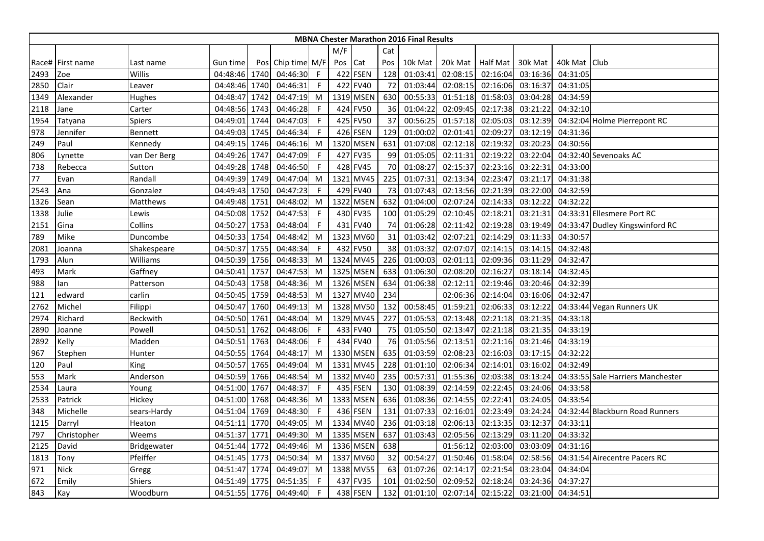# MBNA Chester Marathon 2016 Final Results

| Race# | First name | Last name | Gun time | Pos | Chip time | M/F | M/F Pos | Cat | Cat Pos | 10k Mat | 20k Mat | Half Mat | 30k Mat | 40k Mat | Club |
|---|---|---|---|---|---|---|---|---|---|---|---|---|---|---|---|
| 2493 | Zoe | Willis | 04:48:46 | 1740 | 04:46:30 | F | 422 | FSEN | 128 | 01:03:41 | 02:08:15 | 02:16:04 | 03:16:36 | 04:31:05 | |
| 2850 | Clair | Leaver | 04:48:46 | 1740 | 04:46:31 | F | 422 | FV40 | 72 | 01:03:44 | 02:08:15 | 02:16:06 | 03:16:37 | 04:31:05 | |
| 1349 | Alexander | Hughes | 04:48:47 | 1742 | 04:47:19 | M | 1319 | MSEN | 630 | 00:55:33 | 01:51:18 | 01:58:03 | 03:04:28 | 04:34:59 | |
| 2118 | Jane | Carter | 04:48:56 | 1743 | 04:46:28 | F | 424 | FV50 | 36 | 01:04:22 | 02:09:45 | 02:17:38 | 03:21:22 | 04:32:10 | |
| 1954 | Tatyana | Spiers | 04:49:01 | 1744 | 04:47:03 | F | 425 | FV50 | 37 | 00:56:25 | 01:57:18 | 02:05:03 | 03:12:39 | 04:32:04 | Holme Pierrepont RC |
| 978 | Jennifer | Bennett | 04:49:03 | 1745 | 04:46:34 | F | 426 | FSEN | 129 | 01:00:02 | 02:01:41 | 02:09:27 | 03:12:19 | 04:31:36 | |
| 249 | Paul | Kennedy | 04:49:15 | 1746 | 04:46:16 | M | 1320 | MSEN | 631 | 01:07:08 | 02:12:18 | 02:19:32 | 03:20:23 | 04:30:56 | |
| 806 | Lynette | van Der Berg | 04:49:26 | 1747 | 04:47:09 | F | 427 | FV35 | 99 | 01:05:05 | 02:11:31 | 02:19:22 | 03:22:04 | 04:32:40 | Sevenoaks AC |
| 738 | Rebecca | Sutton | 04:49:28 | 1748 | 04:46:50 | F | 428 | FV45 | 70 | 01:08:27 | 02:15:37 | 02:23:16 | 03:22:31 | 04:33:00 | |
| 77 | Evan | Randall | 04:49:39 | 1749 | 04:47:04 | M | 1321 | MV45 | 225 | 01:07:31 | 02:13:34 | 02:23:47 | 03:21:17 | 04:31:38 | |
| 2543 | Ana | Gonzalez | 04:49:43 | 1750 | 04:47:23 | F | 429 | FV40 | 73 | 01:07:43 | 02:13:56 | 02:21:39 | 03:22:00 | 04:32:59 | |
| 1326 | Sean | Matthews | 04:49:48 | 1751 | 04:48:02 | M | 1322 | MSEN | 632 | 01:04:00 | 02:07:24 | 02:14:33 | 03:12:22 | 04:32:22 | |
| 1338 | Julie | Lewis | 04:50:08 | 1752 | 04:47:53 | F | 430 | FV35 | 100 | 01:05:29 | 02:10:45 | 02:18:21 | 03:21:31 | 04:33:31 | Ellesmere Port RC |
| 2151 | Gina | Collins | 04:50:27 | 1753 | 04:48:04 | F | 431 | FV40 | 74 | 01:06:28 | 02:11:42 | 02:19:28 | 03:19:49 | 04:33:47 | Dudley Kingswinford RC |
| 789 | Mike | Duncombe | 04:50:33 | 1754 | 04:48:42 | M | 1323 | MV60 | 31 | 01:03:42 | 02:07:21 | 02:14:29 | 03:11:33 | 04:30:57 | |
| 2081 | Joanna | Shakespeare | 04:50:37 | 1755 | 04:48:34 | F | 432 | FV50 | 38 | 01:03:32 | 02:07:07 | 02:14:15 | 03:14:15 | 04:32:48 | |
| 1793 | Alun | Williams | 04:50:39 | 1756 | 04:48:33 | M | 1324 | MV45 | 226 | 01:00:03 | 02:01:11 | 02:09:36 | 03:11:29 | 04:32:47 | |
| 493 | Mark | Gaffney | 04:50:41 | 1757 | 04:47:53 | M | 1325 | MSEN | 633 | 01:06:30 | 02:08:20 | 02:16:27 | 03:18:14 | 04:32:45 | |
| 988 | Ian | Patterson | 04:50:43 | 1758 | 04:48:36 | M | 1326 | MSEN | 634 | 01:06:38 | 02:12:11 | 02:19:46 | 03:20:46 | 04:32:39 | |
| 121 | edward | carlin | 04:50:45 | 1759 | 04:48:53 | M | 1327 | MV40 | 234 | | 02:06:36 | 02:14:04 | 03:16:06 | 04:32:47 | |
| 2762 | Michel | Filippi | 04:50:47 | 1760 | 04:49:13 | M | 1328 | MV50 | 132 | 00:58:45 | 01:59:21 | 02:06:33 | 03:12:22 | 04:33:44 | Vegan Runners UK |
| 2974 | Richard | Beckwith | 04:50:50 | 1761 | 04:48:04 | M | 1329 | MV45 | 227 | 01:05:53 | 02:13:48 | 02:21:18 | 03:21:35 | 04:33:18 | |
| 2890 | Joanne | Powell | 04:50:51 | 1762 | 04:48:06 | F | 433 | FV40 | 75 | 01:05:50 | 02:13:47 | 02:21:18 | 03:21:35 | 04:33:19 | |
| 2892 | Kelly | Madden | 04:50:51 | 1763 | 04:48:06 | F | 434 | FV40 | 76 | 01:05:56 | 02:13:51 | 02:21:16 | 03:21:46 | 04:33:19 | |
| 967 | Stephen | Hunter | 04:50:55 | 1764 | 04:48:17 | M | 1330 | MSEN | 635 | 01:03:59 | 02:08:23 | 02:16:03 | 03:17:15 | 04:32:22 | |
| 120 | Paul | King | 04:50:57 | 1765 | 04:49:04 | M | 1331 | MV45 | 228 | 01:01:10 | 02:06:34 | 02:14:01 | 03:16:02 | 04:32:49 | |
| 553 | Mark | Anderson | 04:50:59 | 1766 | 04:48:54 | M | 1332 | MV40 | 235 | 00:57:31 | 01:55:36 | 02:03:38 | 03:13:24 | 04:33:55 | Sale Harriers Manchester |
| 2534 | Laura | Young | 04:51:00 | 1767 | 04:48:37 | F | 435 | FSEN | 130 | 01:08:39 | 02:14:59 | 02:22:45 | 03:24:06 | 04:33:58 | |
| 2533 | Patrick | Hickey | 04:51:00 | 1768 | 04:48:36 | M | 1333 | MSEN | 636 | 01:08:36 | 02:14:55 | 02:22:41 | 03:24:05 | 04:33:54 | |
| 348 | Michelle | sears-Hardy | 04:51:04 | 1769 | 04:48:30 | F | 436 | FSEN | 131 | 01:07:33 | 02:16:01 | 02:23:49 | 03:24:24 | 04:32:44 | Blackburn Road Runners |
| 1215 | Darryl | Heaton | 04:51:11 | 1770 | 04:49:05 | M | 1334 | MV40 | 236 | 01:03:18 | 02:06:13 | 02:13:35 | 03:12:37 | 04:33:11 | |
| 797 | Christopher | Weems | 04:51:37 | 1771 | 04:49:30 | M | 1335 | MSEN | 637 | 01:03:43 | 02:05:56 | 02:13:29 | 03:11:20 | 04:33:32 | |
| 2125 | David | Bridgewater | 04:51:44 | 1772 | 04:49:46 | M | 1336 | MSEN | 638 | | 01:56:12 | 02:03:00 | 03:03:09 | 04:31:16 | |
| 1813 | Tony | Pfeiffer | 04:51:45 | 1773 | 04:50:34 | M | 1337 | MV60 | 32 | 00:54:27 | 01:50:46 | 01:58:04 | 02:58:56 | 04:31:54 | Airecentre Pacers RC |
| 971 | Nick | Gregg | 04:51:47 | 1774 | 04:49:07 | M | 1338 | MV55 | 63 | 01:07:26 | 02:14:17 | 02:21:54 | 03:23:04 | 04:34:04 | |
| 672 | Emily | Shiers | 04:51:49 | 1775 | 04:51:35 | F | 437 | FV35 | 101 | 01:02:50 | 02:09:52 | 02:18:24 | 03:24:36 | 04:37:27 | |
| 843 | Kay | Woodburn | 04:51:55 | 1776 | 04:49:40 | F | 438 | FSEN | 132 | 01:01:10 | 02:07:14 | 02:15:22 | 03:21:00 | 04:34:51 | |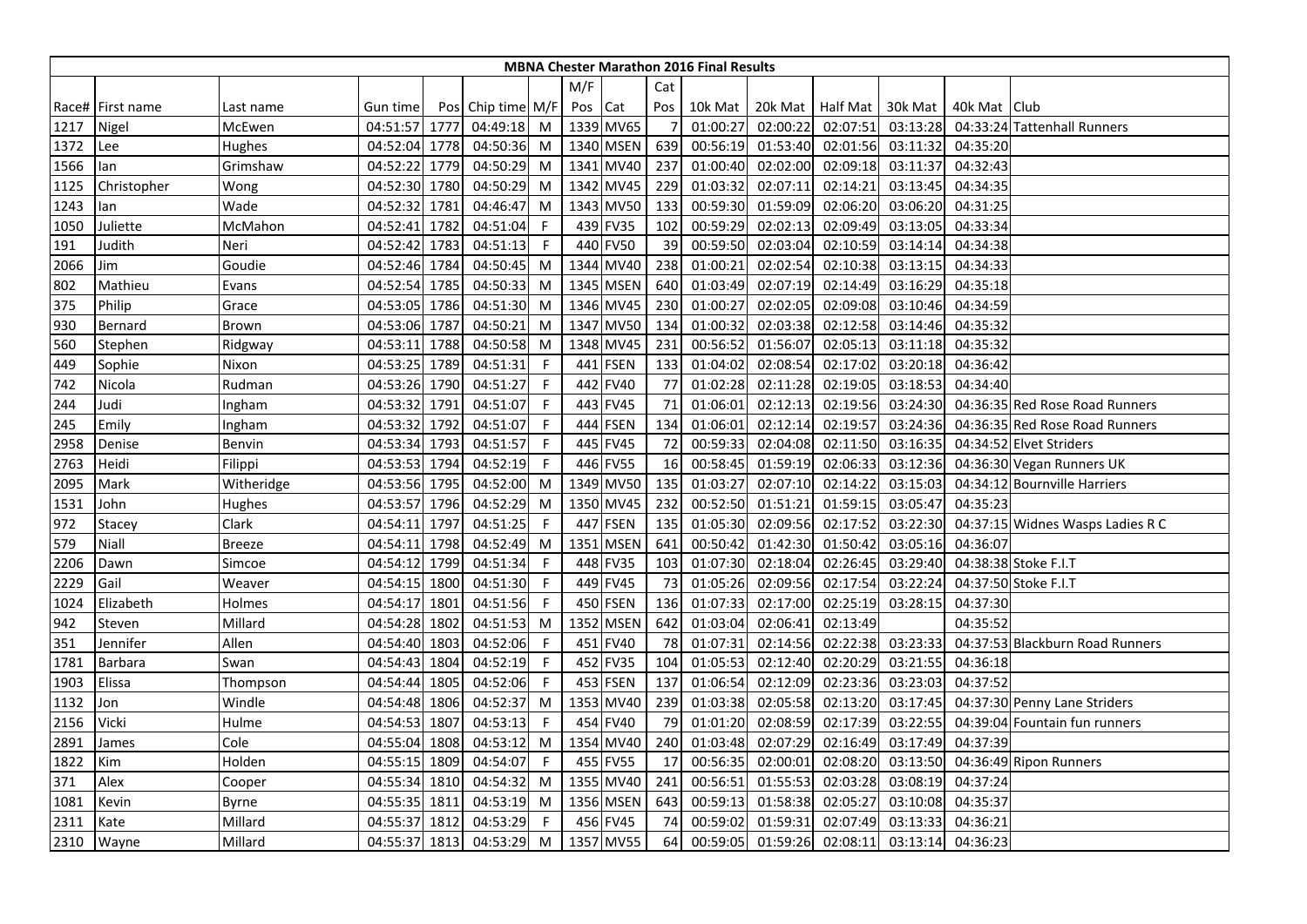## MBNA Chester Marathon 2016 Final Results

| Race# | First name | Last name | Gun time | Pos | Chip time | M/F | M/F Pos | Cat | Cat Pos | 10k Mat | 20k Mat | Half Mat | 30k Mat | 40k Mat | Club |
|---|---|---|---|---|---|---|---|---|---|---|---|---|---|---|---|
| 1217 | Nigel | McEwen | 04:51:57 | 1777 | 04:49:18 | M | 1339 | MV65 | 7 | 01:00:27 | 02:00:22 | 02:07:51 | 03:13:28 | 04:33:24 | Tattenhall Runners |
| 1372 | Lee | Hughes | 04:52:04 | 1778 | 04:50:36 | M | 1340 | MSEN | 639 | 00:56:19 | 01:53:40 | 02:01:56 | 03:11:32 | 04:35:20 | |
| 1566 | Ian | Grimshaw | 04:52:22 | 1779 | 04:50:29 | M | 1341 | MV40 | 237 | 01:00:40 | 02:02:00 | 02:09:18 | 03:11:37 | 04:32:43 | |
| 1125 | Christopher | Wong | 04:52:30 | 1780 | 04:50:29 | M | 1342 | MV45 | 229 | 01:03:32 | 02:07:11 | 02:14:21 | 03:13:45 | 04:34:35 | |
| 1243 | Ian | Wade | 04:52:32 | 1781 | 04:46:47 | M | 1343 | MV50 | 133 | 00:59:30 | 01:59:09 | 02:06:20 | 03:06:20 | 04:31:25 | |
| 1050 | Juliette | McMahon | 04:52:41 | 1782 | 04:51:04 | F | 439 | FV35 | 102 | 00:59:29 | 02:02:13 | 02:09:49 | 03:13:05 | 04:33:34 | |
| 191 | Judith | Neri | 04:52:42 | 1783 | 04:51:13 | F | 440 | FV50 | 39 | 00:59:50 | 02:03:04 | 02:10:59 | 03:14:14 | 04:34:38 | |
| 2066 | Jim | Goudie | 04:52:46 | 1784 | 04:50:45 | M | 1344 | MV40 | 238 | 01:00:21 | 02:02:54 | 02:10:38 | 03:13:15 | 04:34:33 | |
| 802 | Mathieu | Evans | 04:52:54 | 1785 | 04:50:33 | M | 1345 | MSEN | 640 | 01:03:49 | 02:07:19 | 02:14:49 | 03:16:29 | 04:35:18 | |
| 375 | Philip | Grace | 04:53:05 | 1786 | 04:51:30 | M | 1346 | MV45 | 230 | 01:00:27 | 02:02:05 | 02:09:08 | 03:10:46 | 04:34:59 | |
| 930 | Bernard | Brown | 04:53:06 | 1787 | 04:50:21 | M | 1347 | MV50 | 134 | 01:00:32 | 02:03:38 | 02:12:58 | 03:14:46 | 04:35:32 | |
| 560 | Stephen | Ridgway | 04:53:11 | 1788 | 04:50:58 | M | 1348 | MV45 | 231 | 00:56:52 | 01:56:07 | 02:05:13 | 03:11:18 | 04:35:32 | |
| 449 | Sophie | Nixon | 04:53:25 | 1789 | 04:51:31 | F | 441 | FSEN | 133 | 01:04:02 | 02:08:54 | 02:17:02 | 03:20:18 | 04:36:42 | |
| 742 | Nicola | Rudman | 04:53:26 | 1790 | 04:51:27 | F | 442 | FV40 | 77 | 01:02:28 | 02:11:28 | 02:19:05 | 03:18:53 | 04:34:40 | |
| 244 | Judi | Ingham | 04:53:32 | 1791 | 04:51:07 | F | 443 | FV45 | 71 | 01:06:01 | 02:12:13 | 02:19:56 | 03:24:30 | 04:36:35 | Red Rose Road Runners |
| 245 | Emily | Ingham | 04:53:32 | 1792 | 04:51:07 | F | 444 | FSEN | 134 | 01:06:01 | 02:12:14 | 02:19:57 | 03:24:36 | 04:36:35 | Red Rose Road Runners |
| 2958 | Denise | Benvin | 04:53:34 | 1793 | 04:51:57 | F | 445 | FV45 | 72 | 00:59:33 | 02:04:08 | 02:11:50 | 03:16:35 | 04:34:52 | Elvet Striders |
| 2763 | Heidi | Filippi | 04:53:53 | 1794 | 04:52:19 | F | 446 | FV55 | 16 | 00:58:45 | 01:59:19 | 02:06:33 | 03:12:36 | 04:36:30 | Vegan Runners UK |
| 2095 | Mark | Witheridge | 04:53:56 | 1795 | 04:52:00 | M | 1349 | MV50 | 135 | 01:03:27 | 02:07:10 | 02:14:22 | 03:15:03 | 04:34:12 | Bournville Harriers |
| 1531 | John | Hughes | 04:53:57 | 1796 | 04:52:29 | M | 1350 | MV45 | 232 | 00:52:50 | 01:51:21 | 01:59:15 | 03:05:47 | 04:35:23 | |
| 972 | Stacey | Clark | 04:54:11 | 1797 | 04:51:25 | F | 447 | FSEN | 135 | 01:05:30 | 02:09:56 | 02:17:52 | 03:22:30 | 04:37:15 | Widnes Wasps Ladies R C |
| 579 | Niall | Breeze | 04:54:11 | 1798 | 04:52:49 | M | 1351 | MSEN | 641 | 00:50:42 | 01:42:30 | 01:50:42 | 03:05:16 | 04:36:07 | |
| 2206 | Dawn | Simcoe | 04:54:12 | 1799 | 04:51:34 | F | 448 | FV35 | 103 | 01:07:30 | 02:18:04 | 02:26:45 | 03:29:40 | 04:38:38 | Stoke F.I.T |
| 2229 | Gail | Weaver | 04:54:15 | 1800 | 04:51:30 | F | 449 | FV45 | 73 | 01:05:26 | 02:09:56 | 02:17:54 | 03:22:24 | 04:37:50 | Stoke F.I.T |
| 1024 | Elizabeth | Holmes | 04:54:17 | 1801 | 04:51:56 | F | 450 | FSEN | 136 | 01:07:33 | 02:17:00 | 02:25:19 | 03:28:15 | 04:37:30 | |
| 942 | Steven | Millard | 04:54:28 | 1802 | 04:51:53 | M | 1352 | MSEN | 642 | 01:03:04 | 02:06:41 | 02:13:49 | | 04:35:52 | |
| 351 | Jennifer | Allen | 04:54:40 | 1803 | 04:52:06 | F | 451 | FV40 | 78 | 01:07:31 | 02:14:56 | 02:22:38 | 03:23:33 | 04:37:53 | Blackburn Road Runners |
| 1781 | Barbara | Swan | 04:54:43 | 1804 | 04:52:19 | F | 452 | FV35 | 104 | 01:05:53 | 02:12:40 | 02:20:29 | 03:21:55 | 04:36:18 | |
| 1903 | Elissa | Thompson | 04:54:44 | 1805 | 04:52:06 | F | 453 | FSEN | 137 | 01:06:54 | 02:12:09 | 02:23:36 | 03:23:03 | 04:37:52 | |
| 1132 | Jon | Windle | 04:54:48 | 1806 | 04:52:37 | M | 1353 | MV40 | 239 | 01:03:38 | 02:05:58 | 02:13:20 | 03:17:45 | 04:37:30 | Penny Lane Striders |
| 2156 | Vicki | Hulme | 04:54:53 | 1807 | 04:53:13 | F | 454 | FV40 | 79 | 01:01:20 | 02:08:59 | 02:17:39 | 03:22:55 | 04:39:04 | Fountain fun runners |
| 2891 | James | Cole | 04:55:04 | 1808 | 04:53:12 | M | 1354 | MV40 | 240 | 01:03:48 | 02:07:29 | 02:16:49 | 03:17:49 | 04:37:39 | |
| 1822 | Kim | Holden | 04:55:15 | 1809 | 04:54:07 | F | 455 | FV55 | 17 | 00:56:35 | 02:00:01 | 02:08:20 | 03:13:50 | 04:36:49 | Ripon Runners |
| 371 | Alex | Cooper | 04:55:34 | 1810 | 04:54:32 | M | 1355 | MV40 | 241 | 00:56:51 | 01:55:53 | 02:03:28 | 03:08:19 | 04:37:24 | |
| 1081 | Kevin | Byrne | 04:55:35 | 1811 | 04:53:19 | M | 1356 | MSEN | 643 | 00:59:13 | 01:58:38 | 02:05:27 | 03:10:08 | 04:35:37 | |
| 2311 | Kate | Millard | 04:55:37 | 1812 | 04:53:29 | F | 456 | FV45 | 74 | 00:59:02 | 01:59:31 | 02:07:49 | 03:13:33 | 04:36:21 | |
| 2310 | Wayne | Millard | 04:55:37 | 1813 | 04:53:29 | M | 1357 | MV55 | 64 | 00:59:05 | 01:59:26 | 02:08:11 | 03:13:14 | 04:36:23 | |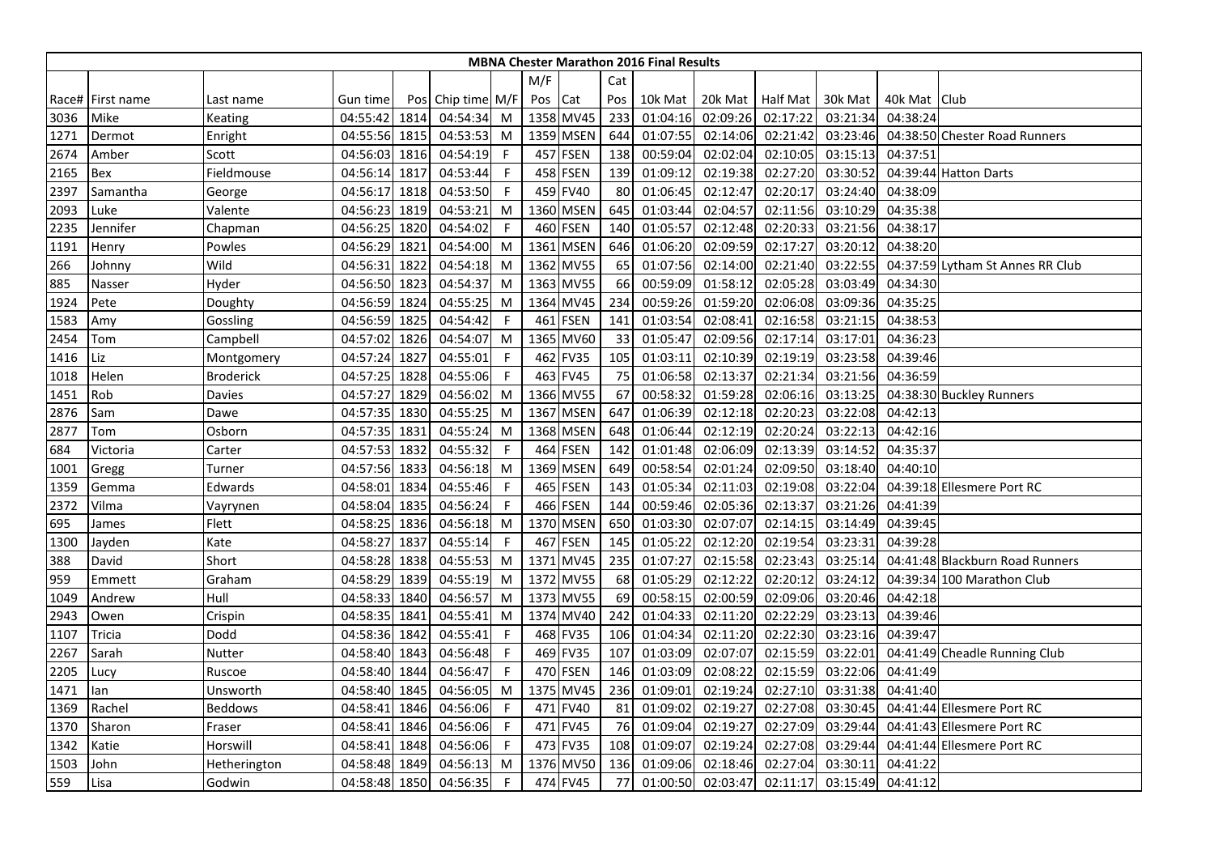**MBNA Chester Marathon 2016 Final Results**

| Race# | First name | Last name | Gun time | Pos | Chip time | M/F | M/F Pos | Cat | Cat Pos | 10k Mat | 20k Mat | Half Mat | 30k Mat | 40k Mat | Club |
|---|---|---|---|---|---|---|---|---|---|---|---|---|---|---|---|
| 3036 | Mike | Keating | 04:55:42 | 1814 | 04:54:34 | M | 1358 | MV45 | 233 | 01:04:16 | 02:09:26 | 02:17:22 | 03:21:34 | 04:38:24 | |
| 1271 | Dermot | Enright | 04:55:56 | 1815 | 04:53:53 | M | 1359 | MSEN | 644 | 01:07:55 | 02:14:06 | 02:21:42 | 03:23:46 | 04:38:50 | Chester Road Runners |
| 2674 | Amber | Scott | 04:56:03 | 1816 | 04:54:19 | F | 457 | FSEN | 138 | 00:59:04 | 02:02:04 | 02:10:05 | 03:15:13 | 04:37:51 | |
| 2165 | Bex | Fieldmouse | 04:56:14 | 1817 | 04:53:44 | F | 458 | FSEN | 139 | 01:09:12 | 02:19:38 | 02:27:20 | 03:30:52 | 04:39:44 | Hatton Darts |
| 2397 | Samantha | George | 04:56:17 | 1818 | 04:53:50 | F | 459 | FV40 | 80 | 01:06:45 | 02:12:47 | 02:20:17 | 03:24:40 | 04:38:09 | |
| 2093 | Luke | Valente | 04:56:23 | 1819 | 04:53:21 | M | 1360 | MSEN | 645 | 01:03:44 | 02:04:57 | 02:11:56 | 03:10:29 | 04:35:38 | |
| 2235 | Jennifer | Chapman | 04:56:25 | 1820 | 04:54:02 | F | 460 | FSEN | 140 | 01:05:57 | 02:12:48 | 02:20:33 | 03:21:56 | 04:38:17 | |
| 1191 | Henry | Powles | 04:56:29 | 1821 | 04:54:00 | M | 1361 | MSEN | 646 | 01:06:20 | 02:09:59 | 02:17:27 | 03:20:12 | 04:38:20 | |
| 266 | Johnny | Wild | 04:56:31 | 1822 | 04:54:18 | M | 1362 | MV55 | 65 | 01:07:56 | 02:14:00 | 02:21:40 | 03:22:55 | 04:37:59 | Lytham St Annes RR Club |
| 885 | Nasser | Hyder | 04:56:50 | 1823 | 04:54:37 | M | 1363 | MV55 | 66 | 00:59:09 | 01:58:12 | 02:05:28 | 03:03:49 | 04:34:30 | |
| 1924 | Pete | Doughty | 04:56:59 | 1824 | 04:55:25 | M | 1364 | MV45 | 234 | 00:59:26 | 01:59:20 | 02:06:08 | 03:09:36 | 04:35:25 | |
| 1583 | Amy | Gossling | 04:56:59 | 1825 | 04:54:42 | F | 461 | FSEN | 141 | 01:03:54 | 02:08:41 | 02:16:58 | 03:21:15 | 04:38:53 | |
| 2454 | Tom | Campbell | 04:57:02 | 1826 | 04:54:07 | M | 1365 | MV60 | 33 | 01:05:47 | 02:09:56 | 02:17:14 | 03:17:01 | 04:36:23 | |
| 1416 | Liz | Montgomery | 04:57:24 | 1827 | 04:55:01 | F | 462 | FV35 | 105 | 01:03:11 | 02:10:39 | 02:19:19 | 03:23:58 | 04:39:46 | |
| 1018 | Helen | Broderick | 04:57:25 | 1828 | 04:55:06 | F | 463 | FV45 | 75 | 01:06:58 | 02:13:37 | 02:21:34 | 03:21:56 | 04:36:59 | |
| 1451 | Rob | Davies | 04:57:27 | 1829 | 04:56:02 | M | 1366 | MV55 | 67 | 00:58:32 | 01:59:28 | 02:06:16 | 03:13:25 | 04:38:30 | Buckley Runners |
| 2876 | Sam | Dawe | 04:57:35 | 1830 | 04:55:25 | M | 1367 | MSEN | 647 | 01:06:39 | 02:12:18 | 02:20:23 | 03:22:08 | 04:42:13 | |
| 2877 | Tom | Osborn | 04:57:35 | 1831 | 04:55:24 | M | 1368 | MSEN | 648 | 01:06:44 | 02:12:19 | 02:20:24 | 03:22:13 | 04:42:16 | |
| 684 | Victoria | Carter | 04:57:53 | 1832 | 04:55:32 | F | 464 | FSEN | 142 | 01:01:48 | 02:06:09 | 02:13:39 | 03:14:52 | 04:35:37 | |
| 1001 | Gregg | Turner | 04:57:56 | 1833 | 04:56:18 | M | 1369 | MSEN | 649 | 00:58:54 | 02:01:24 | 02:09:50 | 03:18:40 | 04:40:10 | |
| 1359 | Gemma | Edwards | 04:58:01 | 1834 | 04:55:46 | F | 465 | FSEN | 143 | 01:05:34 | 02:11:03 | 02:19:08 | 03:22:04 | 04:39:18 | Ellesmere Port RC |
| 2372 | Vilma | Vayrynen | 04:58:04 | 1835 | 04:56:24 | F | 466 | FSEN | 144 | 00:59:46 | 02:05:36 | 02:13:37 | 03:21:26 | 04:41:39 | |
| 695 | James | Flett | 04:58:25 | 1836 | 04:56:18 | M | 1370 | MSEN | 650 | 01:03:30 | 02:07:07 | 02:14:15 | 03:14:49 | 04:39:45 | |
| 1300 | Jayden | Kate | 04:58:27 | 1837 | 04:55:14 | F | 467 | FSEN | 145 | 01:05:22 | 02:12:20 | 02:19:54 | 03:23:31 | 04:39:28 | |
| 388 | David | Short | 04:58:28 | 1838 | 04:55:53 | M | 1371 | MV45 | 235 | 01:07:27 | 02:15:58 | 02:23:43 | 03:25:14 | 04:41:48 | Blackburn Road Runners |
| 959 | Emmett | Graham | 04:58:29 | 1839 | 04:55:19 | M | 1372 | MV55 | 68 | 01:05:29 | 02:12:22 | 02:20:12 | 03:24:12 | 04:39:34 | 100 Marathon Club |
| 1049 | Andrew | Hull | 04:58:33 | 1840 | 04:56:57 | M | 1373 | MV55 | 69 | 00:58:15 | 02:00:59 | 02:09:06 | 03:20:46 | 04:42:18 | |
| 2943 | Owen | Crispin | 04:58:35 | 1841 | 04:55:41 | M | 1374 | MV40 | 242 | 01:04:33 | 02:11:20 | 02:22:29 | 03:23:13 | 04:39:46 | |
| 1107 | Tricia | Dodd | 04:58:36 | 1842 | 04:55:41 | F | 468 | FV35 | 106 | 01:04:34 | 02:11:20 | 02:22:30 | 03:23:16 | 04:39:47 | |
| 2267 | Sarah | Nutter | 04:58:40 | 1843 | 04:56:48 | F | 469 | FV35 | 107 | 01:03:09 | 02:07:07 | 02:15:59 | 03:22:01 | 04:41:49 | Cheadle Running Club |
| 2205 | Lucy | Ruscoe | 04:58:40 | 1844 | 04:56:47 | F | 470 | FSEN | 146 | 01:03:09 | 02:08:22 | 02:15:59 | 03:22:06 | 04:41:49 | |
| 1471 | Ian | Unsworth | 04:58:40 | 1845 | 04:56:05 | M | 1375 | MV45 | 236 | 01:09:01 | 02:19:24 | 02:27:10 | 03:31:38 | 04:41:40 | |
| 1369 | Rachel | Beddows | 04:58:41 | 1846 | 04:56:06 | F | 471 | FV40 | 81 | 01:09:02 | 02:19:27 | 02:27:08 | 03:30:45 | 04:41:44 | Ellesmere Port RC |
| 1370 | Sharon | Fraser | 04:58:41 | 1846 | 04:56:06 | F | 471 | FV45 | 76 | 01:09:04 | 02:19:27 | 02:27:09 | 03:29:44 | 04:41:43 | Ellesmere Port RC |
| 1342 | Katie | Horswill | 04:58:41 | 1848 | 04:56:06 | F | 473 | FV35 | 108 | 01:09:07 | 02:19:24 | 02:27:08 | 03:29:44 | 04:41:44 | Ellesmere Port RC |
| 1503 | John | Hetherington | 04:58:48 | 1849 | 04:56:13 | M | 1376 | MV50 | 136 | 01:09:06 | 02:18:46 | 02:27:04 | 03:30:11 | 04:41:22 | |
| 559 | Lisa | Godwin | 04:58:48 | 1850 | 04:56:35 | F | 474 | FV45 | 77 | 01:00:50 | 02:03:47 | 02:11:17 | 03:15:49 | 04:41:12 | |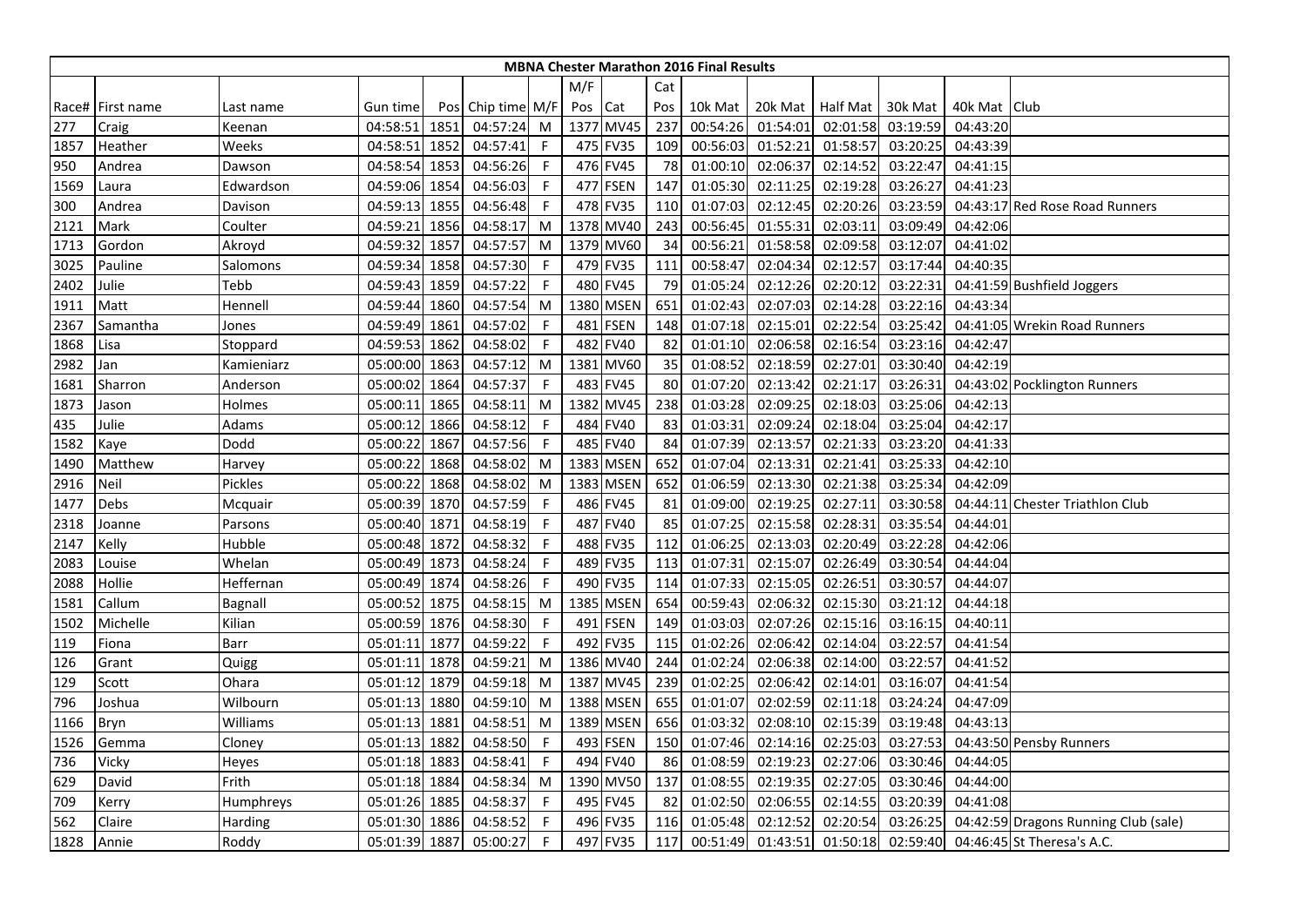| MBNA Chester Marathon 2016 Final Results | | | | | | | | | | | | | | | | |
|---|---|---|---|---|---|---|---|---|---|---|---|---|---|---|---|---|
| | | | | | | | M/F | | Cat | | | | | | | |
| Race# | First name | Last name | Gun time | Pos | Chip time | M/F | Pos | Cat | Pos | 10k Mat | 20k Mat | Half Mat | 30k Mat | 40k Mat | Club |
| 277 | Craig | Keenan | 04:58:51 | 1851 | 04:57:24 | M | 1377 | MV45 | 237 | 00:54:26 | 01:54:01 | 02:01:58 | 03:19:59 | 04:43:20 | |
| 1857 | Heather | Weeks | 04:58:51 | 1852 | 04:57:41 | F | 475 | FV35 | 109 | 00:56:03 | 01:52:21 | 01:58:57 | 03:20:25 | 04:43:39 | |
| 950 | Andrea | Dawson | 04:58:54 | 1853 | 04:56:26 | F | 476 | FV45 | 78 | 01:00:10 | 02:06:37 | 02:14:52 | 03:22:47 | 04:41:15 | |
| 1569 | Laura | Edwardson | 04:59:06 | 1854 | 04:56:03 | F | 477 | FSEN | 147 | 01:05:30 | 02:11:25 | 02:19:28 | 03:26:27 | 04:41:23 | |
| 300 | Andrea | Davison | 04:59:13 | 1855 | 04:56:48 | F | 478 | FV35 | 110 | 01:07:03 | 02:12:45 | 02:20:26 | 03:23:59 | 04:43:17 | Red Rose Road Runners |
| 2121 | Mark | Coulter | 04:59:21 | 1856 | 04:58:17 | M | 1378 | MV40 | 243 | 00:56:45 | 01:55:31 | 02:03:11 | 03:09:49 | 04:42:06 | |
| 1713 | Gordon | Akroyd | 04:59:32 | 1857 | 04:57:57 | M | 1379 | MV60 | 34 | 00:56:21 | 01:58:58 | 02:09:58 | 03:12:07 | 04:41:02 | |
| 3025 | Pauline | Salomons | 04:59:34 | 1858 | 04:57:30 | F | 479 | FV35 | 111 | 00:58:47 | 02:04:34 | 02:12:57 | 03:17:44 | 04:40:35 | |
| 2402 | Julie | Tebb | 04:59:43 | 1859 | 04:57:22 | F | 480 | FV45 | 79 | 01:05:24 | 02:12:26 | 02:20:12 | 03:22:31 | 04:41:59 | Bushfield Joggers |
| 1911 | Matt | Hennell | 04:59:44 | 1860 | 04:57:54 | M | 1380 | MSEN | 651 | 01:02:43 | 02:07:03 | 02:14:28 | 03:22:16 | 04:43:34 | |
| 2367 | Samantha | Jones | 04:59:49 | 1861 | 04:57:02 | F | 481 | FSEN | 148 | 01:07:18 | 02:15:01 | 02:22:54 | 03:25:42 | 04:41:05 | Wrekin Road Runners |
| 1868 | Lisa | Stoppard | 04:59:53 | 1862 | 04:58:02 | F | 482 | FV40 | 82 | 01:01:10 | 02:06:58 | 02:16:54 | 03:23:16 | 04:42:47 | |
| 2982 | Jan | Kamieniarz | 05:00:00 | 1863 | 04:57:12 | M | 1381 | MV60 | 35 | 01:08:52 | 02:18:59 | 02:27:01 | 03:30:40 | 04:42:19 | |
| 1681 | Sharron | Anderson | 05:00:02 | 1864 | 04:57:37 | F | 483 | FV45 | 80 | 01:07:20 | 02:13:42 | 02:21:17 | 03:26:31 | 04:43:02 | Pocklington Runners |
| 1873 | Jason | Holmes | 05:00:11 | 1865 | 04:58:11 | M | 1382 | MV45 | 238 | 01:03:28 | 02:09:25 | 02:18:03 | 03:25:06 | 04:42:13 | |
| 435 | Julie | Adams | 05:00:12 | 1866 | 04:58:12 | F | 484 | FV40 | 83 | 01:03:31 | 02:09:24 | 02:18:04 | 03:25:04 | 04:42:17 | |
| 1582 | Kaye | Dodd | 05:00:22 | 1867 | 04:57:56 | F | 485 | FV40 | 84 | 01:07:39 | 02:13:57 | 02:21:33 | 03:23:20 | 04:41:33 | |
| 1490 | Matthew | Harvey | 05:00:22 | 1868 | 04:58:02 | M | 1383 | MSEN | 652 | 01:07:04 | 02:13:31 | 02:21:41 | 03:25:33 | 04:42:10 | |
| 2916 | Neil | Pickles | 05:00:22 | 1868 | 04:58:02 | M | 1383 | MSEN | 652 | 01:06:59 | 02:13:30 | 02:21:38 | 03:25:34 | 04:42:09 | |
| 1477 | Debs | Mcquair | 05:00:39 | 1870 | 04:57:59 | F | 486 | FV45 | 81 | 01:09:00 | 02:19:25 | 02:27:11 | 03:30:58 | 04:44:11 | Chester Triathlon Club |
| 2318 | Joanne | Parsons | 05:00:40 | 1871 | 04:58:19 | F | 487 | FV40 | 85 | 01:07:25 | 02:15:58 | 02:28:31 | 03:35:54 | 04:44:01 | |
| 2147 | Kelly | Hubble | 05:00:48 | 1872 | 04:58:32 | F | 488 | FV35 | 112 | 01:06:25 | 02:13:03 | 02:20:49 | 03:22:28 | 04:42:06 | |
| 2083 | Louise | Whelan | 05:00:49 | 1873 | 04:58:24 | F | 489 | FV35 | 113 | 01:07:31 | 02:15:07 | 02:26:49 | 03:30:54 | 04:44:04 | |
| 2088 | Hollie | Heffernan | 05:00:49 | 1874 | 04:58:26 | F | 490 | FV35 | 114 | 01:07:33 | 02:15:05 | 02:26:51 | 03:30:57 | 04:44:07 | |
| 1581 | Callum | Bagnall | 05:00:52 | 1875 | 04:58:15 | M | 1385 | MSEN | 654 | 00:59:43 | 02:06:32 | 02:15:30 | 03:21:12 | 04:44:18 | |
| 1502 | Michelle | Kilian | 05:00:59 | 1876 | 04:58:30 | F | 491 | FSEN | 149 | 01:03:03 | 02:07:26 | 02:15:16 | 03:16:15 | 04:40:11 | |
| 119 | Fiona | Barr | 05:01:11 | 1877 | 04:59:22 | F | 492 | FV35 | 115 | 01:02:26 | 02:06:42 | 02:14:04 | 03:22:57 | 04:41:54 | |
| 126 | Grant | Quigg | 05:01:11 | 1878 | 04:59:21 | M | 1386 | MV40 | 244 | 01:02:24 | 02:06:38 | 02:14:00 | 03:22:57 | 04:41:52 | |
| 129 | Scott | Ohara | 05:01:12 | 1879 | 04:59:18 | M | 1387 | MV45 | 239 | 01:02:25 | 02:06:42 | 02:14:01 | 03:16:07 | 04:41:54 | |
| 796 | Joshua | Wilbourn | 05:01:13 | 1880 | 04:59:10 | M | 1388 | MSEN | 655 | 01:01:07 | 02:02:59 | 02:11:18 | 03:24:24 | 04:47:09 | |
| 1166 | Bryn | Williams | 05:01:13 | 1881 | 04:58:51 | M | 1389 | MSEN | 656 | 01:03:32 | 02:08:10 | 02:15:39 | 03:19:48 | 04:43:13 | |
| 1526 | Gemma | Cloney | 05:01:13 | 1882 | 04:58:50 | F | 493 | FSEN | 150 | 01:07:46 | 02:14:16 | 02:25:03 | 03:27:53 | 04:43:50 | Pensby Runners |
| 736 | Vicky | Heyes | 05:01:18 | 1883 | 04:58:41 | F | 494 | FV40 | 86 | 01:08:59 | 02:19:23 | 02:27:06 | 03:30:46 | 04:44:05 | |
| 629 | David | Frith | 05:01:18 | 1884 | 04:58:34 | M | 1390 | MV50 | 137 | 01:08:55 | 02:19:35 | 02:27:05 | 03:30:46 | 04:44:00 | |
| 709 | Kerry | Humphreys | 05:01:26 | 1885 | 04:58:37 | F | 495 | FV45 | 82 | 01:02:50 | 02:06:55 | 02:14:55 | 03:20:39 | 04:41:08 | |
| 562 | Claire | Harding | 05:01:30 | 1886 | 04:58:52 | F | 496 | FV35 | 116 | 01:05:48 | 02:12:52 | 02:20:54 | 03:26:25 | 04:42:59 | Dragons Running Club (sale) |
| 1828 | Annie | Roddy | 05:01:39 | 1887 | 05:00:27 | F | 497 | FV35 | 117 | 00:51:49 | 01:43:51 | 01:50:18 | 02:59:40 | 04:46:45 | St Theresa's A.C. |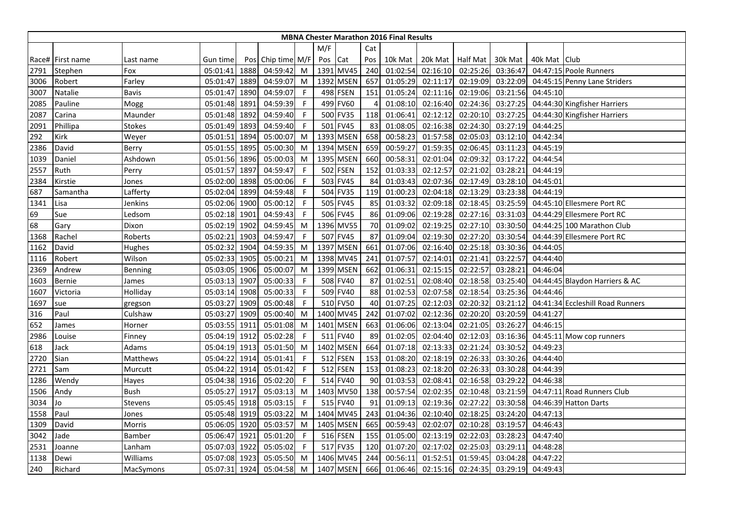| MBNA Chester Marathon 2016 Final Results | | | | | | | | | | | | | | | | | |
|---|---|---|---|---|---|---|---|---|---|---|---|---|---|---|---|---|---|
| | | | | | | | M/F | | Cat | | | | | | | |
| Race# | First name | Last name | Gun time | Pos | Chip time | M/F | Pos | Cat | Pos | 10k Mat | 20k Mat | Half Mat | 30k Mat | 40k Mat | Club |
| 2791 | Stephen | Fox | 05:01:41 | 1888 | 04:59:42 | M | 1391 | MV45 | 240 | 01:02:54 | 02:16:10 | 02:25:26 | 03:36:47 | 04:47:15 | Poole Runners |
| 3006 | Robert | Farley | 05:01:47 | 1889 | 04:59:07 | M | 1392 | MSEN | 657 | 01:05:29 | 02:11:17 | 02:19:09 | 03:22:09 | 04:45:15 | Penny Lane Striders |
| 3007 | Natalie | Bavis | 05:01:47 | 1890 | 04:59:07 | F | 498 | FSEN | 151 | 01:05:24 | 02:11:16 | 02:19:06 | 03:21:56 | 04:45:10 | |
| 2085 | Pauline | Mogg | 05:01:48 | 1891 | 04:59:39 | F | 499 | FV60 | 4 | 01:08:10 | 02:16:40 | 02:24:36 | 03:27:25 | 04:44:30 | Kingfisher Harriers |
| 2087 | Carina | Maunder | 05:01:48 | 1892 | 04:59:40 | F | 500 | FV35 | 118 | 01:06:41 | 02:12:12 | 02:20:10 | 03:27:25 | 04:44:30 | Kingfisher Harriers |
| 2091 | Phillipa | Stokes | 05:01:49 | 1893 | 04:59:40 | F | 501 | FV45 | 83 | 01:08:05 | 02:16:38 | 02:24:30 | 03:27:19 | 04:44:25 | |
| 292 | Kirk | Weyer | 05:01:51 | 1894 | 05:00:07 | M | 1393 | MSEN | 658 | 00:58:23 | 01:57:58 | 02:05:03 | 03:12:10 | 04:42:34 | |
| 2386 | David | Berry | 05:01:55 | 1895 | 05:00:30 | M | 1394 | MSEN | 659 | 00:59:27 | 01:59:35 | 02:06:45 | 03:11:23 | 04:45:19 | |
| 1039 | Daniel | Ashdown | 05:01:56 | 1896 | 05:00:03 | M | 1395 | MSEN | 660 | 00:58:31 | 02:01:04 | 02:09:32 | 03:17:22 | 04:44:54 | |
| 2557 | Ruth | Perry | 05:01:57 | 1897 | 04:59:47 | F | 502 | FSEN | 152 | 01:03:33 | 02:12:57 | 02:21:02 | 03:28:21 | 04:44:19 | |
| 2384 | Kirstie | Jones | 05:02:00 | 1898 | 05:00:06 | F | 503 | FV45 | 84 | 01:03:43 | 02:07:36 | 02:17:49 | 03:28:10 | 04:45:01 | |
| 687 | Samantha | Lafferty | 05:02:04 | 1899 | 04:59:48 | F | 504 | FV35 | 119 | 01:00:23 | 02:04:18 | 02:13:29 | 03:23:38 | 04:44:19 | |
| 1341 | Lisa | Jenkins | 05:02:06 | 1900 | 05:00:12 | F | 505 | FV45 | 85 | 01:03:32 | 02:09:18 | 02:18:45 | 03:25:59 | 04:45:10 | Ellesmere Port RC |
| 69 | Sue | Ledsom | 05:02:18 | 1901 | 04:59:43 | F | 506 | FV45 | 86 | 01:09:06 | 02:19:28 | 02:27:16 | 03:31:03 | 04:44:29 | Ellesmere Port RC |
| 68 | Gary | Dixon | 05:02:19 | 1902 | 04:59:45 | M | 1396 | MV55 | 70 | 01:09:02 | 02:19:25 | 02:27:10 | 03:30:50 | 04:44:25 | 100 Marathon Club |
| 1368 | Rachel | Roberts | 05:02:21 | 1903 | 04:59:47 | F | 507 | FV45 | 87 | 01:09:04 | 02:19:30 | 02:27:20 | 03:30:54 | 04:44:39 | Ellesmere Port RC |
| 1162 | David | Hughes | 05:02:32 | 1904 | 04:59:35 | M | 1397 | MSEN | 661 | 01:07:06 | 02:16:40 | 02:25:18 | 03:30:36 | 04:44:05 | |
| 1116 | Robert | Wilson | 05:02:33 | 1905 | 05:00:21 | M | 1398 | MV45 | 241 | 01:07:57 | 02:14:01 | 02:21:41 | 03:22:57 | 04:44:40 | |
| 2369 | Andrew | Benning | 05:03:05 | 1906 | 05:00:07 | M | 1399 | MSEN | 662 | 01:06:31 | 02:15:15 | 02:22:57 | 03:28:21 | 04:46:04 | |
| 1603 | Bernie | James | 05:03:13 | 1907 | 05:00:33 | F | 508 | FV40 | 87 | 01:02:51 | 02:08:40 | 02:18:58 | 03:25:40 | 04:44:45 | Blaydon Harriers & AC |
| 1607 | Victoria | Holliday | 05:03:14 | 1908 | 05:00:33 | F | 509 | FV40 | 88 | 01:02:53 | 02:07:58 | 02:18:54 | 03:25:36 | 04:44:46 | |
| 1697 | sue | gregson | 05:03:27 | 1909 | 05:00:48 | F | 510 | FV50 | 40 | 01:07:25 | 02:12:03 | 02:20:32 | 03:21:12 | 04:41:34 | Eccleshill Road Runners |
| 316 | Paul | Culshaw | 05:03:27 | 1909 | 05:00:40 | M | 1400 | MV45 | 242 | 01:07:02 | 02:12:36 | 02:20:20 | 03:20:59 | 04:41:27 | |
| 652 | James | Horner | 05:03:55 | 1911 | 05:01:08 | M | 1401 | MSEN | 663 | 01:06:06 | 02:13:04 | 02:21:05 | 03:26:27 | 04:46:15 | |
| 2986 | Louise | Finney | 05:04:19 | 1912 | 05:02:28 | F | 511 | FV40 | 89 | 01:02:05 | 02:04:40 | 02:12:03 | 03:16:36 | 04:45:11 | Mow cop runners |
| 618 | Jack | Adams | 05:04:19 | 1913 | 05:01:50 | M | 1402 | MSEN | 664 | 01:07:18 | 02:13:33 | 02:21:24 | 03:30:52 | 04:49:23 | |
| 2720 | Sian | Matthews | 05:04:22 | 1914 | 05:01:41 | F | 512 | FSEN | 153 | 01:08:20 | 02:18:19 | 02:26:33 | 03:30:26 | 04:44:40 | |
| 2721 | Sam | Murcutt | 05:04:22 | 1914 | 05:01:42 | F | 512 | FSEN | 153 | 01:08:23 | 02:18:20 | 02:26:33 | 03:30:28 | 04:44:39 | |
| 1286 | Wendy | Hayes | 05:04:38 | 1916 | 05:02:20 | F | 514 | FV40 | 90 | 01:03:53 | 02:08:41 | 02:16:58 | 03:29:22 | 04:46:38 | |
| 1506 | Andy | Bush | 05:05:27 | 1917 | 05:03:13 | M | 1403 | MV50 | 138 | 00:57:54 | 02:02:35 | 02:10:48 | 03:21:59 | 04:47:11 | Road Runners Club |
| 3034 | Jo | Stevens | 05:05:45 | 1918 | 05:03:15 | F | 515 | FV40 | 91 | 01:09:13 | 02:19:36 | 02:27:22 | 03:30:58 | 04:46:39 | Hatton Darts |
| 1558 | Paul | Jones | 05:05:48 | 1919 | 05:03:22 | M | 1404 | MV45 | 243 | 01:04:36 | 02:10:40 | 02:18:25 | 03:24:20 | 04:47:13 | |
| 1309 | David | Morris | 05:06:05 | 1920 | 05:03:57 | M | 1405 | MSEN | 665 | 00:59:43 | 02:02:07 | 02:10:28 | 03:19:57 | 04:46:43 | |
| 3042 | Jade | Bamber | 05:06:47 | 1921 | 05:01:20 | F | 516 | FSEN | 155 | 01:05:00 | 02:13:19 | 02:22:03 | 03:28:23 | 04:47:40 | |
| 2531 | Joanne | Lanham | 05:07:03 | 1922 | 05:05:02 | F | 517 | FV35 | 120 | 01:07:20 | 02:17:02 | 02:25:03 | 03:29:11 | 04:48:28 | |
| 1138 | Dewi | Williams | 05:07:08 | 1923 | 05:05:50 | M | 1406 | MV45 | 244 | 00:56:11 | 01:52:51 | 01:59:45 | 03:04:28 | 04:47:22 | |
| 240 | Richard | MacSymons | 05:07:31 | 1924 | 05:04:58 | M | 1407 | MSEN | 666 | 01:06:46 | 02:15:16 | 02:24:35 | 03:29:19 | 04:49:43 | |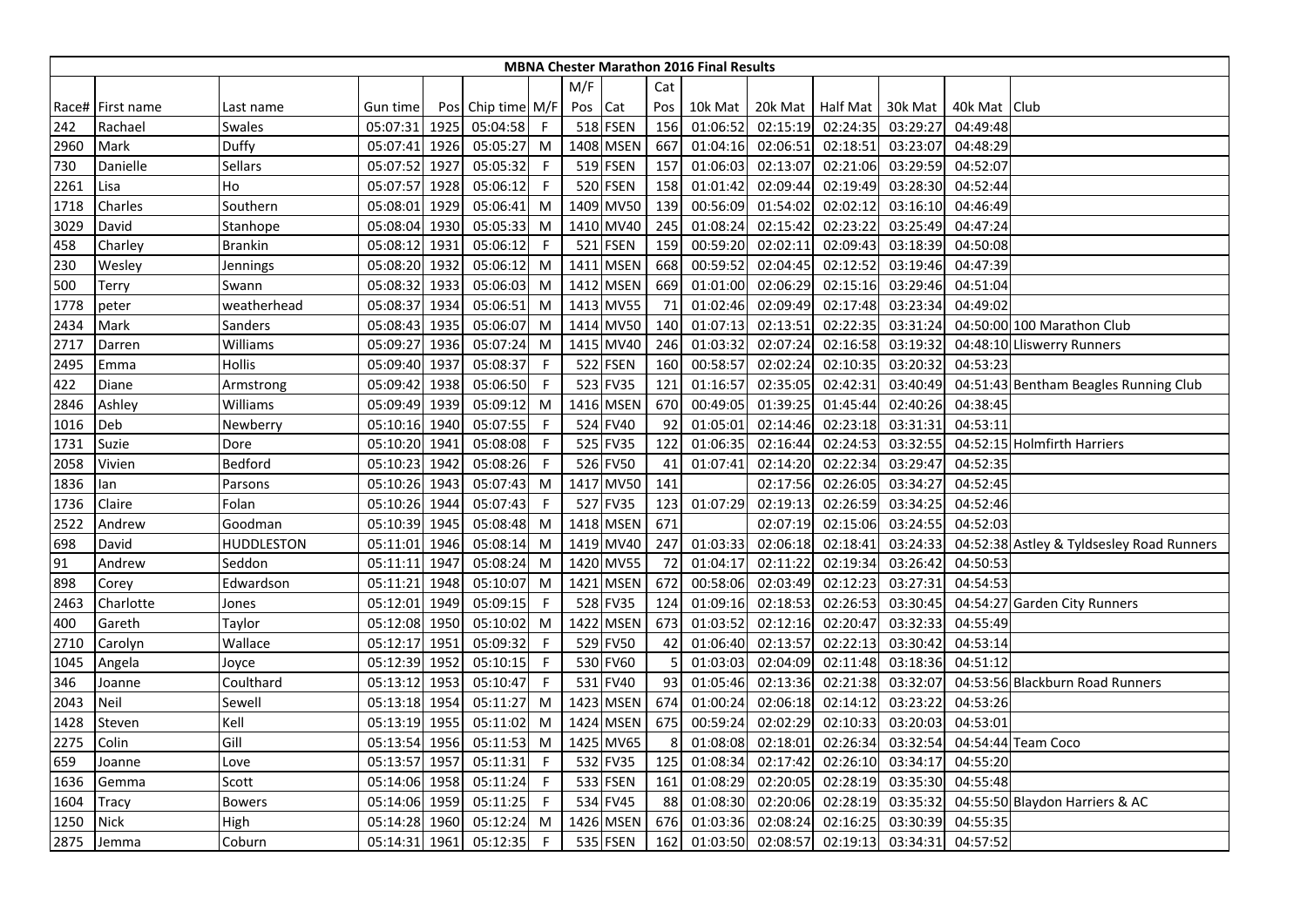# MBNA Chester Marathon 2016 Final Results

| Race# | First name | Last name | Gun time | Pos | Chip time | M/F | M/F Pos | Cat | Cat Pos | 10k Mat | 20k Mat | Half Mat | 30k Mat | 40k Mat | Club |
|---|---|---|---|---|---|---|---|---|---|---|---|---|---|---|---|
| 242 | Rachael | Swales | 05:07:31 | 1925 | 05:04:58 | F | 518 | FSEN | 156 | 01:06:52 | 02:15:19 | 02:24:35 | 03:29:27 | 04:49:48 | |
| 2960 | Mark | Duffy | 05:07:41 | 1926 | 05:05:27 | M | 1408 | MSEN | 667 | 01:04:16 | 02:06:51 | 02:18:51 | 03:23:07 | 04:48:29 | |
| 730 | Danielle | Sellars | 05:07:52 | 1927 | 05:05:32 | F | 519 | FSEN | 157 | 01:06:03 | 02:13:07 | 02:21:06 | 03:29:59 | 04:52:07 | |
| 2261 | Lisa | Ho | 05:07:57 | 1928 | 05:06:12 | F | 520 | FSEN | 158 | 01:01:42 | 02:09:44 | 02:19:49 | 03:28:30 | 04:52:44 | |
| 1718 | Charles | Southern | 05:08:01 | 1929 | 05:06:41 | M | 1409 | MV50 | 139 | 00:56:09 | 01:54:02 | 02:02:12 | 03:16:10 | 04:46:49 | |
| 3029 | David | Stanhope | 05:08:04 | 1930 | 05:05:33 | M | 1410 | MV40 | 245 | 01:08:24 | 02:15:42 | 02:23:22 | 03:25:49 | 04:47:24 | |
| 458 | Charley | Brankin | 05:08:12 | 1931 | 05:06:12 | F | 521 | FSEN | 159 | 00:59:20 | 02:02:11 | 02:09:43 | 03:18:39 | 04:50:08 | |
| 230 | Wesley | Jennings | 05:08:20 | 1932 | 05:06:12 | M | 1411 | MSEN | 668 | 00:59:52 | 02:04:45 | 02:12:52 | 03:19:46 | 04:47:39 | |
| 500 | Terry | Swann | 05:08:32 | 1933 | 05:06:03 | M | 1412 | MSEN | 669 | 01:01:00 | 02:06:29 | 02:15:16 | 03:29:46 | 04:51:04 | |
| 1778 | peter | weatherhead | 05:08:37 | 1934 | 05:06:51 | M | 1413 | MV55 | 71 | 01:02:46 | 02:09:49 | 02:17:48 | 03:23:34 | 04:49:02 | |
| 2434 | Mark | Sanders | 05:08:43 | 1935 | 05:06:07 | M | 1414 | MV50 | 140 | 01:07:13 | 02:13:51 | 02:22:35 | 03:31:24 | 04:50:00 | 100 Marathon Club |
| 2717 | Darren | Williams | 05:09:27 | 1936 | 05:07:24 | M | 1415 | MV40 | 246 | 01:03:32 | 02:07:24 | 02:16:58 | 03:19:32 | 04:48:10 | Lliswerry Runners |
| 2495 | Emma | Hollis | 05:09:40 | 1937 | 05:08:37 | F | 522 | FSEN | 160 | 00:58:57 | 02:02:24 | 02:10:35 | 03:20:32 | 04:53:23 | |
| 422 | Diane | Armstrong | 05:09:42 | 1938 | 05:06:50 | F | 523 | FV35 | 121 | 01:16:57 | 02:35:05 | 02:42:31 | 03:40:49 | 04:51:43 | Bentham Beagles Running Club |
| 2846 | Ashley | Williams | 05:09:49 | 1939 | 05:09:12 | M | 1416 | MSEN | 670 | 00:49:05 | 01:39:25 | 01:45:44 | 02:40:26 | 04:38:45 | |
| 1016 | Deb | Newberry | 05:10:16 | 1940 | 05:07:55 | F | 524 | FV40 | 92 | 01:05:01 | 02:14:46 | 02:23:18 | 03:31:31 | 04:53:11 | |
| 1731 | Suzie | Dore | 05:10:20 | 1941 | 05:08:08 | F | 525 | FV35 | 122 | 01:06:35 | 02:16:44 | 02:24:53 | 03:32:55 | 04:52:15 | Holmfirth Harriers |
| 2058 | Vivien | Bedford | 05:10:23 | 1942 | 05:08:26 | F | 526 | FV50 | 41 | 01:07:41 | 02:14:20 | 02:22:34 | 03:29:47 | 04:52:35 | |
| 1836 | Ian | Parsons | 05:10:26 | 1943 | 05:07:43 | M | 1417 | MV50 | 141 | | 02:17:56 | 02:26:05 | 03:34:27 | 04:52:45 | |
| 1736 | Claire | Folan | 05:10:26 | 1944 | 05:07:43 | F | 527 | FV35 | 123 | 01:07:29 | 02:19:13 | 02:26:59 | 03:34:25 | 04:52:46 | |
| 2522 | Andrew | Goodman | 05:10:39 | 1945 | 05:08:48 | M | 1418 | MSEN | 671 | | 02:07:19 | 02:15:06 | 03:24:55 | 04:52:03 | |
| 698 | David | HUDDLESTON | 05:11:01 | 1946 | 05:08:14 | M | 1419 | MV40 | 247 | 01:03:33 | 02:06:18 | 02:18:41 | 03:24:33 | 04:52:38 | Astley & Tyldesley Road Runners |
| 91 | Andrew | Seddon | 05:11:11 | 1947 | 05:08:24 | M | 1420 | MV55 | 72 | 01:04:17 | 02:11:22 | 02:19:34 | 03:26:42 | 04:50:53 | |
| 898 | Corey | Edwardson | 05:11:21 | 1948 | 05:10:07 | M | 1421 | MSEN | 672 | 00:58:06 | 02:03:49 | 02:12:23 | 03:27:31 | 04:54:53 | |
| 2463 | Charlotte | Jones | 05:12:01 | 1949 | 05:09:15 | F | 528 | FV35 | 124 | 01:09:16 | 02:18:53 | 02:26:53 | 03:30:45 | 04:54:27 | Garden City Runners |
| 400 | Gareth | Taylor | 05:12:08 | 1950 | 05:10:02 | M | 1422 | MSEN | 673 | 01:03:52 | 02:12:16 | 02:20:47 | 03:32:33 | 04:55:49 | |
| 2710 | Carolyn | Wallace | 05:12:17 | 1951 | 05:09:32 | F | 529 | FV50 | 42 | 01:06:40 | 02:13:57 | 02:22:13 | 03:30:42 | 04:53:14 | |
| 1045 | Angela | Joyce | 05:12:39 | 1952 | 05:10:15 | F | 530 | FV60 | 5 | 01:03:03 | 02:04:09 | 02:11:48 | 03:18:36 | 04:51:12 | |
| 346 | Joanne | Coulthard | 05:13:12 | 1953 | 05:10:47 | F | 531 | FV40 | 93 | 01:05:46 | 02:13:36 | 02:21:38 | 03:32:07 | 04:53:56 | Blackburn Road Runners |
| 2043 | Neil | Sewell | 05:13:18 | 1954 | 05:11:27 | M | 1423 | MSEN | 674 | 01:00:24 | 02:06:18 | 02:14:12 | 03:23:22 | 04:53:26 | |
| 1428 | Steven | Kell | 05:13:19 | 1955 | 05:11:02 | M | 1424 | MSEN | 675 | 00:59:24 | 02:02:29 | 02:10:33 | 03:20:03 | 04:53:01 | |
| 2275 | Colin | Gill | 05:13:54 | 1956 | 05:11:53 | M | 1425 | MV65 | 8 | 01:08:08 | 02:18:01 | 02:26:34 | 03:32:54 | 04:54:44 | Team Coco |
| 659 | Joanne | Love | 05:13:57 | 1957 | 05:11:31 | F | 532 | FV35 | 125 | 01:08:34 | 02:17:42 | 02:26:10 | 03:34:17 | 04:55:20 | |
| 1636 | Gemma | Scott | 05:14:06 | 1958 | 05:11:24 | F | 533 | FSEN | 161 | 01:08:29 | 02:20:05 | 02:28:19 | 03:35:30 | 04:55:48 | |
| 1604 | Tracy | Bowers | 05:14:06 | 1959 | 05:11:25 | F | 534 | FV45 | 88 | 01:08:30 | 02:20:06 | 02:28:19 | 03:35:32 | 04:55:50 | Blaydon Harriers & AC |
| 1250 | Nick | High | 05:14:28 | 1960 | 05:12:24 | M | 1426 | MSEN | 676 | 01:03:36 | 02:08:24 | 02:16:25 | 03:30:39 | 04:55:35 | |
| 2875 | Jemma | Coburn | 05:14:31 | 1961 | 05:12:35 | F | 535 | FSEN | 162 | 01:03:50 | 02:08:57 | 02:19:13 | 03:34:31 | 04:57:52 | |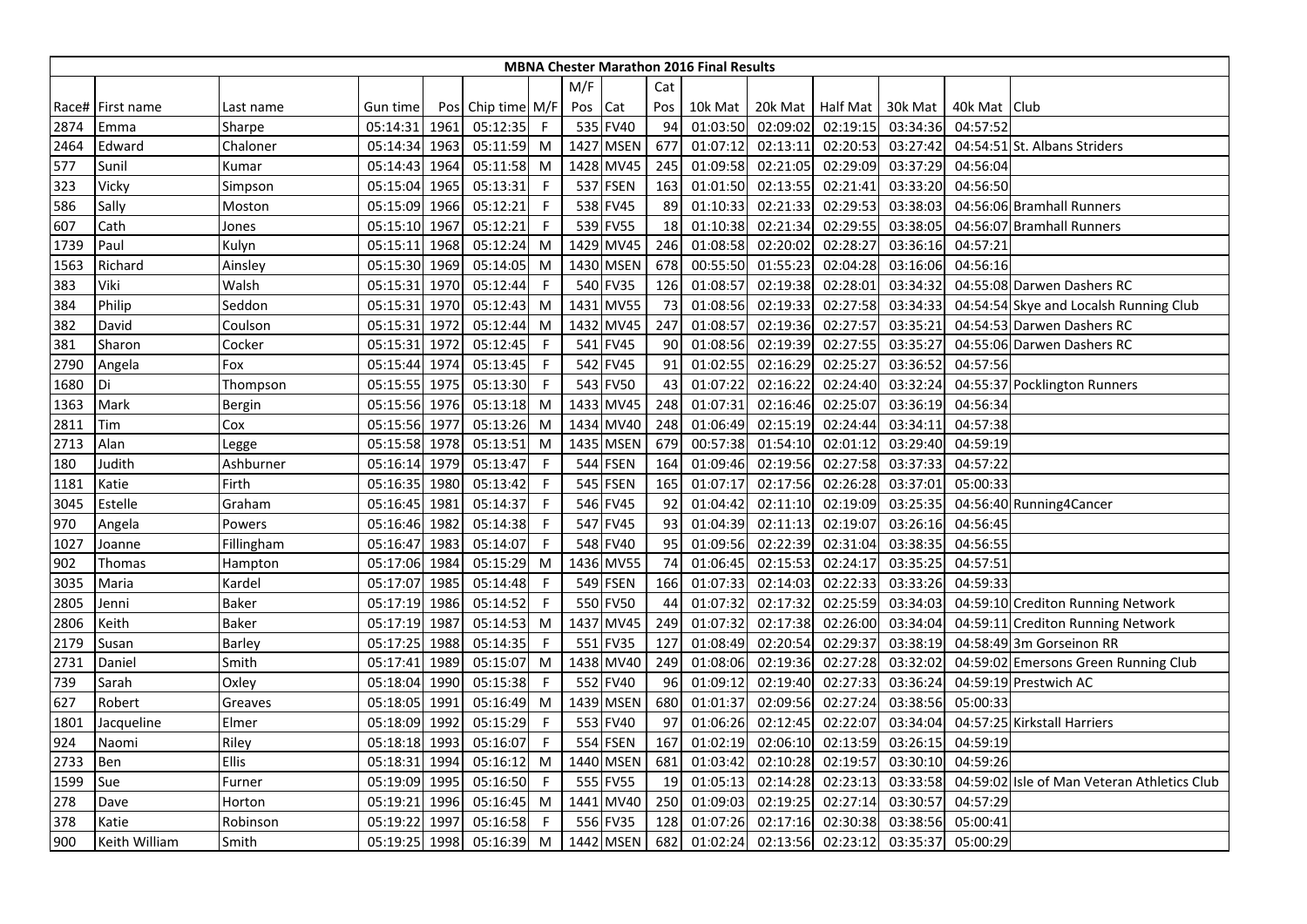# MBNA Chester Marathon 2016 Final Results

| Race# | First name | Last name | Gun time | Pos | Chip time | M/F | M/F Pos | Cat | Cat Pos | 10k Mat | 20k Mat | Half Mat | 30k Mat | 40k Mat | Club |
|---|---|---|---|---|---|---|---|---|---|---|---|---|---|---|---|
| 2874 | Emma | Sharpe | 05:14:31 | 1961 | 05:12:35 | F | 535 | FV40 | 94 | 01:03:50 | 02:09:02 | 02:19:15 | 03:34:36 | 04:57:52 | |
| 2464 | Edward | Chaloner | 05:14:34 | 1963 | 05:11:59 | M | 1427 | MSEN | 677 | 01:07:12 | 02:13:11 | 02:20:53 | 03:27:42 | 04:54:51 | St. Albans Striders |
| 577 | Sunil | Kumar | 05:14:43 | 1964 | 05:11:58 | M | 1428 | MV45 | 245 | 01:09:58 | 02:21:05 | 02:29:09 | 03:37:29 | 04:56:04 | |
| 323 | Vicky | Simpson | 05:15:04 | 1965 | 05:13:31 | F | 537 | FSEN | 163 | 01:01:50 | 02:13:55 | 02:21:41 | 03:33:20 | 04:56:50 | |
| 586 | Sally | Moston | 05:15:09 | 1966 | 05:12:21 | F | 538 | FV45 | 89 | 01:10:33 | 02:21:33 | 02:29:53 | 03:38:03 | 04:56:06 | Bramhall Runners |
| 607 | Cath | Jones | 05:15:10 | 1967 | 05:12:21 | F | 539 | FV55 | 18 | 01:10:38 | 02:21:34 | 02:29:55 | 03:38:05 | 04:56:07 | Bramhall Runners |
| 1739 | Paul | Kulyn | 05:15:11 | 1968 | 05:12:24 | M | 1429 | MV45 | 246 | 01:08:58 | 02:20:02 | 02:28:27 | 03:36:16 | 04:57:21 | |
| 1563 | Richard | Ainsley | 05:15:30 | 1969 | 05:14:05 | M | 1430 | MSEN | 678 | 00:55:50 | 01:55:23 | 02:04:28 | 03:16:06 | 04:56:16 | |
| 383 | Viki | Walsh | 05:15:31 | 1970 | 05:12:44 | F | 540 | FV35 | 126 | 01:08:57 | 02:19:38 | 02:28:01 | 03:34:32 | 04:55:08 | Darwen Dashers RC |
| 384 | Philip | Seddon | 05:15:31 | 1970 | 05:12:43 | M | 1431 | MV55 | 73 | 01:08:56 | 02:19:33 | 02:27:58 | 03:34:33 | 04:54:54 | Skye and Localsh Running Club |
| 382 | David | Coulson | 05:15:31 | 1972 | 05:12:44 | M | 1432 | MV45 | 247 | 01:08:57 | 02:19:36 | 02:27:57 | 03:35:21 | 04:54:53 | Darwen Dashers RC |
| 381 | Sharon | Cocker | 05:15:31 | 1972 | 05:12:45 | F | 541 | FV45 | 90 | 01:08:56 | 02:19:39 | 02:27:55 | 03:35:27 | 04:55:06 | Darwen Dashers RC |
| 2790 | Angela | Fox | 05:15:44 | 1974 | 05:13:45 | F | 542 | FV45 | 91 | 01:02:55 | 02:16:29 | 02:25:27 | 03:36:52 | 04:57:56 | |
| 1680 | Di | Thompson | 05:15:55 | 1975 | 05:13:30 | F | 543 | FV50 | 43 | 01:07:22 | 02:16:22 | 02:24:40 | 03:32:24 | 04:55:37 | Pocklington Runners |
| 1363 | Mark | Bergin | 05:15:56 | 1976 | 05:13:18 | M | 1433 | MV45 | 248 | 01:07:31 | 02:16:46 | 02:25:07 | 03:36:19 | 04:56:34 | |
| 2811 | Tim | Cox | 05:15:56 | 1977 | 05:13:26 | M | 1434 | MV40 | 248 | 01:06:49 | 02:15:19 | 02:24:44 | 03:34:11 | 04:57:38 | |
| 2713 | Alan | Legge | 05:15:58 | 1978 | 05:13:51 | M | 1435 | MSEN | 679 | 00:57:38 | 01:54:10 | 02:01:12 | 03:29:40 | 04:59:19 | |
| 180 | Judith | Ashburner | 05:16:14 | 1979 | 05:13:47 | F | 544 | FSEN | 164 | 01:09:46 | 02:19:56 | 02:27:58 | 03:37:33 | 04:57:22 | |
| 1181 | Katie | Firth | 05:16:35 | 1980 | 05:13:42 | F | 545 | FSEN | 165 | 01:07:17 | 02:17:56 | 02:26:28 | 03:37:01 | 05:00:33 | |
| 3045 | Estelle | Graham | 05:16:45 | 1981 | 05:14:37 | F | 546 | FV45 | 92 | 01:04:42 | 02:11:10 | 02:19:09 | 03:25:35 | 04:56:40 | Running4Cancer |
| 970 | Angela | Powers | 05:16:46 | 1982 | 05:14:38 | F | 547 | FV45 | 93 | 01:04:39 | 02:11:13 | 02:19:07 | 03:26:16 | 04:56:45 | |
| 1027 | Joanne | Fillingham | 05:16:47 | 1983 | 05:14:07 | F | 548 | FV40 | 95 | 01:09:56 | 02:22:39 | 02:31:04 | 03:38:35 | 04:56:55 | |
| 902 | Thomas | Hampton | 05:17:06 | 1984 | 05:15:29 | M | 1436 | MV55 | 74 | 01:06:45 | 02:15:53 | 02:24:17 | 03:35:25 | 04:57:51 | |
| 3035 | Maria | Kardel | 05:17:07 | 1985 | 05:14:48 | F | 549 | FSEN | 166 | 01:07:33 | 02:14:03 | 02:22:33 | 03:33:26 | 04:59:33 | |
| 2805 | Jenni | Baker | 05:17:19 | 1986 | 05:14:52 | F | 550 | FV50 | 44 | 01:07:32 | 02:17:32 | 02:25:59 | 03:34:03 | 04:59:10 | Crediton Running Network |
| 2806 | Keith | Baker | 05:17:19 | 1987 | 05:14:53 | M | 1437 | MV45 | 249 | 01:07:32 | 02:17:38 | 02:26:00 | 03:34:04 | 04:59:11 | Crediton Running Network |
| 2179 | Susan | Barley | 05:17:25 | 1988 | 05:14:35 | F | 551 | FV35 | 127 | 01:08:49 | 02:20:54 | 02:29:37 | 03:38:19 | 04:58:49 | 3m Gorseinon RR |
| 2731 | Daniel | Smith | 05:17:41 | 1989 | 05:15:07 | M | 1438 | MV40 | 249 | 01:08:06 | 02:19:36 | 02:27:28 | 03:32:02 | 04:59:02 | Emersons Green Running Club |
| 739 | Sarah | Oxley | 05:18:04 | 1990 | 05:15:38 | F | 552 | FV40 | 96 | 01:09:12 | 02:19:40 | 02:27:33 | 03:36:24 | 04:59:19 | Prestwich AC |
| 627 | Robert | Greaves | 05:18:05 | 1991 | 05:16:49 | M | 1439 | MSEN | 680 | 01:01:37 | 02:09:56 | 02:27:24 | 03:38:56 | 05:00:33 | |
| 1801 | Jacqueline | Elmer | 05:18:09 | 1992 | 05:15:29 | F | 553 | FV40 | 97 | 01:06:26 | 02:12:45 | 02:22:07 | 03:34:04 | 04:57:25 | Kirkstall Harriers |
| 924 | Naomi | Riley | 05:18:18 | 1993 | 05:16:07 | F | 554 | FSEN | 167 | 01:02:19 | 02:06:10 | 02:13:59 | 03:26:15 | 04:59:19 | |
| 2733 | Ben | Ellis | 05:18:31 | 1994 | 05:16:12 | M | 1440 | MSEN | 681 | 01:03:42 | 02:10:28 | 02:19:57 | 03:30:10 | 04:59:26 | |
| 1599 | Sue | Furner | 05:19:09 | 1995 | 05:16:50 | F | 555 | FV55 | 19 | 01:05:13 | 02:14:28 | 02:23:13 | 03:33:58 | 04:59:02 | Isle of Man Veteran Athletics Club |
| 278 | Dave | Horton | 05:19:21 | 1996 | 05:16:45 | M | 1441 | MV40 | 250 | 01:09:03 | 02:19:25 | 02:27:14 | 03:30:57 | 04:57:29 | |
| 378 | Katie | Robinson | 05:19:22 | 1997 | 05:16:58 | F | 556 | FV35 | 128 | 01:07:26 | 02:17:16 | 02:30:38 | 03:38:56 | 05:00:41 | |
| 900 | Keith William | Smith | 05:19:25 | 1998 | 05:16:39 | M | 1442 | MSEN | 682 | 01:02:24 | 02:13:56 | 02:23:12 | 03:35:37 | 05:00:29 | |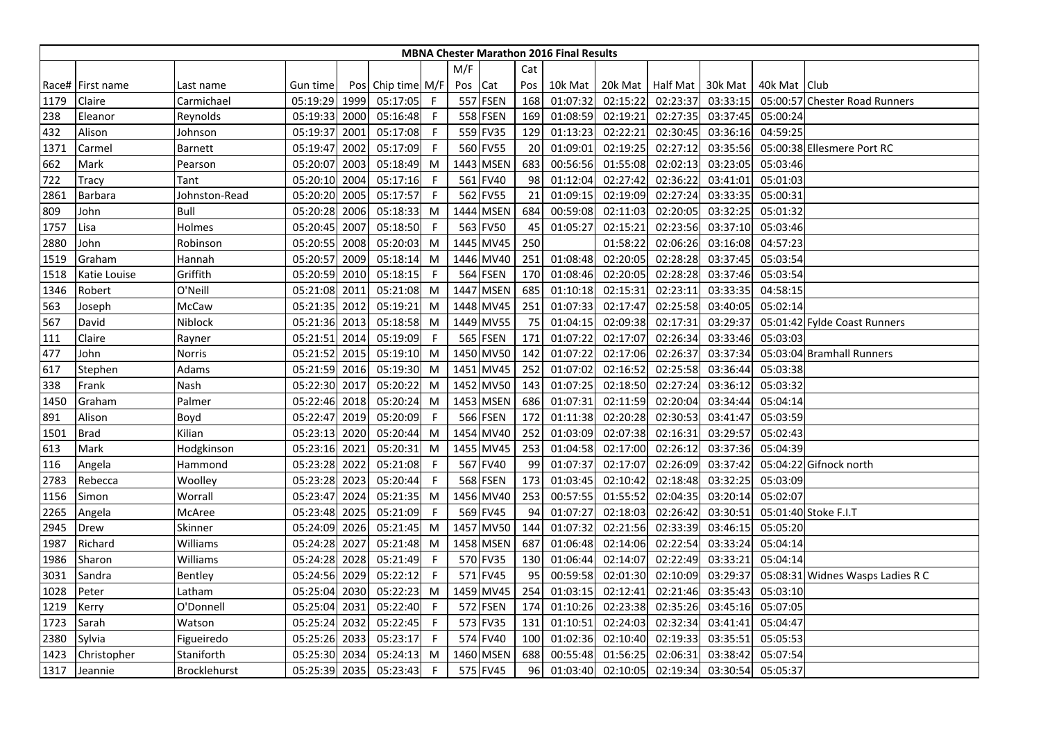## MBNA Chester Marathon 2016 Final Results

| Race# | First name | Last name | Gun time | Pos | Chip time | M/F | M/F Pos | Cat | Cat Pos | 10k Mat | 20k Mat | Half Mat | 30k Mat | 40k Mat | Club |
|---|---|---|---|---|---|---|---|---|---|---|---|---|---|---|---|
| 1179 | Claire | Carmichael | 05:19:29 | 1999 | 05:17:05 | F | 557 | FSEN | 168 | 01:07:32 | 02:15:22 | 02:23:37 | 03:33:15 | 05:00:57 | Chester Road Runners |
| 238 | Eleanor | Reynolds | 05:19:33 | 2000 | 05:16:48 | F | 558 | FSEN | 169 | 01:08:59 | 02:19:21 | 02:27:35 | 03:37:45 | 05:00:24 | |
| 432 | Alison | Johnson | 05:19:37 | 2001 | 05:17:08 | F | 559 | FV35 | 129 | 01:13:23 | 02:22:21 | 02:30:45 | 03:36:16 | 04:59:25 | |
| 1371 | Carmel | Barnett | 05:19:47 | 2002 | 05:17:09 | F | 560 | FV55 | 20 | 01:09:01 | 02:19:25 | 02:27:12 | 03:35:56 | 05:00:38 | Ellesmere Port RC |
| 662 | Mark | Pearson | 05:20:07 | 2003 | 05:18:49 | M | 1443 | MSEN | 683 | 00:56:56 | 01:55:08 | 02:02:13 | 03:23:05 | 05:03:46 | |
| 722 | Tracy | Tant | 05:20:10 | 2004 | 05:17:16 | F | 561 | FV40 | 98 | 01:12:04 | 02:27:42 | 02:36:22 | 03:41:01 | 05:01:03 | |
| 2861 | Barbara | Johnston-Read | 05:20:20 | 2005 | 05:17:57 | F | 562 | FV55 | 21 | 01:09:15 | 02:19:09 | 02:27:24 | 03:33:35 | 05:00:31 | |
| 809 | John | Bull | 05:20:28 | 2006 | 05:18:33 | M | 1444 | MSEN | 684 | 00:59:08 | 02:11:03 | 02:20:05 | 03:32:25 | 05:01:32 | |
| 1757 | Lisa | Holmes | 05:20:45 | 2007 | 05:18:50 | F | 563 | FV50 | 45 | 01:05:27 | 02:15:21 | 02:23:56 | 03:37:10 | 05:03:46 | |
| 2880 | John | Robinson | 05:20:55 | 2008 | 05:20:03 | M | 1445 | MV45 | 250 | | 01:58:22 | 02:06:26 | 03:16:08 | 04:57:23 | |
| 1519 | Graham | Hannah | 05:20:57 | 2009 | 05:18:14 | M | 1446 | MV40 | 251 | 01:08:48 | 02:20:05 | 02:28:28 | 03:37:45 | 05:03:54 | |
| 1518 | Katie Louise | Griffith | 05:20:59 | 2010 | 05:18:15 | F | 564 | FSEN | 170 | 01:08:46 | 02:20:05 | 02:28:28 | 03:37:46 | 05:03:54 | |
| 1346 | Robert | O'Neill | 05:21:08 | 2011 | 05:21:08 | M | 1447 | MSEN | 685 | 01:10:18 | 02:15:31 | 02:23:11 | 03:33:35 | 04:58:15 | |
| 563 | Joseph | McCaw | 05:21:35 | 2012 | 05:19:21 | M | 1448 | MV45 | 251 | 01:07:33 | 02:17:47 | 02:25:58 | 03:40:05 | 05:02:14 | |
| 567 | David | Niblock | 05:21:36 | 2013 | 05:18:58 | M | 1449 | MV55 | 75 | 01:04:15 | 02:09:38 | 02:17:31 | 03:29:37 | 05:01:42 | Fylde Coast Runners |
| 111 | Claire | Rayner | 05:21:51 | 2014 | 05:19:09 | F | 565 | FSEN | 171 | 01:07:22 | 02:17:07 | 02:26:34 | 03:33:46 | 05:03:03 | |
| 477 | John | Norris | 05:21:52 | 2015 | 05:19:10 | M | 1450 | MV50 | 142 | 01:07:22 | 02:17:06 | 02:26:37 | 03:37:34 | 05:03:04 | Bramhall Runners |
| 617 | Stephen | Adams | 05:21:59 | 2016 | 05:19:30 | M | 1451 | MV45 | 252 | 01:07:02 | 02:16:52 | 02:25:58 | 03:36:44 | 05:03:38 | |
| 338 | Frank | Nash | 05:22:30 | 2017 | 05:20:22 | M | 1452 | MV50 | 143 | 01:07:25 | 02:18:50 | 02:27:24 | 03:36:12 | 05:03:32 | |
| 1450 | Graham | Palmer | 05:22:46 | 2018 | 05:20:24 | M | 1453 | MSEN | 686 | 01:07:31 | 02:11:59 | 02:20:04 | 03:34:44 | 05:04:14 | |
| 891 | Alison | Boyd | 05:22:47 | 2019 | 05:20:09 | F | 566 | FSEN | 172 | 01:11:38 | 02:20:28 | 02:30:53 | 03:41:47 | 05:03:59 | |
| 1501 | Brad | Kilian | 05:23:13 | 2020 | 05:20:44 | M | 1454 | MV40 | 252 | 01:03:09 | 02:07:38 | 02:16:31 | 03:29:57 | 05:02:43 | |
| 613 | Mark | Hodgkinson | 05:23:16 | 2021 | 05:20:31 | M | 1455 | MV45 | 253 | 01:04:58 | 02:17:00 | 02:26:12 | 03:37:36 | 05:04:39 | |
| 116 | Angela | Hammond | 05:23:28 | 2022 | 05:21:08 | F | 567 | FV40 | 99 | 01:07:37 | 02:17:07 | 02:26:09 | 03:37:42 | 05:04:22 | Gifnock north |
| 2783 | Rebecca | Woolley | 05:23:28 | 2023 | 05:20:44 | F | 568 | FSEN | 173 | 01:03:45 | 02:10:42 | 02:18:48 | 03:32:25 | 05:03:09 | |
| 1156 | Simon | Worrall | 05:23:47 | 2024 | 05:21:35 | M | 1456 | MV40 | 253 | 00:57:55 | 01:55:52 | 02:04:35 | 03:20:14 | 05:02:07 | |
| 2265 | Angela | McAree | 05:23:48 | 2025 | 05:21:09 | F | 569 | FV45 | 94 | 01:07:27 | 02:18:03 | 02:26:42 | 03:30:51 | 05:01:40 | Stoke F.I.T |
| 2945 | Drew | Skinner | 05:24:09 | 2026 | 05:21:45 | M | 1457 | MV50 | 144 | 01:07:32 | 02:21:56 | 02:33:39 | 03:46:15 | 05:05:20 | |
| 1987 | Richard | Williams | 05:24:28 | 2027 | 05:21:48 | M | 1458 | MSEN | 687 | 01:06:48 | 02:14:06 | 02:22:54 | 03:33:24 | 05:04:14 | |
| 1986 | Sharon | Williams | 05:24:28 | 2028 | 05:21:49 | F | 570 | FV35 | 130 | 01:06:44 | 02:14:07 | 02:22:49 | 03:33:21 | 05:04:14 | |
| 3031 | Sandra | Bentley | 05:24:56 | 2029 | 05:22:12 | F | 571 | FV45 | 95 | 00:59:58 | 02:01:30 | 02:10:09 | 03:29:37 | 05:08:31 | Widnes Wasps Ladies R C |
| 1028 | Peter | Latham | 05:25:04 | 2030 | 05:22:23 | M | 1459 | MV45 | 254 | 01:03:15 | 02:12:41 | 02:21:46 | 03:35:43 | 05:03:10 | |
| 1219 | Kerry | O'Donnell | 05:25:04 | 2031 | 05:22:40 | F | 572 | FSEN | 174 | 01:10:26 | 02:23:38 | 02:35:26 | 03:45:16 | 05:07:05 | |
| 1723 | Sarah | Watson | 05:25:24 | 2032 | 05:22:45 | F | 573 | FV35 | 131 | 01:10:51 | 02:24:03 | 02:32:34 | 03:41:41 | 05:04:47 | |
| 2380 | Sylvia | Figueiredo | 05:25:26 | 2033 | 05:23:17 | F | 574 | FV40 | 100 | 01:02:36 | 02:10:40 | 02:19:33 | 03:35:51 | 05:05:53 | |
| 1423 | Christopher | Staniforth | 05:25:30 | 2034 | 05:24:13 | M | 1460 | MSEN | 688 | 00:55:48 | 01:56:25 | 02:06:31 | 03:38:42 | 05:07:54 | |
| 1317 | Jeannie | Brocklehurst | 05:25:39 | 2035 | 05:23:43 | F | 575 | FV45 | 96 | 01:03:40 | 02:10:05 | 02:19:34 | 03:30:54 | 05:05:37 | |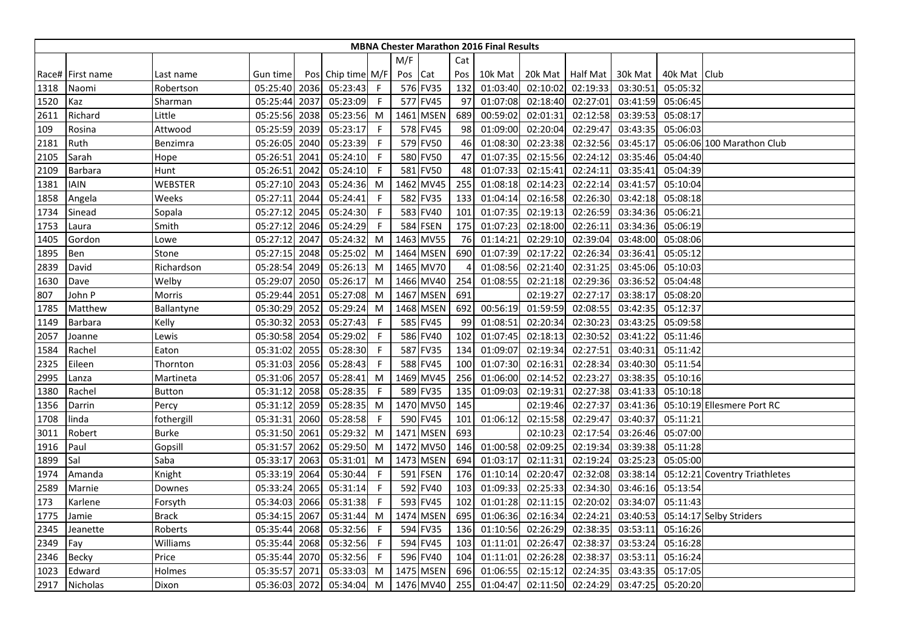# MBNA Chester Marathon 2016 Final Results

| Race# | First name | Last name | Gun time | Pos | Chip time | M/F | M/F Pos | Cat | Cat Pos | 10k Mat | 20k Mat | Half Mat | 30k Mat | 40k Mat | Club |
|---|---|---|---|---|---|---|---|---|---|---|---|---|---|---|---|
| 1318 | Naomi | Robertson | 05:25:40 | 2036 | 05:23:43 | F | 576 | FV35 | 132 | 01:03:40 | 02:10:02 | 02:19:33 | 03:30:51 | 05:05:32 | |
| 1520 | Kaz | Sharman | 05:25:44 | 2037 | 05:23:09 | F | 577 | FV45 | 97 | 01:07:08 | 02:18:40 | 02:27:01 | 03:41:59 | 05:06:45 | |
| 2611 | Richard | Little | 05:25:56 | 2038 | 05:23:56 | M | 1461 | MSEN | 689 | 00:59:02 | 02:01:31 | 02:12:58 | 03:39:53 | 05:08:17 | |
| 109 | Rosina | Attwood | 05:25:59 | 2039 | 05:23:17 | F | 578 | FV45 | 98 | 01:09:00 | 02:20:04 | 02:29:47 | 03:43:35 | 05:06:03 | |
| 2181 | Ruth | Benzimra | 05:26:05 | 2040 | 05:23:39 | F | 579 | FV50 | 46 | 01:08:30 | 02:23:38 | 02:32:56 | 03:45:17 | 05:06:06 | 100 Marathon Club |
| 2105 | Sarah | Hope | 05:26:51 | 2041 | 05:24:10 | F | 580 | FV50 | 47 | 01:07:35 | 02:15:56 | 02:24:12 | 03:35:46 | 05:04:40 | |
| 2109 | Barbara | Hunt | 05:26:51 | 2042 | 05:24:10 | F | 581 | FV50 | 48 | 01:07:33 | 02:15:41 | 02:24:11 | 03:35:41 | 05:04:39 | |
| 1381 | IAIN | WEBSTER | 05:27:10 | 2043 | 05:24:36 | M | 1462 | MV45 | 255 | 01:08:18 | 02:14:23 | 02:22:14 | 03:41:57 | 05:10:04 | |
| 1858 | Angela | Weeks | 05:27:11 | 2044 | 05:24:41 | F | 582 | FV35 | 133 | 01:04:14 | 02:16:58 | 02:26:30 | 03:42:18 | 05:08:18 | |
| 1734 | Sinead | Sopala | 05:27:12 | 2045 | 05:24:30 | F | 583 | FV40 | 101 | 01:07:35 | 02:19:13 | 02:26:59 | 03:34:36 | 05:06:21 | |
| 1753 | Laura | Smith | 05:27:12 | 2046 | 05:24:29 | F | 584 | FSEN | 175 | 01:07:23 | 02:18:00 | 02:26:11 | 03:34:36 | 05:06:19 | |
| 1405 | Gordon | Lowe | 05:27:12 | 2047 | 05:24:32 | M | 1463 | MV55 | 76 | 01:14:21 | 02:29:10 | 02:39:04 | 03:48:00 | 05:08:06 | |
| 1895 | Ben | Stone | 05:27:15 | 2048 | 05:25:02 | M | 1464 | MSEN | 690 | 01:07:39 | 02:17:22 | 02:26:34 | 03:36:41 | 05:05:12 | |
| 2839 | David | Richardson | 05:28:54 | 2049 | 05:26:13 | M | 1465 | MV70 | 4 | 01:08:56 | 02:21:40 | 02:31:25 | 03:45:06 | 05:10:03 | |
| 1630 | Dave | Welby | 05:29:07 | 2050 | 05:26:17 | M | 1466 | MV40 | 254 | 01:08:55 | 02:21:18 | 02:29:36 | 03:36:52 | 05:04:48 | |
| 807 | John P | Morris | 05:29:44 | 2051 | 05:27:08 | M | 1467 | MSEN | 691 | | 02:19:27 | 02:27:17 | 03:38:17 | 05:08:20 | |
| 1785 | Matthew | Ballantyne | 05:30:29 | 2052 | 05:29:24 | M | 1468 | MSEN | 692 | 00:56:19 | 01:59:59 | 02:08:55 | 03:42:35 | 05:12:37 | |
| 1149 | Barbara | Kelly | 05:30:32 | 2053 | 05:27:43 | F | 585 | FV45 | 99 | 01:08:51 | 02:20:34 | 02:30:23 | 03:43:25 | 05:09:58 | |
| 2057 | Joanne | Lewis | 05:30:58 | 2054 | 05:29:02 | F | 586 | FV40 | 102 | 01:07:45 | 02:18:13 | 02:30:52 | 03:41:22 | 05:11:46 | |
| 1584 | Rachel | Eaton | 05:31:02 | 2055 | 05:28:30 | F | 587 | FV35 | 134 | 01:09:07 | 02:19:34 | 02:27:51 | 03:40:31 | 05:11:42 | |
| 2325 | Eileen | Thornton | 05:31:03 | 2056 | 05:28:43 | F | 588 | FV45 | 100 | 01:07:30 | 02:16:31 | 02:28:34 | 03:40:30 | 05:11:54 | |
| 2995 | Lanza | Martineta | 05:31:06 | 2057 | 05:28:41 | M | 1469 | MV45 | 256 | 01:06:00 | 02:14:52 | 02:23:27 | 03:38:35 | 05:10:16 | |
| 1380 | Rachel | Button | 05:31:12 | 2058 | 05:28:35 | F | 589 | FV35 | 135 | 01:09:03 | 02:19:31 | 02:27:38 | 03:41:33 | 05:10:18 | |
| 1356 | Darrin | Percy | 05:31:12 | 2059 | 05:28:35 | M | 1470 | MV50 | 145 | | 02:19:46 | 02:27:37 | 03:41:36 | 05:10:19 | Ellesmere Port RC |
| 1708 | linda | fothergill | 05:31:31 | 2060 | 05:28:58 | F | 590 | FV45 | 101 | 01:06:12 | 02:15:58 | 02:29:47 | 03:40:37 | 05:11:21 | |
| 3011 | Robert | Burke | 05:31:50 | 2061 | 05:29:32 | M | 1471 | MSEN | 693 | | 02:10:23 | 02:17:54 | 03:26:46 | 05:07:00 | |
| 1916 | Paul | Gopsill | 05:31:57 | 2062 | 05:29:50 | M | 1472 | MV50 | 146 | 01:00:58 | 02:09:25 | 02:19:34 | 03:39:38 | 05:11:28 | |
| 1899 | Sal | Saba | 05:33:17 | 2063 | 05:31:01 | M | 1473 | MSEN | 694 | 01:03:17 | 02:11:31 | 02:19:24 | 03:25:23 | 05:05:00 | |
| 1974 | Amanda | Knight | 05:33:19 | 2064 | 05:30:44 | F | 591 | FSEN | 176 | 01:10:14 | 02:20:47 | 02:32:08 | 03:38:14 | 05:12:21 | Coventry Triathletes |
| 2589 | Marnie | Downes | 05:33:24 | 2065 | 05:31:14 | F | 592 | FV40 | 103 | 01:09:33 | 02:25:33 | 02:34:30 | 03:46:16 | 05:13:54 | |
| 173 | Karlene | Forsyth | 05:34:03 | 2066 | 05:31:38 | F | 593 | FV45 | 102 | 01:01:28 | 02:11:15 | 02:20:02 | 03:34:07 | 05:11:43 | |
| 1775 | Jamie | Brack | 05:34:15 | 2067 | 05:31:44 | M | 1474 | MSEN | 695 | 01:06:36 | 02:16:34 | 02:24:21 | 03:40:53 | 05:14:17 | Selby Striders |
| 2345 | Jeanette | Roberts | 05:35:44 | 2068 | 05:32:56 | F | 594 | FV35 | 136 | 01:10:56 | 02:26:29 | 02:38:35 | 03:53:11 | 05:16:26 | |
| 2349 | Fay | Williams | 05:35:44 | 2068 | 05:32:56 | F | 594 | FV45 | 103 | 01:11:01 | 02:26:47 | 02:38:37 | 03:53:24 | 05:16:28 | |
| 2346 | Becky | Price | 05:35:44 | 2070 | 05:32:56 | F | 596 | FV40 | 104 | 01:11:01 | 02:26:28 | 02:38:37 | 03:53:11 | 05:16:24 | |
| 1023 | Edward | Holmes | 05:35:57 | 2071 | 05:33:03 | M | 1475 | MSEN | 696 | 01:06:55 | 02:15:12 | 02:24:35 | 03:43:35 | 05:17:05 | |
| 2917 | Nicholas | Dixon | 05:36:03 | 2072 | 05:34:04 | M | 1476 | MV40 | 255 | 01:04:47 | 02:11:50 | 02:24:29 | 03:47:25 | 05:20:20 | |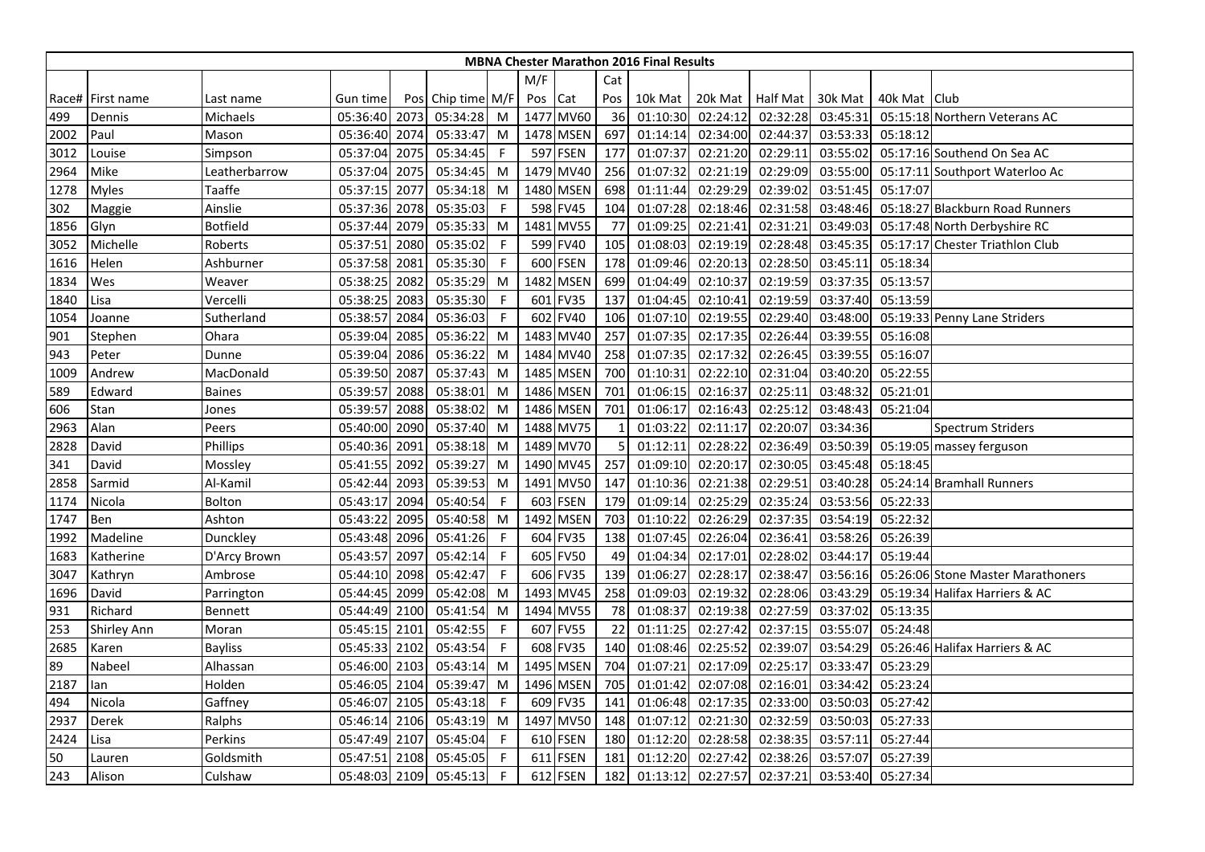**MBNA Chester Marathon 2016 Final Results**

| Race# | First name | Last name | Gun time | Pos | Chip time | M/F | M/F Pos | Cat | Cat Pos | 10k Mat | 20k Mat | Half Mat | 30k Mat | 40k Mat | Club |
|---|---|---|---|---|---|---|---|---|---|---|---|---|---|---|---|
| 499 | Dennis | Michaels | 05:36:40 | 2073 | 05:34:28 | M | 1477 | MV60 | 36 | 01:10:30 | 02:24:12 | 02:32:28 | 03:45:31 | 05:15:18 | Northern Veterans AC |
| 2002 | Paul | Mason | 05:36:40 | 2074 | 05:33:47 | M | 1478 | MSEN | 697 | 01:14:14 | 02:34:00 | 02:44:37 | 03:53:33 | 05:18:12 | |
| 3012 | Louise | Simpson | 05:37:04 | 2075 | 05:34:45 | F | 597 | FSEN | 177 | 01:07:37 | 02:21:20 | 02:29:11 | 03:55:02 | 05:17:16 | Southend On Sea AC |
| 2964 | Mike | Leatherbarrow | 05:37:04 | 2075 | 05:34:45 | M | 1479 | MV40 | 256 | 01:07:32 | 02:21:19 | 02:29:09 | 03:55:00 | 05:17:11 | Southport Waterloo Ac |
| 1278 | Myles | Taaffe | 05:37:15 | 2077 | 05:34:18 | M | 1480 | MSEN | 698 | 01:11:44 | 02:29:29 | 02:39:02 | 03:51:45 | 05:17:07 | |
| 302 | Maggie | Ainslie | 05:37:36 | 2078 | 05:35:03 | F | 598 | FV45 | 104 | 01:07:28 | 02:18:46 | 02:31:58 | 03:48:46 | 05:18:27 | Blackburn Road Runners |
| 1856 | Glyn | Botfield | 05:37:44 | 2079 | 05:35:33 | M | 1481 | MV55 | 77 | 01:09:25 | 02:21:41 | 02:31:21 | 03:49:03 | 05:17:48 | North Derbyshire RC |
| 3052 | Michelle | Roberts | 05:37:51 | 2080 | 05:35:02 | F | 599 | FV40 | 105 | 01:08:03 | 02:19:19 | 02:28:48 | 03:45:35 | 05:17:17 | Chester Triathlon Club |
| 1616 | Helen | Ashburner | 05:37:58 | 2081 | 05:35:30 | F | 600 | FSEN | 178 | 01:09:46 | 02:20:13 | 02:28:50 | 03:45:11 | 05:18:34 | |
| 1834 | Wes | Weaver | 05:38:25 | 2082 | 05:35:29 | M | 1482 | MSEN | 699 | 01:04:49 | 02:10:37 | 02:19:59 | 03:37:35 | 05:13:57 | |
| 1840 | Lisa | Vercelli | 05:38:25 | 2083 | 05:35:30 | F | 601 | FV35 | 137 | 01:04:45 | 02:10:41 | 02:19:59 | 03:37:40 | 05:13:59 | |
| 1054 | Joanne | Sutherland | 05:38:57 | 2084 | 05:36:03 | F | 602 | FV40 | 106 | 01:07:10 | 02:19:55 | 02:29:40 | 03:48:00 | 05:19:33 | Penny Lane Striders |
| 901 | Stephen | Ohara | 05:39:04 | 2085 | 05:36:22 | M | 1483 | MV40 | 257 | 01:07:35 | 02:17:35 | 02:26:44 | 03:39:55 | 05:16:08 | |
| 943 | Peter | Dunne | 05:39:04 | 2086 | 05:36:22 | M | 1484 | MV40 | 258 | 01:07:35 | 02:17:32 | 02:26:45 | 03:39:55 | 05:16:07 | |
| 1009 | Andrew | MacDonald | 05:39:50 | 2087 | 05:37:43 | M | 1485 | MSEN | 700 | 01:10:31 | 02:22:10 | 02:31:04 | 03:40:20 | 05:22:55 | |
| 589 | Edward | Baines | 05:39:57 | 2088 | 05:38:01 | M | 1486 | MSEN | 701 | 01:06:15 | 02:16:37 | 02:25:11 | 03:48:32 | 05:21:01 | |
| 606 | Stan | Jones | 05:39:57 | 2088 | 05:38:02 | M | 1486 | MSEN | 701 | 01:06:17 | 02:16:43 | 02:25:12 | 03:48:43 | 05:21:04 | |
| 2963 | Alan | Peers | 05:40:00 | 2090 | 05:37:40 | M | 1488 | MV75 | 1 | 01:03:22 | 02:11:17 | 02:20:07 | 03:34:36 | | Spectrum Striders |
| 2828 | David | Phillips | 05:40:36 | 2091 | 05:38:18 | M | 1489 | MV70 | 5 | 01:12:11 | 02:28:22 | 02:36:49 | 03:50:39 | 05:19:05 | massey ferguson |
| 341 | David | Mossley | 05:41:55 | 2092 | 05:39:27 | M | 1490 | MV45 | 257 | 01:09:10 | 02:20:17 | 02:30:05 | 03:45:48 | 05:18:45 | |
| 2858 | Sarmid | Al-Kamil | 05:42:44 | 2093 | 05:39:53 | M | 1491 | MV50 | 147 | 01:10:36 | 02:21:38 | 02:29:51 | 03:40:28 | 05:24:14 | Bramhall Runners |
| 1174 | Nicola | Bolton | 05:43:17 | 2094 | 05:40:54 | F | 603 | FSEN | 179 | 01:09:14 | 02:25:29 | 02:35:24 | 03:53:56 | 05:22:33 | |
| 1747 | Ben | Ashton | 05:43:22 | 2095 | 05:40:58 | M | 1492 | MSEN | 703 | 01:10:22 | 02:26:29 | 02:37:35 | 03:54:19 | 05:22:32 | |
| 1992 | Madeline | Dunckley | 05:43:48 | 2096 | 05:41:26 | F | 604 | FV35 | 138 | 01:07:45 | 02:26:04 | 02:36:41 | 03:58:26 | 05:26:39 | |
| 1683 | Katherine | D'Arcy Brown | 05:43:57 | 2097 | 05:42:14 | F | 605 | FV50 | 49 | 01:04:34 | 02:17:01 | 02:28:02 | 03:44:17 | 05:19:44 | |
| 3047 | Kathryn | Ambrose | 05:44:10 | 2098 | 05:42:47 | F | 606 | FV35 | 139 | 01:06:27 | 02:28:17 | 02:38:47 | 03:56:16 | 05:26:06 | Stone Master Marathoners |
| 1696 | David | Parrington | 05:44:45 | 2099 | 05:42:08 | M | 1493 | MV45 | 258 | 01:09:03 | 02:19:32 | 02:28:06 | 03:43:29 | 05:19:34 | Halifax Harriers & AC |
| 931 | Richard | Bennett | 05:44:49 | 2100 | 05:41:54 | M | 1494 | MV55 | 78 | 01:08:37 | 02:19:38 | 02:27:59 | 03:37:02 | 05:13:35 | |
| 253 | Shirley Ann | Moran | 05:45:15 | 2101 | 05:42:55 | F | 607 | FV55 | 22 | 01:11:25 | 02:27:42 | 02:37:15 | 03:55:07 | 05:24:48 | |
| 2685 | Karen | Bayliss | 05:45:33 | 2102 | 05:43:54 | F | 608 | FV35 | 140 | 01:08:46 | 02:25:52 | 02:39:07 | 03:54:29 | 05:26:46 | Halifax Harriers & AC |
| 89 | Nabeel | Alhassan | 05:46:00 | 2103 | 05:43:14 | M | 1495 | MSEN | 704 | 01:07:21 | 02:17:09 | 02:25:17 | 03:33:47 | 05:23:29 | |
| 2187 | Ian | Holden | 05:46:05 | 2104 | 05:39:47 | M | 1496 | MSEN | 705 | 01:01:42 | 02:07:08 | 02:16:01 | 03:34:42 | 05:23:24 | |
| 494 | Nicola | Gaffney | 05:46:07 | 2105 | 05:43:18 | F | 609 | FV35 | 141 | 01:06:48 | 02:17:35 | 02:33:00 | 03:50:03 | 05:27:42 | |
| 2937 | Derek | Ralphs | 05:46:14 | 2106 | 05:43:19 | M | 1497 | MV50 | 148 | 01:07:12 | 02:21:30 | 02:32:59 | 03:50:03 | 05:27:33 | |
| 2424 | Lisa | Perkins | 05:47:49 | 2107 | 05:45:04 | F | 610 | FSEN | 180 | 01:12:20 | 02:28:58 | 02:38:35 | 03:57:11 | 05:27:44 | |
| 50 | Lauren | Goldsmith | 05:47:51 | 2108 | 05:45:05 | F | 611 | FSEN | 181 | 01:12:20 | 02:27:42 | 02:38:26 | 03:57:07 | 05:27:39 | |
| 243 | Alison | Culshaw | 05:48:03 | 2109 | 05:45:13 | F | 612 | FSEN | 182 | 01:13:12 | 02:27:57 | 02:37:21 | 03:53:40 | 05:27:34 | |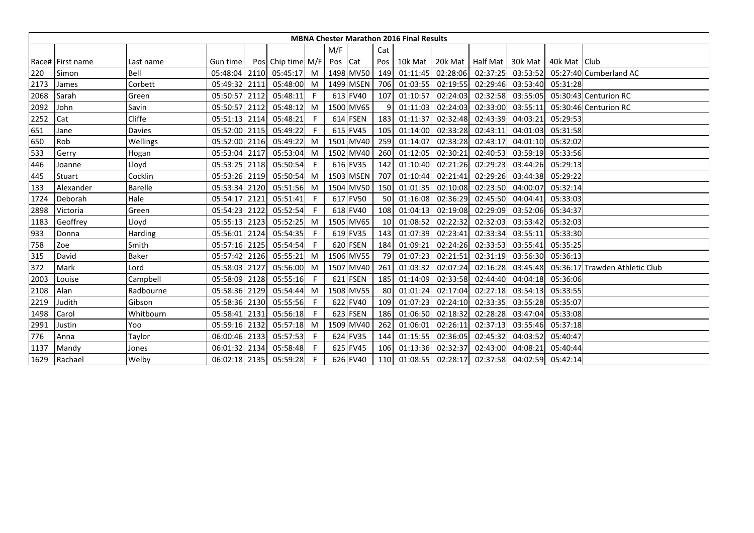| MBNA Chester Marathon 2016 Final Results | | | | | | | | | | | | | | | | | |
|---|---|---|---|---|---|---|---|---|---|---|---|---|---|---|---|---|---|
| | | | | | | | M/F | | Cat | | | | | | | |
| Race# | First name | Last name | Gun time | Pos | Chip time | M/F | Pos | Cat | Pos | 10k Mat | 20k Mat | Half Mat | 30k Mat | 40k Mat | Club |
| 220 | Simon | Bell | 05:48:04 | 2110 | 05:45:17 | M | 1498 | MV50 | 149 | 01:11:45 | 02:28:06 | 02:37:25 | 03:53:52 | 05:27:40 | Cumberland AC |
| 2173 | James | Corbett | 05:49:32 | 2111 | 05:48:00 | M | 1499 | MSEN | 706 | 01:03:55 | 02:19:55 | 02:29:46 | 03:53:40 | 05:31:28 | |
| 2068 | Sarah | Green | 05:50:57 | 2112 | 05:48:11 | F | 613 | FV40 | 107 | 01:10:57 | 02:24:03 | 02:32:58 | 03:55:05 | 05:30:43 | Centurion RC |
| 2092 | John | Savin | 05:50:57 | 2112 | 05:48:12 | M | 1500 | MV65 | 9 | 01:11:03 | 02:24:03 | 02:33:00 | 03:55:11 | 05:30:46 | Centurion RC |
| 2252 | Cat | Cliffe | 05:51:13 | 2114 | 05:48:21 | F | 614 | FSEN | 183 | 01:11:37 | 02:32:48 | 02:43:39 | 04:03:21 | 05:29:53 | |
| 651 | Jane | Davies | 05:52:00 | 2115 | 05:49:22 | F | 615 | FV45 | 105 | 01:14:00 | 02:33:28 | 02:43:11 | 04:01:03 | 05:31:58 | |
| 650 | Rob | Wellings | 05:52:00 | 2116 | 05:49:22 | M | 1501 | MV40 | 259 | 01:14:07 | 02:33:28 | 02:43:17 | 04:01:10 | 05:32:02 | |
| 533 | Gerry | Hogan | 05:53:04 | 2117 | 05:53:04 | M | 1502 | MV40 | 260 | 01:12:05 | 02:30:21 | 02:40:53 | 03:59:19 | 05:33:56 | |
| 446 | Joanne | Lloyd | 05:53:25 | 2118 | 05:50:54 | F | 616 | FV35 | 142 | 01:10:40 | 02:21:26 | 02:29:23 | 03:44:26 | 05:29:13 | |
| 445 | Stuart | Cocklin | 05:53:26 | 2119 | 05:50:54 | M | 1503 | MSEN | 707 | 01:10:44 | 02:21:41 | 02:29:26 | 03:44:38 | 05:29:22 | |
| 133 | Alexander | Barelle | 05:53:34 | 2120 | 05:51:56 | M | 1504 | MV50 | 150 | 01:01:35 | 02:10:08 | 02:23:50 | 04:00:07 | 05:32:14 | |
| 1724 | Deborah | Hale | 05:54:17 | 2121 | 05:51:41 | F | 617 | FV50 | 50 | 01:16:08 | 02:36:29 | 02:45:50 | 04:04:41 | 05:33:03 | |
| 2898 | Victoria | Green | 05:54:23 | 2122 | 05:52:54 | F | 618 | FV40 | 108 | 01:04:13 | 02:19:08 | 02:29:09 | 03:52:06 | 05:34:37 | |
| 1183 | Geoffrey | Lloyd | 05:55:13 | 2123 | 05:52:25 | M | 1505 | MV65 | 10 | 01:08:52 | 02:22:32 | 02:32:03 | 03:53:42 | 05:32:03 | |
| 933 | Donna | Harding | 05:56:01 | 2124 | 05:54:35 | F | 619 | FV35 | 143 | 01:07:39 | 02:23:41 | 02:33:34 | 03:55:11 | 05:33:30 | |
| 758 | Zoe | Smith | 05:57:16 | 2125 | 05:54:54 | F | 620 | FSEN | 184 | 01:09:21 | 02:24:26 | 02:33:53 | 03:55:41 | 05:35:25 | |
| 315 | David | Baker | 05:57:42 | 2126 | 05:55:21 | M | 1506 | MV55 | 79 | 01:07:23 | 02:21:51 | 02:31:19 | 03:56:30 | 05:36:13 | |
| 372 | Mark | Lord | 05:58:03 | 2127 | 05:56:00 | M | 1507 | MV40 | 261 | 01:03:32 | 02:07:24 | 02:16:28 | 03:45:48 | 05:36:17 | Trawden Athletic Club |
| 2003 | Louise | Campbell | 05:58:09 | 2128 | 05:55:16 | F | 621 | FSEN | 185 | 01:14:09 | 02:33:58 | 02:44:40 | 04:04:18 | 05:36:06 | |
| 2108 | Alan | Radbourne | 05:58:36 | 2129 | 05:54:44 | M | 1508 | MV55 | 80 | 01:01:24 | 02:17:04 | 02:27:18 | 03:54:13 | 05:33:55 | |
| 2219 | Judith | Gibson | 05:58:36 | 2130 | 05:55:56 | F | 622 | FV40 | 109 | 01:07:23 | 02:24:10 | 02:33:35 | 03:55:28 | 05:35:07 | |
| 1498 | Carol | Whitbourn | 05:58:41 | 2131 | 05:56:18 | F | 623 | FSEN | 186 | 01:06:50 | 02:18:32 | 02:28:28 | 03:47:04 | 05:33:08 | |
| 2991 | Justin | Yoo | 05:59:16 | 2132 | 05:57:18 | M | 1509 | MV40 | 262 | 01:06:01 | 02:26:11 | 02:37:13 | 03:55:46 | 05:37:18 | |
| 776 | Anna | Taylor | 06:00:46 | 2133 | 05:57:53 | F | 624 | FV35 | 144 | 01:15:55 | 02:36:05 | 02:45:32 | 04:03:52 | 05:40:47 | |
| 1137 | Mandy | Jones | 06:01:32 | 2134 | 05:58:48 | F | 625 | FV45 | 106 | 01:13:36 | 02:32:37 | 02:43:00 | 04:08:21 | 05:40:44 | |
| 1629 | Rachael | Welby | 06:02:18 | 2135 | 05:59:28 | F | 626 | FV40 | 110 | 01:08:55 | 02:28:17 | 02:37:58 | 04:02:59 | 05:42:14 | |